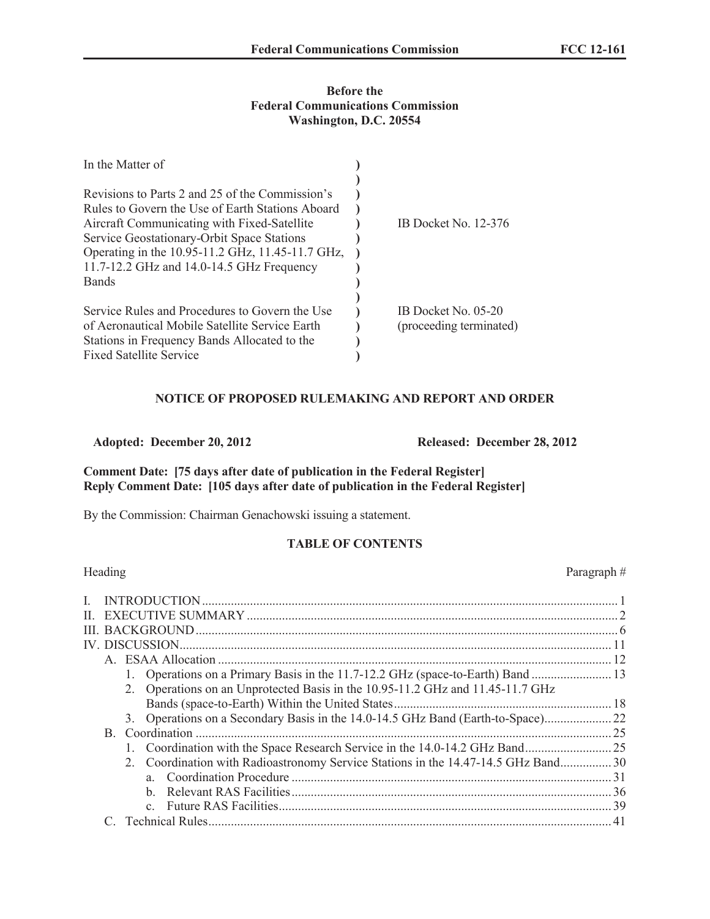**Before the**
**Federal Communications Commission**
**Washington, D.C. 20554**

| In the Matter of | | |
|---|---|---|
| Revisions to Parts 2 and 25 of the Commission's Rules to Govern the Use of Earth Stations Aboard Aircraft Communicating with Fixed-Satellite Service Geostationary-Orbit Space Stations Operating in the 10.95-11.2 GHz, 11.45-11.7 GHz, 11.7-12.2 GHz and 14.0-14.5 GHz Frequency Bands | ) | IB Docket No. 12-376 |
| Service Rules and Procedures to Govern the Use of Aeronautical Mobile Satellite Service Earth Stations in Frequency Bands Allocated to the Fixed Satellite Service | ) | IB Docket No. 05-20 (proceeding terminated) |

## NOTICE OF PROPOSED RULEMAKING AND REPORT AND ORDER

**Adopted: December 20, 2012** **Released: December 28, 2012**

**Comment Date: [75 days after date of publication in the Federal Register]**
**Reply Comment Date: [105 days after date of publication in the Federal Register]**

By the Commission: Chairman Genachowski issuing a statement.

**TABLE OF CONTENTS**

| Heading | Paragraph # |
|---|---|
| I. INTRODUCTION | 1 |
| II. EXECUTIVE SUMMARY | 2 |
| III. BACKGROUND | 6 |
| IV. DISCUSSION | 11 |
| A. ESAA Allocation | 12 |
| 1. Operations on a Primary Basis in the 11.7-12.2 GHz (space-to-Earth) Band | 13 |
| 2. Operations on an Unprotected Basis in the 10.95-11.2 GHz and 11.45-11.7 GHz Bands (space-to-Earth) Within the United States | 18 |
| 3. Operations on a Secondary Basis in the 14.0-14.5 GHz Band (Earth-to-Space) | 22 |
| B. Coordination | 25 |
| 1. Coordination with the Space Research Service in the 14.0-14.2 GHz Band | 25 |
| 2. Coordination with Radioastronomy Service Stations in the 14.47-14.5 GHz Band | 30 |
| a. Coordination Procedure | 31 |
| b. Relevant RAS Facilities | 36 |
| c. Future RAS Facilities | 39 |
| C. Technical Rules | 41 |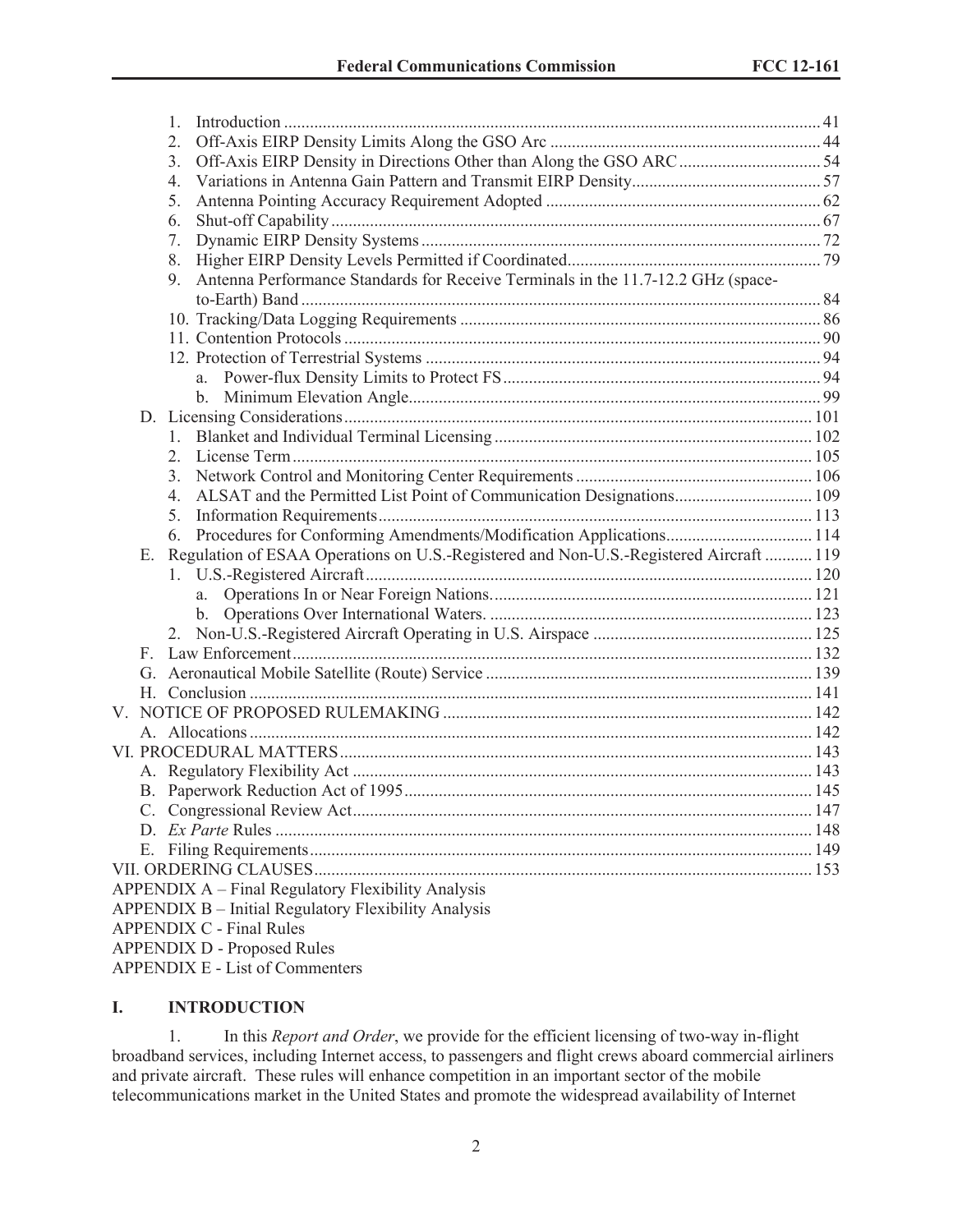1. Introduction ........ 41
2. Off-Axis EIRP Density Limits Along the GSO Arc ........ 44
3. Off-Axis EIRP Density in Directions Other than Along the GSO ARC ........ 54
4. Variations in Antenna Gain Pattern and Transmit EIRP Density ........ 57
5. Antenna Pointing Accuracy Requirement Adopted ........ 62
6. Shut-off Capability ........ 67
7. Dynamic EIRP Density Systems ........ 72
8. Higher EIRP Density Levels Permitted if Coordinated ........ 79
9. Antenna Performance Standards for Receive Terminals in the 11.7-12.2 GHz (space-to-Earth) Band ........ 84
10. Tracking/Data Logging Requirements ........ 86
11. Contention Protocols ........ 90
12. Protection of Terrestrial Systems ........ 94
    a. Power-flux Density Limits to Protect FS ........ 94
    b. Minimum Elevation Angle ........ 99

D. Licensing Considerations ........ 101
1. Blanket and Individual Terminal Licensing ........ 102
2. License Term ........ 105
3. Network Control and Monitoring Center Requirements ........ 106
4. ALSAT and the Permitted List Point of Communication Designations ........ 109
5. Information Requirements ........ 113
6. Procedures for Conforming Amendments/Modification Applications ........ 114

E. Regulation of ESAA Operations on U.S.-Registered and Non-U.S.-Registered Aircraft ........ 119
1. U.S.-Registered Aircraft ........ 120
    a. Operations In or Near Foreign Nations. ........ 121
    b. Operations Over International Waters. ........ 123
2. Non-U.S.-Registered Aircraft Operating in U.S. Airspace ........ 125

F. Law Enforcement ........ 132
G. Aeronautical Mobile Satellite (Route) Service ........ 139
H. Conclusion ........ 141

V. NOTICE OF PROPOSED RULEMAKING ........ 142
A. Allocations ........ 142

VI. PROCEDURAL MATTERS ........ 143
A. Regulatory Flexibility Act ........ 143
B. Paperwork Reduction Act of 1995 ........ 145
C. Congressional Review Act ........ 147
D. *Ex Parte* Rules ........ 148
E. Filing Requirements ........ 149

VII. ORDERING CLAUSES ........ 153

APPENDIX A – Final Regulatory Flexibility Analysis
APPENDIX B – Initial Regulatory Flexibility Analysis
APPENDIX C - Final Rules
APPENDIX D - Proposed Rules
APPENDIX E - List of Commenters

# I. INTRODUCTION

1. In this *Report and Order*, we provide for the efficient licensing of two-way in-flight broadband services, including Internet access, to passengers and flight crews aboard commercial airliners and private aircraft. These rules will enhance competition in an important sector of the mobile telecommunications market in the United States and promote the widespread availability of Internet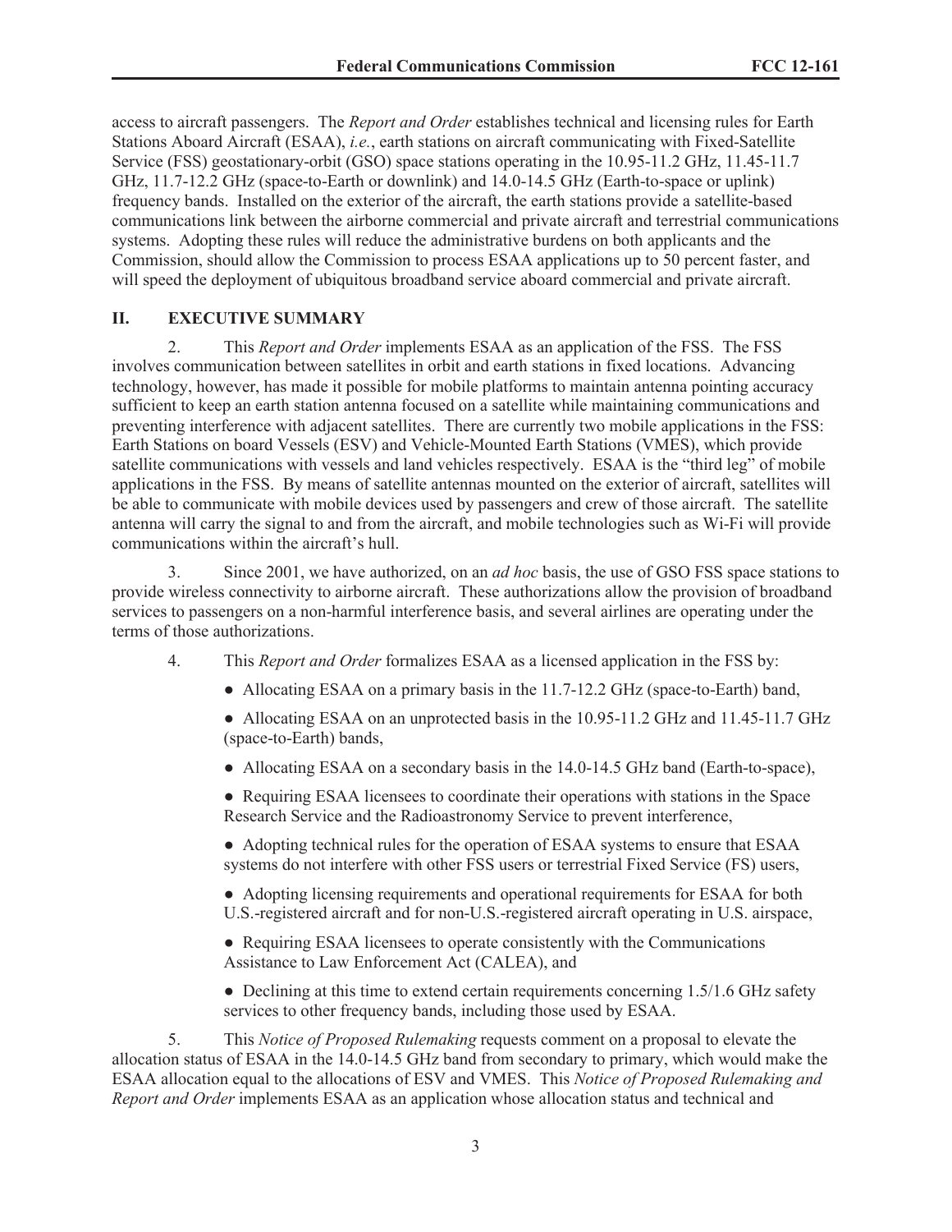access to aircraft passengers. The *Report and Order* establishes technical and licensing rules for Earth Stations Aboard Aircraft (ESAA), *i.e.*, earth stations on aircraft communicating with Fixed-Satellite Service (FSS) geostationary-orbit (GSO) space stations operating in the 10.95-11.2 GHz, 11.45-11.7 GHz, 11.7-12.2 GHz (space-to-Earth or downlink) and 14.0-14.5 GHz (Earth-to-space or uplink) frequency bands. Installed on the exterior of the aircraft, the earth stations provide a satellite-based communications link between the airborne commercial and private aircraft and terrestrial communications systems. Adopting these rules will reduce the administrative burdens on both applicants and the Commission, should allow the Commission to process ESAA applications up to 50 percent faster, and will speed the deployment of ubiquitous broadband service aboard commercial and private aircraft.

## II. EXECUTIVE SUMMARY

2. This *Report and Order* implements ESAA as an application of the FSS. The FSS involves communication between satellites in orbit and earth stations in fixed locations. Advancing technology, however, has made it possible for mobile platforms to maintain antenna pointing accuracy sufficient to keep an earth station antenna focused on a satellite while maintaining communications and preventing interference with adjacent satellites. There are currently two mobile applications in the FSS: Earth Stations on board Vessels (ESV) and Vehicle-Mounted Earth Stations (VMES), which provide satellite communications with vessels and land vehicles respectively. ESAA is the "third leg" of mobile applications in the FSS. By means of satellite antennas mounted on the exterior of aircraft, satellites will be able to communicate with mobile devices used by passengers and crew of those aircraft. The satellite antenna will carry the signal to and from the aircraft, and mobile technologies such as Wi-Fi will provide communications within the aircraft's hull.

3. Since 2001, we have authorized, on an *ad hoc* basis, the use of GSO FSS space stations to provide wireless connectivity to airborne aircraft. These authorizations allow the provision of broadband services to passengers on a non-harmful interference basis, and several airlines are operating under the terms of those authorizations.

4. This *Report and Order* formalizes ESAA as a licensed application in the FSS by:

- Allocating ESAA on a primary basis in the 11.7-12.2 GHz (space-to-Earth) band,
- Allocating ESAA on an unprotected basis in the 10.95-11.2 GHz and 11.45-11.7 GHz (space-to-Earth) bands,
- Allocating ESAA on a secondary basis in the 14.0-14.5 GHz band (Earth-to-space),
- Requiring ESAA licensees to coordinate their operations with stations in the Space Research Service and the Radioastronomy Service to prevent interference,
- Adopting technical rules for the operation of ESAA systems to ensure that ESAA systems do not interfere with other FSS users or terrestrial Fixed Service (FS) users,
- Adopting licensing requirements and operational requirements for ESAA for both U.S.-registered aircraft and for non-U.S.-registered aircraft operating in U.S. airspace,
- Requiring ESAA licensees to operate consistently with the Communications Assistance to Law Enforcement Act (CALEA), and
- Declining at this time to extend certain requirements concerning 1.5/1.6 GHz safety services to other frequency bands, including those used by ESAA.

5. This *Notice of Proposed Rulemaking* requests comment on a proposal to elevate the allocation status of ESAA in the 14.0-14.5 GHz band from secondary to primary, which would make the ESAA allocation equal to the allocations of ESV and VMES. This *Notice of Proposed Rulemaking and Report and Order* implements ESAA as an application whose allocation status and technical and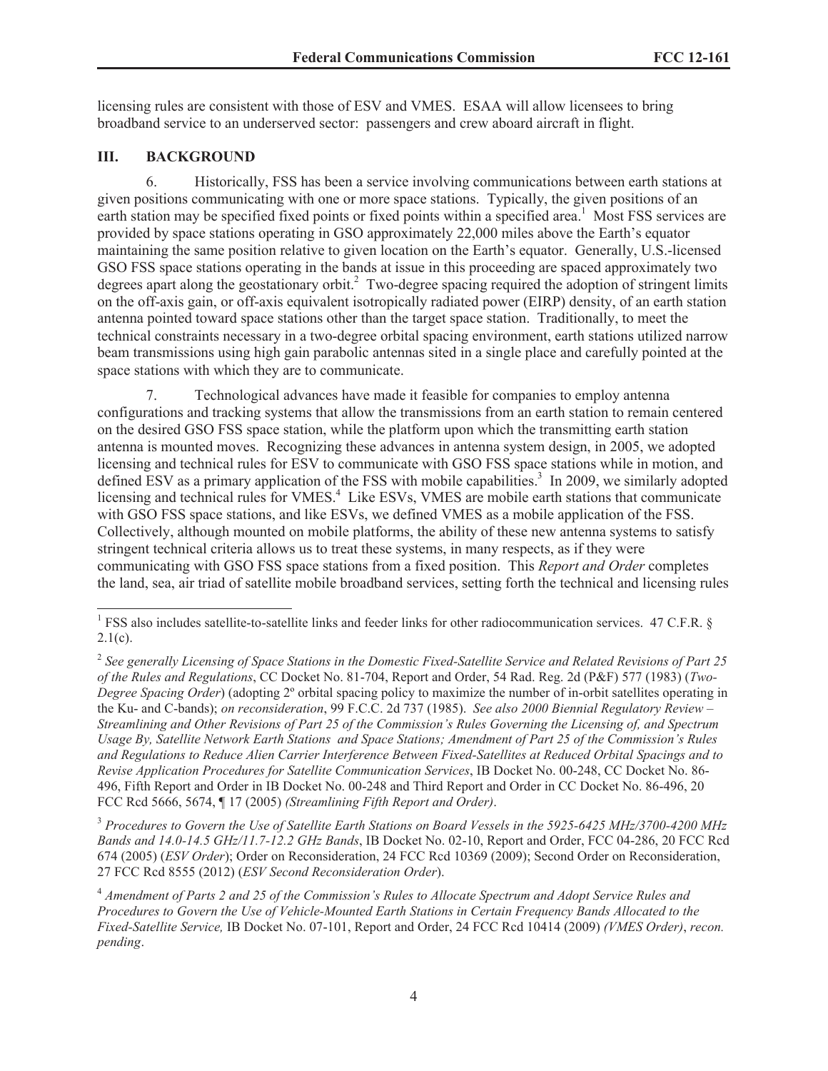licensing rules are consistent with those of ESV and VMES. ESAA will allow licensees to bring broadband service to an underserved sector: passengers and crew aboard aircraft in flight.

## III. BACKGROUND

6. Historically, FSS has been a service involving communications between earth stations at given positions communicating with one or more space stations. Typically, the given positions of an earth station may be specified fixed points or fixed points within a specified area.[1] Most FSS services are provided by space stations operating in GSO approximately 22,000 miles above the Earth's equator maintaining the same position relative to given location on the Earth's equator. Generally, U.S.-licensed GSO FSS space stations operating in the bands at issue in this proceeding are spaced approximately two degrees apart along the geostationary orbit.[2] Two-degree spacing required the adoption of stringent limits on the off-axis gain, or off-axis equivalent isotropically radiated power (EIRP) density, of an earth station antenna pointed toward space stations other than the target space station. Traditionally, to meet the technical constraints necessary in a two-degree orbital spacing environment, earth stations utilized narrow beam transmissions using high gain parabolic antennas sited in a single place and carefully pointed at the space stations with which they are to communicate.

7. Technological advances have made it feasible for companies to employ antenna configurations and tracking systems that allow the transmissions from an earth station to remain centered on the desired GSO FSS space station, while the platform upon which the transmitting earth station antenna is mounted moves. Recognizing these advances in antenna system design, in 2005, we adopted licensing and technical rules for ESV to communicate with GSO FSS space stations while in motion, and defined ESV as a primary application of the FSS with mobile capabilities.[3] In 2009, we similarly adopted licensing and technical rules for VMES.[4] Like ESVs, VMES are mobile earth stations that communicate with GSO FSS space stations, and like ESVs, we defined VMES as a mobile application of the FSS. Collectively, although mounted on mobile platforms, the ability of these new antenna systems to satisfy stringent technical criteria allows us to treat these systems, in many respects, as if they were communicating with GSO FSS space stations from a fixed position. This *Report and Order* completes the land, sea, air triad of satellite mobile broadband services, setting forth the technical and licensing rules

---

[1] FSS also includes satellite-to-satellite links and feeder links for other radiocommunication services. 47 C.F.R. § 2.1(c).

[2] *See generally Licensing of Space Stations in the Domestic Fixed-Satellite Service and Related Revisions of Part 25 of the Rules and Regulations*, CC Docket No. 81-704, Report and Order, 54 Rad. Reg. 2d (P&F) 577 (1983) (*Two-Degree Spacing Order*) (adopting 2º orbital spacing policy to maximize the number of in-orbit satellites operating in the Ku- and C-bands); *on reconsideration*, 99 F.C.C. 2d 737 (1985). *See also 2000 Biennial Regulatory Review – Streamlining and Other Revisions of Part 25 of the Commission's Rules Governing the Licensing of, and Spectrum Usage By, Satellite Network Earth Stations and Space Stations; Amendment of Part 25 of the Commission's Rules and Regulations to Reduce Alien Carrier Interference Between Fixed-Satellites at Reduced Orbital Spacings and to Revise Application Procedures for Satellite Communication Services*, IB Docket No. 00-248, CC Docket No. 86-496, Fifth Report and Order in IB Docket No. 00-248 and Third Report and Order in CC Docket No. 86-496, 20 FCC Rcd 5666, 5674, ¶ 17 (2005) *(Streamlining Fifth Report and Order)*.

[3] *Procedures to Govern the Use of Satellite Earth Stations on Board Vessels in the 5925-6425 MHz/3700-4200 MHz Bands and 14.0-14.5 GHz/11.7-12.2 GHz Bands*, IB Docket No. 02-10, Report and Order, FCC 04-286, 20 FCC Rcd 674 (2005) (*ESV Order*); Order on Reconsideration, 24 FCC Rcd 10369 (2009); Second Order on Reconsideration, 27 FCC Rcd 8555 (2012) (*ESV Second Reconsideration Order*).

[4] *Amendment of Parts 2 and 25 of the Commission's Rules to Allocate Spectrum and Adopt Service Rules and Procedures to Govern the Use of Vehicle-Mounted Earth Stations in Certain Frequency Bands Allocated to the Fixed-Satellite Service,* IB Docket No. 07-101, Report and Order, 24 FCC Rcd 10414 (2009) *(VMES Order)*, *recon. pending*.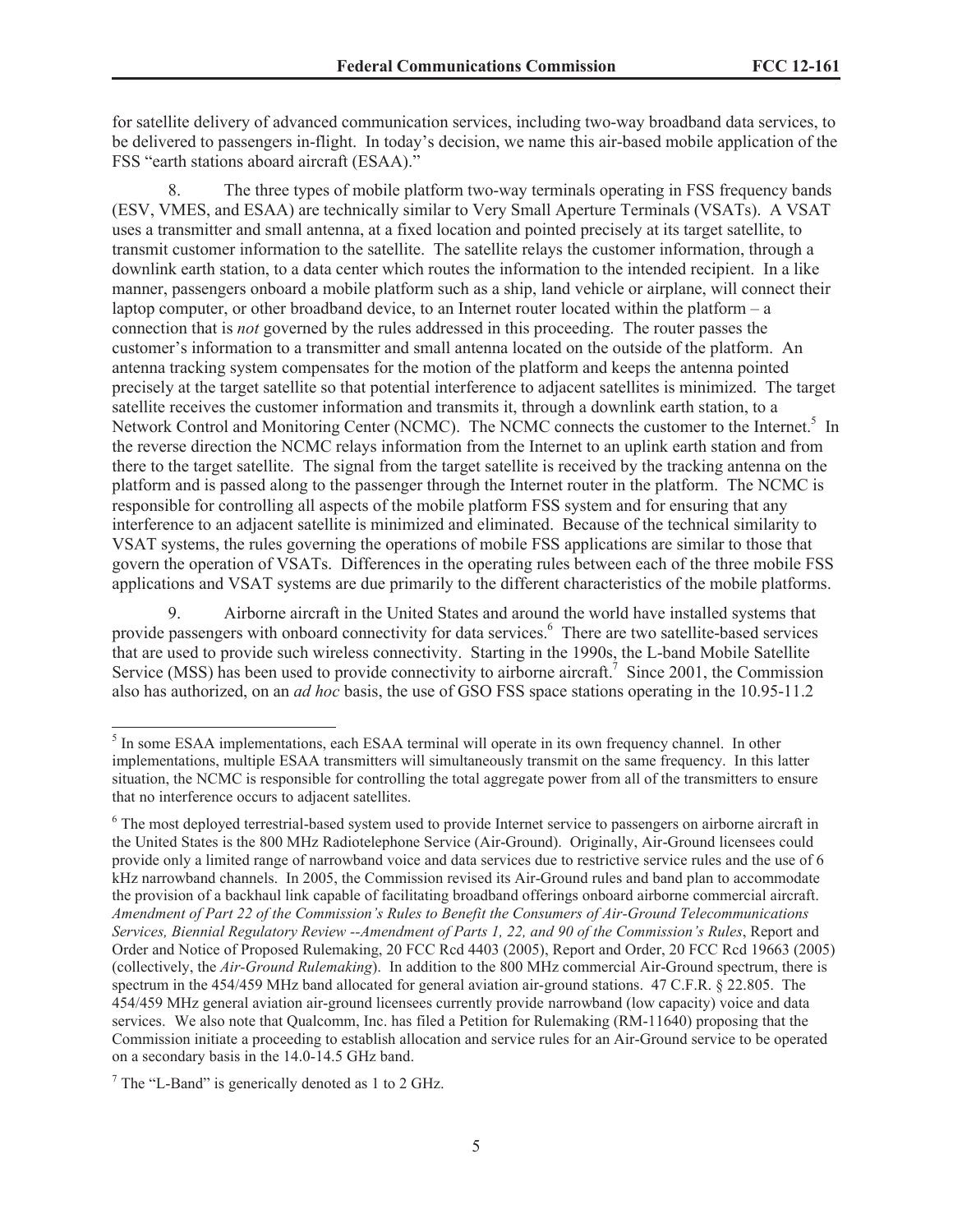for satellite delivery of advanced communication services, including two-way broadband data services, to be delivered to passengers in-flight. In today's decision, we name this air-based mobile application of the FSS "earth stations aboard aircraft (ESAA)."

8. The three types of mobile platform two-way terminals operating in FSS frequency bands (ESV, VMES, and ESAA) are technically similar to Very Small Aperture Terminals (VSATs). A VSAT uses a transmitter and small antenna, at a fixed location and pointed precisely at its target satellite, to transmit customer information to the satellite. The satellite relays the customer information, through a downlink earth station, to a data center which routes the information to the intended recipient. In a like manner, passengers onboard a mobile platform such as a ship, land vehicle or airplane, will connect their laptop computer, or other broadband device, to an Internet router located within the platform – a connection that is *not* governed by the rules addressed in this proceeding. The router passes the customer's information to a transmitter and small antenna located on the outside of the platform. An antenna tracking system compensates for the motion of the platform and keeps the antenna pointed precisely at the target satellite so that potential interference to adjacent satellites is minimized. The target satellite receives the customer information and transmits it, through a downlink earth station, to a Network Control and Monitoring Center (NCMC). The NCMC connects the customer to the Internet.[5] In the reverse direction the NCMC relays information from the Internet to an uplink earth station and from there to the target satellite. The signal from the target satellite is received by the tracking antenna on the platform and is passed along to the passenger through the Internet router in the platform. The NCMC is responsible for controlling all aspects of the mobile platform FSS system and for ensuring that any interference to an adjacent satellite is minimized and eliminated. Because of the technical similarity to VSAT systems, the rules governing the operations of mobile FSS applications are similar to those that govern the operation of VSATs. Differences in the operating rules between each of the three mobile FSS applications and VSAT systems are due primarily to the different characteristics of the mobile platforms.

9. Airborne aircraft in the United States and around the world have installed systems that provide passengers with onboard connectivity for data services.[6] There are two satellite-based services that are used to provide such wireless connectivity. Starting in the 1990s, the L-band Mobile Satellite Service (MSS) has been used to provide connectivity to airborne aircraft.[7] Since 2001, the Commission also has authorized, on an *ad hoc* basis, the use of GSO FSS space stations operating in the 10.95-11.2

---

[5] In some ESAA implementations, each ESAA terminal will operate in its own frequency channel. In other implementations, multiple ESAA transmitters will simultaneously transmit on the same frequency. In this latter situation, the NCMC is responsible for controlling the total aggregate power from all of the transmitters to ensure that no interference occurs to adjacent satellites.

[6] The most deployed terrestrial-based system used to provide Internet service to passengers on airborne aircraft in the United States is the 800 MHz Radiotelephone Service (Air-Ground). Originally, Air-Ground licensees could provide only a limited range of narrowband voice and data services due to restrictive service rules and the use of 6 kHz narrowband channels. In 2005, the Commission revised its Air-Ground rules and band plan to accommodate the provision of a backhaul link capable of facilitating broadband offerings onboard airborne commercial aircraft. *Amendment of Part 22 of the Commission's Rules to Benefit the Consumers of Air-Ground Telecommunications Services, Biennial Regulatory Review --Amendment of Parts 1, 22, and 90 of the Commission's Rules*, Report and Order and Notice of Proposed Rulemaking, 20 FCC Rcd 4403 (2005), Report and Order, 20 FCC Rcd 19663 (2005) (collectively, the *Air-Ground Rulemaking*). In addition to the 800 MHz commercial Air-Ground spectrum, there is spectrum in the 454/459 MHz band allocated for general aviation air-ground stations. 47 C.F.R. § 22.805. The 454/459 MHz general aviation air-ground licensees currently provide narrowband (low capacity) voice and data services. We also note that Qualcomm, Inc. has filed a Petition for Rulemaking (RM-11640) proposing that the Commission initiate a proceeding to establish allocation and service rules for an Air-Ground service to be operated on a secondary basis in the 14.0-14.5 GHz band.

[7] The "L-Band" is generically denoted as 1 to 2 GHz.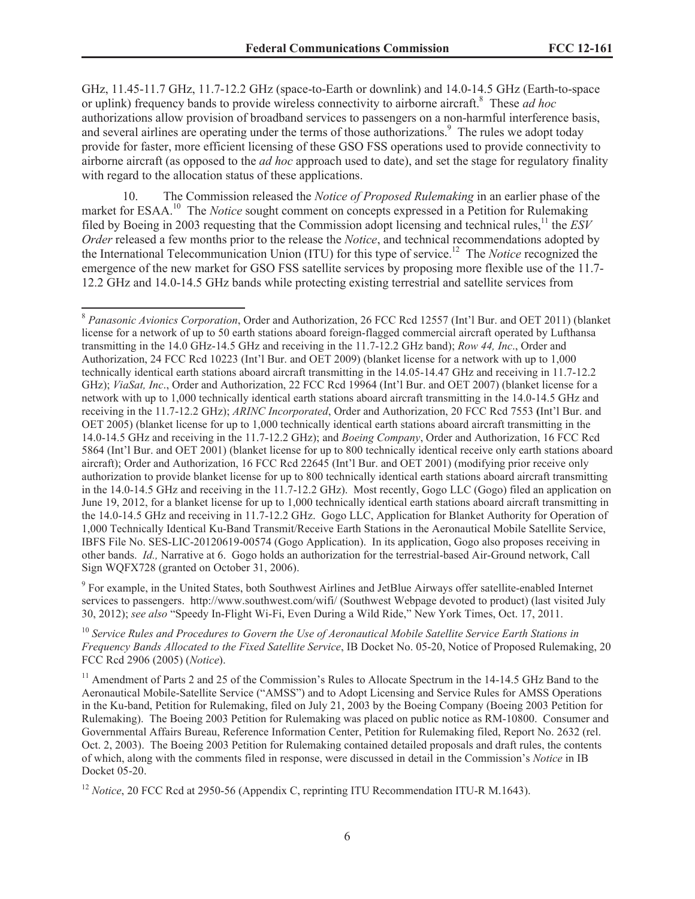GHz, 11.45-11.7 GHz, 11.7-12.2 GHz (space-to-Earth or downlink) and 14.0-14.5 GHz (Earth-to-space or uplink) frequency bands to provide wireless connectivity to airborne aircraft.[8] These *ad hoc* authorizations allow provision of broadband services to passengers on a non-harmful interference basis, and several airlines are operating under the terms of those authorizations.[9] The rules we adopt today provide for faster, more efficient licensing of these GSO FSS operations used to provide connectivity to airborne aircraft (as opposed to the *ad hoc* approach used to date), and set the stage for regulatory finality with regard to the allocation status of these applications.

10. The Commission released the *Notice of Proposed Rulemaking* in an earlier phase of the market for ESAA.[10] The *Notice* sought comment on concepts expressed in a Petition for Rulemaking filed by Boeing in 2003 requesting that the Commission adopt licensing and technical rules,[11] the *ESV Order* released a few months prior to the release the *Notice*, and technical recommendations adopted by the International Telecommunication Union (ITU) for this type of service.[12] The *Notice* recognized the emergence of the new market for GSO FSS satellite services by proposing more flexible use of the 11.7-12.2 GHz and 14.0-14.5 GHz bands while protecting existing terrestrial and satellite services from

---

[8] *Panasonic Avionics Corporation*, Order and Authorization, 26 FCC Rcd 12557 (Int'l Bur. and OET 2011) (blanket license for a network of up to 50 earth stations aboard foreign-flagged commercial aircraft operated by Lufthansa transmitting in the 14.0 GHz-14.5 GHz and receiving in the 11.7-12.2 GHz band); *Row 44, Inc*., Order and Authorization, 24 FCC Rcd 10223 (Int'l Bur. and OET 2009) (blanket license for a network with up to 1,000 technically identical earth stations aboard aircraft transmitting in the 14.05-14.47 GHz and receiving in 11.7-12.2 GHz); *ViaSat, Inc*., Order and Authorization, 22 FCC Rcd 19964 (Int'l Bur. and OET 2007) (blanket license for a network with up to 1,000 technically identical earth stations aboard aircraft transmitting in the 14.0-14.5 GHz and receiving in the 11.7-12.2 GHz); *ARINC Incorporated*, Order and Authorization, 20 FCC Rcd 7553 (Int'l Bur. and OET 2005) (blanket license for up to 1,000 technically identical earth stations aboard aircraft transmitting in the 14.0-14.5 GHz and receiving in the 11.7-12.2 GHz); and *Boeing Company*, Order and Authorization, 16 FCC Rcd 5864 (Int'l Bur. and OET 2001) (blanket license for up to 800 technically identical receive only earth stations aboard aircraft); Order and Authorization, 16 FCC Rcd 22645 (Int'l Bur. and OET 2001) (modifying prior receive only authorization to provide blanket license for up to 800 technically identical earth stations aboard aircraft transmitting in the 14.0-14.5 GHz and receiving in the 11.7-12.2 GHz). Most recently, Gogo LLC (Gogo) filed an application on June 19, 2012, for a blanket license for up to 1,000 technically identical earth stations aboard aircraft transmitting in the 14.0-14.5 GHz and receiving in 11.7-12.2 GHz. Gogo LLC, Application for Blanket Authority for Operation of 1,000 Technically Identical Ku-Band Transmit/Receive Earth Stations in the Aeronautical Mobile Satellite Service, IBFS File No. SES-LIC-20120619-00574 (Gogo Application). In its application, Gogo also proposes receiving in other bands. *Id.,* Narrative at 6. Gogo holds an authorization for the terrestrial-based Air-Ground network, Call Sign WQFX728 (granted on October 31, 2006).

[9] For example, in the United States, both Southwest Airlines and JetBlue Airways offer satellite-enabled Internet services to passengers. http://www.southwest.com/wifi/ (Southwest Webpage devoted to product) (last visited July 30, 2012); *see also* "Speedy In-Flight Wi-Fi, Even During a Wild Ride," New York Times, Oct. 17, 2011.

[10] *Service Rules and Procedures to Govern the Use of Aeronautical Mobile Satellite Service Earth Stations in Frequency Bands Allocated to the Fixed Satellite Service*, IB Docket No. 05-20, Notice of Proposed Rulemaking, 20 FCC Rcd 2906 (2005) (*Notice*).

[11] Amendment of Parts 2 and 25 of the Commission's Rules to Allocate Spectrum in the 14-14.5 GHz Band to the Aeronautical Mobile-Satellite Service ("AMSS") and to Adopt Licensing and Service Rules for AMSS Operations in the Ku-band, Petition for Rulemaking, filed on July 21, 2003 by the Boeing Company (Boeing 2003 Petition for Rulemaking). The Boeing 2003 Petition for Rulemaking was placed on public notice as RM-10800. Consumer and Governmental Affairs Bureau, Reference Information Center, Petition for Rulemaking filed, Report No. 2632 (rel. Oct. 2, 2003). The Boeing 2003 Petition for Rulemaking contained detailed proposals and draft rules, the contents of which, along with the comments filed in response, were discussed in detail in the Commission's *Notice* in IB Docket 05-20.

[12] *Notice*, 20 FCC Rcd at 2950-56 (Appendix C, reprinting ITU Recommendation ITU-R M.1643).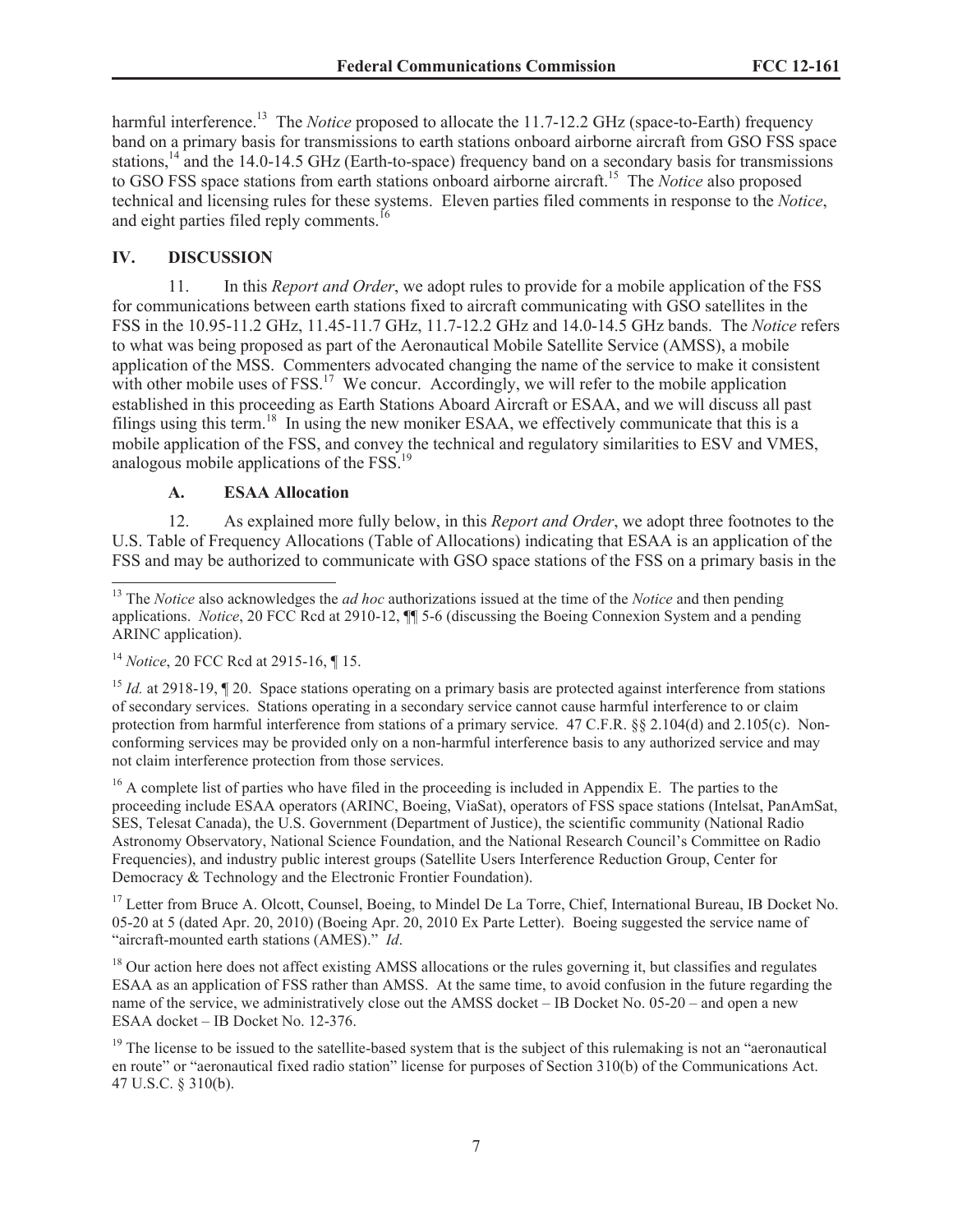harmful interference.[13] The *Notice* proposed to allocate the 11.7-12.2 GHz (space-to-Earth) frequency band on a primary basis for transmissions to earth stations onboard airborne aircraft from GSO FSS space stations,[14] and the 14.0-14.5 GHz (Earth-to-space) frequency band on a secondary basis for transmissions to GSO FSS space stations from earth stations onboard airborne aircraft.[15] The *Notice* also proposed technical and licensing rules for these systems. Eleven parties filed comments in response to the *Notice*, and eight parties filed reply comments.[16]

## IV. DISCUSSION

11. In this *Report and Order*, we adopt rules to provide for a mobile application of the FSS for communications between earth stations fixed to aircraft communicating with GSO satellites in the FSS in the 10.95-11.2 GHz, 11.45-11.7 GHz, 11.7-12.2 GHz and 14.0-14.5 GHz bands. The *Notice* refers to what was being proposed as part of the Aeronautical Mobile Satellite Service (AMSS), a mobile application of the MSS. Commenters advocated changing the name of the service to make it consistent with other mobile uses of FSS.[17] We concur. Accordingly, we will refer to the mobile application established in this proceeding as Earth Stations Aboard Aircraft or ESAA, and we will discuss all past filings using this term.[18] In using the new moniker ESAA, we effectively communicate that this is a mobile application of the FSS, and convey the technical and regulatory similarities to ESV and VMES, analogous mobile applications of the FSS.[19]

### A. ESAA Allocation

12. As explained more fully below, in this *Report and Order*, we adopt three footnotes to the U.S. Table of Frequency Allocations (Table of Allocations) indicating that ESAA is an application of the FSS and may be authorized to communicate with GSO space stations of the FSS on a primary basis in the

---

[13] The *Notice* also acknowledges the *ad hoc* authorizations issued at the time of the *Notice* and then pending applications. *Notice*, 20 FCC Rcd at 2910-12, ¶¶ 5-6 (discussing the Boeing Connexion System and a pending ARINC application).

[14] *Notice*, 20 FCC Rcd at 2915-16, ¶ 15.

[15] *Id.* at 2918-19, ¶ 20. Space stations operating on a primary basis are protected against interference from stations of secondary services. Stations operating in a secondary service cannot cause harmful interference to or claim protection from harmful interference from stations of a primary service. 47 C.F.R. §§ 2.104(d) and 2.105(c). Non-conforming services may be provided only on a non-harmful interference basis to any authorized service and may not claim interference protection from those services.

[16] A complete list of parties who have filed in the proceeding is included in Appendix E. The parties to the proceeding include ESAA operators (ARINC, Boeing, ViaSat), operators of FSS space stations (Intelsat, PanAmSat, SES, Telesat Canada), the U.S. Government (Department of Justice), the scientific community (National Radio Astronomy Observatory, National Science Foundation, and the National Research Council's Committee on Radio Frequencies), and industry public interest groups (Satellite Users Interference Reduction Group, Center for Democracy & Technology and the Electronic Frontier Foundation).

[17] Letter from Bruce A. Olcott, Counsel, Boeing, to Mindel De La Torre, Chief, International Bureau, IB Docket No. 05-20 at 5 (dated Apr. 20, 2010) (Boeing Apr. 20, 2010 Ex Parte Letter). Boeing suggested the service name of "aircraft-mounted earth stations (AMES)." *Id*.

[18] Our action here does not affect existing AMSS allocations or the rules governing it, but classifies and regulates ESAA as an application of FSS rather than AMSS. At the same time, to avoid confusion in the future regarding the name of the service, we administratively close out the AMSS docket – IB Docket No. 05-20 – and open a new ESAA docket – IB Docket No. 12-376.

[19] The license to be issued to the satellite-based system that is the subject of this rulemaking is not an "aeronautical en route" or "aeronautical fixed radio station" license for purposes of Section 310(b) of the Communications Act. 47 U.S.C. § 310(b).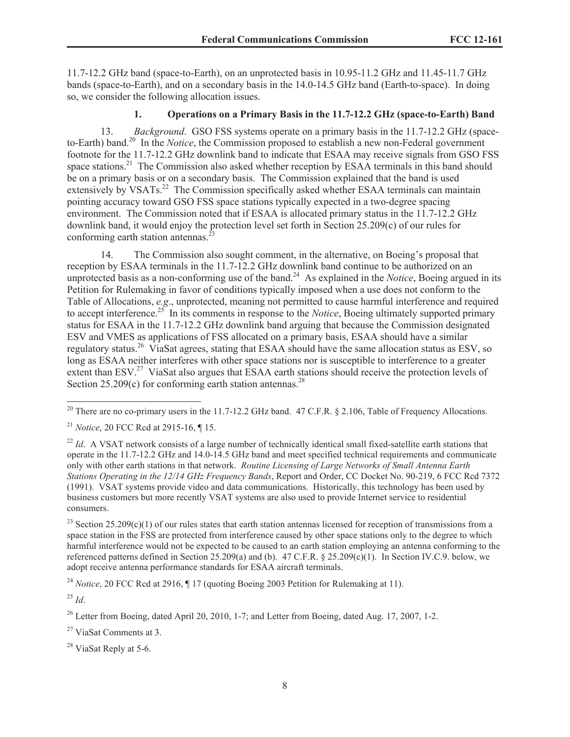11.7-12.2 GHz band (space-to-Earth), on an unprotected basis in 10.95-11.2 GHz and 11.45-11.7 GHz bands (space-to-Earth), and on a secondary basis in the 14.0-14.5 GHz band (Earth-to-space). In doing so, we consider the following allocation issues.

### 1. Operations on a Primary Basis in the 11.7-12.2 GHz (space-to-Earth) Band

13. *Background*. GSO FSS systems operate on a primary basis in the 11.7-12.2 GHz (space-to-Earth) band.[20] In the *Notice*, the Commission proposed to establish a new non-Federal government footnote for the 11.7-12.2 GHz downlink band to indicate that ESAA may receive signals from GSO FSS space stations.[21] The Commission also asked whether reception by ESAA terminals in this band should be on a primary basis or on a secondary basis. The Commission explained that the band is used extensively by VSATs.[22] The Commission specifically asked whether ESAA terminals can maintain pointing accuracy toward GSO FSS space stations typically expected in a two-degree spacing environment. The Commission noted that if ESAA is allocated primary status in the 11.7-12.2 GHz downlink band, it would enjoy the protection level set forth in Section 25.209(c) of our rules for conforming earth station antennas.[23]

14. The Commission also sought comment, in the alternative, on Boeing's proposal that reception by ESAA terminals in the 11.7-12.2 GHz downlink band continue to be authorized on an unprotected basis as a non-conforming use of the band.[24] As explained in the *Notice*, Boeing argued in its Petition for Rulemaking in favor of conditions typically imposed when a use does not conform to the Table of Allocations, *e.g*., unprotected, meaning not permitted to cause harmful interference and required to accept interference.[25] In its comments in response to the *Notice*, Boeing ultimately supported primary status for ESAA in the 11.7-12.2 GHz downlink band arguing that because the Commission designated ESV and VMES as applications of FSS allocated on a primary basis, ESAA should have a similar regulatory status.[26] ViaSat agrees, stating that ESAA should have the same allocation status as ESV, so long as ESAA neither interferes with other space stations nor is susceptible to interference to a greater extent than ESV.[27] ViaSat also argues that ESAA earth stations should receive the protection levels of Section 25.209(c) for conforming earth station antennas.[28]

---

[20] There are no co-primary users in the 11.7-12.2 GHz band. 47 C.F.R. § 2.106, Table of Frequency Allocations.

[21] *Notice*, 20 FCC Rcd at 2915-16, ¶ 15.

[22] *Id*. A VSAT network consists of a large number of technically identical small fixed-satellite earth stations that operate in the 11.7-12.2 GHz and 14.0-14.5 GHz band and meet specified technical requirements and communicate only with other earth stations in that network. *Routine Licensing of Large Networks of Small Antenna Earth Stations Operating in the 12/14 GHz Frequency Bands*, Report and Order, CC Docket No. 90-219, 6 FCC Rcd 7372 (1991). VSAT systems provide video and data communications. Historically, this technology has been used by business customers but more recently VSAT systems are also used to provide Internet service to residential consumers.

[23] Section 25.209(c)(1) of our rules states that earth station antennas licensed for reception of transmissions from a space station in the FSS are protected from interference caused by other space stations only to the degree to which harmful interference would not be expected to be caused to an earth station employing an antenna conforming to the referenced patterns defined in Section 25.209(a) and (b). 47 C.F.R. § 25.209(c)(1). In Section IV.C.9. below, we adopt receive antenna performance standards for ESAA aircraft terminals.

[24] *Notice*, 20 FCC Rcd at 2916, ¶ 17 (quoting Boeing 2003 Petition for Rulemaking at 11).

[25] *Id*.

[26] Letter from Boeing, dated April 20, 2010, 1-7; and Letter from Boeing, dated Aug. 17, 2007, 1-2.

[27] ViaSat Comments at 3.

[28] ViaSat Reply at 5-6.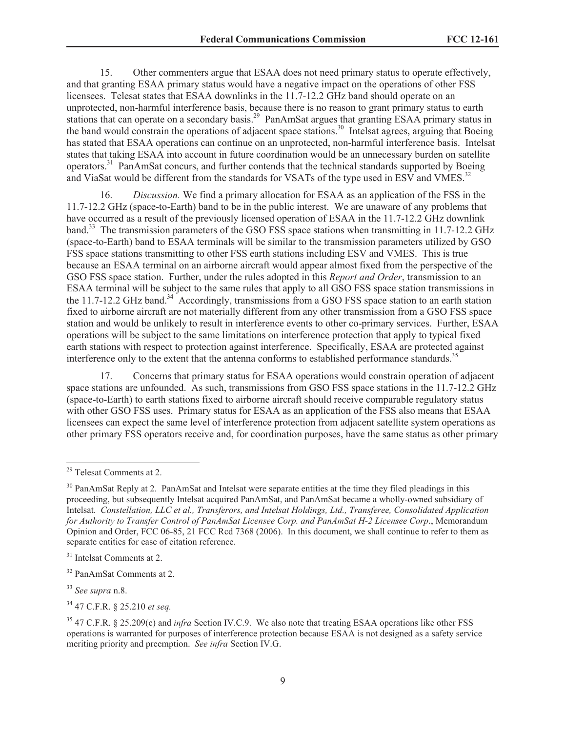15. Other commenters argue that ESAA does not need primary status to operate effectively, and that granting ESAA primary status would have a negative impact on the operations of other FSS licensees. Telesat states that ESAA downlinks in the 11.7-12.2 GHz band should operate on an unprotected, non-harmful interference basis, because there is no reason to grant primary status to earth stations that can operate on a secondary basis.[29] PanAmSat argues that granting ESAA primary status in the band would constrain the operations of adjacent space stations.[30] Intelsat agrees, arguing that Boeing has stated that ESAA operations can continue on an unprotected, non-harmful interference basis. Intelsat states that taking ESAA into account in future coordination would be an unnecessary burden on satellite operators.[31] PanAmSat concurs, and further contends that the technical standards supported by Boeing and ViaSat would be different from the standards for VSATs of the type used in ESV and VMES.[32]

16. *Discussion.* We find a primary allocation for ESAA as an application of the FSS in the 11.7-12.2 GHz (space-to-Earth) band to be in the public interest. We are unaware of any problems that have occurred as a result of the previously licensed operation of ESAA in the 11.7-12.2 GHz downlink band.[33] The transmission parameters of the GSO FSS space stations when transmitting in 11.7-12.2 GHz (space-to-Earth) band to ESAA terminals will be similar to the transmission parameters utilized by GSO FSS space stations transmitting to other FSS earth stations including ESV and VMES. This is true because an ESAA terminal on an airborne aircraft would appear almost fixed from the perspective of the GSO FSS space station. Further, under the rules adopted in this *Report and Order*, transmission to an ESAA terminal will be subject to the same rules that apply to all GSO FSS space station transmissions in the 11.7-12.2 GHz band.[34] Accordingly, transmissions from a GSO FSS space station to an earth station fixed to airborne aircraft are not materially different from any other transmission from a GSO FSS space station and would be unlikely to result in interference events to other co-primary services. Further, ESAA operations will be subject to the same limitations on interference protection that apply to typical fixed earth stations with respect to protection against interference. Specifically, ESAA are protected against interference only to the extent that the antenna conforms to established performance standards.[35]

17. Concerns that primary status for ESAA operations would constrain operation of adjacent space stations are unfounded. As such, transmissions from GSO FSS space stations in the 11.7-12.2 GHz (space-to-Earth) to earth stations fixed to airborne aircraft should receive comparable regulatory status with other GSO FSS uses. Primary status for ESAA as an application of the FSS also means that ESAA licensees can expect the same level of interference protection from adjacent satellite system operations as other primary FSS operators receive and, for coordination purposes, have the same status as other primary

---

[29] Telesat Comments at 2.

[30] PanAmSat Reply at 2. PanAmSat and Intelsat were separate entities at the time they filed pleadings in this proceeding, but subsequently Intelsat acquired PanAmSat, and PanAmSat became a wholly-owned subsidiary of Intelsat. *Constellation, LLC et al., Transferors, and Intelsat Holdings, Ltd., Transferee, Consolidated Application for Authority to Transfer Control of PanAmSat Licensee Corp. and PanAmSat H-2 Licensee Corp*., Memorandum Opinion and Order, FCC 06-85, 21 FCC Rcd 7368 (2006). In this document, we shall continue to refer to them as separate entities for ease of citation reference.

[31] Intelsat Comments at 2.

[32] PanAmSat Comments at 2.

[33] *See supra* n.8.

[34] 47 C.F.R. § 25.210 *et seq.*

[35] 47 C.F.R. § 25.209(c) and *infra* Section IV.C.9. We also note that treating ESAA operations like other FSS operations is warranted for purposes of interference protection because ESAA is not designed as a safety service meriting priority and preemption. *See infra* Section IV.G.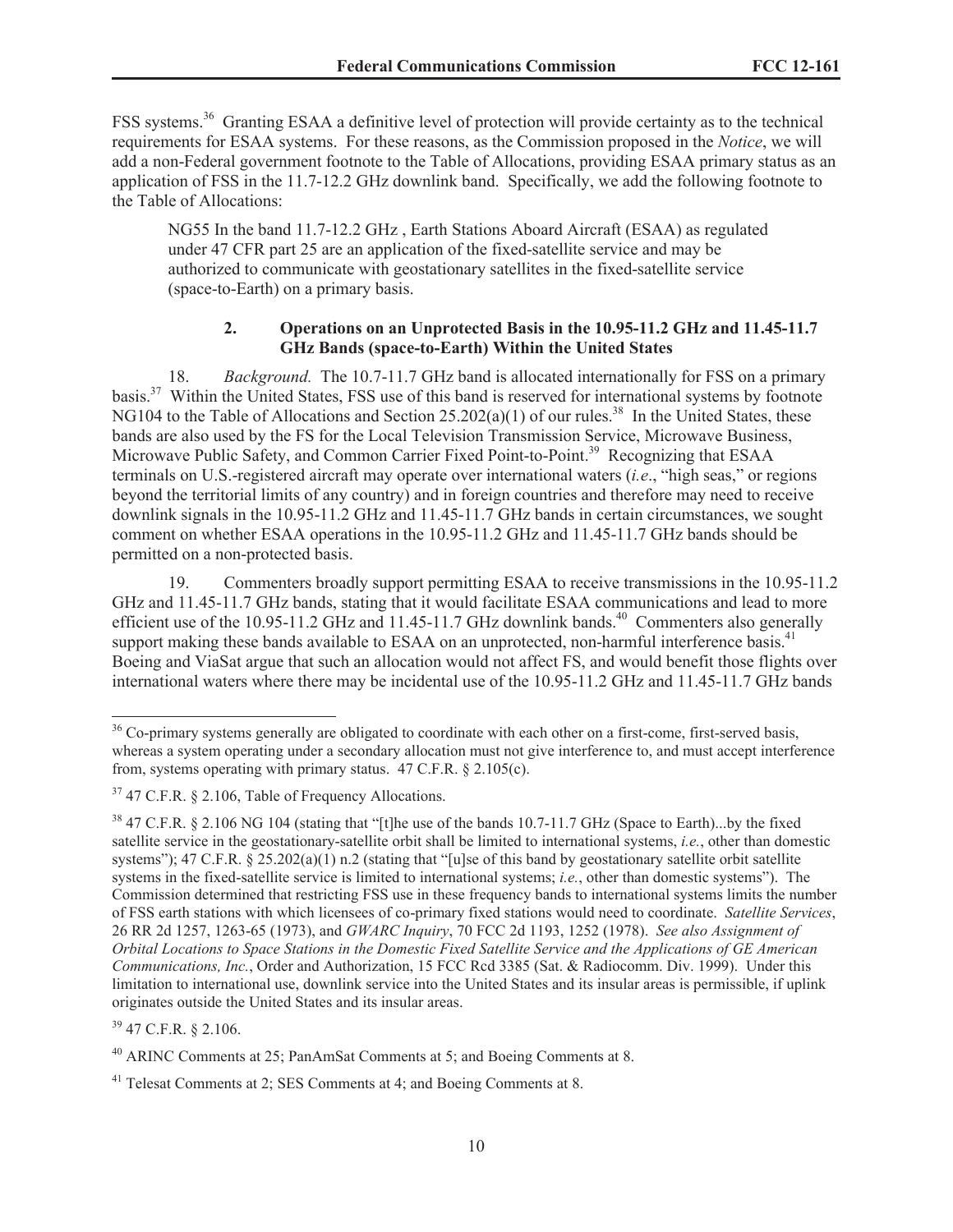FSS systems.[36] Granting ESAA a definitive level of protection will provide certainty as to the technical requirements for ESAA systems. For these reasons, as the Commission proposed in the *Notice*, we will add a non-Federal government footnote to the Table of Allocations, providing ESAA primary status as an application of FSS in the 11.7-12.2 GHz downlink band. Specifically, we add the following footnote to the Table of Allocations:

> NG55 In the band 11.7-12.2 GHz , Earth Stations Aboard Aircraft (ESAA) as regulated under 47 CFR part 25 are an application of the fixed-satellite service and may be authorized to communicate with geostationary satellites in the fixed-satellite service (space-to-Earth) on a primary basis.

### 2. Operations on an Unprotected Basis in the 10.95-11.2 GHz and 11.45-11.7 GHz Bands (space-to-Earth) Within the United States

18. *Background.* The 10.7-11.7 GHz band is allocated internationally for FSS on a primary basis.[37] Within the United States, FSS use of this band is reserved for international systems by footnote NG104 to the Table of Allocations and Section 25.202(a)(1) of our rules.[38] In the United States, these bands are also used by the FS for the Local Television Transmission Service, Microwave Business, Microwave Public Safety, and Common Carrier Fixed Point-to-Point.[39] Recognizing that ESAA terminals on U.S.-registered aircraft may operate over international waters (*i.e*., "high seas," or regions beyond the territorial limits of any country) and in foreign countries and therefore may need to receive downlink signals in the 10.95-11.2 GHz and 11.45-11.7 GHz bands in certain circumstances, we sought comment on whether ESAA operations in the 10.95-11.2 GHz and 11.45-11.7 GHz bands should be permitted on a non-protected basis.

19. Commenters broadly support permitting ESAA to receive transmissions in the 10.95-11.2 GHz and 11.45-11.7 GHz bands, stating that it would facilitate ESAA communications and lead to more efficient use of the 10.95-11.2 GHz and 11.45-11.7 GHz downlink bands.[40] Commenters also generally support making these bands available to ESAA on an unprotected, non-harmful interference basis.[41] Boeing and ViaSat argue that such an allocation would not affect FS, and would benefit those flights over international waters where there may be incidental use of the 10.95-11.2 GHz and 11.45-11.7 GHz bands

---

[36] Co-primary systems generally are obligated to coordinate with each other on a first-come, first-served basis, whereas a system operating under a secondary allocation must not give interference to, and must accept interference from, systems operating with primary status. 47 C.F.R. § 2.105(c).

[37] 47 C.F.R. § 2.106, Table of Frequency Allocations.

[38] 47 C.F.R. § 2.106 NG 104 (stating that "[t]he use of the bands 10.7-11.7 GHz (Space to Earth)...by the fixed satellite service in the geostationary-satellite orbit shall be limited to international systems, *i.e.*, other than domestic systems"); 47 C.F.R. § 25.202(a)(1) n.2 (stating that "[u]se of this band by geostationary satellite orbit satellite systems in the fixed-satellite service is limited to international systems; *i.e.*, other than domestic systems"). The Commission determined that restricting FSS use in these frequency bands to international systems limits the number of FSS earth stations with which licensees of co-primary fixed stations would need to coordinate. *Satellite Services*, 26 RR 2d 1257, 1263-65 (1973), and *GWARC Inquiry*, 70 FCC 2d 1193, 1252 (1978). *See also Assignment of Orbital Locations to Space Stations in the Domestic Fixed Satellite Service and the Applications of GE American Communications, Inc.*, Order and Authorization, 15 FCC Rcd 3385 (Sat. & Radiocomm. Div. 1999). Under this limitation to international use, downlink service into the United States and its insular areas is permissible, if uplink originates outside the United States and its insular areas.

[39] 47 C.F.R. § 2.106.

[40] ARINC Comments at 25; PanAmSat Comments at 5; and Boeing Comments at 8.

[41] Telesat Comments at 2; SES Comments at 4; and Boeing Comments at 8.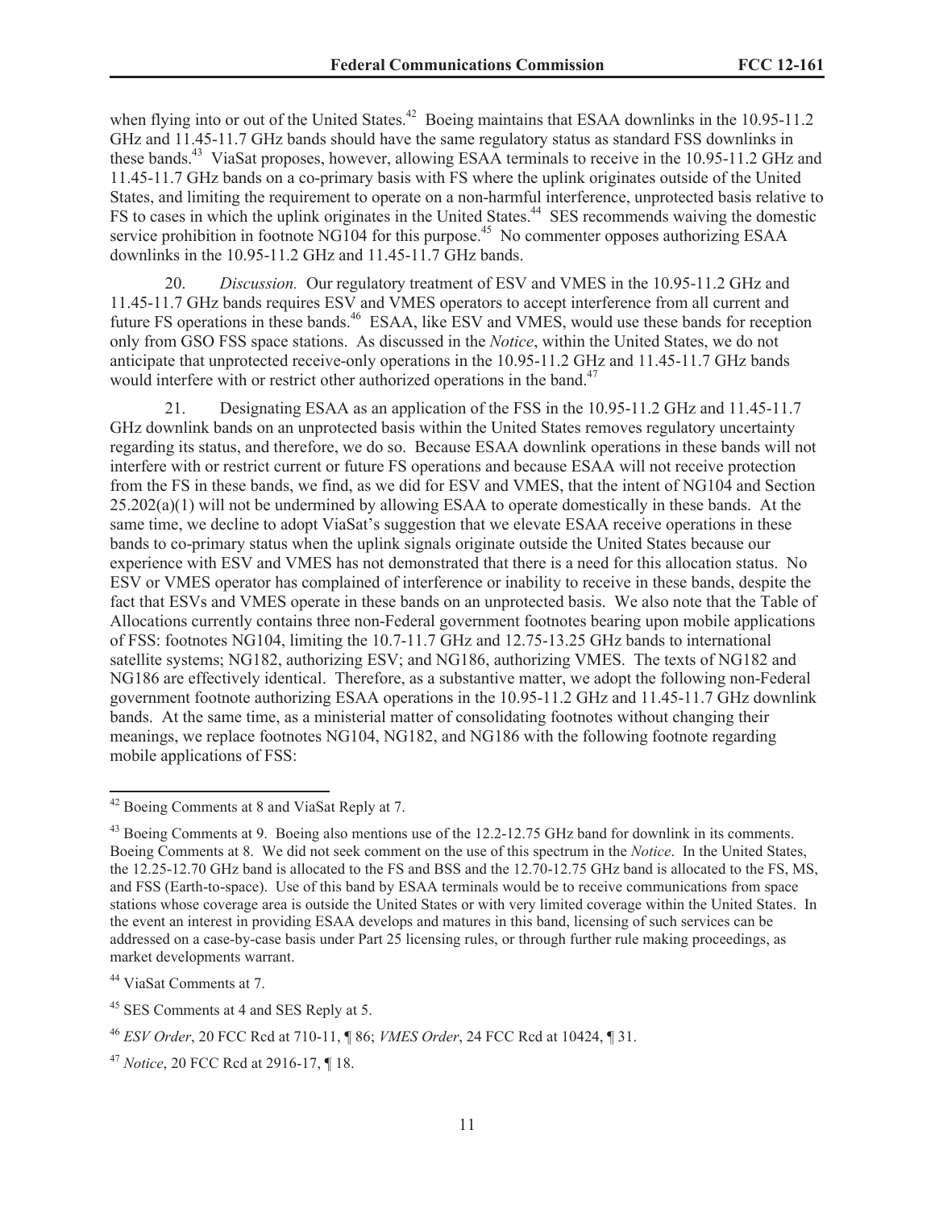when flying into or out of the United States.[42] Boeing maintains that ESAA downlinks in the 10.95-11.2 GHz and 11.45-11.7 GHz bands should have the same regulatory status as standard FSS downlinks in these bands.[43] ViaSat proposes, however, allowing ESAA terminals to receive in the 10.95-11.2 GHz and 11.45-11.7 GHz bands on a co-primary basis with FS where the uplink originates outside of the United States, and limiting the requirement to operate on a non-harmful interference, unprotected basis relative to FS to cases in which the uplink originates in the United States.[44] SES recommends waiving the domestic service prohibition in footnote NG104 for this purpose.[45] No commenter opposes authorizing ESAA downlinks in the 10.95-11.2 GHz and 11.45-11.7 GHz bands.

20. *Discussion.* Our regulatory treatment of ESV and VMES in the 10.95-11.2 GHz and 11.45-11.7 GHz bands requires ESV and VMES operators to accept interference from all current and future FS operations in these bands.[46] ESAA, like ESV and VMES, would use these bands for reception only from GSO FSS space stations. As discussed in the *Notice*, within the United States, we do not anticipate that unprotected receive-only operations in the 10.95-11.2 GHz and 11.45-11.7 GHz bands would interfere with or restrict other authorized operations in the band.[47]

21. Designating ESAA as an application of the FSS in the 10.95-11.2 GHz and 11.45-11.7 GHz downlink bands on an unprotected basis within the United States removes regulatory uncertainty regarding its status, and therefore, we do so. Because ESAA downlink operations in these bands will not interfere with or restrict current or future FS operations and because ESAA will not receive protection from the FS in these bands, we find, as we did for ESV and VMES, that the intent of NG104 and Section 25.202(a)(1) will not be undermined by allowing ESAA to operate domestically in these bands. At the same time, we decline to adopt ViaSat's suggestion that we elevate ESAA receive operations in these bands to co-primary status when the uplink signals originate outside the United States because our experience with ESV and VMES has not demonstrated that there is a need for this allocation status. No ESV or VMES operator has complained of interference or inability to receive in these bands, despite the fact that ESVs and VMES operate in these bands on an unprotected basis. We also note that the Table of Allocations currently contains three non-Federal government footnotes bearing upon mobile applications of FSS: footnotes NG104, limiting the 10.7-11.7 GHz and 12.75-13.25 GHz bands to international satellite systems; NG182, authorizing ESV; and NG186, authorizing VMES. The texts of NG182 and NG186 are effectively identical. Therefore, as a substantive matter, we adopt the following non-Federal government footnote authorizing ESAA operations in the 10.95-11.2 GHz and 11.45-11.7 GHz downlink bands. At the same time, as a ministerial matter of consolidating footnotes without changing their meanings, we replace footnotes NG104, NG182, and NG186 with the following footnote regarding mobile applications of FSS:

---

[42] Boeing Comments at 8 and ViaSat Reply at 7.

[43] Boeing Comments at 9. Boeing also mentions use of the 12.2-12.75 GHz band for downlink in its comments. Boeing Comments at 8. We did not seek comment on the use of this spectrum in the *Notice*. In the United States, the 12.25-12.70 GHz band is allocated to the FS and BSS and the 12.70-12.75 GHz band is allocated to the FS, MS, and FSS (Earth-to-space). Use of this band by ESAA terminals would be to receive communications from space stations whose coverage area is outside the United States or with very limited coverage within the United States. In the event an interest in providing ESAA develops and matures in this band, licensing of such services can be addressed on a case-by-case basis under Part 25 licensing rules, or through further rule making proceedings, as market developments warrant.

[44] ViaSat Comments at 7.

[45] SES Comments at 4 and SES Reply at 5.

[46] *ESV Order*, 20 FCC Rcd at 710-11, ¶ 86; *VMES Order*, 24 FCC Rcd at 10424, ¶ 31.

[47] *Notice*, 20 FCC Rcd at 2916-17, ¶ 18.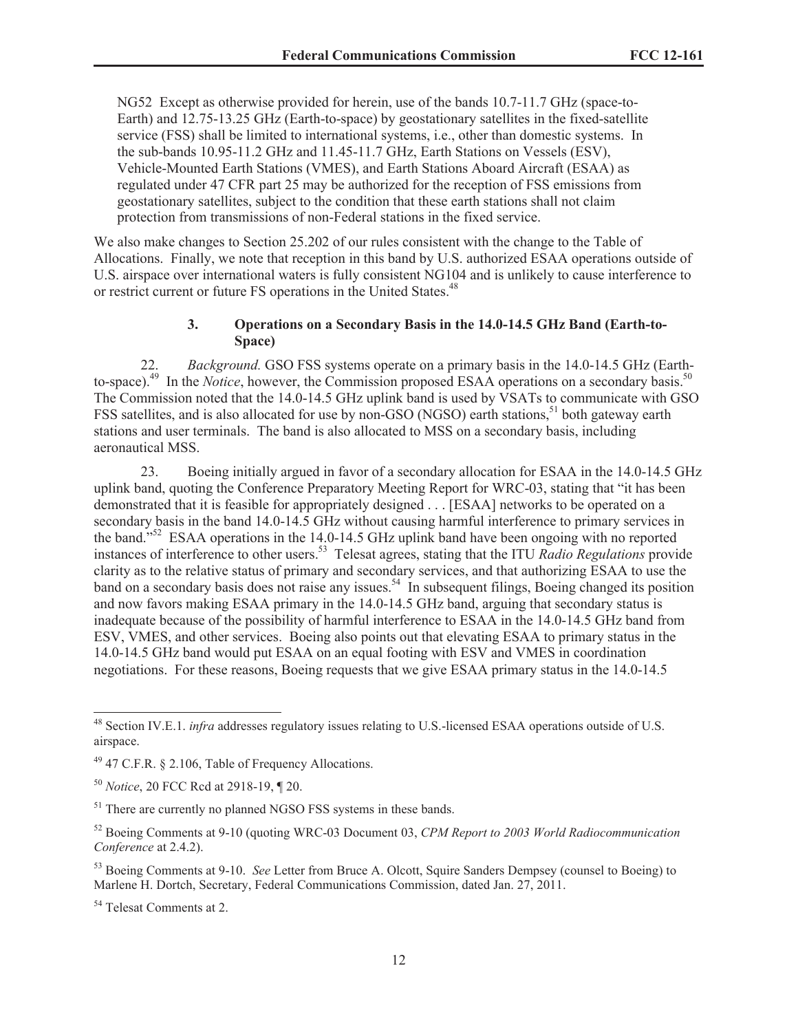NG52 Except as otherwise provided for herein, use of the bands 10.7-11.7 GHz (space-to-Earth) and 12.75-13.25 GHz (Earth-to-space) by geostationary satellites in the fixed-satellite service (FSS) shall be limited to international systems, i.e., other than domestic systems. In the sub-bands 10.95-11.2 GHz and 11.45-11.7 GHz, Earth Stations on Vessels (ESV), Vehicle-Mounted Earth Stations (VMES), and Earth Stations Aboard Aircraft (ESAA) as regulated under 47 CFR part 25 may be authorized for the reception of FSS emissions from geostationary satellites, subject to the condition that these earth stations shall not claim protection from transmissions of non-Federal stations in the fixed service.

We also make changes to Section 25.202 of our rules consistent with the change to the Table of Allocations. Finally, we note that reception in this band by U.S. authorized ESAA operations outside of U.S. airspace over international waters is fully consistent NG104 and is unlikely to cause interference to or restrict current or future FS operations in the United States.[48]

### 3. Operations on a Secondary Basis in the 14.0-14.5 GHz Band (Earth-to-Space)

22. *Background.* GSO FSS systems operate on a primary basis in the 14.0-14.5 GHz (Earth-to-space).[49] In the *Notice*, however, the Commission proposed ESAA operations on a secondary basis.[50] The Commission noted that the 14.0-14.5 GHz uplink band is used by VSATs to communicate with GSO FSS satellites, and is also allocated for use by non-GSO (NGSO) earth stations,[51] both gateway earth stations and user terminals. The band is also allocated to MSS on a secondary basis, including aeronautical MSS.

23. Boeing initially argued in favor of a secondary allocation for ESAA in the 14.0-14.5 GHz uplink band, quoting the Conference Preparatory Meeting Report for WRC-03, stating that "it has been demonstrated that it is feasible for appropriately designed . . . [ESAA] networks to be operated on a secondary basis in the band 14.0-14.5 GHz without causing harmful interference to primary services in the band."[52] ESAA operations in the 14.0-14.5 GHz uplink band have been ongoing with no reported instances of interference to other users.[53] Telesat agrees, stating that the ITU *Radio Regulations* provide clarity as to the relative status of primary and secondary services, and that authorizing ESAA to use the band on a secondary basis does not raise any issues.[54] In subsequent filings, Boeing changed its position and now favors making ESAA primary in the 14.0-14.5 GHz band, arguing that secondary status is inadequate because of the possibility of harmful interference to ESAA in the 14.0-14.5 GHz band from ESV, VMES, and other services. Boeing also points out that elevating ESAA to primary status in the 14.0-14.5 GHz band would put ESAA on an equal footing with ESV and VMES in coordination negotiations. For these reasons, Boeing requests that we give ESAA primary status in the 14.0-14.5

---

[48] Section IV.E.1. *infra* addresses regulatory issues relating to U.S.-licensed ESAA operations outside of U.S. airspace.

[49] 47 C.F.R. § 2.106, Table of Frequency Allocations.

[50] *Notice*, 20 FCC Rcd at 2918-19, ¶ 20.

[51] There are currently no planned NGSO FSS systems in these bands.

[52] Boeing Comments at 9-10 (quoting WRC-03 Document 03, *CPM Report to 2003 World Radiocommunication Conference* at 2.4.2).

[53] Boeing Comments at 9-10. *See* Letter from Bruce A. Olcott, Squire Sanders Dempsey (counsel to Boeing) to Marlene H. Dortch, Secretary, Federal Communications Commission, dated Jan. 27, 2011.

[54] Telesat Comments at 2.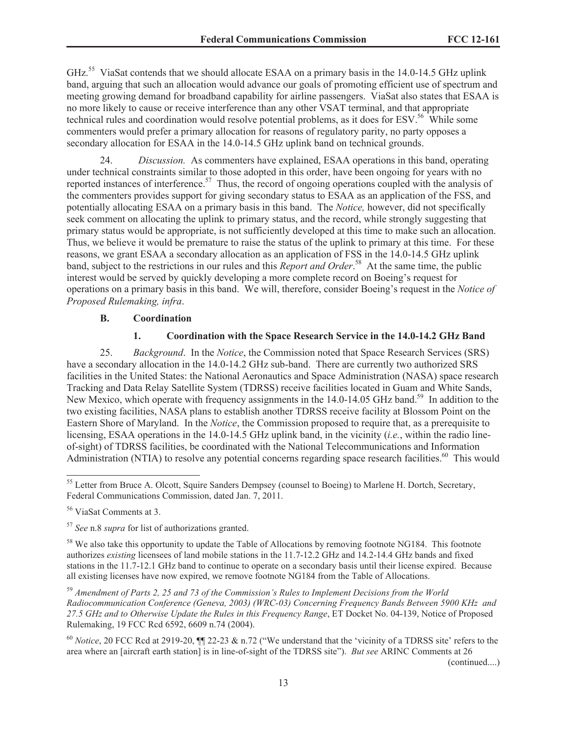GHz.[55] ViaSat contends that we should allocate ESAA on a primary basis in the 14.0-14.5 GHz uplink band, arguing that such an allocation would advance our goals of promoting efficient use of spectrum and meeting growing demand for broadband capability for airline passengers. ViaSat also states that ESAA is no more likely to cause or receive interference than any other VSAT terminal, and that appropriate technical rules and coordination would resolve potential problems, as it does for ESV.[56] While some commenters would prefer a primary allocation for reasons of regulatory parity, no party opposes a secondary allocation for ESAA in the 14.0-14.5 GHz uplink band on technical grounds.

24. *Discussion.* As commenters have explained, ESAA operations in this band, operating under technical constraints similar to those adopted in this order, have been ongoing for years with no reported instances of interference.[57] Thus, the record of ongoing operations coupled with the analysis of the commenters provides support for giving secondary status to ESAA as an application of the FSS, and potentially allocating ESAA on a primary basis in this band. The *Notice,* however, did not specifically seek comment on allocating the uplink to primary status, and the record, while strongly suggesting that primary status would be appropriate, is not sufficiently developed at this time to make such an allocation. Thus, we believe it would be premature to raise the status of the uplink to primary at this time. For these reasons, we grant ESAA a secondary allocation as an application of FSS in the 14.0-14.5 GHz uplink band, subject to the restrictions in our rules and this *Report and Order*.[58] At the same time, the public interest would be served by quickly developing a more complete record on Boeing's request for operations on a primary basis in this band. We will, therefore, consider Boeing's request in the *Notice of Proposed Rulemaking, infra*.

### B. Coordination

#### 1. Coordination with the Space Research Service in the 14.0-14.2 GHz Band

25. *Background*. In the *Notice*, the Commission noted that Space Research Services (SRS) have a secondary allocation in the 14.0-14.2 GHz sub-band. There are currently two authorized SRS facilities in the United States: the National Aeronautics and Space Administration (NASA) space research Tracking and Data Relay Satellite System (TDRSS) receive facilities located in Guam and White Sands, New Mexico, which operate with frequency assignments in the 14.0-14.05 GHz band.[59] In addition to the two existing facilities, NASA plans to establish another TDRSS receive facility at Blossom Point on the Eastern Shore of Maryland. In the *Notice*, the Commission proposed to require that, as a prerequisite to licensing, ESAA operations in the 14.0-14.5 GHz uplink band, in the vicinity (*i.e.*, within the radio line-of-sight) of TDRSS facilities, be coordinated with the National Telecommunications and Information Administration (NTIA) to resolve any potential concerns regarding space research facilities.[60] This would

---

[55] Letter from Bruce A. Olcott, Squire Sanders Dempsey (counsel to Boeing) to Marlene H. Dortch, Secretary, Federal Communications Commission, dated Jan. 7, 2011.

[56] ViaSat Comments at 3.

[57] *See* n.8 *supra* for list of authorizations granted.

[58] We also take this opportunity to update the Table of Allocations by removing footnote NG184. This footnote authorizes *existing* licensees of land mobile stations in the 11.7-12.2 GHz and 14.2-14.4 GHz bands and fixed stations in the 11.7-12.1 GHz band to continue to operate on a secondary basis until their license expired. Because all existing licenses have now expired, we remove footnote NG184 from the Table of Allocations.

[59] *Amendment of Parts 2, 25 and 73 of the Commission's Rules to Implement Decisions from the World Radiocommunication Conference (Geneva, 2003) (WRC-03) Concerning Frequency Bands Between 5900 KHz and 27.5 GHz and to Otherwise Update the Rules in this Frequency Range*, ET Docket No. 04-139, Notice of Proposed Rulemaking, 19 FCC Rcd 6592, 6609 n.74 (2004).

[60] *Notice*, 20 FCC Rcd at 2919-20, ¶¶ 22-23 & n.72 ("We understand that the 'vicinity of a TDRSS site' refers to the area where an [aircraft earth station] is in line-of-sight of the TDRSS site"). *But see* ARINC Comments at 26

(continued....)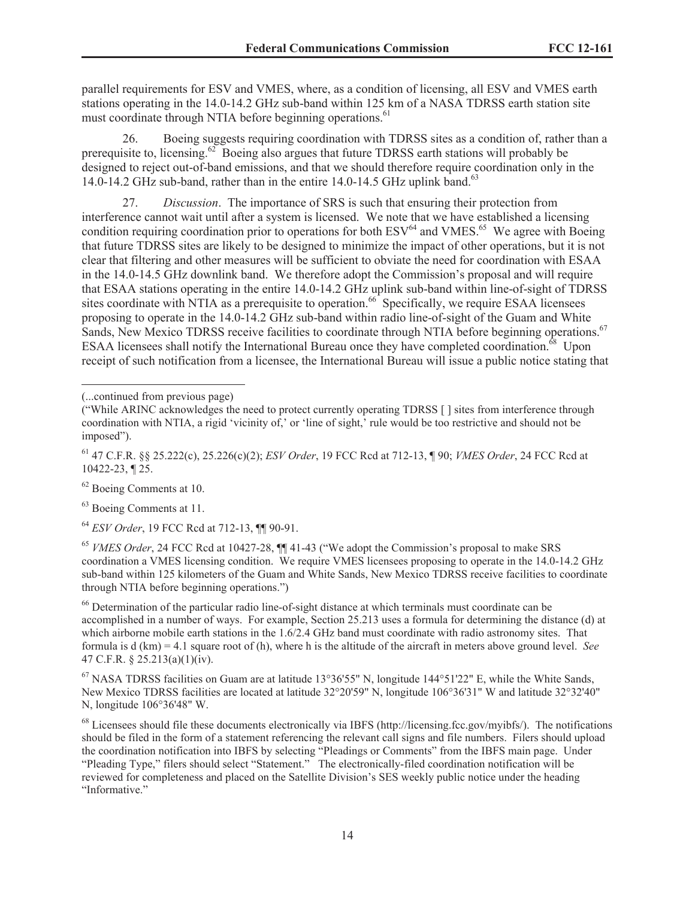parallel requirements for ESV and VMES, where, as a condition of licensing, all ESV and VMES earth stations operating in the 14.0-14.2 GHz sub-band within 125 km of a NASA TDRSS earth station site must coordinate through NTIA before beginning operations.[61]

26. Boeing suggests requiring coordination with TDRSS sites as a condition of, rather than a prerequisite to, licensing.[62] Boeing also argues that future TDRSS earth stations will probably be designed to reject out-of-band emissions, and that we should therefore require coordination only in the 14.0-14.2 GHz sub-band, rather than in the entire 14.0-14.5 GHz uplink band.[63]

27. *Discussion*. The importance of SRS is such that ensuring their protection from interference cannot wait until after a system is licensed. We note that we have established a licensing condition requiring coordination prior to operations for both ESV[64] and VMES.[65] We agree with Boeing that future TDRSS sites are likely to be designed to minimize the impact of other operations, but it is not clear that filtering and other measures will be sufficient to obviate the need for coordination with ESAA in the 14.0-14.5 GHz downlink band. We therefore adopt the Commission's proposal and will require that ESAA stations operating in the entire 14.0-14.2 GHz uplink sub-band within line-of-sight of TDRSS sites coordinate with NTIA as a prerequisite to operation.[66] Specifically, we require ESAA licensees proposing to operate in the 14.0-14.2 GHz sub-band within radio line-of-sight of the Guam and White Sands, New Mexico TDRSS receive facilities to coordinate through NTIA before beginning operations.[67] ESAA licensees shall notify the International Bureau once they have completed coordination.[68] Upon receipt of such notification from a licensee, the International Bureau will issue a public notice stating that

---

(...continued from previous page)

("While ARINC acknowledges the need to protect currently operating TDRSS [ ] sites from interference through coordination with NTIA, a rigid 'vicinity of,' or 'line of sight,' rule would be too restrictive and should not be imposed").

[61] 47 C.F.R. §§ 25.222(c), 25.226(c)(2); *ESV Order*, 19 FCC Rcd at 712-13, ¶ 90; *VMES Order*, 24 FCC Rcd at 10422-23, ¶ 25.

[62] Boeing Comments at 10.

[63] Boeing Comments at 11.

[64] *ESV Order*, 19 FCC Rcd at 712-13, ¶¶ 90-91.

[65] *VMES Order*, 24 FCC Rcd at 10427-28, ¶¶ 41-43 ("We adopt the Commission's proposal to make SRS coordination a VMES licensing condition. We require VMES licensees proposing to operate in the 14.0-14.2 GHz sub-band within 125 kilometers of the Guam and White Sands, New Mexico TDRSS receive facilities to coordinate through NTIA before beginning operations.")

[66] Determination of the particular radio line-of-sight distance at which terminals must coordinate can be accomplished in a number of ways. For example, Section 25.213 uses a formula for determining the distance (d) at which airborne mobile earth stations in the 1.6/2.4 GHz band must coordinate with radio astronomy sites. That formula is d (km) = 4.1 square root of (h), where h is the altitude of the aircraft in meters above ground level. *See* 47 C.F.R. § 25.213(a)(1)(iv).

[67] NASA TDRSS facilities on Guam are at latitude 13°36'55" N, longitude 144°51'22" E, while the White Sands, New Mexico TDRSS facilities are located at latitude 32°20'59" N, longitude 106°36'31" W and latitude 32°32'40" N, longitude 106°36'48" W.

[68] Licensees should file these documents electronically via IBFS (http://licensing.fcc.gov/myibfs/). The notifications should be filed in the form of a statement referencing the relevant call signs and file numbers. Filers should upload the coordination notification into IBFS by selecting "Pleadings or Comments" from the IBFS main page. Under "Pleading Type," filers should select "Statement." The electronically-filed coordination notification will be reviewed for completeness and placed on the Satellite Division's SES weekly public notice under the heading "Informative."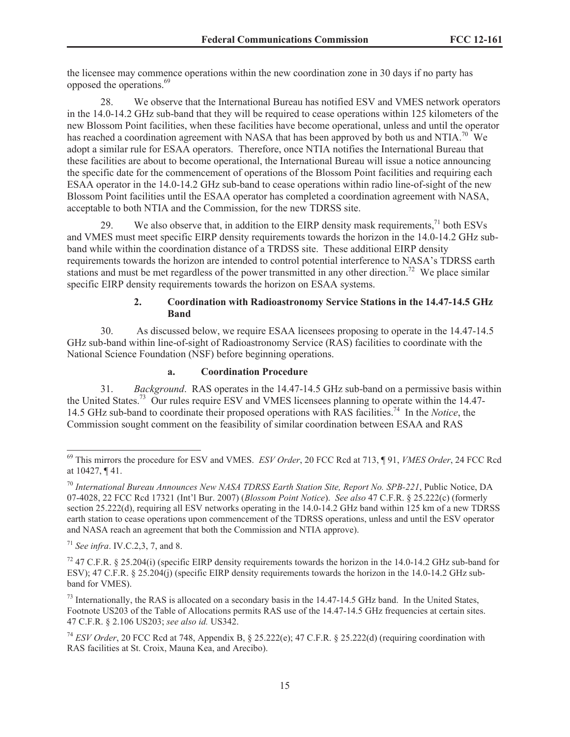the licensee may commence operations within the new coordination zone in 30 days if no party has opposed the operations.[69]

28. We observe that the International Bureau has notified ESV and VMES network operators in the 14.0-14.2 GHz sub-band that they will be required to cease operations within 125 kilometers of the new Blossom Point facilities, when these facilities have become operational, unless and until the operator has reached a coordination agreement with NASA that has been approved by both us and NTIA.[70] We adopt a similar rule for ESAA operators. Therefore, once NTIA notifies the International Bureau that these facilities are about to become operational, the International Bureau will issue a notice announcing the specific date for the commencement of operations of the Blossom Point facilities and requiring each ESAA operator in the 14.0-14.2 GHz sub-band to cease operations within radio line-of-sight of the new Blossom Point facilities until the ESAA operator has completed a coordination agreement with NASA, acceptable to both NTIA and the Commission, for the new TDRSS site.

29. We also observe that, in addition to the EIRP density mask requirements,[71] both ESVs and VMES must meet specific EIRP density requirements towards the horizon in the 14.0-14.2 GHz sub-band while within the coordination distance of a TRDSS site. These additional EIRP density requirements towards the horizon are intended to control potential interference to NASA's TDRSS earth stations and must be met regardless of the power transmitted in any other direction.[72] We place similar specific EIRP density requirements towards the horizon on ESAA systems.

### 2. Coordination with Radioastronomy Service Stations in the 14.47-14.5 GHz Band

30. As discussed below, we require ESAA licensees proposing to operate in the 14.47-14.5 GHz sub-band within line-of-sight of Radioastronomy Service (RAS) facilities to coordinate with the National Science Foundation (NSF) before beginning operations.

#### a. Coordination Procedure

31. *Background*. RAS operates in the 14.47-14.5 GHz sub-band on a permissive basis within the United States.[73] Our rules require ESV and VMES licensees planning to operate within the 14.47-14.5 GHz sub-band to coordinate their proposed operations with RAS facilities.[74] In the *Notice*, the Commission sought comment on the feasibility of similar coordination between ESAA and RAS

---

[69] This mirrors the procedure for ESV and VMES. *ESV Order*, 20 FCC Rcd at 713, ¶ 91, *VMES Order*, 24 FCC Rcd at 10427, ¶ 41.

[70] *International Bureau Announces New NASA TDRSS Earth Station Site, Report No. SPB-221*, Public Notice, DA 07-4028, 22 FCC Rcd 17321 (Int'l Bur. 2007) (*Blossom Point Notice*). *See also* 47 C.F.R. § 25.222(c) (formerly section 25.222(d), requiring all ESV networks operating in the 14.0-14.2 GHz band within 125 km of a new TDRSS earth station to cease operations upon commencement of the TDRSS operations, unless and until the ESV operator and NASA reach an agreement that both the Commission and NTIA approve).

[71] *See infra*. IV.C.2,3, 7, and 8.

[72] 47 C.F.R. § 25.204(i) (specific EIRP density requirements towards the horizon in the 14.0-14.2 GHz sub-band for ESV); 47 C.F.R. § 25.204(j) (specific EIRP density requirements towards the horizon in the 14.0-14.2 GHz sub-band for VMES).

[73] Internationally, the RAS is allocated on a secondary basis in the 14.47-14.5 GHz band. In the United States, Footnote US203 of the Table of Allocations permits RAS use of the 14.47-14.5 GHz frequencies at certain sites. 47 C.F.R. § 2.106 US203; *see also id.* US342.

[74] *ESV Order*, 20 FCC Rcd at 748, Appendix B, § 25.222(e); 47 C.F.R. § 25.222(d) (requiring coordination with RAS facilities at St. Croix, Mauna Kea, and Arecibo).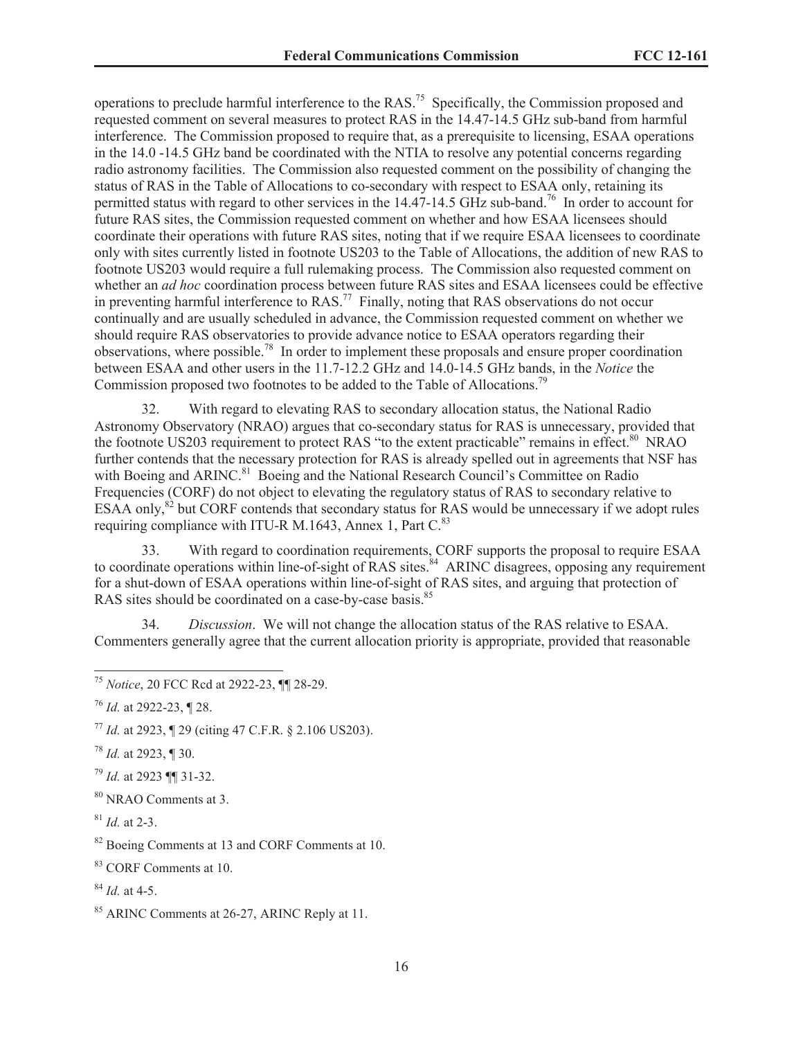operations to preclude harmful interference to the RAS.[75] Specifically, the Commission proposed and requested comment on several measures to protect RAS in the 14.47-14.5 GHz sub-band from harmful interference. The Commission proposed to require that, as a prerequisite to licensing, ESAA operations in the 14.0 -14.5 GHz band be coordinated with the NTIA to resolve any potential concerns regarding radio astronomy facilities. The Commission also requested comment on the possibility of changing the status of RAS in the Table of Allocations to co-secondary with respect to ESAA only, retaining its permitted status with regard to other services in the 14.47-14.5 GHz sub-band.[76] In order to account for future RAS sites, the Commission requested comment on whether and how ESAA licensees should coordinate their operations with future RAS sites, noting that if we require ESAA licensees to coordinate only with sites currently listed in footnote US203 to the Table of Allocations, the addition of new RAS to footnote US203 would require a full rulemaking process. The Commission also requested comment on whether an *ad hoc* coordination process between future RAS sites and ESAA licensees could be effective in preventing harmful interference to RAS.[77] Finally, noting that RAS observations do not occur continually and are usually scheduled in advance, the Commission requested comment on whether we should require RAS observatories to provide advance notice to ESAA operators regarding their observations, where possible.[78] In order to implement these proposals and ensure proper coordination between ESAA and other users in the 11.7-12.2 GHz and 14.0-14.5 GHz bands, in the *Notice* the Commission proposed two footnotes to be added to the Table of Allocations.[79]

32. With regard to elevating RAS to secondary allocation status, the National Radio Astronomy Observatory (NRAO) argues that co-secondary status for RAS is unnecessary, provided that the footnote US203 requirement to protect RAS "to the extent practicable" remains in effect.[80] NRAO further contends that the necessary protection for RAS is already spelled out in agreements that NSF has with Boeing and ARINC.[81] Boeing and the National Research Council's Committee on Radio Frequencies (CORF) do not object to elevating the regulatory status of RAS to secondary relative to ESAA only,[82] but CORF contends that secondary status for RAS would be unnecessary if we adopt rules requiring compliance with ITU-R M.1643, Annex 1, Part C.[83]

33. With regard to coordination requirements, CORF supports the proposal to require ESAA to coordinate operations within line-of-sight of RAS sites.[84] ARINC disagrees, opposing any requirement for a shut-down of ESAA operations within line-of-sight of RAS sites, and arguing that protection of RAS sites should be coordinated on a case-by-case basis.[85]

34. *Discussion*. We will not change the allocation status of the RAS relative to ESAA. Commenters generally agree that the current allocation priority is appropriate, provided that reasonable

---

[75] *Notice*, 20 FCC Rcd at 2922-23, ¶¶ 28-29.

[76] *Id.* at 2922-23, ¶ 28.

[77] *Id.* at 2923, ¶ 29 (citing 47 C.F.R. § 2.106 US203).

[78] *Id.* at 2923, ¶ 30.

[79] *Id.* at 2923 ¶¶ 31-32.

[80] NRAO Comments at 3.

[81] *Id.* at 2-3.

[82] Boeing Comments at 13 and CORF Comments at 10.

[83] CORF Comments at 10.

[84] *Id.* at 4-5.

[85] ARINC Comments at 26-27, ARINC Reply at 11.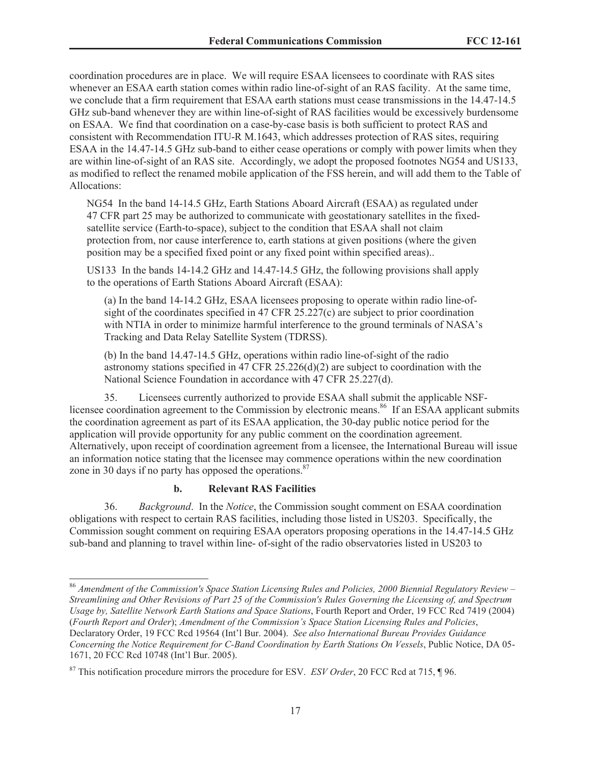coordination procedures are in place. We will require ESAA licensees to coordinate with RAS sites whenever an ESAA earth station comes within radio line-of-sight of an RAS facility. At the same time, we conclude that a firm requirement that ESAA earth stations must cease transmissions in the 14.47-14.5 GHz sub-band whenever they are within line-of-sight of RAS facilities would be excessively burdensome on ESAA. We find that coordination on a case-by-case basis is both sufficient to protect RAS and consistent with Recommendation ITU-R M.1643, which addresses protection of RAS sites, requiring ESAA in the 14.47-14.5 GHz sub-band to either cease operations or comply with power limits when they are within line-of-sight of an RAS site. Accordingly, we adopt the proposed footnotes NG54 and US133, as modified to reflect the renamed mobile application of the FSS herein, and will add them to the Table of Allocations:

> NG54 In the band 14-14.5 GHz, Earth Stations Aboard Aircraft (ESAA) as regulated under 47 CFR part 25 may be authorized to communicate with geostationary satellites in the fixed-satellite service (Earth-to-space), subject to the condition that ESAA shall not claim protection from, nor cause interference to, earth stations at given positions (where the given position may be a specified fixed point or any fixed point within specified areas)..
>
> US133 In the bands 14-14.2 GHz and 14.47-14.5 GHz, the following provisions shall apply to the operations of Earth Stations Aboard Aircraft (ESAA):
>
> > (a) In the band 14-14.2 GHz, ESAA licensees proposing to operate within radio line-of-sight of the coordinates specified in 47 CFR 25.227(c) are subject to prior coordination with NTIA in order to minimize harmful interference to the ground terminals of NASA's Tracking and Data Relay Satellite System (TDRSS).
> >
> > (b) In the band 14.47-14.5 GHz, operations within radio line-of-sight of the radio astronomy stations specified in 47 CFR 25.226(d)(2) are subject to coordination with the National Science Foundation in accordance with 47 CFR 25.227(d).

35. Licensees currently authorized to provide ESAA shall submit the applicable NSF-licensee coordination agreement to the Commission by electronic means.[86] If an ESAA applicant submits the coordination agreement as part of its ESAA application, the 30-day public notice period for the application will provide opportunity for any public comment on the coordination agreement. Alternatively, upon receipt of coordination agreement from a licensee, the International Bureau will issue an information notice stating that the licensee may commence operations within the new coordination zone in 30 days if no party has opposed the operations.[87]

#### b. Relevant RAS Facilities

36. *Background*. In the *Notice*, the Commission sought comment on ESAA coordination obligations with respect to certain RAS facilities, including those listed in US203. Specifically, the Commission sought comment on requiring ESAA operators proposing operations in the 14.47-14.5 GHz sub-band and planning to travel within line- of-sight of the radio observatories listed in US203 to

---

[86] *Amendment of the Commission's Space Station Licensing Rules and Policies, 2000 Biennial Regulatory Review – Streamlining and Other Revisions of Part 25 of the Commission's Rules Governing the Licensing of, and Spectrum Usage by, Satellite Network Earth Stations and Space Stations*, Fourth Report and Order, 19 FCC Rcd 7419 (2004) (*Fourth Report and Order*); *Amendment of the Commission's Space Station Licensing Rules and Policies*, Declaratory Order, 19 FCC Rcd 19564 (Int'l Bur. 2004). *See also International Bureau Provides Guidance Concerning the Notice Requirement for C-Band Coordination by Earth Stations On Vessels*, Public Notice, DA 05-1671, 20 FCC Rcd 10748 (Int'l Bur. 2005).

[87] This notification procedure mirrors the procedure for ESV. *ESV Order*, 20 FCC Rcd at 715, ¶ 96.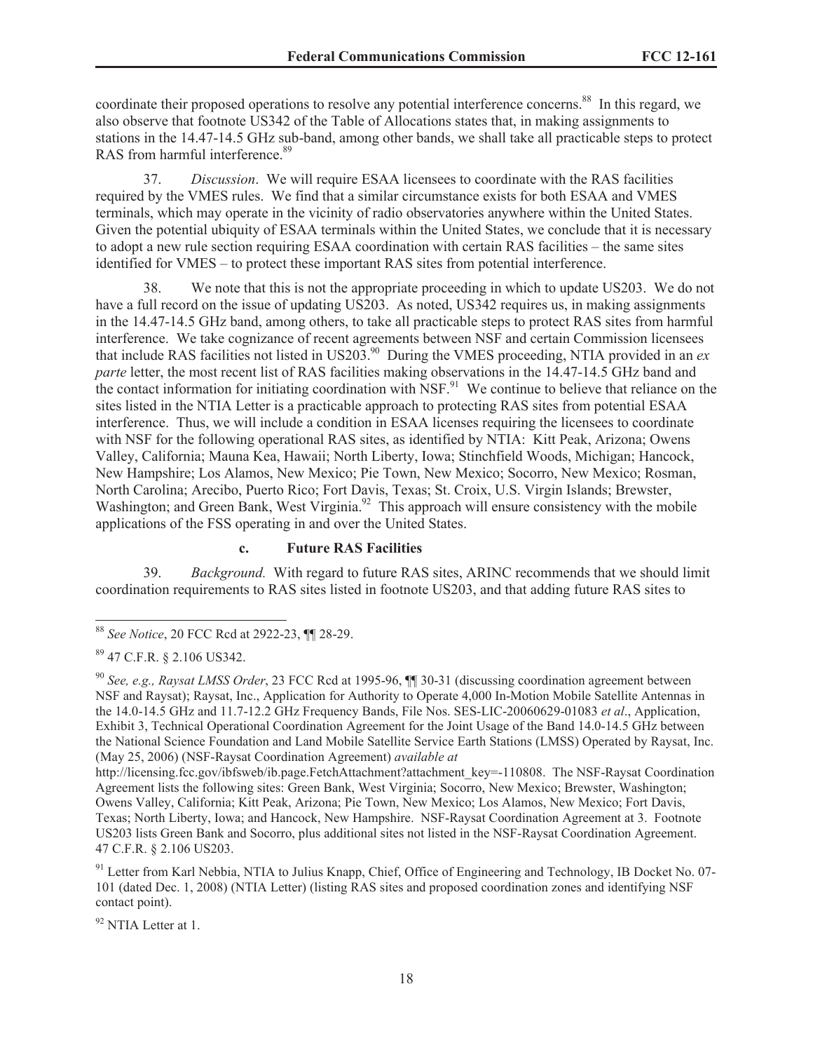coordinate their proposed operations to resolve any potential interference concerns.[88] In this regard, we also observe that footnote US342 of the Table of Allocations states that, in making assignments to stations in the 14.47-14.5 GHz sub-band, among other bands, we shall take all practicable steps to protect RAS from harmful interference.[89]

37. *Discussion*. We will require ESAA licensees to coordinate with the RAS facilities required by the VMES rules. We find that a similar circumstance exists for both ESAA and VMES terminals, which may operate in the vicinity of radio observatories anywhere within the United States. Given the potential ubiquity of ESAA terminals within the United States, we conclude that it is necessary to adopt a new rule section requiring ESAA coordination with certain RAS facilities – the same sites identified for VMES – to protect these important RAS sites from potential interference.

38. We note that this is not the appropriate proceeding in which to update US203. We do not have a full record on the issue of updating US203. As noted, US342 requires us, in making assignments in the 14.47-14.5 GHz band, among others, to take all practicable steps to protect RAS sites from harmful interference. We take cognizance of recent agreements between NSF and certain Commission licensees that include RAS facilities not listed in US203.[90] During the VMES proceeding, NTIA provided in an *ex parte* letter, the most recent list of RAS facilities making observations in the 14.47-14.5 GHz band and the contact information for initiating coordination with NSF.[91] We continue to believe that reliance on the sites listed in the NTIA Letter is a practicable approach to protecting RAS sites from potential ESAA interference. Thus, we will include a condition in ESAA licenses requiring the licensees to coordinate with NSF for the following operational RAS sites, as identified by NTIA: Kitt Peak, Arizona; Owens Valley, California; Mauna Kea, Hawaii; North Liberty, Iowa; Stinchfield Woods, Michigan; Hancock, New Hampshire; Los Alamos, New Mexico; Pie Town, New Mexico; Socorro, New Mexico; Rosman, North Carolina; Arecibo, Puerto Rico; Fort Davis, Texas; St. Croix, U.S. Virgin Islands; Brewster, Washington; and Green Bank, West Virginia.[92] This approach will ensure consistency with the mobile applications of the FSS operating in and over the United States.

#### c. Future RAS Facilities

39. *Background.* With regard to future RAS sites, ARINC recommends that we should limit coordination requirements to RAS sites listed in footnote US203, and that adding future RAS sites to

---

[88] *See Notice*, 20 FCC Rcd at 2922-23, ¶¶ 28-29.

[89] 47 C.F.R. § 2.106 US342.

[90] *See, e.g., Raysat LMSS Order*, 23 FCC Rcd at 1995-96, ¶¶ 30-31 (discussing coordination agreement between NSF and Raysat); Raysat, Inc., Application for Authority to Operate 4,000 In-Motion Mobile Satellite Antennas in the 14.0-14.5 GHz and 11.7-12.2 GHz Frequency Bands, File Nos. SES-LIC-20060629-01083 *et al*., Application, Exhibit 3, Technical Operational Coordination Agreement for the Joint Usage of the Band 14.0-14.5 GHz between the National Science Foundation and Land Mobile Satellite Service Earth Stations (LMSS) Operated by Raysat, Inc. (May 25, 2006) (NSF-Raysat Coordination Agreement) *available at* http://licensing.fcc.gov/ibfsweb/ib.page.FetchAttachment?attachment_key=-110808. The NSF-Raysat Coordination Agreement lists the following sites: Green Bank, West Virginia; Socorro, New Mexico; Brewster, Washington; Owens Valley, California; Kitt Peak, Arizona; Pie Town, New Mexico; Los Alamos, New Mexico; Fort Davis, Texas; North Liberty, Iowa; and Hancock, New Hampshire. NSF-Raysat Coordination Agreement at 3. Footnote US203 lists Green Bank and Socorro, plus additional sites not listed in the NSF-Raysat Coordination Agreement. 47 C.F.R. § 2.106 US203.

[91] Letter from Karl Nebbia, NTIA to Julius Knapp, Chief, Office of Engineering and Technology, IB Docket No. 07-101 (dated Dec. 1, 2008) (NTIA Letter) (listing RAS sites and proposed coordination zones and identifying NSF contact point).

[92] NTIA Letter at 1.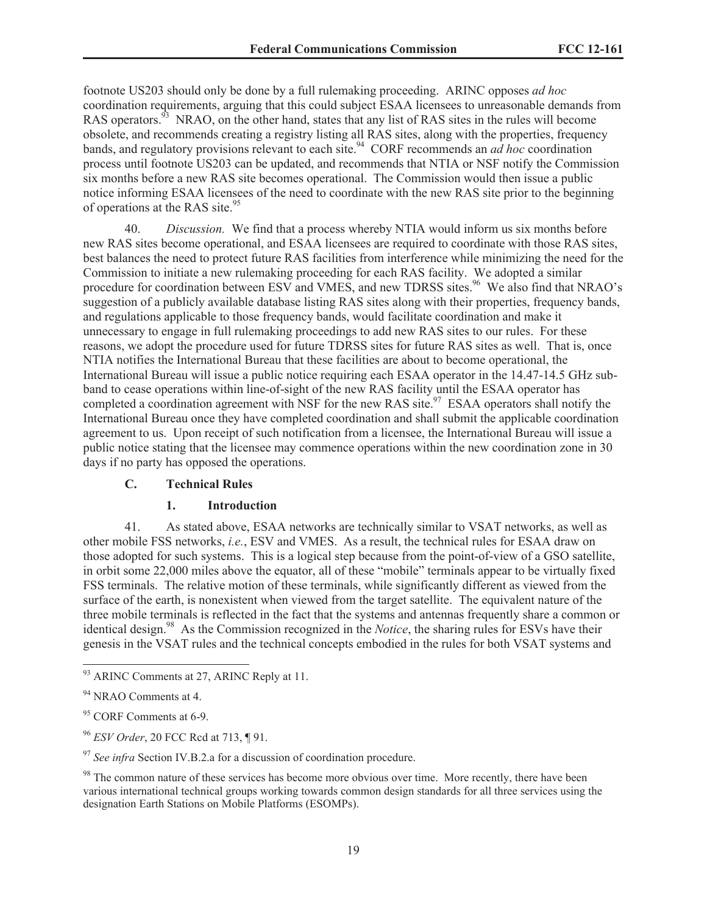footnote US203 should only be done by a full rulemaking proceeding. ARINC opposes *ad hoc* coordination requirements, arguing that this could subject ESAA licensees to unreasonable demands from RAS operators.[93] NRAO, on the other hand, states that any list of RAS sites in the rules will become obsolete, and recommends creating a registry listing all RAS sites, along with the properties, frequency bands, and regulatory provisions relevant to each site.[94] CORF recommends an *ad hoc* coordination process until footnote US203 can be updated, and recommends that NTIA or NSF notify the Commission six months before a new RAS site becomes operational. The Commission would then issue a public notice informing ESAA licensees of the need to coordinate with the new RAS site prior to the beginning of operations at the RAS site.[95]

40. *Discussion.* We find that a process whereby NTIA would inform us six months before new RAS sites become operational, and ESAA licensees are required to coordinate with those RAS sites, best balances the need to protect future RAS facilities from interference while minimizing the need for the Commission to initiate a new rulemaking proceeding for each RAS facility. We adopted a similar procedure for coordination between ESV and VMES, and new TDRSS sites.[96] We also find that NRAO's suggestion of a publicly available database listing RAS sites along with their properties, frequency bands, and regulations applicable to those frequency bands, would facilitate coordination and make it unnecessary to engage in full rulemaking proceedings to add new RAS sites to our rules. For these reasons, we adopt the procedure used for future TDRSS sites for future RAS sites as well. That is, once NTIA notifies the International Bureau that these facilities are about to become operational, the International Bureau will issue a public notice requiring each ESAA operator in the 14.47-14.5 GHz sub-band to cease operations within line-of-sight of the new RAS facility until the ESAA operator has completed a coordination agreement with NSF for the new RAS site.[97] ESAA operators shall notify the International Bureau once they have completed coordination and shall submit the applicable coordination agreement to us. Upon receipt of such notification from a licensee, the International Bureau will issue a public notice stating that the licensee may commence operations within the new coordination zone in 30 days if no party has opposed the operations.

### C. Technical Rules

#### 1. Introduction

41. As stated above, ESAA networks are technically similar to VSAT networks, as well as other mobile FSS networks, *i.e.*, ESV and VMES. As a result, the technical rules for ESAA draw on those adopted for such systems. This is a logical step because from the point-of-view of a GSO satellite, in orbit some 22,000 miles above the equator, all of these "mobile" terminals appear to be virtually fixed FSS terminals. The relative motion of these terminals, while significantly different as viewed from the surface of the earth, is nonexistent when viewed from the target satellite. The equivalent nature of the three mobile terminals is reflected in the fact that the systems and antennas frequently share a common or identical design.[98] As the Commission recognized in the *Notice*, the sharing rules for ESVs have their genesis in the VSAT rules and the technical concepts embodied in the rules for both VSAT systems and

---

[93] ARINC Comments at 27, ARINC Reply at 11.

[94] NRAO Comments at 4.

[95] CORF Comments at 6-9.

[96] *ESV Order*, 20 FCC Rcd at 713, ¶ 91.

[97] *See infra* Section IV.B.2.a for a discussion of coordination procedure.

[98] The common nature of these services has become more obvious over time. More recently, there have been various international technical groups working towards common design standards for all three services using the designation Earth Stations on Mobile Platforms (ESOMPs).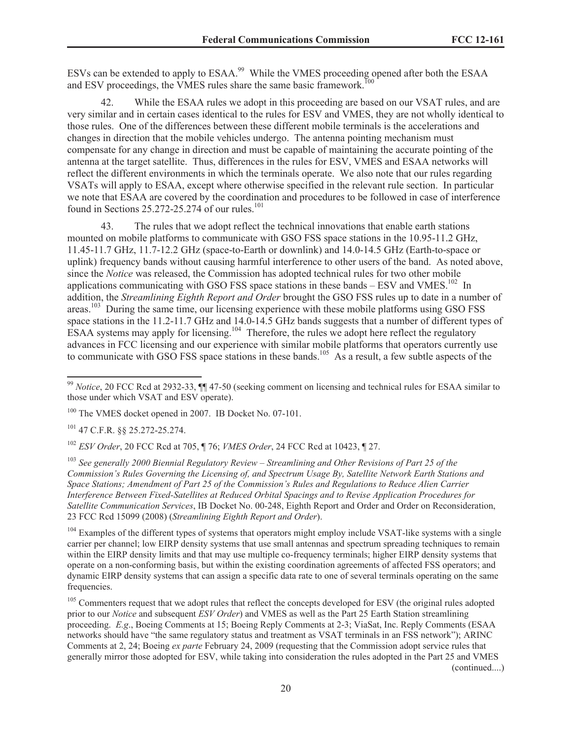ESVs can be extended to apply to ESAA.[99] While the VMES proceeding opened after both the ESAA and ESV proceedings, the VMES rules share the same basic framework.[100]

42. While the ESAA rules we adopt in this proceeding are based on our VSAT rules, and are very similar and in certain cases identical to the rules for ESV and VMES, they are not wholly identical to those rules. One of the differences between these different mobile terminals is the accelerations and changes in direction that the mobile vehicles undergo. The antenna pointing mechanism must compensate for any change in direction and must be capable of maintaining the accurate pointing of the antenna at the target satellite. Thus, differences in the rules for ESV, VMES and ESAA networks will reflect the different environments in which the terminals operate. We also note that our rules regarding VSATs will apply to ESAA, except where otherwise specified in the relevant rule section. In particular we note that ESAA are covered by the coordination and procedures to be followed in case of interference found in Sections 25.272-25.274 of our rules.[101]

43. The rules that we adopt reflect the technical innovations that enable earth stations mounted on mobile platforms to communicate with GSO FSS space stations in the 10.95-11.2 GHz, 11.45-11.7 GHz, 11.7-12.2 GHz (space-to-Earth or downlink) and 14.0-14.5 GHz (Earth-to-space or uplink) frequency bands without causing harmful interference to other users of the band. As noted above, since the *Notice* was released, the Commission has adopted technical rules for two other mobile applications communicating with GSO FSS space stations in these bands – ESV and VMES.[102] In addition, the *Streamlining Eighth Report and Order* brought the GSO FSS rules up to date in a number of areas.[103] During the same time, our licensing experience with these mobile platforms using GSO FSS space stations in the 11.2-11.7 GHz and 14.0-14.5 GHz bands suggests that a number of different types of ESAA systems may apply for licensing.[104] Therefore, the rules we adopt here reflect the regulatory advances in FCC licensing and our experience with similar mobile platforms that operators currently use to communicate with GSO FSS space stations in these bands.[105] As a result, a few subtle aspects of the

---

[99] *Notice*, 20 FCC Rcd at 2932-33, ¶¶ 47-50 (seeking comment on licensing and technical rules for ESAA similar to those under which VSAT and ESV operate).

[100] The VMES docket opened in 2007. IB Docket No. 07-101.

[101] 47 C.F.R. §§ 25.272-25.274.

[102] *ESV Order*, 20 FCC Rcd at 705, ¶ 76; *VMES Order*, 24 FCC Rcd at 10423, ¶ 27.

[103] *See generally 2000 Biennial Regulatory Review – Streamlining and Other Revisions of Part 25 of the Commission's Rules Governing the Licensing of, and Spectrum Usage By, Satellite Network Earth Stations and Space Stations; Amendment of Part 25 of the Commission's Rules and Regulations to Reduce Alien Carrier Interference Between Fixed-Satellites at Reduced Orbital Spacings and to Revise Application Procedures for Satellite Communication Services*, IB Docket No. 00-248, Eighth Report and Order and Order on Reconsideration, 23 FCC Rcd 15099 (2008) (*Streamlining Eighth Report and Order*).

[104] Examples of the different types of systems that operators might employ include VSAT-like systems with a single carrier per channel; low EIRP density systems that use small antennas and spectrum spreading techniques to remain within the EIRP density limits and that may use multiple co-frequency terminals; higher EIRP density systems that operate on a non-conforming basis, but within the existing coordination agreements of affected FSS operators; and dynamic EIRP density systems that can assign a specific data rate to one of several terminals operating on the same frequencies.

[105] Commenters request that we adopt rules that reflect the concepts developed for ESV (the original rules adopted prior to our *Notice* and subsequent *ESV Order*) and VMES as well as the Part 25 Earth Station streamlining proceeding. *E.g*., Boeing Comments at 15; Boeing Reply Comments at 2-3; ViaSat, Inc. Reply Comments (ESAA networks should have "the same regulatory status and treatment as VSAT terminals in an FSS network"); ARINC Comments at 2, 24; Boeing *ex parte* February 24, 2009 (requesting that the Commission adopt service rules that generally mirror those adopted for ESV, while taking into consideration the rules adopted in the Part 25 and VMES

(continued....)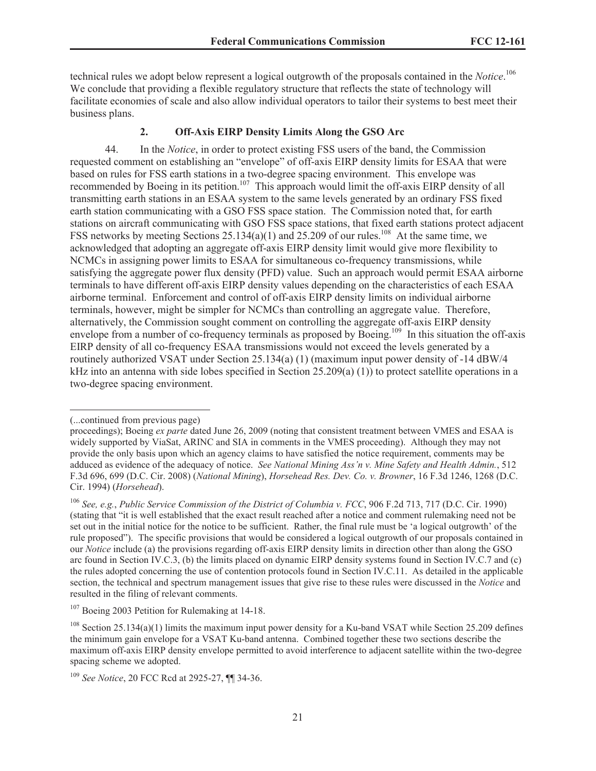technical rules we adopt below represent a logical outgrowth of the proposals contained in the *Notice*.[106] We conclude that providing a flexible regulatory structure that reflects the state of technology will facilitate economies of scale and also allow individual operators to tailor their systems to best meet their business plans.

### 2. Off-Axis EIRP Density Limits Along the GSO Arc

44. In the *Notice*, in order to protect existing FSS users of the band, the Commission requested comment on establishing an "envelope" of off-axis EIRP density limits for ESAA that were based on rules for FSS earth stations in a two-degree spacing environment. This envelope was recommended by Boeing in its petition.[107] This approach would limit the off-axis EIRP density of all transmitting earth stations in an ESAA system to the same levels generated by an ordinary FSS fixed earth station communicating with a GSO FSS space station. The Commission noted that, for earth stations on aircraft communicating with GSO FSS space stations, that fixed earth stations protect adjacent FSS networks by meeting Sections 25.134(a)(1) and 25.209 of our rules.[108] At the same time, we acknowledged that adopting an aggregate off-axis EIRP density limit would give more flexibility to NCMCs in assigning power limits to ESAA for simultaneous co-frequency transmissions, while satisfying the aggregate power flux density (PFD) value. Such an approach would permit ESAA airborne terminals to have different off-axis EIRP density values depending on the characteristics of each ESAA airborne terminal. Enforcement and control of off-axis EIRP density limits on individual airborne terminals, however, might be simpler for NCMCs than controlling an aggregate value. Therefore, alternatively, the Commission sought comment on controlling the aggregate off-axis EIRP density envelope from a number of co-frequency terminals as proposed by Boeing.[109] In this situation the off-axis EIRP density of all co-frequency ESAA transmissions would not exceed the levels generated by a routinely authorized VSAT under Section 25.134(a) (1) (maximum input power density of -14 dBW/4 kHz into an antenna with side lobes specified in Section 25.209(a) (1)) to protect satellite operations in a two-degree spacing environment.

---

(...continued from previous page)

proceedings); Boeing *ex parte* dated June 26, 2009 (noting that consistent treatment between VMES and ESAA is widely supported by ViaSat, ARINC and SIA in comments in the VMES proceeding). Although they may not provide the only basis upon which an agency claims to have satisfied the notice requirement, comments may be adduced as evidence of the adequacy of notice. *See National Mining Ass'n v. Mine Safety and Health Admin.*, 512 F.3d 696, 699 (D.C. Cir. 2008) (*National Mining*), *Horsehead Res. Dev. Co. v. Browner*, 16 F.3d 1246, 1268 (D.C. Cir. 1994) (*Horsehead*).

[106] *See, e.g.*, *Public Service Commission of the District of Columbia v. FCC*, 906 F.2d 713, 717 (D.C. Cir. 1990) (stating that "it is well established that the exact result reached after a notice and comment rulemaking need not be set out in the initial notice for the notice to be sufficient. Rather, the final rule must be 'a logical outgrowth' of the rule proposed"). The specific provisions that would be considered a logical outgrowth of our proposals contained in our *Notice* include (a) the provisions regarding off-axis EIRP density limits in direction other than along the GSO arc found in Section IV.C.3, (b) the limits placed on dynamic EIRP density systems found in Section IV.C.7 and (c) the rules adopted concerning the use of contention protocols found in Section IV.C.11. As detailed in the applicable section, the technical and spectrum management issues that give rise to these rules were discussed in the *Notice* and resulted in the filing of relevant comments.

[107] Boeing 2003 Petition for Rulemaking at 14-18.

[108] Section 25.134(a)(1) limits the maximum input power density for a Ku-band VSAT while Section 25.209 defines the minimum gain envelope for a VSAT Ku-band antenna. Combined together these two sections describe the maximum off-axis EIRP density envelope permitted to avoid interference to adjacent satellite within the two-degree spacing scheme we adopted.

[109] *See Notice*, 20 FCC Rcd at 2925-27, ¶¶ 34-36.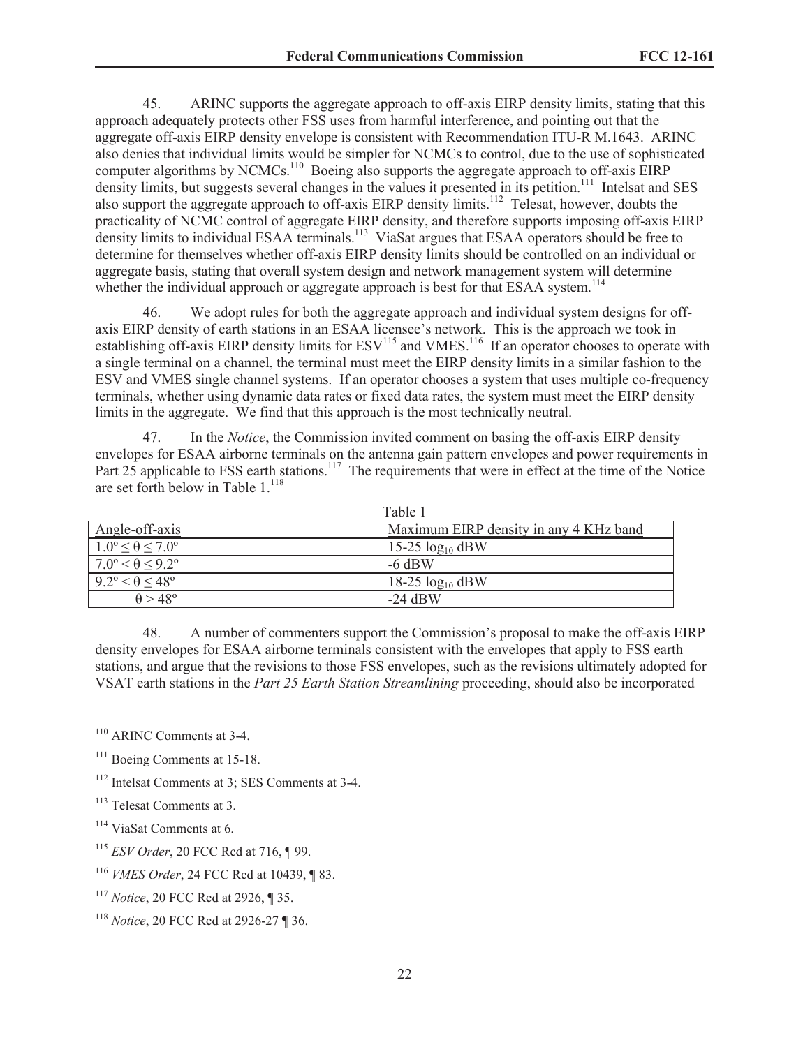45. ARINC supports the aggregate approach to off-axis EIRP density limits, stating that this approach adequately protects other FSS uses from harmful interference, and pointing out that the aggregate off-axis EIRP density envelope is consistent with Recommendation ITU-R M.1643. ARINC also denies that individual limits would be simpler for NCMCs to control, due to the use of sophisticated computer algorithms by NCMCs.[110] Boeing also supports the aggregate approach to off-axis EIRP density limits, but suggests several changes in the values it presented in its petition.[111] Intelsat and SES also support the aggregate approach to off-axis EIRP density limits.[112] Telesat, however, doubts the practicality of NCMC control of aggregate EIRP density, and therefore supports imposing off-axis EIRP density limits to individual ESAA terminals.[113] ViaSat argues that ESAA operators should be free to determine for themselves whether off-axis EIRP density limits should be controlled on an individual or aggregate basis, stating that overall system design and network management system will determine whether the individual approach or aggregate approach is best for that ESAA system.[114]

46. We adopt rules for both the aggregate approach and individual system designs for off-axis EIRP density of earth stations in an ESAA licensee's network. This is the approach we took in establishing off-axis EIRP density limits for ESV[115] and VMES.[116] If an operator chooses to operate with a single terminal on a channel, the terminal must meet the EIRP density limits in a similar fashion to the ESV and VMES single channel systems. If an operator chooses a system that uses multiple co-frequency terminals, whether using dynamic data rates or fixed data rates, the system must meet the EIRP density limits in the aggregate. We find that this approach is the most technically neutral.

47. In the *Notice*, the Commission invited comment on basing the off-axis EIRP density envelopes for ESAA airborne terminals on the antenna gain pattern envelopes and power requirements in Part 25 applicable to FSS earth stations.[117] The requirements that were in effect at the time of the Notice are set forth below in Table 1.[118]

Table 1

| Angle-off-axis | Maximum EIRP density in any 4 KHz band |
|---|---|
| $1.0° \leq \theta \leq 7.0°$ | $15\text{-}25 \log_{10}$ dBW |
| $7.0° < \theta \leq 9.2°$ | -6 dBW |
| $9.2° < \theta \leq 48°$ | $18\text{-}25 \log_{10}$ dBW |
| $\theta > 48°$ | -24 dBW |

48. A number of commenters support the Commission's proposal to make the off-axis EIRP density envelopes for ESAA airborne terminals consistent with the envelopes that apply to FSS earth stations, and argue that the revisions to those FSS envelopes, such as the revisions ultimately adopted for VSAT earth stations in the *Part 25 Earth Station Streamlining* proceeding, should also be incorporated

---

[110] ARINC Comments at 3-4.

[111] Boeing Comments at 15-18.

[112] Intelsat Comments at 3; SES Comments at 3-4.

[113] Telesat Comments at 3.

[114] ViaSat Comments at 6.

[115] *ESV Order*, 20 FCC Rcd at 716, ¶ 99.

[116] *VMES Order*, 24 FCC Rcd at 10439, ¶ 83.

[117] *Notice*, 20 FCC Rcd at 2926, ¶ 35.

[118] *Notice*, 20 FCC Rcd at 2926-27 ¶ 36.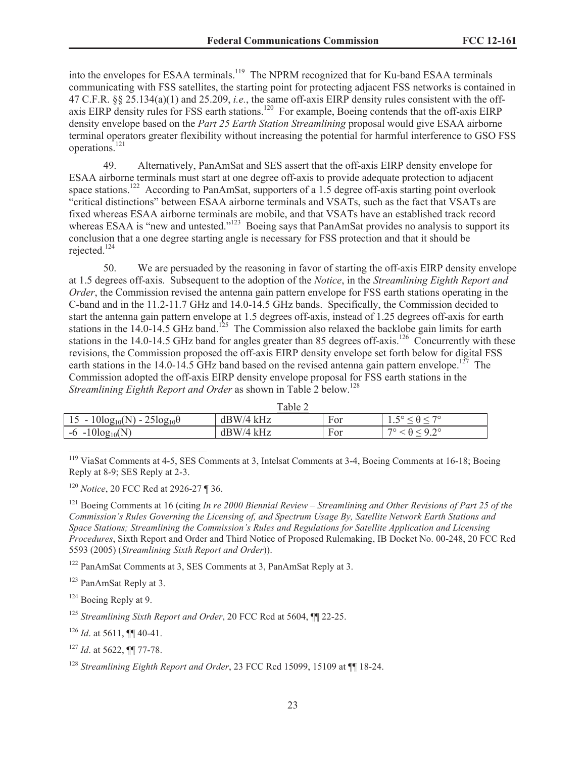into the envelopes for ESAA terminals.[119] The NPRM recognized that for Ku-band ESAA terminals communicating with FSS satellites, the starting point for protecting adjacent FSS networks is contained in 47 C.F.R. §§ 25.134(a)(1) and 25.209, *i.e.*, the same off-axis EIRP density rules consistent with the off-axis EIRP density rules for FSS earth stations.[120] For example, Boeing contends that the off-axis EIRP density envelope based on the *Part 25 Earth Station Streamlining* proposal would give ESAA airborne terminal operators greater flexibility without increasing the potential for harmful interference to GSO FSS operations.[121]

49. Alternatively, PanAmSat and SES assert that the off-axis EIRP density envelope for ESAA airborne terminals must start at one degree off-axis to provide adequate protection to adjacent space stations.[122] According to PanAmSat, supporters of a 1.5 degree off-axis starting point overlook "critical distinctions" between ESAA airborne terminals and VSATs, such as the fact that VSATs are fixed whereas ESAA airborne terminals are mobile, and that VSATs have an established track record whereas ESAA is "new and untested."[123] Boeing says that PanAmSat provides no analysis to support its conclusion that a one degree starting angle is necessary for FSS protection and that it should be rejected.[124]

50. We are persuaded by the reasoning in favor of starting the off-axis EIRP density envelope at 1.5 degrees off-axis. Subsequent to the adoption of the *Notice*, in the *Streamlining Eighth Report and Order*, the Commission revised the antenna gain pattern envelope for FSS earth stations operating in the C-band and in the 11.2-11.7 GHz and 14.0-14.5 GHz bands. Specifically, the Commission decided to start the antenna gain pattern envelope at 1.5 degrees off-axis, instead of 1.25 degrees off-axis for earth stations in the 14.0-14.5 GHz band.[125] The Commission also relaxed the backlobe gain limits for earth stations in the 14.0-14.5 GHz band for angles greater than 85 degrees off-axis.[126] Concurrently with these revisions, the Commission proposed the off-axis EIRP density envelope set forth below for digital FSS earth stations in the 14.0-14.5 GHz band based on the revised antenna gain pattern envelope.[127] The Commission adopted the off-axis EIRP density envelope proposal for FSS earth stations in the *Streamlining Eighth Report and Order* as shown in Table 2 below.[128]

Table 2

| | | | |
|---|---|---|---|
| $15 - 10\log_{10}(N) - 25\log_{10}\theta$ | dBW/4 kHz | For | $1.5° \leq \theta \leq 7°$ |
| $-6 - 10\log_{10}(N)$ | dBW/4 kHz | For | $7° < \theta \leq 9.2°$ |

---

[119] ViaSat Comments at 4-5, SES Comments at 3, Intelsat Comments at 3-4, Boeing Comments at 16-18; Boeing Reply at 8-9; SES Reply at 2-3.

[120] *Notice*, 20 FCC Rcd at 2926-27 ¶ 36.

[121] Boeing Comments at 16 (citing *In re 2000 Biennial Review – Streamlining and Other Revisions of Part 25 of the Commission's Rules Governing the Licensing of, and Spectrum Usage By, Satellite Network Earth Stations and Space Stations; Streamlining the Commission's Rules and Regulations for Satellite Application and Licensing Procedures*, Sixth Report and Order and Third Notice of Proposed Rulemaking, IB Docket No. 00-248, 20 FCC Rcd 5593 (2005) (*Streamlining Sixth Report and Order*)).

[122] PanAmSat Comments at 3, SES Comments at 3, PanAmSat Reply at 3.

[123] PanAmSat Reply at 3.

[124] Boeing Reply at 9.

[125] *Streamlining Sixth Report and Order*, 20 FCC Rcd at 5604, ¶¶ 22-25.

[126] *Id*. at 5611, ¶¶ 40-41.

[127] *Id*. at 5622, ¶¶ 77-78.

[128] *Streamlining Eighth Report and Order*, 23 FCC Rcd 15099, 15109 at ¶¶ 18-24.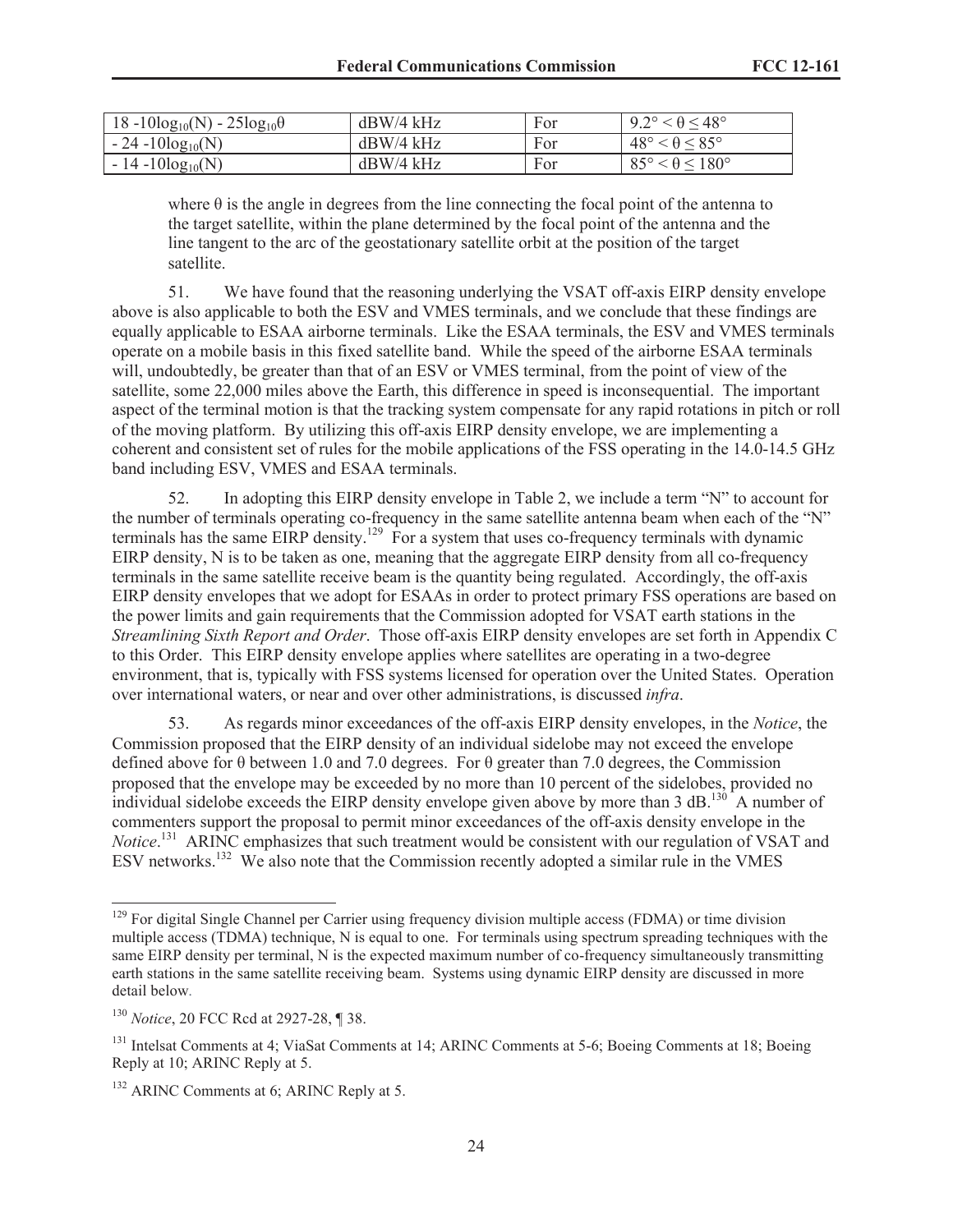| $18 - 10\log_{10}(N) - 25\log_{10}\theta$ | dBW/4 kHz | For | $9.2° < \theta \leq 48°$ |
|---|---|---|---|
| $-24 - 10\log_{10}(N)$ | dBW/4 kHz | For | $48° < \theta \leq 85°$ |
| $-14 - 10\log_{10}(N)$ | dBW/4 kHz | For | $85° < \theta \leq 180°$ |

where θ is the angle in degrees from the line connecting the focal point of the antenna to the target satellite, within the plane determined by the focal point of the antenna and the line tangent to the arc of the geostationary satellite orbit at the position of the target satellite.

51. We have found that the reasoning underlying the VSAT off-axis EIRP density envelope above is also applicable to both the ESV and VMES terminals, and we conclude that these findings are equally applicable to ESAA airborne terminals. Like the ESAA terminals, the ESV and VMES terminals operate on a mobile basis in this fixed satellite band. While the speed of the airborne ESAA terminals will, undoubtedly, be greater than that of an ESV or VMES terminal, from the point of view of the satellite, some 22,000 miles above the Earth, this difference in speed is inconsequential. The important aspect of the terminal motion is that the tracking system compensate for any rapid rotations in pitch or roll of the moving platform. By utilizing this off-axis EIRP density envelope, we are implementing a coherent and consistent set of rules for the mobile applications of the FSS operating in the 14.0-14.5 GHz band including ESV, VMES and ESAA terminals.

52. In adopting this EIRP density envelope in Table 2, we include a term "N" to account for the number of terminals operating co-frequency in the same satellite antenna beam when each of the "N" terminals has the same EIRP density.[129] For a system that uses co-frequency terminals with dynamic EIRP density, N is to be taken as one, meaning that the aggregate EIRP density from all co-frequency terminals in the same satellite receive beam is the quantity being regulated. Accordingly, the off-axis EIRP density envelopes that we adopt for ESAAs in order to protect primary FSS operations are based on the power limits and gain requirements that the Commission adopted for VSAT earth stations in the *Streamlining Sixth Report and Order*. Those off-axis EIRP density envelopes are set forth in Appendix C to this Order. This EIRP density envelope applies where satellites are operating in a two-degree environment, that is, typically with FSS systems licensed for operation over the United States. Operation over international waters, or near and over other administrations, is discussed *infra*.

53. As regards minor exceedances of the off-axis EIRP density envelopes, in the *Notice*, the Commission proposed that the EIRP density of an individual sidelobe may not exceed the envelope defined above for θ between 1.0 and 7.0 degrees. For θ greater than 7.0 degrees, the Commission proposed that the envelope may be exceeded by no more than 10 percent of the sidelobes, provided no individual sidelobe exceeds the EIRP density envelope given above by more than 3 dB.[130] A number of commenters support the proposal to permit minor exceedances of the off-axis density envelope in the *Notice*.[131] ARINC emphasizes that such treatment would be consistent with our regulation of VSAT and ESV networks.[132] We also note that the Commission recently adopted a similar rule in the VMES

[129] For digital Single Channel per Carrier using frequency division multiple access (FDMA) or time division multiple access (TDMA) technique, N is equal to one. For terminals using spectrum spreading techniques with the same EIRP density per terminal, N is the expected maximum number of co-frequency simultaneously transmitting earth stations in the same satellite receiving beam. Systems using dynamic EIRP density are discussed in more detail below.

[130] *Notice*, 20 FCC Rcd at 2927-28, ¶ 38.

[131] Intelsat Comments at 4; ViaSat Comments at 14; ARINC Comments at 5-6; Boeing Comments at 18; Boeing Reply at 10; ARINC Reply at 5.

[132] ARINC Comments at 6; ARINC Reply at 5.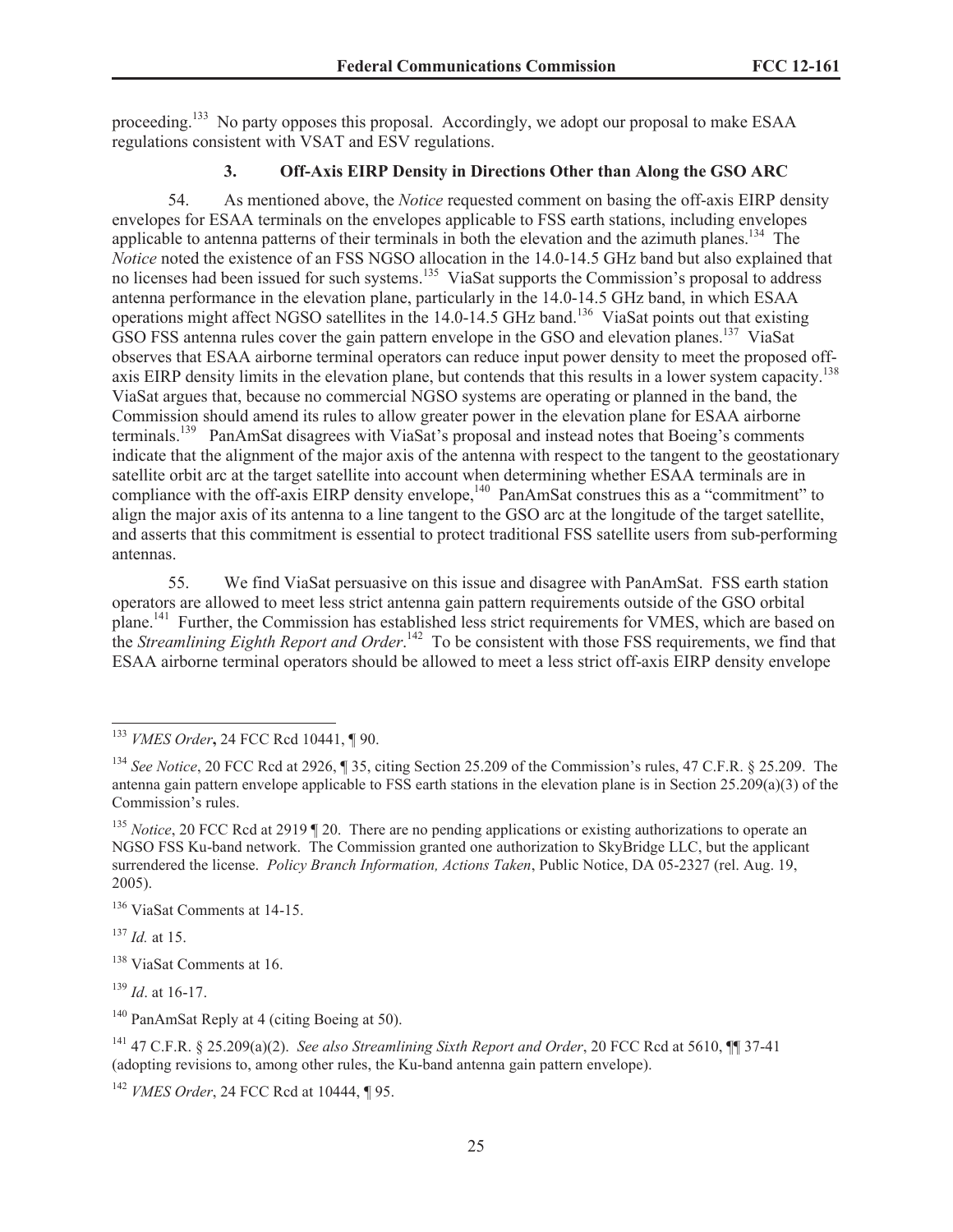proceeding.[133] No party opposes this proposal. Accordingly, we adopt our proposal to make ESAA regulations consistent with VSAT and ESV regulations.

### 3. Off-Axis EIRP Density in Directions Other than Along the GSO ARC

54. As mentioned above, the *Notice* requested comment on basing the off-axis EIRP density envelopes for ESAA terminals on the envelopes applicable to FSS earth stations, including envelopes applicable to antenna patterns of their terminals in both the elevation and the azimuth planes.[134] The *Notice* noted the existence of an FSS NGSO allocation in the 14.0-14.5 GHz band but also explained that no licenses had been issued for such systems.[135] ViaSat supports the Commission's proposal to address antenna performance in the elevation plane, particularly in the 14.0-14.5 GHz band, in which ESAA operations might affect NGSO satellites in the 14.0-14.5 GHz band.[136] ViaSat points out that existing GSO FSS antenna rules cover the gain pattern envelope in the GSO and elevation planes.[137] ViaSat observes that ESAA airborne terminal operators can reduce input power density to meet the proposed off-axis EIRP density limits in the elevation plane, but contends that this results in a lower system capacity.[138] ViaSat argues that, because no commercial NGSO systems are operating or planned in the band, the Commission should amend its rules to allow greater power in the elevation plane for ESAA airborne terminals.[139] PanAmSat disagrees with ViaSat's proposal and instead notes that Boeing's comments indicate that the alignment of the major axis of the antenna with respect to the tangent to the geostationary satellite orbit arc at the target satellite into account when determining whether ESAA terminals are in compliance with the off-axis EIRP density envelope,[140] PanAmSat construes this as a "commitment" to align the major axis of its antenna to a line tangent to the GSO arc at the longitude of the target satellite, and asserts that this commitment is essential to protect traditional FSS satellite users from sub-performing antennas.

55. We find ViaSat persuasive on this issue and disagree with PanAmSat. FSS earth station operators are allowed to meet less strict antenna gain pattern requirements outside of the GSO orbital plane.[141] Further, the Commission has established less strict requirements for VMES, which are based on the *Streamlining Eighth Report and Order*.[142] To be consistent with those FSS requirements, we find that ESAA airborne terminal operators should be allowed to meet a less strict off-axis EIRP density envelope

---

[133] *VMES Order*, 24 FCC Rcd 10441, ¶ 90.

[134] *See Notice*, 20 FCC Rcd at 2926, ¶ 35, citing Section 25.209 of the Commission's rules, 47 C.F.R. § 25.209. The antenna gain pattern envelope applicable to FSS earth stations in the elevation plane is in Section 25.209(a)(3) of the Commission's rules.

[135] *Notice*, 20 FCC Rcd at 2919 ¶ 20. There are no pending applications or existing authorizations to operate an NGSO FSS Ku-band network. The Commission granted one authorization to SkyBridge LLC, but the applicant surrendered the license. *Policy Branch Information, Actions Taken*, Public Notice, DA 05-2327 (rel. Aug. 19, 2005).

[136] ViaSat Comments at 14-15.

[137] *Id.* at 15.

[138] ViaSat Comments at 16.

[139] *Id*. at 16-17.

[140] PanAmSat Reply at 4 (citing Boeing at 50).

[141] 47 C.F.R. § 25.209(a)(2). *See also Streamlining Sixth Report and Order*, 20 FCC Rcd at 5610, ¶¶ 37-41 (adopting revisions to, among other rules, the Ku-band antenna gain pattern envelope).

[142] *VMES Order*, 24 FCC Rcd at 10444, ¶ 95.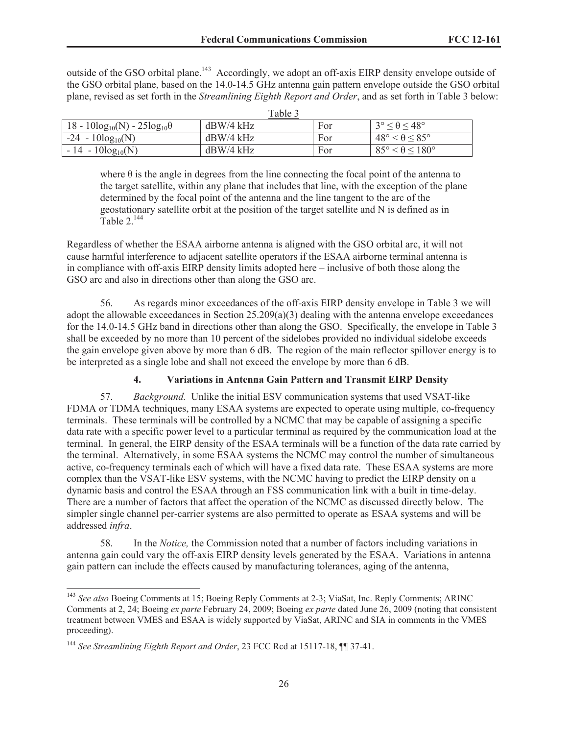outside of the GSO orbital plane.[143] Accordingly, we adopt an off-axis EIRP density envelope outside of the GSO orbital plane, based on the 14.0-14.5 GHz antenna gain pattern envelope outside the GSO orbital plane, revised as set forth in the *Streamlining Eighth Report and Order*, and as set forth in Table 3 below:

Table 3

| | | | |
|---|---|---|---|
| $18 - 10\log_{10}(N) - 25\log_{10}\theta$ | dBW/4 kHz | For | $3° \leq \theta \leq 48°$ |
| $-24 - 10\log_{10}(N)$ | dBW/4 kHz | For | $48° < \theta \leq 85°$ |
| $-14 - 10\log_{10}(N)$ | dBW/4 kHz | For | $85° < \theta \leq 180°$ |

> where θ is the angle in degrees from the line connecting the focal point of the antenna to the target satellite, within any plane that includes that line, with the exception of the plane determined by the focal point of the antenna and the line tangent to the arc of the geostationary satellite orbit at the position of the target satellite and N is defined as in Table 2.[144]

Regardless of whether the ESAA airborne antenna is aligned with the GSO orbital arc, it will not cause harmful interference to adjacent satellite operators if the ESAA airborne terminal antenna is in compliance with off-axis EIRP density limits adopted here – inclusive of both those along the GSO arc and also in directions other than along the GSO arc.

56. As regards minor exceedances of the off-axis EIRP density envelope in Table 3 we will adopt the allowable exceedances in Section 25.209(a)(3) dealing with the antenna envelope exceedances for the 14.0-14.5 GHz band in directions other than along the GSO. Specifically, the envelope in Table 3 shall be exceeded by no more than 10 percent of the sidelobes provided no individual sidelobe exceeds the gain envelope given above by more than 6 dB. The region of the main reflector spillover energy is to be interpreted as a single lobe and shall not exceed the envelope by more than 6 dB.

#### 4. Variations in Antenna Gain Pattern and Transmit EIRP Density

57. *Background.* Unlike the initial ESV communication systems that used VSAT-like FDMA or TDMA techniques, many ESAA systems are expected to operate using multiple, co-frequency terminals. These terminals will be controlled by a NCMC that may be capable of assigning a specific data rate with a specific power level to a particular terminal as required by the communication load at the terminal. In general, the EIRP density of the ESAA terminals will be a function of the data rate carried by the terminal. Alternatively, in some ESAA systems the NCMC may control the number of simultaneous active, co-frequency terminals each of which will have a fixed data rate. These ESAA systems are more complex than the VSAT-like ESV systems, with the NCMC having to predict the EIRP density on a dynamic basis and control the ESAA through an FSS communication link with a built in time-delay. There are a number of factors that affect the operation of the NCMC as discussed directly below. The simpler single channel per-carrier systems are also permitted to operate as ESAA systems and will be addressed *infra*.

58. In the *Notice,* the Commission noted that a number of factors including variations in antenna gain could vary the off-axis EIRP density levels generated by the ESAA. Variations in antenna gain pattern can include the effects caused by manufacturing tolerances, aging of the antenna,

[143] *See also* Boeing Comments at 15; Boeing Reply Comments at 2-3; ViaSat, Inc. Reply Comments; ARINC Comments at 2, 24; Boeing *ex parte* February 24, 2009; Boeing *ex parte* dated June 26, 2009 (noting that consistent treatment between VMES and ESAA is widely supported by ViaSat, ARINC and SIA in comments in the VMES proceeding).

[144] *See Streamlining Eighth Report and Order*, 23 FCC Rcd at 15117-18, ¶¶ 37-41.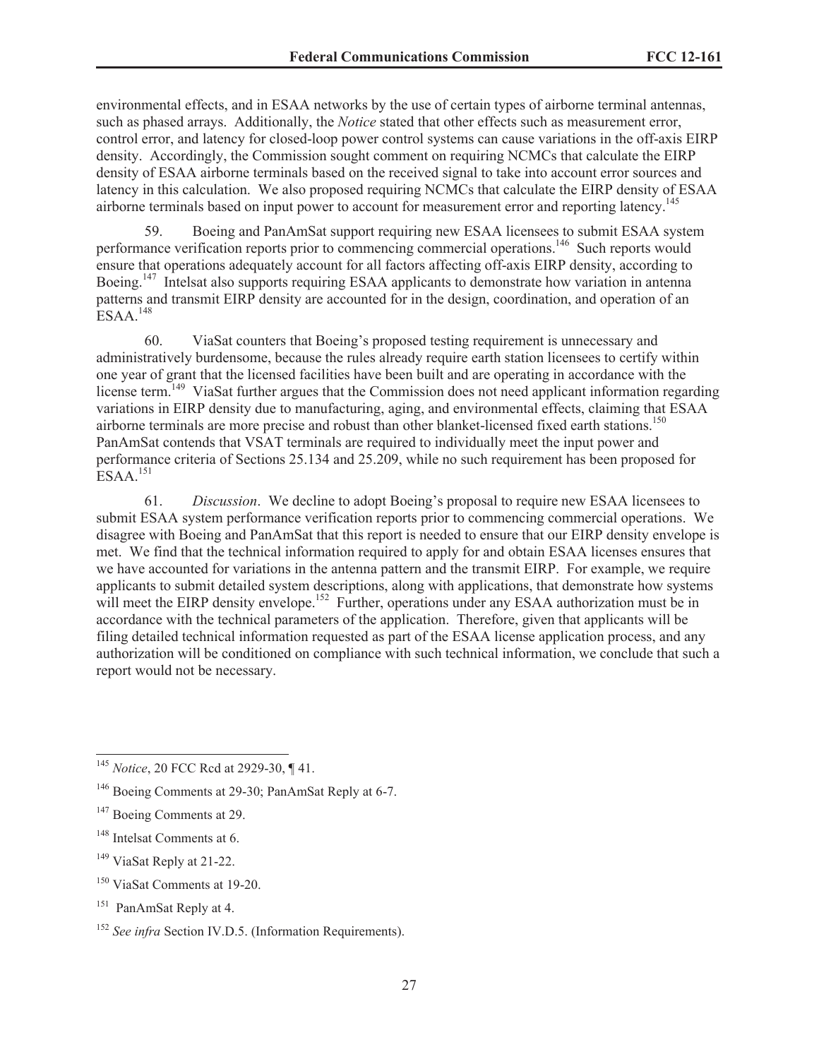environmental effects, and in ESAA networks by the use of certain types of airborne terminal antennas, such as phased arrays. Additionally, the *Notice* stated that other effects such as measurement error, control error, and latency for closed-loop power control systems can cause variations in the off-axis EIRP density. Accordingly, the Commission sought comment on requiring NCMCs that calculate the EIRP density of ESAA airborne terminals based on the received signal to take into account error sources and latency in this calculation. We also proposed requiring NCMCs that calculate the EIRP density of ESAA airborne terminals based on input power to account for measurement error and reporting latency.[145]

59. Boeing and PanAmSat support requiring new ESAA licensees to submit ESAA system performance verification reports prior to commencing commercial operations.[146] Such reports would ensure that operations adequately account for all factors affecting off-axis EIRP density, according to Boeing.[147] Intelsat also supports requiring ESAA applicants to demonstrate how variation in antenna patterns and transmit EIRP density are accounted for in the design, coordination, and operation of an ESAA.[148]

60. ViaSat counters that Boeing's proposed testing requirement is unnecessary and administratively burdensome, because the rules already require earth station licensees to certify within one year of grant that the licensed facilities have been built and are operating in accordance with the license term.[149] ViaSat further argues that the Commission does not need applicant information regarding variations in EIRP density due to manufacturing, aging, and environmental effects, claiming that ESAA airborne terminals are more precise and robust than other blanket-licensed fixed earth stations.[150] PanAmSat contends that VSAT terminals are required to individually meet the input power and performance criteria of Sections 25.134 and 25.209, while no such requirement has been proposed for ESAA.[151]

61. *Discussion*. We decline to adopt Boeing's proposal to require new ESAA licensees to submit ESAA system performance verification reports prior to commencing commercial operations. We disagree with Boeing and PanAmSat that this report is needed to ensure that our EIRP density envelope is met. We find that the technical information required to apply for and obtain ESAA licenses ensures that we have accounted for variations in the antenna pattern and the transmit EIRP. For example, we require applicants to submit detailed system descriptions, along with applications, that demonstrate how systems will meet the EIRP density envelope.[152] Further, operations under any ESAA authorization must be in accordance with the technical parameters of the application. Therefore, given that applicants will be filing detailed technical information requested as part of the ESAA license application process, and any authorization will be conditioned on compliance with such technical information, we conclude that such a report would not be necessary.

---

[145] *Notice*, 20 FCC Rcd at 2929-30, ¶ 41.

[146] Boeing Comments at 29-30; PanAmSat Reply at 6-7.

[147] Boeing Comments at 29.

[148] Intelsat Comments at 6.

[149] ViaSat Reply at 21-22.

[150] ViaSat Comments at 19-20.

[151] PanAmSat Reply at 4.

[152] *See infra* Section IV.D.5. (Information Requirements).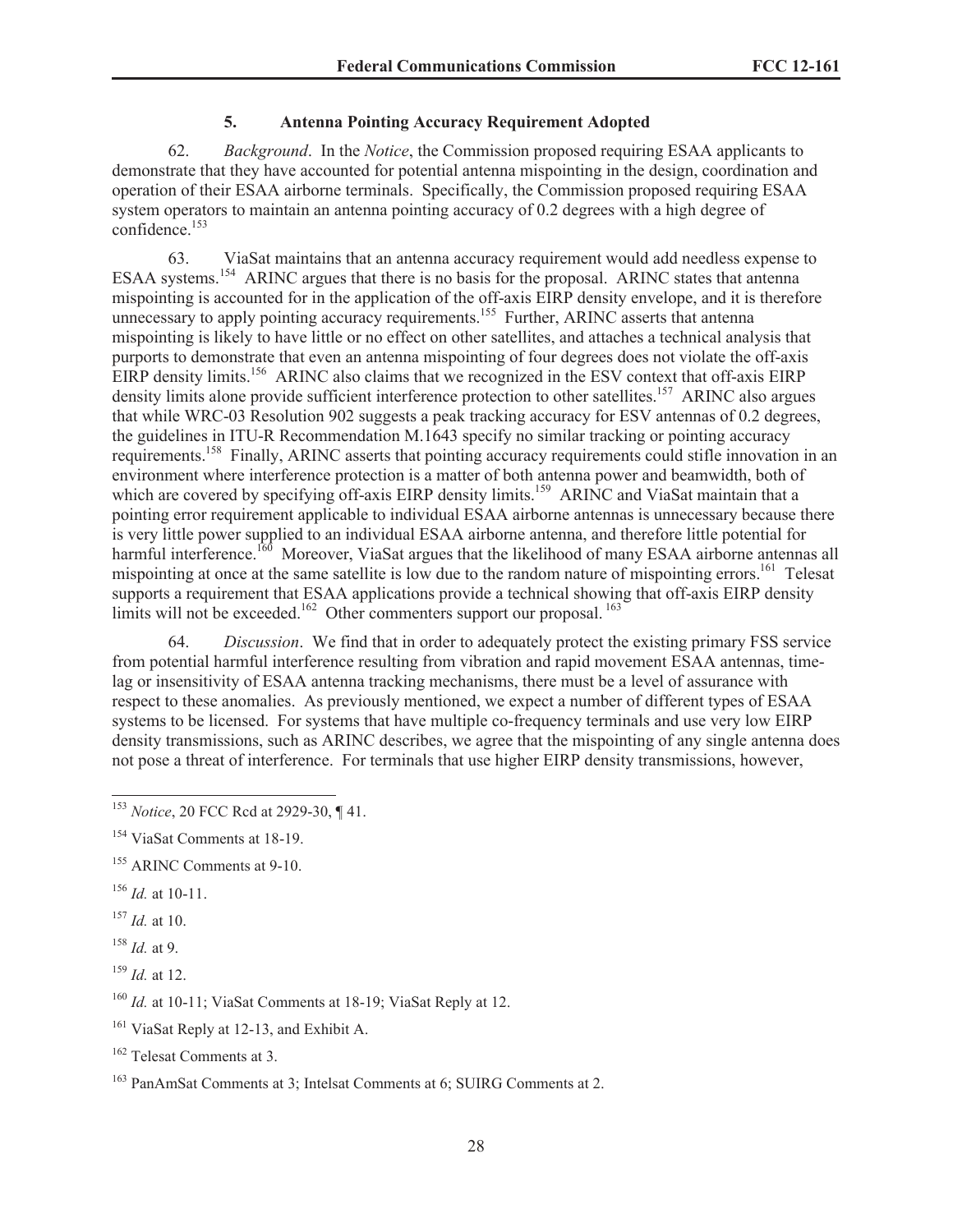### 5. Antenna Pointing Accuracy Requirement Adopted

62. *Background*. In the *Notice*, the Commission proposed requiring ESAA applicants to demonstrate that they have accounted for potential antenna mispointing in the design, coordination and operation of their ESAA airborne terminals. Specifically, the Commission proposed requiring ESAA system operators to maintain an antenna pointing accuracy of 0.2 degrees with a high degree of confidence.[153]

63. ViaSat maintains that an antenna accuracy requirement would add needless expense to ESAA systems.[154] ARINC argues that there is no basis for the proposal. ARINC states that antenna mispointing is accounted for in the application of the off-axis EIRP density envelope, and it is therefore unnecessary to apply pointing accuracy requirements.[155] Further, ARINC asserts that antenna mispointing is likely to have little or no effect on other satellites, and attaches a technical analysis that purports to demonstrate that even an antenna mispointing of four degrees does not violate the off-axis EIRP density limits.[156] ARINC also claims that we recognized in the ESV context that off-axis EIRP density limits alone provide sufficient interference protection to other satellites.[157] ARINC also argues that while WRC-03 Resolution 902 suggests a peak tracking accuracy for ESV antennas of 0.2 degrees, the guidelines in ITU-R Recommendation M.1643 specify no similar tracking or pointing accuracy requirements.[158] Finally, ARINC asserts that pointing accuracy requirements could stifle innovation in an environment where interference protection is a matter of both antenna power and beamwidth, both of which are covered by specifying off-axis EIRP density limits.[159] ARINC and ViaSat maintain that a pointing error requirement applicable to individual ESAA airborne antennas is unnecessary because there is very little power supplied to an individual ESAA airborne antenna, and therefore little potential for harmful interference.[160] Moreover, ViaSat argues that the likelihood of many ESAA airborne antennas all mispointing at once at the same satellite is low due to the random nature of mispointing errors.[161] Telesat supports a requirement that ESAA applications provide a technical showing that off-axis EIRP density limits will not be exceeded.[162] Other commenters support our proposal.[163]

64. *Discussion*. We find that in order to adequately protect the existing primary FSS service from potential harmful interference resulting from vibration and rapid movement ESAA antennas, time-lag or insensitivity of ESAA antenna tracking mechanisms, there must be a level of assurance with respect to these anomalies. As previously mentioned, we expect a number of different types of ESAA systems to be licensed. For systems that have multiple co-frequency terminals and use very low EIRP density transmissions, such as ARINC describes, we agree that the mispointing of any single antenna does not pose a threat of interference. For terminals that use higher EIRP density transmissions, however,

---

[153] *Notice*, 20 FCC Rcd at 2929-30, ¶ 41.

[154] ViaSat Comments at 18-19.

[155] ARINC Comments at 9-10.

[156] *Id.* at 10-11.

[157] *Id.* at 10.

[158] *Id.* at 9.

[159] *Id.* at 12.

[160] *Id.* at 10-11; ViaSat Comments at 18-19; ViaSat Reply at 12.

[161] ViaSat Reply at 12-13, and Exhibit A.

[162] Telesat Comments at 3.

[163] PanAmSat Comments at 3; Intelsat Comments at 6; SUIRG Comments at 2.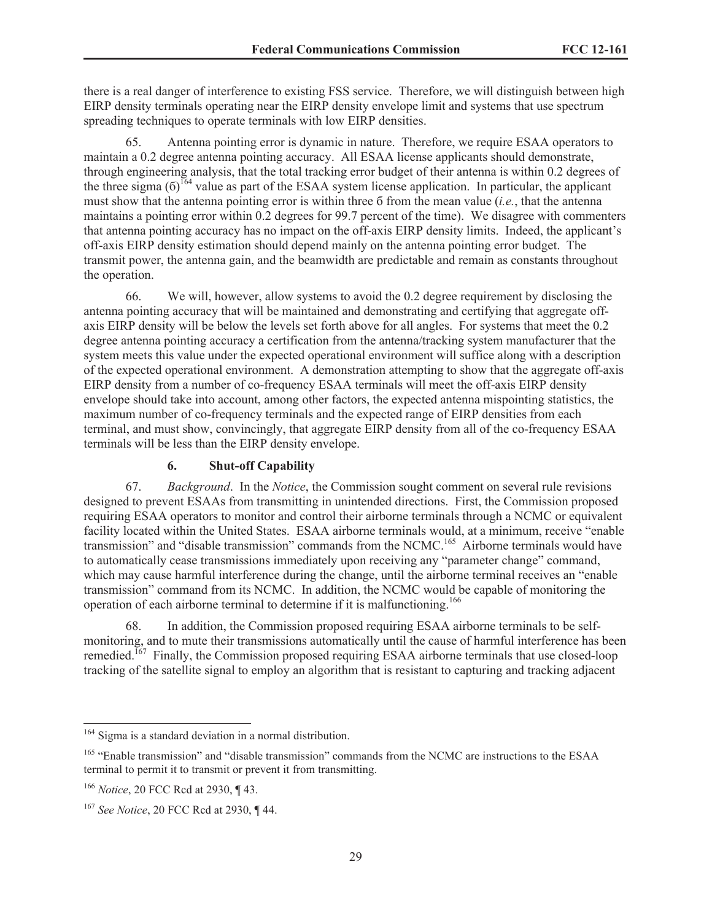there is a real danger of interference to existing FSS service. Therefore, we will distinguish between high EIRP density terminals operating near the EIRP density envelope limit and systems that use spectrum spreading techniques to operate terminals with low EIRP densities.

65. Antenna pointing error is dynamic in nature. Therefore, we require ESAA operators to maintain a 0.2 degree antenna pointing accuracy. All ESAA license applicants should demonstrate, through engineering analysis, that the total tracking error budget of their antenna is within 0.2 degrees of the three sigma (б)[164] value as part of the ESAA system license application. In particular, the applicant must show that the antenna pointing error is within three б from the mean value (*i.e.*, that the antenna maintains a pointing error within 0.2 degrees for 99.7 percent of the time). We disagree with commenters that antenna pointing accuracy has no impact on the off-axis EIRP density limits. Indeed, the applicant's off-axis EIRP density estimation should depend mainly on the antenna pointing error budget. The transmit power, the antenna gain, and the beamwidth are predictable and remain as constants throughout the operation.

66. We will, however, allow systems to avoid the 0.2 degree requirement by disclosing the antenna pointing accuracy that will be maintained and demonstrating and certifying that aggregate off-axis EIRP density will be below the levels set forth above for all angles. For systems that meet the 0.2 degree antenna pointing accuracy a certification from the antenna/tracking system manufacturer that the system meets this value under the expected operational environment will suffice along with a description of the expected operational environment. A demonstration attempting to show that the aggregate off-axis EIRP density from a number of co-frequency ESAA terminals will meet the off-axis EIRP density envelope should take into account, among other factors, the expected antenna mispointing statistics, the maximum number of co-frequency terminals and the expected range of EIRP densities from each terminal, and must show, convincingly, that aggregate EIRP density from all of the co-frequency ESAA terminals will be less than the EIRP density envelope.

### 6. Shut-off Capability

67. *Background*. In the *Notice*, the Commission sought comment on several rule revisions designed to prevent ESAAs from transmitting in unintended directions. First, the Commission proposed requiring ESAA operators to monitor and control their airborne terminals through a NCMC or equivalent facility located within the United States. ESAA airborne terminals would, at a minimum, receive "enable transmission" and "disable transmission" commands from the NCMC.[165] Airborne terminals would have to automatically cease transmissions immediately upon receiving any "parameter change" command, which may cause harmful interference during the change, until the airborne terminal receives an "enable transmission" command from its NCMC. In addition, the NCMC would be capable of monitoring the operation of each airborne terminal to determine if it is malfunctioning.[166]

68. In addition, the Commission proposed requiring ESAA airborne terminals to be self-monitoring, and to mute their transmissions automatically until the cause of harmful interference has been remedied.[167] Finally, the Commission proposed requiring ESAA airborne terminals that use closed-loop tracking of the satellite signal to employ an algorithm that is resistant to capturing and tracking adjacent

---

[164] Sigma is a standard deviation in a normal distribution.

[165] "Enable transmission" and "disable transmission" commands from the NCMC are instructions to the ESAA terminal to permit it to transmit or prevent it from transmitting.

[166] *Notice*, 20 FCC Rcd at 2930, ¶ 43.

[167] *See Notice*, 20 FCC Rcd at 2930, ¶ 44.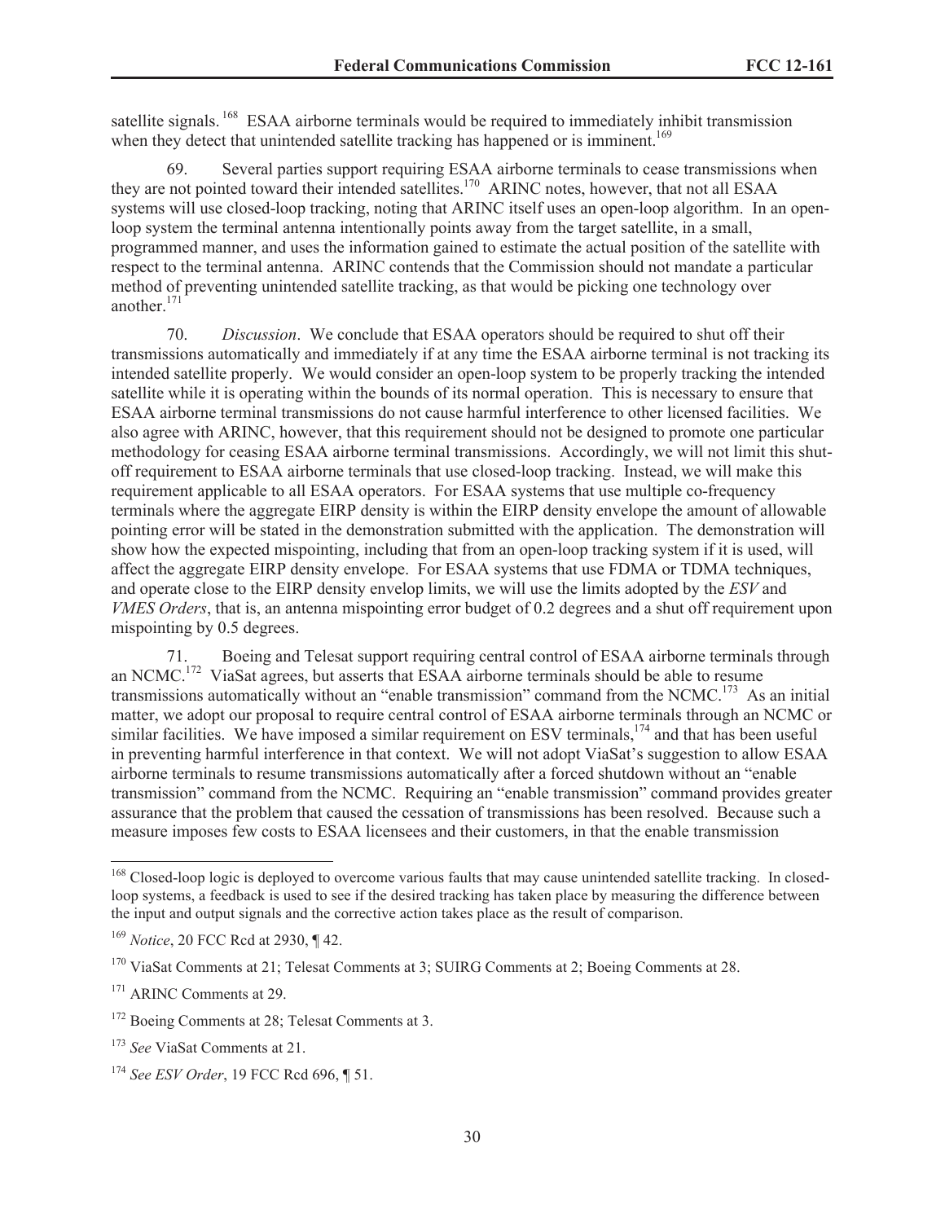satellite signals.[168] ESAA airborne terminals would be required to immediately inhibit transmission when they detect that unintended satellite tracking has happened or is imminent.[169]

69. Several parties support requiring ESAA airborne terminals to cease transmissions when they are not pointed toward their intended satellites.[170] ARINC notes, however, that not all ESAA systems will use closed-loop tracking, noting that ARINC itself uses an open-loop algorithm. In an open-loop system the terminal antenna intentionally points away from the target satellite, in a small, programmed manner, and uses the information gained to estimate the actual position of the satellite with respect to the terminal antenna. ARINC contends that the Commission should not mandate a particular method of preventing unintended satellite tracking, as that would be picking one technology over another.[171]

70. *Discussion*. We conclude that ESAA operators should be required to shut off their transmissions automatically and immediately if at any time the ESAA airborne terminal is not tracking its intended satellite properly. We would consider an open-loop system to be properly tracking the intended satellite while it is operating within the bounds of its normal operation. This is necessary to ensure that ESAA airborne terminal transmissions do not cause harmful interference to other licensed facilities. We also agree with ARINC, however, that this requirement should not be designed to promote one particular methodology for ceasing ESAA airborne terminal transmissions. Accordingly, we will not limit this shut-off requirement to ESAA airborne terminals that use closed-loop tracking. Instead, we will make this requirement applicable to all ESAA operators. For ESAA systems that use multiple co-frequency terminals where the aggregate EIRP density is within the EIRP density envelope the amount of allowable pointing error will be stated in the demonstration submitted with the application. The demonstration will show how the expected mispointing, including that from an open-loop tracking system if it is used, will affect the aggregate EIRP density envelope. For ESAA systems that use FDMA or TDMA techniques, and operate close to the EIRP density envelop limits, we will use the limits adopted by the *ESV* and *VMES Orders*, that is, an antenna mispointing error budget of 0.2 degrees and a shut off requirement upon mispointing by 0.5 degrees.

71. Boeing and Telesat support requiring central control of ESAA airborne terminals through an NCMC.[172] ViaSat agrees, but asserts that ESAA airborne terminals should be able to resume transmissions automatically without an "enable transmission" command from the NCMC.[173] As an initial matter, we adopt our proposal to require central control of ESAA airborne terminals through an NCMC or similar facilities. We have imposed a similar requirement on ESV terminals,[174] and that has been useful in preventing harmful interference in that context. We will not adopt ViaSat's suggestion to allow ESAA airborne terminals to resume transmissions automatically after a forced shutdown without an "enable transmission" command from the NCMC. Requiring an "enable transmission" command provides greater assurance that the problem that caused the cessation of transmissions has been resolved. Because such a measure imposes few costs to ESAA licensees and their customers, in that the enable transmission

---

[168] Closed-loop logic is deployed to overcome various faults that may cause unintended satellite tracking. In closed-loop systems, a feedback is used to see if the desired tracking has taken place by measuring the difference between the input and output signals and the corrective action takes place as the result of comparison.

[169] *Notice*, 20 FCC Rcd at 2930, ¶ 42.

[170] ViaSat Comments at 21; Telesat Comments at 3; SUIRG Comments at 2; Boeing Comments at 28.

[171] ARINC Comments at 29.

[172] Boeing Comments at 28; Telesat Comments at 3.

[173] *See* ViaSat Comments at 21.

[174] *See ESV Order*, 19 FCC Rcd 696, ¶ 51.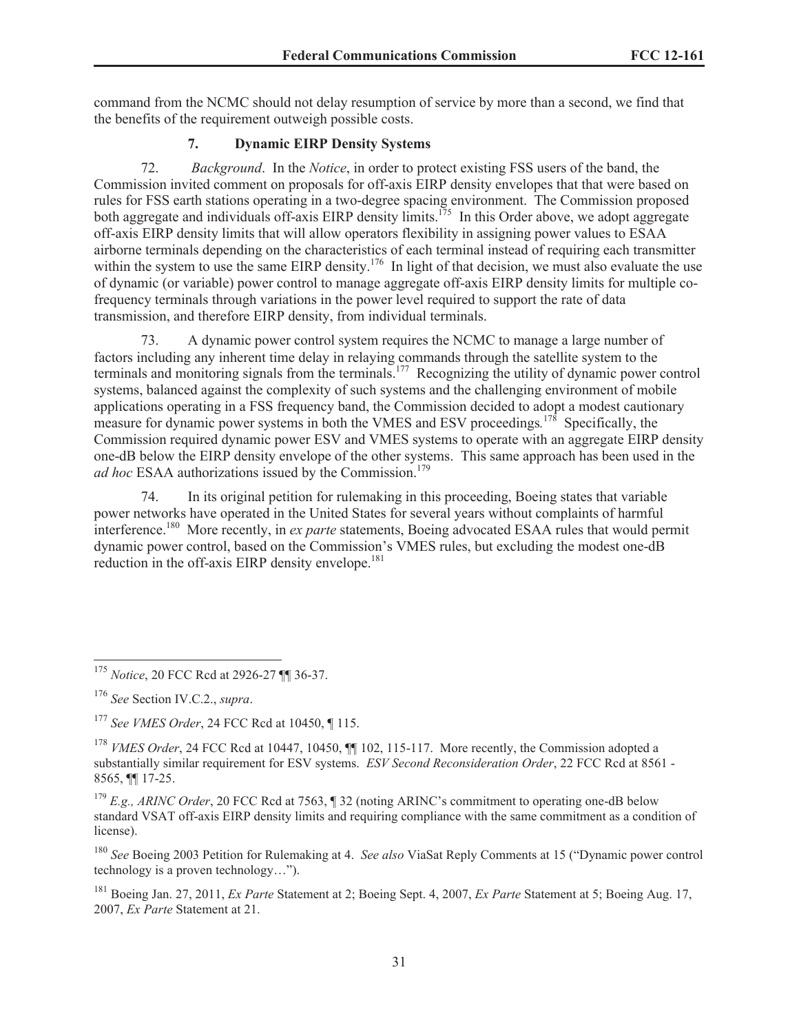command from the NCMC should not delay resumption of service by more than a second, we find that the benefits of the requirement outweigh possible costs.

### 7. Dynamic EIRP Density Systems

72. *Background*. In the *Notice*, in order to protect existing FSS users of the band, the Commission invited comment on proposals for off-axis EIRP density envelopes that that were based on rules for FSS earth stations operating in a two-degree spacing environment. The Commission proposed both aggregate and individuals off-axis EIRP density limits.[175] In this Order above, we adopt aggregate off-axis EIRP density limits that will allow operators flexibility in assigning power values to ESAA airborne terminals depending on the characteristics of each terminal instead of requiring each transmitter within the system to use the same EIRP density.[176] In light of that decision, we must also evaluate the use of dynamic (or variable) power control to manage aggregate off-axis EIRP density limits for multiple co-frequency terminals through variations in the power level required to support the rate of data transmission, and therefore EIRP density, from individual terminals.

73. A dynamic power control system requires the NCMC to manage a large number of factors including any inherent time delay in relaying commands through the satellite system to the terminals and monitoring signals from the terminals.[177] Recognizing the utility of dynamic power control systems, balanced against the complexity of such systems and the challenging environment of mobile applications operating in a FSS frequency band, the Commission decided to adopt a modest cautionary measure for dynamic power systems in both the VMES and ESV proceedings.[178] Specifically, the Commission required dynamic power ESV and VMES systems to operate with an aggregate EIRP density one-dB below the EIRP density envelope of the other systems. This same approach has been used in the *ad hoc* ESAA authorizations issued by the Commission.[179]

74. In its original petition for rulemaking in this proceeding, Boeing states that variable power networks have operated in the United States for several years without complaints of harmful interference.[180] More recently, in *ex parte* statements, Boeing advocated ESAA rules that would permit dynamic power control, based on the Commission's VMES rules, but excluding the modest one-dB reduction in the off-axis EIRP density envelope.[181]

---

[175] *Notice*, 20 FCC Rcd at 2926-27 ¶¶ 36-37.

[176] *See* Section IV.C.2., *supra*.

[177] *See VMES Order*, 24 FCC Rcd at 10450, ¶ 115.

[178] *VMES Order*, 24 FCC Rcd at 10447, 10450, ¶¶ 102, 115-117. More recently, the Commission adopted a substantially similar requirement for ESV systems. *ESV Second Reconsideration Order*, 22 FCC Rcd at 8561 - 8565, ¶¶ 17-25.

[179] *E.g., ARINC Order*, 20 FCC Rcd at 7563, ¶ 32 (noting ARINC's commitment to operating one-dB below standard VSAT off-axis EIRP density limits and requiring compliance with the same commitment as a condition of license).

[180] *See* Boeing 2003 Petition for Rulemaking at 4. *See also* ViaSat Reply Comments at 15 ("Dynamic power control technology is a proven technology…").

[181] Boeing Jan. 27, 2011, *Ex Parte* Statement at 2; Boeing Sept. 4, 2007, *Ex Parte* Statement at 5; Boeing Aug. 17, 2007, *Ex Parte* Statement at 21.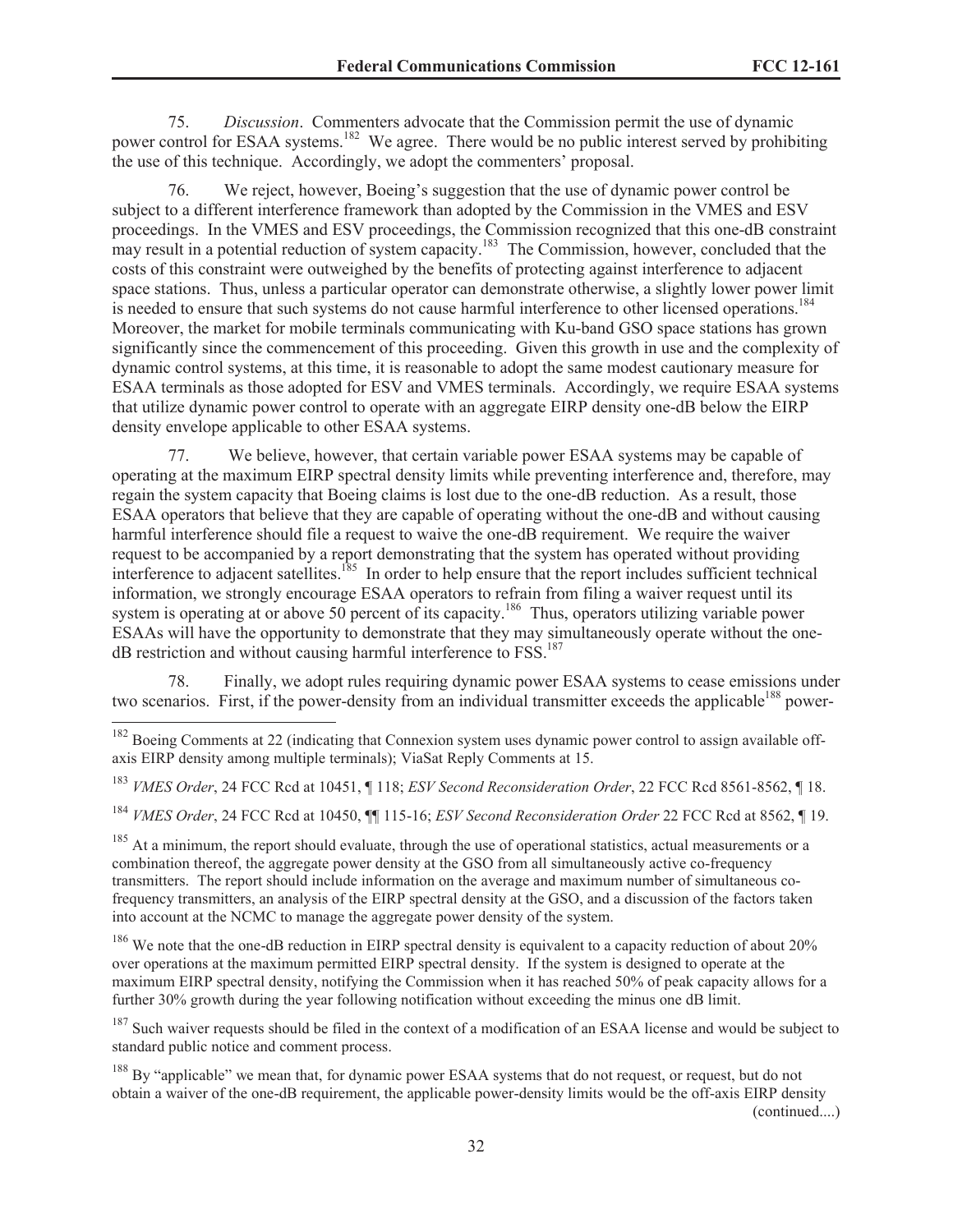75. *Discussion*. Commenters advocate that the Commission permit the use of dynamic power control for ESAA systems.[182] We agree. There would be no public interest served by prohibiting the use of this technique. Accordingly, we adopt the commenters' proposal.

76. We reject, however, Boeing's suggestion that the use of dynamic power control be subject to a different interference framework than adopted by the Commission in the VMES and ESV proceedings. In the VMES and ESV proceedings, the Commission recognized that this one-dB constraint may result in a potential reduction of system capacity.[183] The Commission, however, concluded that the costs of this constraint were outweighed by the benefits of protecting against interference to adjacent space stations. Thus, unless a particular operator can demonstrate otherwise, a slightly lower power limit is needed to ensure that such systems do not cause harmful interference to other licensed operations.[184] Moreover, the market for mobile terminals communicating with Ku-band GSO space stations has grown significantly since the commencement of this proceeding. Given this growth in use and the complexity of dynamic control systems, at this time, it is reasonable to adopt the same modest cautionary measure for ESAA terminals as those adopted for ESV and VMES terminals. Accordingly, we require ESAA systems that utilize dynamic power control to operate with an aggregate EIRP density one-dB below the EIRP density envelope applicable to other ESAA systems.

77. We believe, however, that certain variable power ESAA systems may be capable of operating at the maximum EIRP spectral density limits while preventing interference and, therefore, may regain the system capacity that Boeing claims is lost due to the one-dB reduction. As a result, those ESAA operators that believe that they are capable of operating without the one-dB and without causing harmful interference should file a request to waive the one-dB requirement. We require the waiver request to be accompanied by a report demonstrating that the system has operated without providing interference to adjacent satellites.[185] In order to help ensure that the report includes sufficient technical information, we strongly encourage ESAA operators to refrain from filing a waiver request until its system is operating at or above 50 percent of its capacity.[186] Thus, operators utilizing variable power ESAAs will have the opportunity to demonstrate that they may simultaneously operate without the one-dB restriction and without causing harmful interference to FSS.[187]

78. Finally, we adopt rules requiring dynamic power ESAA systems to cease emissions under two scenarios. First, if the power-density from an individual transmitter exceeds the applicable[188] power-

---

[182] Boeing Comments at 22 (indicating that Connexion system uses dynamic power control to assign available off-axis EIRP density among multiple terminals); ViaSat Reply Comments at 15.

[183] *VMES Order*, 24 FCC Rcd at 10451, ¶ 118; *ESV Second Reconsideration Order*, 22 FCC Rcd 8561-8562, ¶ 18.

[184] *VMES Order*, 24 FCC Rcd at 10450, ¶¶ 115-16; *ESV Second Reconsideration Order* 22 FCC Rcd at 8562, ¶ 19.

[185] At a minimum, the report should evaluate, through the use of operational statistics, actual measurements or a combination thereof, the aggregate power density at the GSO from all simultaneously active co-frequency transmitters. The report should include information on the average and maximum number of simultaneous co-frequency transmitters, an analysis of the EIRP spectral density at the GSO, and a discussion of the factors taken into account at the NCMC to manage the aggregate power density of the system.

[186] We note that the one-dB reduction in EIRP spectral density is equivalent to a capacity reduction of about 20% over operations at the maximum permitted EIRP spectral density. If the system is designed to operate at the maximum EIRP spectral density, notifying the Commission when it has reached 50% of peak capacity allows for a further 30% growth during the year following notification without exceeding the minus one dB limit.

[187] Such waiver requests should be filed in the context of a modification of an ESAA license and would be subject to standard public notice and comment process.

[188] By "applicable" we mean that, for dynamic power ESAA systems that do not request, or request, but do not obtain a waiver of the one-dB requirement, the applicable power-density limits would be the off-axis EIRP density (continued....)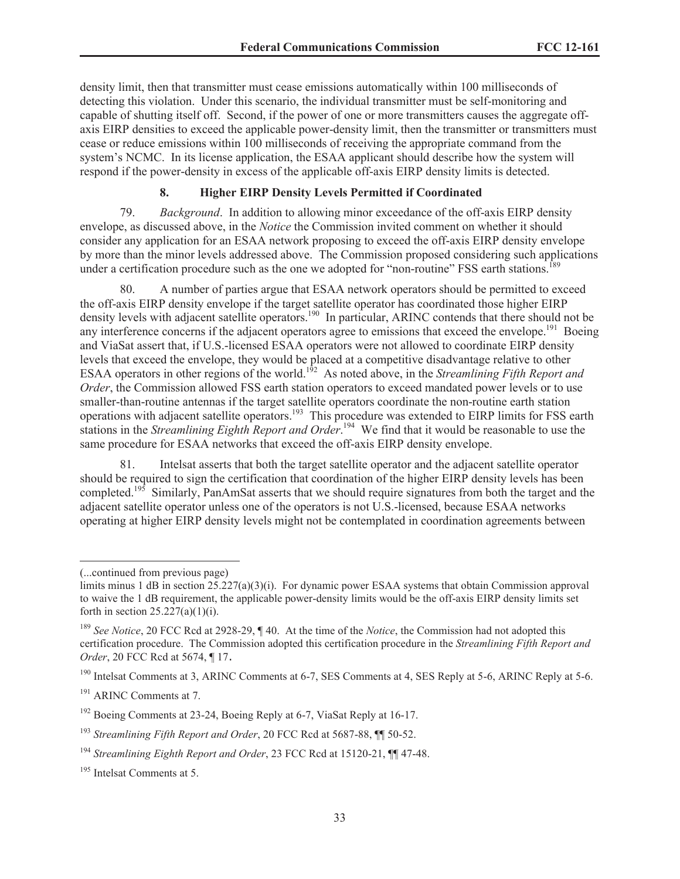density limit, then that transmitter must cease emissions automatically within 100 milliseconds of detecting this violation. Under this scenario, the individual transmitter must be self-monitoring and capable of shutting itself off. Second, if the power of one or more transmitters causes the aggregate off-axis EIRP densities to exceed the applicable power-density limit, then the transmitter or transmitters must cease or reduce emissions within 100 milliseconds of receiving the appropriate command from the system's NCMC. In its license application, the ESAA applicant should describe how the system will respond if the power-density in excess of the applicable off-axis EIRP density limits is detected.

### 8. Higher EIRP Density Levels Permitted if Coordinated

79. *Background*. In addition to allowing minor exceedance of the off-axis EIRP density envelope, as discussed above, in the *Notice* the Commission invited comment on whether it should consider any application for an ESAA network proposing to exceed the off-axis EIRP density envelope by more than the minor levels addressed above. The Commission proposed considering such applications under a certification procedure such as the one we adopted for "non-routine" FSS earth stations.[189]

80. A number of parties argue that ESAA network operators should be permitted to exceed the off-axis EIRP density envelope if the target satellite operator has coordinated those higher EIRP density levels with adjacent satellite operators.[190] In particular, ARINC contends that there should not be any interference concerns if the adjacent operators agree to emissions that exceed the envelope.[191] Boeing and ViaSat assert that, if U.S.-licensed ESAA operators were not allowed to coordinate EIRP density levels that exceed the envelope, they would be placed at a competitive disadvantage relative to other ESAA operators in other regions of the world.[192] As noted above, in the *Streamlining Fifth Report and Order*, the Commission allowed FSS earth station operators to exceed mandated power levels or to use smaller-than-routine antennas if the target satellite operators coordinate the non-routine earth station operations with adjacent satellite operators.[193] This procedure was extended to EIRP limits for FSS earth stations in the *Streamlining Eighth Report and Order*.[194] We find that it would be reasonable to use the same procedure for ESAA networks that exceed the off-axis EIRP density envelope.

81. Intelsat asserts that both the target satellite operator and the adjacent satellite operator should be required to sign the certification that coordination of the higher EIRP density levels has been completed.[195] Similarly, PanAmSat asserts that we should require signatures from both the target and the adjacent satellite operator unless one of the operators is not U.S.-licensed, because ESAA networks operating at higher EIRP density levels might not be contemplated in coordination agreements between

---

(...continued from previous page)

limits minus 1 dB in section 25.227(a)(3)(i). For dynamic power ESAA systems that obtain Commission approval to waive the 1 dB requirement, the applicable power-density limits would be the off-axis EIRP density limits set forth in section 25.227(a)(1)(i).

[189] *See Notice*, 20 FCC Rcd at 2928-29, ¶ 40. At the time of the *Notice*, the Commission had not adopted this certification procedure. The Commission adopted this certification procedure in the *Streamlining Fifth Report and Order*, 20 FCC Rcd at 5674, ¶ 17.

[190] Intelsat Comments at 3, ARINC Comments at 6-7, SES Comments at 4, SES Reply at 5-6, ARINC Reply at 5-6.

[191] ARINC Comments at 7.

[192] Boeing Comments at 23-24, Boeing Reply at 6-7, ViaSat Reply at 16-17.

[193] *Streamlining Fifth Report and Order*, 20 FCC Rcd at 5687-88, ¶¶ 50-52.

[194] *Streamlining Eighth Report and Order*, 23 FCC Rcd at 15120-21, ¶¶ 47-48.

[195] Intelsat Comments at 5.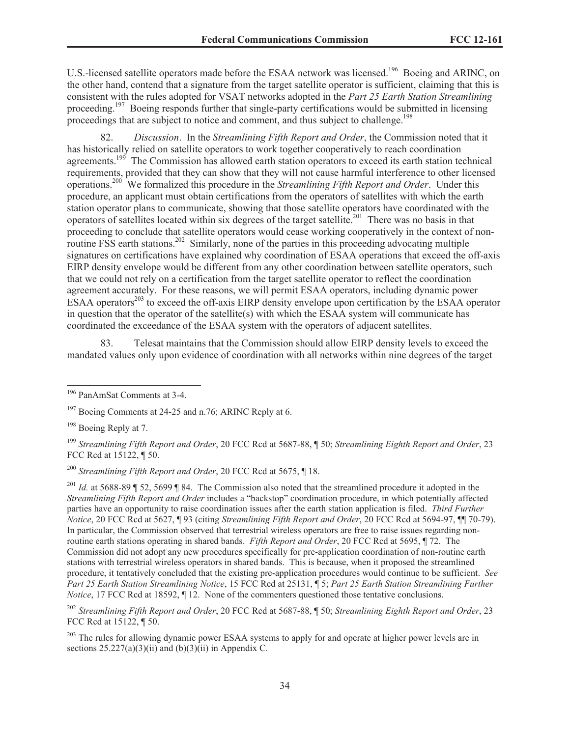U.S.-licensed satellite operators made before the ESAA network was licensed.[196] Boeing and ARINC, on the other hand, contend that a signature from the target satellite operator is sufficient, claiming that this is consistent with the rules adopted for VSAT networks adopted in the *Part 25 Earth Station Streamlining* proceeding.[197] Boeing responds further that single-party certifications would be submitted in licensing proceedings that are subject to notice and comment, and thus subject to challenge.[198]

82. *Discussion*. In the *Streamlining Fifth Report and Order*, the Commission noted that it has historically relied on satellite operators to work together cooperatively to reach coordination agreements.[199] The Commission has allowed earth station operators to exceed its earth station technical requirements, provided that they can show that they will not cause harmful interference to other licensed operations.[200] We formalized this procedure in the *Streamlining Fifth Report and Order*. Under this procedure, an applicant must obtain certifications from the operators of satellites with which the earth station operator plans to communicate, showing that those satellite operators have coordinated with the operators of satellites located within six degrees of the target satellite.[201] There was no basis in that proceeding to conclude that satellite operators would cease working cooperatively in the context of non-routine FSS earth stations.[202] Similarly, none of the parties in this proceeding advocating multiple signatures on certifications have explained why coordination of ESAA operations that exceed the off-axis EIRP density envelope would be different from any other coordination between satellite operators, such that we could not rely on a certification from the target satellite operator to reflect the coordination agreement accurately. For these reasons, we will permit ESAA operators, including dynamic power ESAA operators[203] to exceed the off-axis EIRP density envelope upon certification by the ESAA operator in question that the operator of the satellite(s) with which the ESAA system will communicate has coordinated the exceedance of the ESAA system with the operators of adjacent satellites.

83. Telesat maintains that the Commission should allow EIRP density levels to exceed the mandated values only upon evidence of coordination with all networks within nine degrees of the target

---

[196] PanAmSat Comments at 3-4.

[197] Boeing Comments at 24-25 and n.76; ARINC Reply at 6.

[198] Boeing Reply at 7.

[199] *Streamlining Fifth Report and Order*, 20 FCC Rcd at 5687-88, ¶ 50; *Streamlining Eighth Report and Order*, 23 FCC Rcd at 15122, ¶ 50.

[200] *Streamlining Fifth Report and Order*, 20 FCC Rcd at 5675, ¶ 18.

[201] *Id.* at 5688-89 ¶ 52, 5699 ¶ 84. The Commission also noted that the streamlined procedure it adopted in the *Streamlining Fifth Report and Order* includes a "backstop" coordination procedure, in which potentially affected parties have an opportunity to raise coordination issues after the earth station application is filed. *Third Further Notice*, 20 FCC Rcd at 5627, ¶ 93 (citing *Streamlining Fifth Report and Order*, 20 FCC Rcd at 5694-97, ¶¶ 70-79). In particular, the Commission observed that terrestrial wireless operators are free to raise issues regarding non-routine earth stations operating in shared bands. *Fifth Report and Order*, 20 FCC Rcd at 5695, ¶ 72. The Commission did not adopt any new procedures specifically for pre-application coordination of non-routine earth stations with terrestrial wireless operators in shared bands. This is because, when it proposed the streamlined procedure, it tentatively concluded that the existing pre-application procedures would continue to be sufficient. *See Part 25 Earth Station Streamlining Notice*, 15 FCC Rcd at 25131, ¶ 5; *Part 25 Earth Station Streamlining Further Notice*, 17 FCC Rcd at 18592, ¶ 12. None of the commenters questioned those tentative conclusions.

[202] *Streamlining Fifth Report and Order*, 20 FCC Rcd at 5687-88, ¶ 50; *Streamlining Eighth Report and Order*, 23 FCC Rcd at 15122, ¶ 50.

[203] The rules for allowing dynamic power ESAA systems to apply for and operate at higher power levels are in sections 25.227(a)(3)(ii) and (b)(3)(ii) in Appendix C.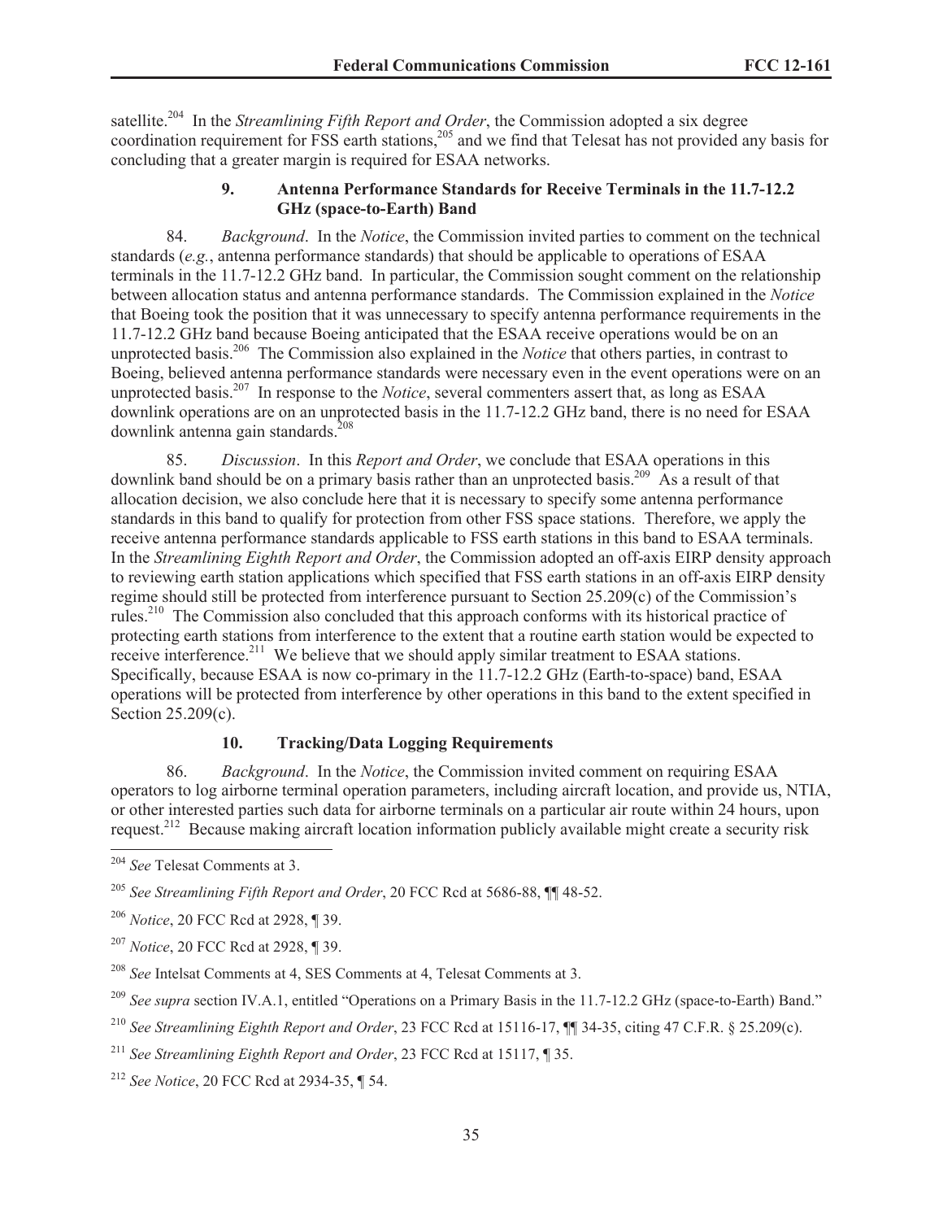satellite.[204] In the *Streamlining Fifth Report and Order*, the Commission adopted a six degree coordination requirement for FSS earth stations,[205] and we find that Telesat has not provided any basis for concluding that a greater margin is required for ESAA networks.

### 9. Antenna Performance Standards for Receive Terminals in the 11.7-12.2 GHz (space-to-Earth) Band

84. *Background*. In the *Notice*, the Commission invited parties to comment on the technical standards (*e.g.*, antenna performance standards) that should be applicable to operations of ESAA terminals in the 11.7-12.2 GHz band. In particular, the Commission sought comment on the relationship between allocation status and antenna performance standards. The Commission explained in the *Notice* that Boeing took the position that it was unnecessary to specify antenna performance requirements in the 11.7-12.2 GHz band because Boeing anticipated that the ESAA receive operations would be on an unprotected basis.[206] The Commission also explained in the *Notice* that others parties, in contrast to Boeing, believed antenna performance standards were necessary even in the event operations were on an unprotected basis.[207] In response to the *Notice*, several commenters assert that, as long as ESAA downlink operations are on an unprotected basis in the 11.7-12.2 GHz band, there is no need for ESAA downlink antenna gain standards.[208]

85. *Discussion*. In this *Report and Order*, we conclude that ESAA operations in this downlink band should be on a primary basis rather than an unprotected basis.[209] As a result of that allocation decision, we also conclude here that it is necessary to specify some antenna performance standards in this band to qualify for protection from other FSS space stations. Therefore, we apply the receive antenna performance standards applicable to FSS earth stations in this band to ESAA terminals. In the *Streamlining Eighth Report and Order*, the Commission adopted an off-axis EIRP density approach to reviewing earth station applications which specified that FSS earth stations in an off-axis EIRP density regime should still be protected from interference pursuant to Section 25.209(c) of the Commission's rules.[210] The Commission also concluded that this approach conforms with its historical practice of protecting earth stations from interference to the extent that a routine earth station would be expected to receive interference.[211] We believe that we should apply similar treatment to ESAA stations. Specifically, because ESAA is now co-primary in the 11.7-12.2 GHz (Earth-to-space) band, ESAA operations will be protected from interference by other operations in this band to the extent specified in Section 25.209(c).

### 10. Tracking/Data Logging Requirements

86. *Background*. In the *Notice*, the Commission invited comment on requiring ESAA operators to log airborne terminal operation parameters, including aircraft location, and provide us, NTIA, or other interested parties such data for airborne terminals on a particular air route within 24 hours, upon request.[212] Because making aircraft location information publicly available might create a security risk

---

[204] *See* Telesat Comments at 3.

[205] *See Streamlining Fifth Report and Order*, 20 FCC Rcd at 5686-88, ¶¶ 48-52.

[206] *Notice*, 20 FCC Rcd at 2928, ¶ 39.

[207] *Notice*, 20 FCC Rcd at 2928, ¶ 39.

[208] *See* Intelsat Comments at 4, SES Comments at 4, Telesat Comments at 3.

[209] *See supra* section IV.A.1, entitled "Operations on a Primary Basis in the 11.7-12.2 GHz (space-to-Earth) Band."

[210] *See Streamlining Eighth Report and Order*, 23 FCC Rcd at 15116-17, ¶¶ 34-35, citing 47 C.F.R. § 25.209(c).

[211] *See Streamlining Eighth Report and Order*, 23 FCC Rcd at 15117, ¶ 35.

[212] *See Notice*, 20 FCC Rcd at 2934-35, ¶ 54.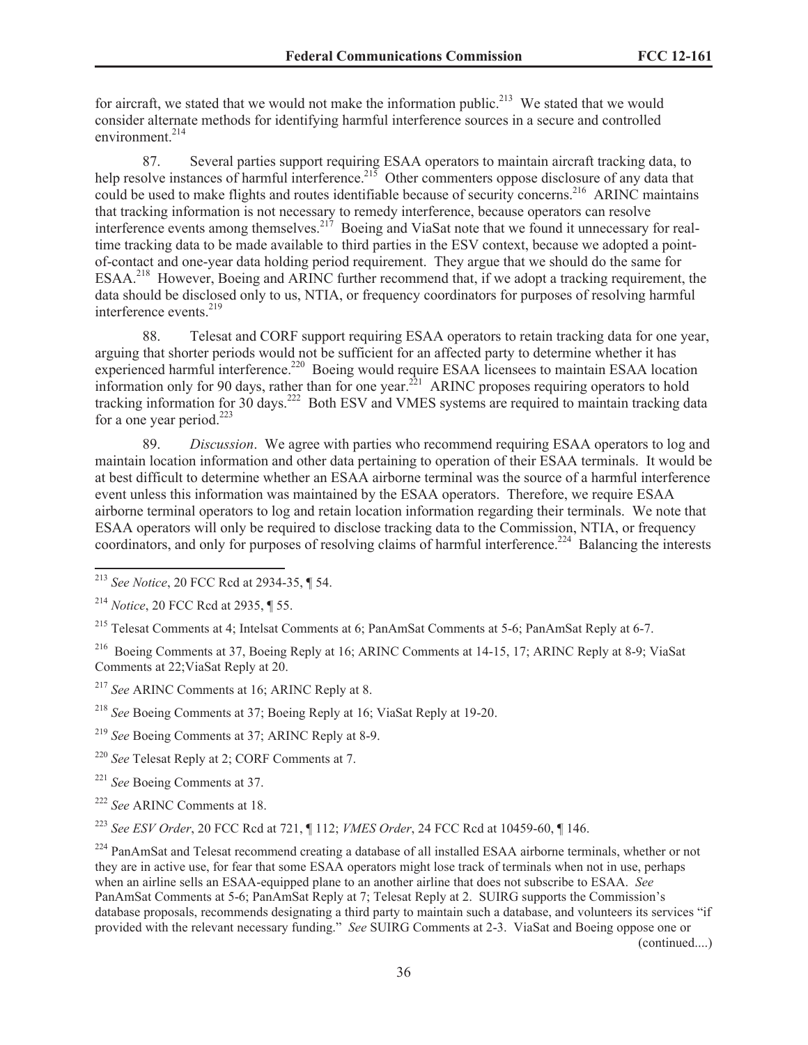for aircraft, we stated that we would not make the information public.[213] We stated that we would consider alternate methods for identifying harmful interference sources in a secure and controlled environment.[214]

87. Several parties support requiring ESAA operators to maintain aircraft tracking data, to help resolve instances of harmful interference.[215] Other commenters oppose disclosure of any data that could be used to make flights and routes identifiable because of security concerns.[216] ARINC maintains that tracking information is not necessary to remedy interference, because operators can resolve interference events among themselves.[217] Boeing and ViaSat note that we found it unnecessary for real-time tracking data to be made available to third parties in the ESV context, because we adopted a point-of-contact and one-year data holding period requirement. They argue that we should do the same for ESAA.[218] However, Boeing and ARINC further recommend that, if we adopt a tracking requirement, the data should be disclosed only to us, NTIA, or frequency coordinators for purposes of resolving harmful interference events.[219]

88. Telesat and CORF support requiring ESAA operators to retain tracking data for one year, arguing that shorter periods would not be sufficient for an affected party to determine whether it has experienced harmful interference.[220] Boeing would require ESAA licensees to maintain ESAA location information only for 90 days, rather than for one year.[221] ARINC proposes requiring operators to hold tracking information for 30 days.[222] Both ESV and VMES systems are required to maintain tracking data for a one year period.[223]

89. *Discussion*. We agree with parties who recommend requiring ESAA operators to log and maintain location information and other data pertaining to operation of their ESAA terminals. It would be at best difficult to determine whether an ESAA airborne terminal was the source of a harmful interference event unless this information was maintained by the ESAA operators. Therefore, we require ESAA airborne terminal operators to log and retain location information regarding their terminals. We note that ESAA operators will only be required to disclose tracking data to the Commission, NTIA, or frequency coordinators, and only for purposes of resolving claims of harmful interference.[224] Balancing the interests

---

[213] *See Notice*, 20 FCC Rcd at 2934-35, ¶ 54.

[214] *Notice*, 20 FCC Rcd at 2935, ¶ 55.

[215] Telesat Comments at 4; Intelsat Comments at 6; PanAmSat Comments at 5-6; PanAmSat Reply at 6-7.

[216] Boeing Comments at 37, Boeing Reply at 16; ARINC Comments at 14-15, 17; ARINC Reply at 8-9; ViaSat Comments at 22;ViaSat Reply at 20.

[217] *See* ARINC Comments at 16; ARINC Reply at 8.

[218] *See* Boeing Comments at 37; Boeing Reply at 16; ViaSat Reply at 19-20.

[219] *See* Boeing Comments at 37; ARINC Reply at 8-9.

[220] *See* Telesat Reply at 2; CORF Comments at 7.

[221] *See* Boeing Comments at 37.

[222] *See* ARINC Comments at 18.

[223] *See ESV Order*, 20 FCC Rcd at 721, ¶ 112; *VMES Order*, 24 FCC Rcd at 10459-60, ¶ 146.

[224] PanAmSat and Telesat recommend creating a database of all installed ESAA airborne terminals, whether or not they are in active use, for fear that some ESAA operators might lose track of terminals when not in use, perhaps when an airline sells an ESAA-equipped plane to an another airline that does not subscribe to ESAA. *See* PanAmSat Comments at 5-6; PanAmSat Reply at 7; Telesat Reply at 2. SUIRG supports the Commission's database proposals, recommends designating a third party to maintain such a database, and volunteers its services "if provided with the relevant necessary funding." *See* SUIRG Comments at 2-3. ViaSat and Boeing oppose one or (continued....)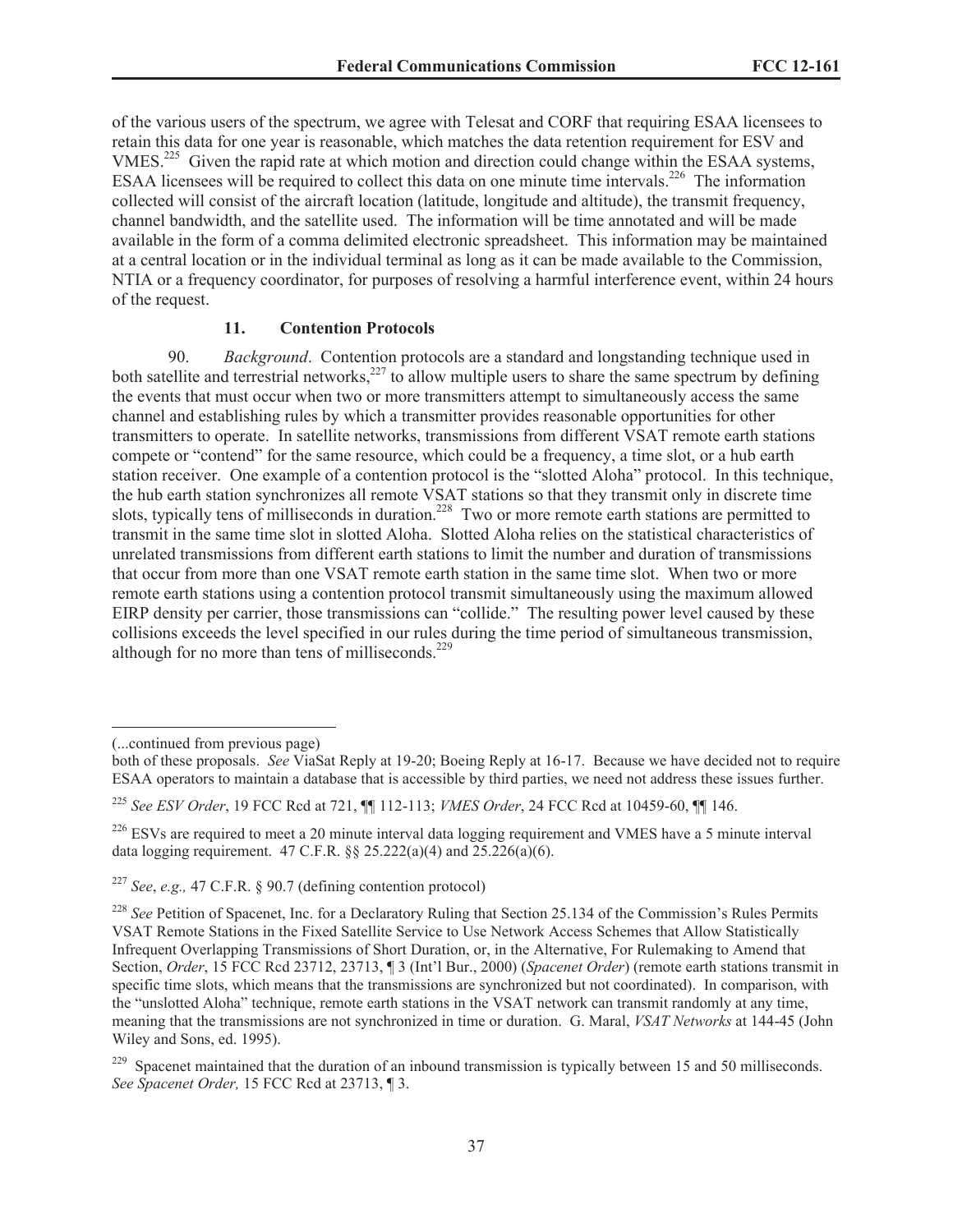of the various users of the spectrum, we agree with Telesat and CORF that requiring ESAA licensees to retain this data for one year is reasonable, which matches the data retention requirement for ESV and VMES.[225] Given the rapid rate at which motion and direction could change within the ESAA systems, ESAA licensees will be required to collect this data on one minute time intervals.[226] The information collected will consist of the aircraft location (latitude, longitude and altitude), the transmit frequency, channel bandwidth, and the satellite used. The information will be time annotated and will be made available in the form of a comma delimited electronic spreadsheet. This information may be maintained at a central location or in the individual terminal as long as it can be made available to the Commission, NTIA or a frequency coordinator, for purposes of resolving a harmful interference event, within 24 hours of the request.

#### 11. Contention Protocols

90. *Background*. Contention protocols are a standard and longstanding technique used in both satellite and terrestrial networks,[227] to allow multiple users to share the same spectrum by defining the events that must occur when two or more transmitters attempt to simultaneously access the same channel and establishing rules by which a transmitter provides reasonable opportunities for other transmitters to operate. In satellite networks, transmissions from different VSAT remote earth stations compete or "contend" for the same resource, which could be a frequency, a time slot, or a hub earth station receiver. One example of a contention protocol is the "slotted Aloha" protocol. In this technique, the hub earth station synchronizes all remote VSAT stations so that they transmit only in discrete time slots, typically tens of milliseconds in duration.[228] Two or more remote earth stations are permitted to transmit in the same time slot in slotted Aloha. Slotted Aloha relies on the statistical characteristics of unrelated transmissions from different earth stations to limit the number and duration of transmissions that occur from more than one VSAT remote earth station in the same time slot. When two or more remote earth stations using a contention protocol transmit simultaneously using the maximum allowed EIRP density per carrier, those transmissions can "collide." The resulting power level caused by these collisions exceeds the level specified in our rules during the time period of simultaneous transmission, although for no more than tens of milliseconds.[229]

---

(...continued from previous page)
both of these proposals. *See* ViaSat Reply at 19-20; Boeing Reply at 16-17. Because we have decided not to require ESAA operators to maintain a database that is accessible by third parties, we need not address these issues further.

[225] *See ESV Order*, 19 FCC Rcd at 721, ¶¶ 112-113; *VMES Order*, 24 FCC Rcd at 10459-60, ¶¶ 146.

[226] ESVs are required to meet a 20 minute interval data logging requirement and VMES have a 5 minute interval data logging requirement. 47 C.F.R. §§ 25.222(a)(4) and 25.226(a)(6).

[227] *See*, *e.g.,* 47 C.F.R. § 90.7 (defining contention protocol)

[228] *See* Petition of Spacenet, Inc. for a Declaratory Ruling that Section 25.134 of the Commission's Rules Permits VSAT Remote Stations in the Fixed Satellite Service to Use Network Access Schemes that Allow Statistically Infrequent Overlapping Transmissions of Short Duration, or, in the Alternative, For Rulemaking to Amend that Section, *Order*, 15 FCC Rcd 23712, 23713, ¶ 3 (Int'l Bur., 2000) (*Spacenet Order*) (remote earth stations transmit in specific time slots, which means that the transmissions are synchronized but not coordinated). In comparison, with the "unslotted Aloha" technique, remote earth stations in the VSAT network can transmit randomly at any time, meaning that the transmissions are not synchronized in time or duration. G. Maral, *VSAT Networks* at 144-45 (John Wiley and Sons, ed. 1995).

[229] Spacenet maintained that the duration of an inbound transmission is typically between 15 and 50 milliseconds. *See Spacenet Order,* 15 FCC Rcd at 23713, ¶ 3.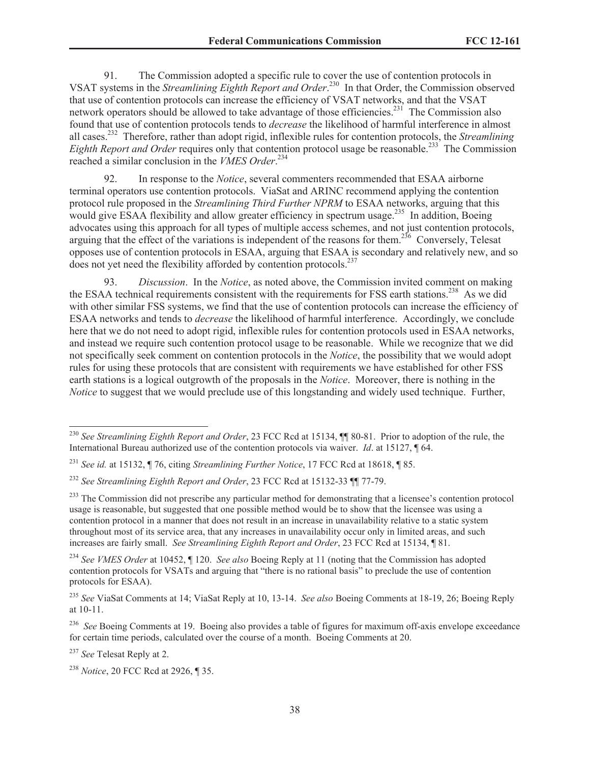91. The Commission adopted a specific rule to cover the use of contention protocols in VSAT systems in the *Streamlining Eighth Report and Order*.[230] In that Order, the Commission observed that use of contention protocols can increase the efficiency of VSAT networks, and that the VSAT network operators should be allowed to take advantage of those efficiencies.[231] The Commission also found that use of contention protocols tends to *decrease* the likelihood of harmful interference in almost all cases.[232] Therefore, rather than adopt rigid, inflexible rules for contention protocols, the *Streamlining Eighth Report and Order* requires only that contention protocol usage be reasonable.[233] The Commission reached a similar conclusion in the *VMES Order*.[234]

92. In response to the *Notice*, several commenters recommended that ESAA airborne terminal operators use contention protocols. ViaSat and ARINC recommend applying the contention protocol rule proposed in the *Streamlining Third Further NPRM* to ESAA networks, arguing that this would give ESAA flexibility and allow greater efficiency in spectrum usage.[235] In addition, Boeing advocates using this approach for all types of multiple access schemes, and not just contention protocols, arguing that the effect of the variations is independent of the reasons for them.[236] Conversely, Telesat opposes use of contention protocols in ESAA, arguing that ESAA is secondary and relatively new, and so does not yet need the flexibility afforded by contention protocols.[237]

93. *Discussion*. In the *Notice*, as noted above, the Commission invited comment on making the ESAA technical requirements consistent with the requirements for FSS earth stations.[238] As we did with other similar FSS systems, we find that the use of contention protocols can increase the efficiency of ESAA networks and tends to *decrease* the likelihood of harmful interference. Accordingly, we conclude here that we do not need to adopt rigid, inflexible rules for contention protocols used in ESAA networks, and instead we require such contention protocol usage to be reasonable. While we recognize that we did not specifically seek comment on contention protocols in the *Notice*, the possibility that we would adopt rules for using these protocols that are consistent with requirements we have established for other FSS earth stations is a logical outgrowth of the proposals in the *Notice*. Moreover, there is nothing in the *Notice* to suggest that we would preclude use of this longstanding and widely used technique. Further,

---

[230] *See Streamlining Eighth Report and Order*, 23 FCC Rcd at 15134, ¶¶ 80-81. Prior to adoption of the rule, the International Bureau authorized use of the contention protocols via waiver. *Id*. at 15127, ¶ 64.

[231] *See id.* at 15132, ¶ 76, citing *Streamlining Further Notice*, 17 FCC Rcd at 18618, ¶ 85.

[232] *See Streamlining Eighth Report and Order*, 23 FCC Rcd at 15132-33 ¶¶ 77-79.

[233] The Commission did not prescribe any particular method for demonstrating that a licensee's contention protocol usage is reasonable, but suggested that one possible method would be to show that the licensee was using a contention protocol in a manner that does not result in an increase in unavailability relative to a static system throughout most of its service area, that any increases in unavailability occur only in limited areas, and such increases are fairly small. *See Streamlining Eighth Report and Order*, 23 FCC Rcd at 15134, ¶ 81.

[234] *See VMES Order* at 10452, ¶ 120. *See also* Boeing Reply at 11 (noting that the Commission has adopted contention protocols for VSATs and arguing that "there is no rational basis" to preclude the use of contention protocols for ESAA).

[235] *See* ViaSat Comments at 14; ViaSat Reply at 10, 13-14. *See also* Boeing Comments at 18-19, 26; Boeing Reply at 10-11.

[236] *See* Boeing Comments at 19. Boeing also provides a table of figures for maximum off-axis envelope exceedance for certain time periods, calculated over the course of a month. Boeing Comments at 20.

[237] *See* Telesat Reply at 2.

[238] *Notice*, 20 FCC Rcd at 2926, ¶ 35.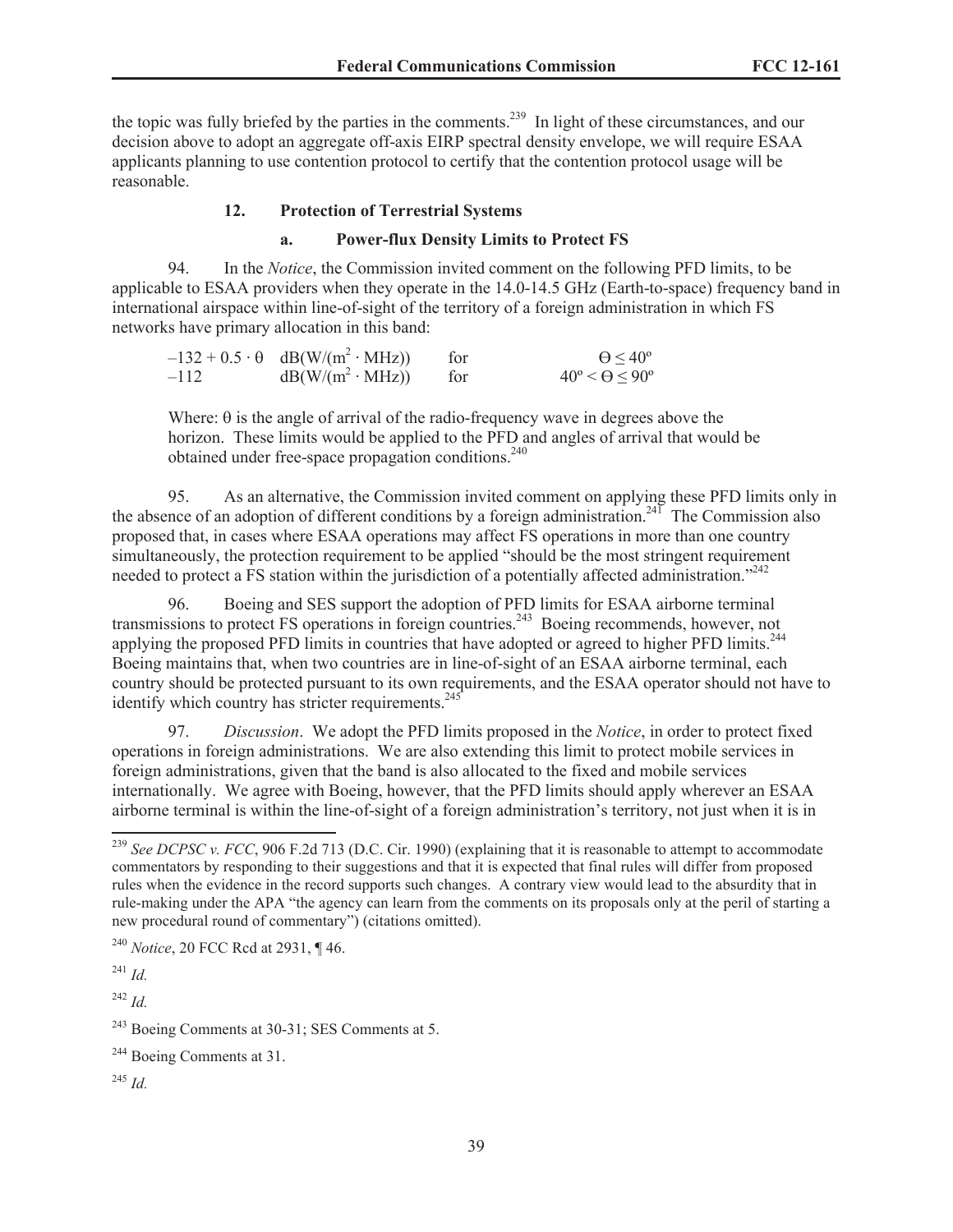the topic was fully briefed by the parties in the comments.[239] In light of these circumstances, and our decision above to adopt an aggregate off-axis EIRP spectral density envelope, we will require ESAA applicants planning to use contention protocol to certify that the contention protocol usage will be reasonable.

### 12. Protection of Terrestrial Systems

#### a. Power-flux Density Limits to Protect FS

94. In the *Notice*, the Commission invited comment on the following PFD limits, to be applicable to ESAA providers when they operate in the 14.0-14.5 GHz (Earth-to-space) frequency band in international airspace within line-of-sight of the territory of a foreign administration in which FS networks have primary allocation in this band:

| | | | |
|---|---|---|---|
| $-132 + 0.5 \cdot \theta$ | $\mathrm{dB(W/(m^2 \cdot MHz))}$ | for | $\Theta \leq 40°$ |
| $-112$ | $\mathrm{dB(W/(m^2 \cdot MHz))}$ | for | $40° < \Theta \leq 90°$ |

Where: $\theta$ is the angle of arrival of the radio-frequency wave in degrees above the horizon. These limits would be applied to the PFD and angles of arrival that would be obtained under free-space propagation conditions.[240]

95. As an alternative, the Commission invited comment on applying these PFD limits only in the absence of an adoption of different conditions by a foreign administration.[241] The Commission also proposed that, in cases where ESAA operations may affect FS operations in more than one country simultaneously, the protection requirement to be applied "should be the most stringent requirement needed to protect a FS station within the jurisdiction of a potentially affected administration."[242]

96. Boeing and SES support the adoption of PFD limits for ESAA airborne terminal transmissions to protect FS operations in foreign countries.[243] Boeing recommends, however, not applying the proposed PFD limits in countries that have adopted or agreed to higher PFD limits.[244] Boeing maintains that, when two countries are in line-of-sight of an ESAA airborne terminal, each country should be protected pursuant to its own requirements, and the ESAA operator should not have to identify which country has stricter requirements.[245]

97. *Discussion*. We adopt the PFD limits proposed in the *Notice*, in order to protect fixed operations in foreign administrations. We are also extending this limit to protect mobile services in foreign administrations, given that the band is also allocated to the fixed and mobile services internationally. We agree with Boeing, however, that the PFD limits should apply wherever an ESAA airborne terminal is within the line-of-sight of a foreign administration's territory, not just when it is in

---

[239] *See DCPSC v. FCC*, 906 F.2d 713 (D.C. Cir. 1990) (explaining that it is reasonable to attempt to accommodate commentators by responding to their suggestions and that it is expected that final rules will differ from proposed rules when the evidence in the record supports such changes. A contrary view would lead to the absurdity that in rule-making under the APA "the agency can learn from the comments on its proposals only at the peril of starting a new procedural round of commentary") (citations omitted).

[240] *Notice*, 20 FCC Rcd at 2931, ¶ 46.

[241] *Id.*

[242] *Id.*

[243] Boeing Comments at 30-31; SES Comments at 5.

[244] Boeing Comments at 31.

[245] *Id.*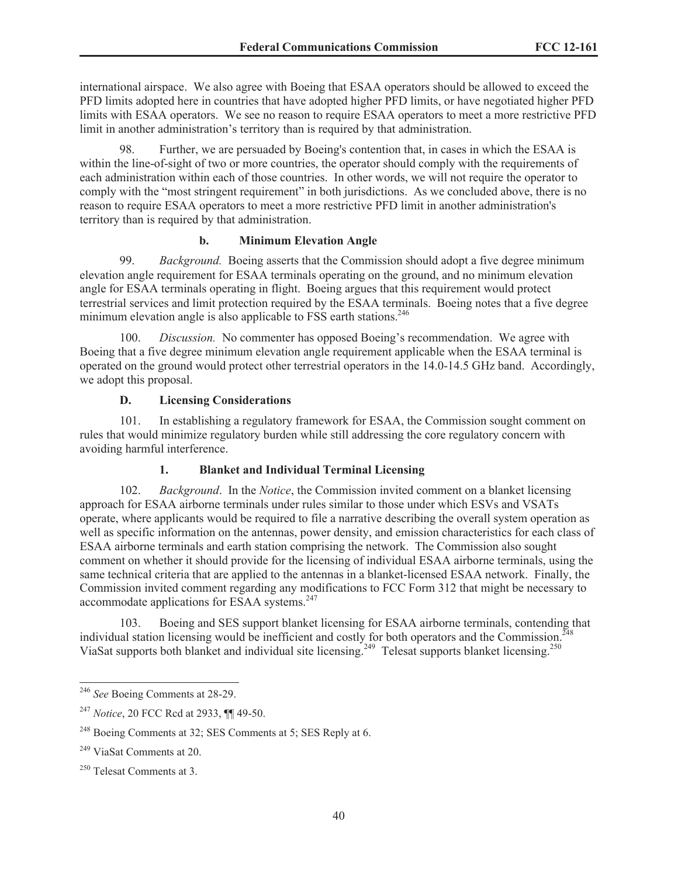international airspace. We also agree with Boeing that ESAA operators should be allowed to exceed the PFD limits adopted here in countries that have adopted higher PFD limits, or have negotiated higher PFD limits with ESAA operators. We see no reason to require ESAA operators to meet a more restrictive PFD limit in another administration's territory than is required by that administration.

98. Further, we are persuaded by Boeing's contention that, in cases in which the ESAA is within the line-of-sight of two or more countries, the operator should comply with the requirements of each administration within each of those countries. In other words, we will not require the operator to comply with the "most stringent requirement" in both jurisdictions. As we concluded above, there is no reason to require ESAA operators to meet a more restrictive PFD limit in another administration's territory than is required by that administration.

#### b. Minimum Elevation Angle

99. *Background.* Boeing asserts that the Commission should adopt a five degree minimum elevation angle requirement for ESAA terminals operating on the ground, and no minimum elevation angle for ESAA terminals operating in flight. Boeing argues that this requirement would protect terrestrial services and limit protection required by the ESAA terminals. Boeing notes that a five degree minimum elevation angle is also applicable to FSS earth stations.[246]

100. *Discussion.* No commenter has opposed Boeing's recommendation. We agree with Boeing that a five degree minimum elevation angle requirement applicable when the ESAA terminal is operated on the ground would protect other terrestrial operators in the 14.0-14.5 GHz band. Accordingly, we adopt this proposal.

### D. Licensing Considerations

101. In establishing a regulatory framework for ESAA, the Commission sought comment on rules that would minimize regulatory burden while still addressing the core regulatory concern with avoiding harmful interference.

#### 1. Blanket and Individual Terminal Licensing

102. *Background*. In the *Notice*, the Commission invited comment on a blanket licensing approach for ESAA airborne terminals under rules similar to those under which ESVs and VSATs operate, where applicants would be required to file a narrative describing the overall system operation as well as specific information on the antennas, power density, and emission characteristics for each class of ESAA airborne terminals and earth station comprising the network. The Commission also sought comment on whether it should provide for the licensing of individual ESAA airborne terminals, using the same technical criteria that are applied to the antennas in a blanket-licensed ESAA network. Finally, the Commission invited comment regarding any modifications to FCC Form 312 that might be necessary to accommodate applications for ESAA systems.[247]

103. Boeing and SES support blanket licensing for ESAA airborne terminals, contending that individual station licensing would be inefficient and costly for both operators and the Commission.[248] ViaSat supports both blanket and individual site licensing.[249] Telesat supports blanket licensing.[250]

---

[246] *See* Boeing Comments at 28-29.

[247] *Notice*, 20 FCC Rcd at 2933, ¶¶ 49-50.

[248] Boeing Comments at 32; SES Comments at 5; SES Reply at 6.

[249] ViaSat Comments at 20.

[250] Telesat Comments at 3.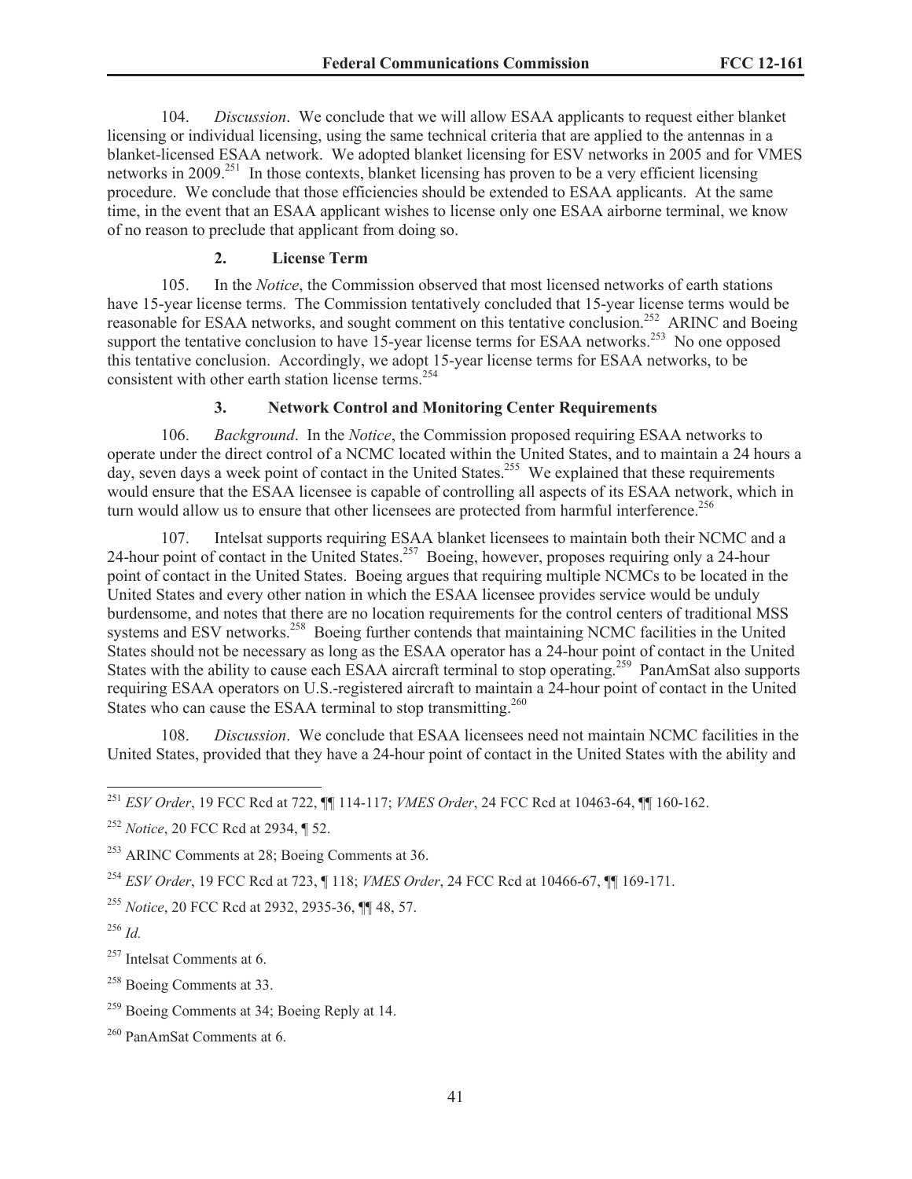104. *Discussion*. We conclude that we will allow ESAA applicants to request either blanket licensing or individual licensing, using the same technical criteria that are applied to the antennas in a blanket-licensed ESAA network. We adopted blanket licensing for ESV networks in 2005 and for VMES networks in 2009.[251] In those contexts, blanket licensing has proven to be a very efficient licensing procedure. We conclude that those efficiencies should be extended to ESAA applicants. At the same time, in the event that an ESAA applicant wishes to license only one ESAA airborne terminal, we know of no reason to preclude that applicant from doing so.

### 2. License Term

105. In the *Notice*, the Commission observed that most licensed networks of earth stations have 15-year license terms. The Commission tentatively concluded that 15-year license terms would be reasonable for ESAA networks, and sought comment on this tentative conclusion.[252] ARINC and Boeing support the tentative conclusion to have 15-year license terms for ESAA networks.[253] No one opposed this tentative conclusion. Accordingly, we adopt 15-year license terms for ESAA networks, to be consistent with other earth station license terms.[254]

### 3. Network Control and Monitoring Center Requirements

106. *Background*. In the *Notice*, the Commission proposed requiring ESAA networks to operate under the direct control of a NCMC located within the United States, and to maintain a 24 hours a day, seven days a week point of contact in the United States.[255] We explained that these requirements would ensure that the ESAA licensee is capable of controlling all aspects of its ESAA network, which in turn would allow us to ensure that other licensees are protected from harmful interference.[256]

107. Intelsat supports requiring ESAA blanket licensees to maintain both their NCMC and a 24-hour point of contact in the United States.[257] Boeing, however, proposes requiring only a 24-hour point of contact in the United States. Boeing argues that requiring multiple NCMCs to be located in the United States and every other nation in which the ESAA licensee provides service would be unduly burdensome, and notes that there are no location requirements for the control centers of traditional MSS systems and ESV networks.[258] Boeing further contends that maintaining NCMC facilities in the United States should not be necessary as long as the ESAA operator has a 24-hour point of contact in the United States with the ability to cause each ESAA aircraft terminal to stop operating.[259] PanAmSat also supports requiring ESAA operators on U.S.-registered aircraft to maintain a 24-hour point of contact in the United States who can cause the ESAA terminal to stop transmitting.[260]

108. *Discussion*. We conclude that ESAA licensees need not maintain NCMC facilities in the United States, provided that they have a 24-hour point of contact in the United States with the ability and

---

[251] *ESV Order*, 19 FCC Rcd at 722, ¶¶ 114-117; *VMES Order*, 24 FCC Rcd at 10463-64, ¶¶ 160-162.

[252] *Notice*, 20 FCC Rcd at 2934, ¶ 52.

[253] ARINC Comments at 28; Boeing Comments at 36.

[254] *ESV Order*, 19 FCC Rcd at 723, ¶ 118; *VMES Order*, 24 FCC Rcd at 10466-67, ¶¶ 169-171.

[255] *Notice*, 20 FCC Rcd at 2932, 2935-36, ¶¶ 48, 57.

[256] *Id.*

[257] Intelsat Comments at 6.

[258] Boeing Comments at 33.

[259] Boeing Comments at 34; Boeing Reply at 14.

[260] PanAmSat Comments at 6.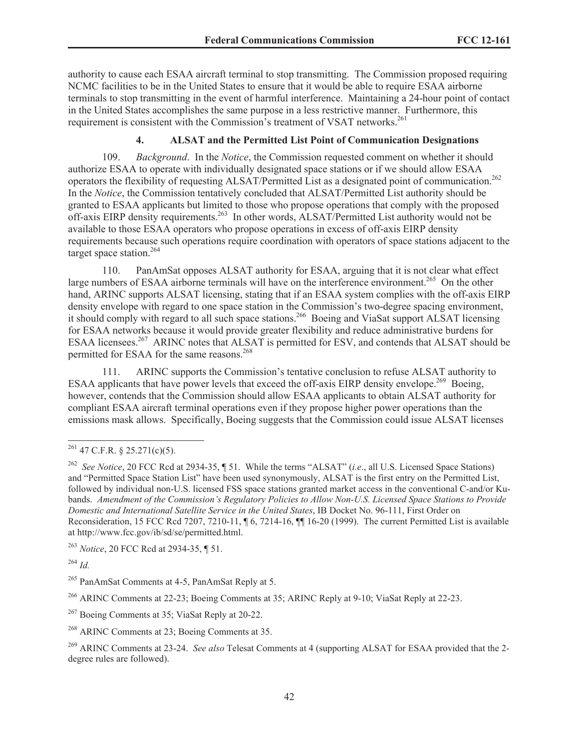authority to cause each ESAA aircraft terminal to stop transmitting. The Commission proposed requiring NCMC facilities to be in the United States to ensure that it would be able to require ESAA airborne terminals to stop transmitting in the event of harmful interference. Maintaining a 24-hour point of contact in the United States accomplishes the same purpose in a less restrictive manner. Furthermore, this requirement is consistent with the Commission's treatment of VSAT networks.[261]

### 4. ALSAT and the Permitted List Point of Communication Designations

109. *Background*. In the *Notice*, the Commission requested comment on whether it should authorize ESAA to operate with individually designated space stations or if we should allow ESAA operators the flexibility of requesting ALSAT/Permitted List as a designated point of communication.[262] In the *Notice*, the Commission tentatively concluded that ALSAT/Permitted List authority should be granted to ESAA applicants but limited to those who propose operations that comply with the proposed off-axis EIRP density requirements.[263] In other words, ALSAT/Permitted List authority would not be available to those ESAA operators who propose operations in excess of off-axis EIRP density requirements because such operations require coordination with operators of space stations adjacent to the target space station.[264]

110. PanAmSat opposes ALSAT authority for ESAA, arguing that it is not clear what effect large numbers of ESAA airborne terminals will have on the interference environment.[265] On the other hand, ARINC supports ALSAT licensing, stating that if an ESAA system complies with the off-axis EIRP density envelope with regard to one space station in the Commission's two-degree spacing environment, it should comply with regard to all such space stations.[266] Boeing and ViaSat support ALSAT licensing for ESAA networks because it would provide greater flexibility and reduce administrative burdens for ESAA licensees.[267] ARINC notes that ALSAT is permitted for ESV, and contends that ALSAT should be permitted for ESAA for the same reasons.[268]

111. ARINC supports the Commission's tentative conclusion to refuse ALSAT authority to ESAA applicants that have power levels that exceed the off-axis EIRP density envelope.[269] Boeing, however, contends that the Commission should allow ESAA applicants to obtain ALSAT authority for compliant ESAA aircraft terminal operations even if they propose higher power operations than the emissions mask allows. Specifically, Boeing suggests that the Commission could issue ALSAT licenses

---

[261] 47 C.F.R. § 25.271(c)(5).

[262] *See Notice*, 20 FCC Rcd at 2934-35, ¶ 51. While the terms "ALSAT" (*i.e*., all U.S. Licensed Space Stations) and "Permitted Space Station List" have been used synonymously, ALSAT is the first entry on the Permitted List, followed by individual non-U.S. licensed FSS space stations granted market access in the conventional C-and/or Ku-bands. *Amendment of the Commission's Regulatory Policies to Allow Non-U.S. Licensed Space Stations to Provide Domestic and International Satellite Service in the United States*, IB Docket No. 96-111, First Order on Reconsideration, 15 FCC Rcd 7207, 7210-11, ¶ 6, 7214-16, ¶¶ 16-20 (1999). The current Permitted List is available at http://www.fcc.gov/ib/sd/se/permitted.html.

[263] *Notice*, 20 FCC Rcd at 2934-35, ¶ 51.

[264] *Id.*

[265] PanAmSat Comments at 4-5, PanAmSat Reply at 5.

[266] ARINC Comments at 22-23; Boeing Comments at 35; ARINC Reply at 9-10; ViaSat Reply at 22-23.

[267] Boeing Comments at 35; ViaSat Reply at 20-22.

[268] ARINC Comments at 23; Boeing Comments at 35.

[269] ARINC Comments at 23-24. *See also* Telesat Comments at 4 (supporting ALSAT for ESAA provided that the 2-degree rules are followed).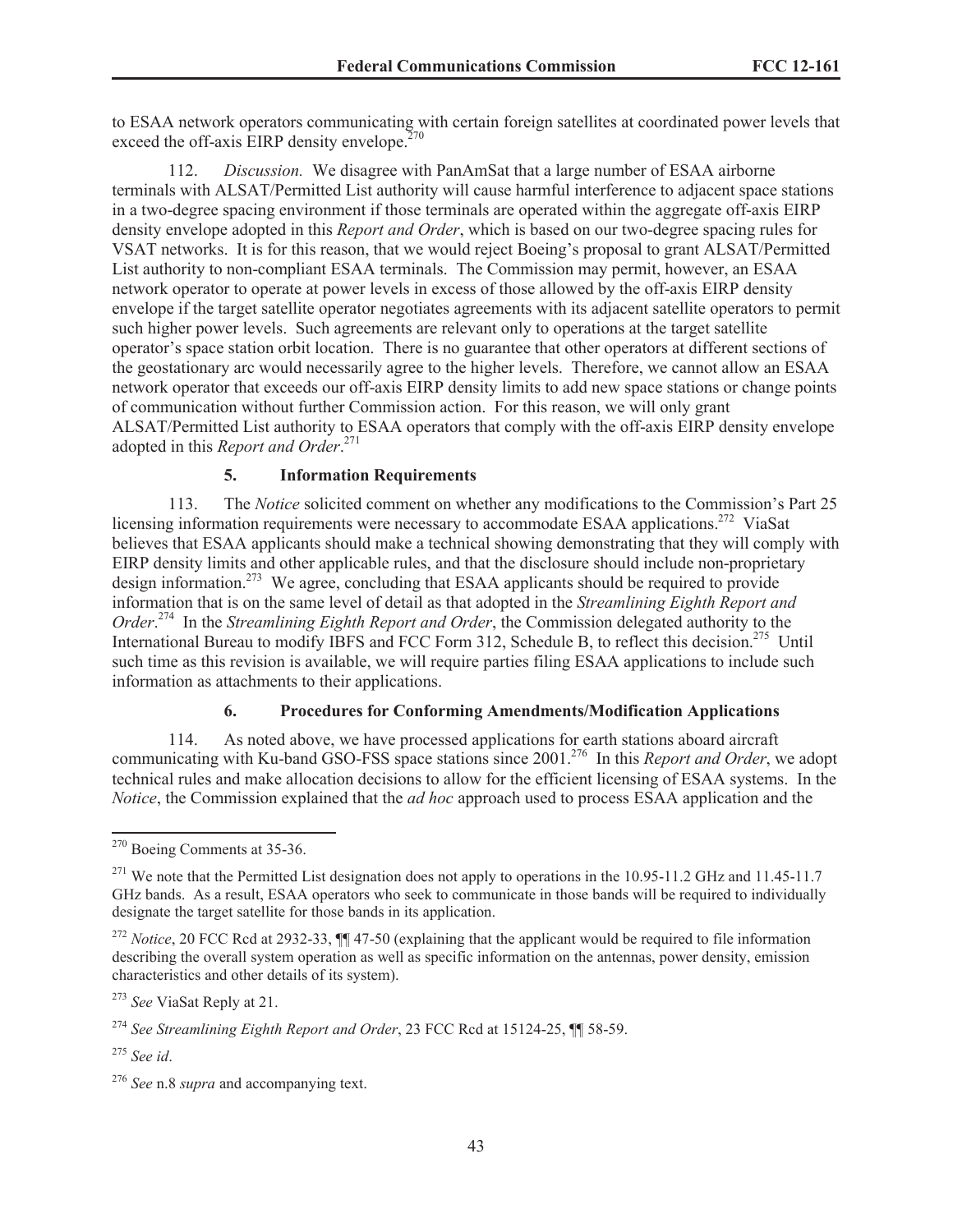to ESAA network operators communicating with certain foreign satellites at coordinated power levels that exceed the off-axis EIRP density envelope.[270]

112. *Discussion.* We disagree with PanAmSat that a large number of ESAA airborne terminals with ALSAT/Permitted List authority will cause harmful interference to adjacent space stations in a two-degree spacing environment if those terminals are operated within the aggregate off-axis EIRP density envelope adopted in this *Report and Order*, which is based on our two-degree spacing rules for VSAT networks. It is for this reason, that we would reject Boeing's proposal to grant ALSAT/Permitted List authority to non-compliant ESAA terminals. The Commission may permit, however, an ESAA network operator to operate at power levels in excess of those allowed by the off-axis EIRP density envelope if the target satellite operator negotiates agreements with its adjacent satellite operators to permit such higher power levels. Such agreements are relevant only to operations at the target satellite operator's space station orbit location. There is no guarantee that other operators at different sections of the geostationary arc would necessarily agree to the higher levels. Therefore, we cannot allow an ESAA network operator that exceeds our off-axis EIRP density limits to add new space stations or change points of communication without further Commission action. For this reason, we will only grant ALSAT/Permitted List authority to ESAA operators that comply with the off-axis EIRP density envelope adopted in this *Report and Order*.[271]

### 5. Information Requirements

113. The *Notice* solicited comment on whether any modifications to the Commission's Part 25 licensing information requirements were necessary to accommodate ESAA applications.[272] ViaSat believes that ESAA applicants should make a technical showing demonstrating that they will comply with EIRP density limits and other applicable rules, and that the disclosure should include non-proprietary design information.[273] We agree, concluding that ESAA applicants should be required to provide information that is on the same level of detail as that adopted in the *Streamlining Eighth Report and Order*.[274] In the *Streamlining Eighth Report and Order*, the Commission delegated authority to the International Bureau to modify IBFS and FCC Form 312, Schedule B, to reflect this decision.[275] Until such time as this revision is available, we will require parties filing ESAA applications to include such information as attachments to their applications.

### 6. Procedures for Conforming Amendments/Modification Applications

114. As noted above, we have processed applications for earth stations aboard aircraft communicating with Ku-band GSO-FSS space stations since 2001.[276] In this *Report and Order*, we adopt technical rules and make allocation decisions to allow for the efficient licensing of ESAA systems. In the *Notice*, the Commission explained that the *ad hoc* approach used to process ESAA application and the

---

[270] Boeing Comments at 35-36.

[271] We note that the Permitted List designation does not apply to operations in the 10.95-11.2 GHz and 11.45-11.7 GHz bands. As a result, ESAA operators who seek to communicate in those bands will be required to individually designate the target satellite for those bands in its application.

[272] *Notice*, 20 FCC Rcd at 2932-33, ¶¶ 47-50 (explaining that the applicant would be required to file information describing the overall system operation as well as specific information on the antennas, power density, emission characteristics and other details of its system).

[273] *See* ViaSat Reply at 21.

[274] *See Streamlining Eighth Report and Order*, 23 FCC Rcd at 15124-25, ¶¶ 58-59.

[275] *See id*.

[276] *See* n.8 *supra* and accompanying text.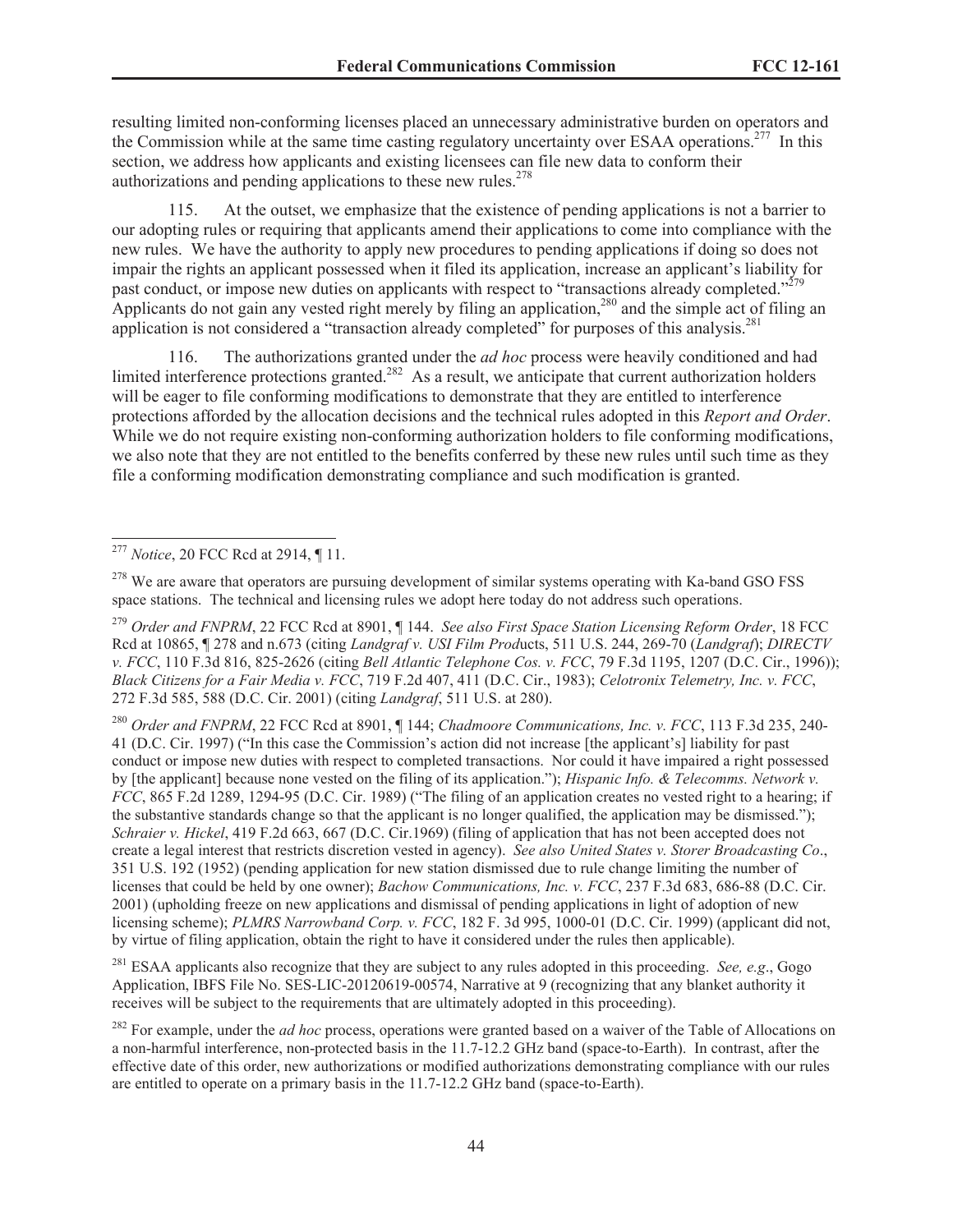resulting limited non-conforming licenses placed an unnecessary administrative burden on operators and the Commission while at the same time casting regulatory uncertainty over ESAA operations.[277] In this section, we address how applicants and existing licensees can file new data to conform their authorizations and pending applications to these new rules.[278]

115. At the outset, we emphasize that the existence of pending applications is not a barrier to our adopting rules or requiring that applicants amend their applications to come into compliance with the new rules. We have the authority to apply new procedures to pending applications if doing so does not impair the rights an applicant possessed when it filed its application, increase an applicant's liability for past conduct, or impose new duties on applicants with respect to "transactions already completed."[279] Applicants do not gain any vested right merely by filing an application,[280] and the simple act of filing an application is not considered a "transaction already completed" for purposes of this analysis.[281]

116. The authorizations granted under the *ad hoc* process were heavily conditioned and had limited interference protections granted.[282] As a result, we anticipate that current authorization holders will be eager to file conforming modifications to demonstrate that they are entitled to interference protections afforded by the allocation decisions and the technical rules adopted in this *Report and Order*. While we do not require existing non-conforming authorization holders to file conforming modifications, we also note that they are not entitled to the benefits conferred by these new rules until such time as they file a conforming modification demonstrating compliance and such modification is granted.

---

[277] *Notice*, 20 FCC Rcd at 2914, ¶ 11.

[278] We are aware that operators are pursuing development of similar systems operating with Ka-band GSO FSS space stations. The technical and licensing rules we adopt here today do not address such operations.

[279] *Order and FNPRM*, 22 FCC Rcd at 8901, ¶ 144. *See also First Space Station Licensing Reform Order*, 18 FCC Rcd at 10865, ¶ 278 and n.673 (citing *Landgraf v. USI Film Prod*ucts, 511 U.S. 244, 269-70 (*Landgraf*); *DIRECTV v. FCC*, 110 F.3d 816, 825-2626 (citing *Bell Atlantic Telephone Cos. v. FCC*, 79 F.3d 1195, 1207 (D.C. Cir., 1996)); *Black Citizens for a Fair Media v. FCC*, 719 F.2d 407, 411 (D.C. Cir., 1983); *Celotronix Telemetry, Inc. v. FCC*, 272 F.3d 585, 588 (D.C. Cir. 2001) (citing *Landgraf*, 511 U.S. at 280).

[280] *Order and FNPRM*, 22 FCC Rcd at 8901, ¶ 144; *Chadmoore Communications, Inc. v. FCC*, 113 F.3d 235, 240-41 (D.C. Cir. 1997) ("In this case the Commission's action did not increase [the applicant's] liability for past conduct or impose new duties with respect to completed transactions. Nor could it have impaired a right possessed by [the applicant] because none vested on the filing of its application."); *Hispanic Info. & Telecomms. Network v. FCC*, 865 F.2d 1289, 1294-95 (D.C. Cir. 1989) ("The filing of an application creates no vested right to a hearing; if the substantive standards change so that the applicant is no longer qualified, the application may be dismissed."); *Schraier v. Hickel*, 419 F.2d 663, 667 (D.C. Cir.1969) (filing of application that has not been accepted does not create a legal interest that restricts discretion vested in agency). *See also United States v. Storer Broadcasting Co*., 351 U.S. 192 (1952) (pending application for new station dismissed due to rule change limiting the number of licenses that could be held by one owner); *Bachow Communications, Inc. v. FCC*, 237 F.3d 683, 686-88 (D.C. Cir. 2001) (upholding freeze on new applications and dismissal of pending applications in light of adoption of new licensing scheme); *PLMRS Narrowband Corp. v. FCC*, 182 F. 3d 995, 1000-01 (D.C. Cir. 1999) (applicant did not, by virtue of filing application, obtain the right to have it considered under the rules then applicable).

[281] ESAA applicants also recognize that they are subject to any rules adopted in this proceeding. *See, e.g*., Gogo Application, IBFS File No. SES-LIC-20120619-00574, Narrative at 9 (recognizing that any blanket authority it receives will be subject to the requirements that are ultimately adopted in this proceeding).

[282] For example, under the *ad hoc* process, operations were granted based on a waiver of the Table of Allocations on a non-harmful interference, non-protected basis in the 11.7-12.2 GHz band (space-to-Earth). In contrast, after the effective date of this order, new authorizations or modified authorizations demonstrating compliance with our rules are entitled to operate on a primary basis in the 11.7-12.2 GHz band (space-to-Earth).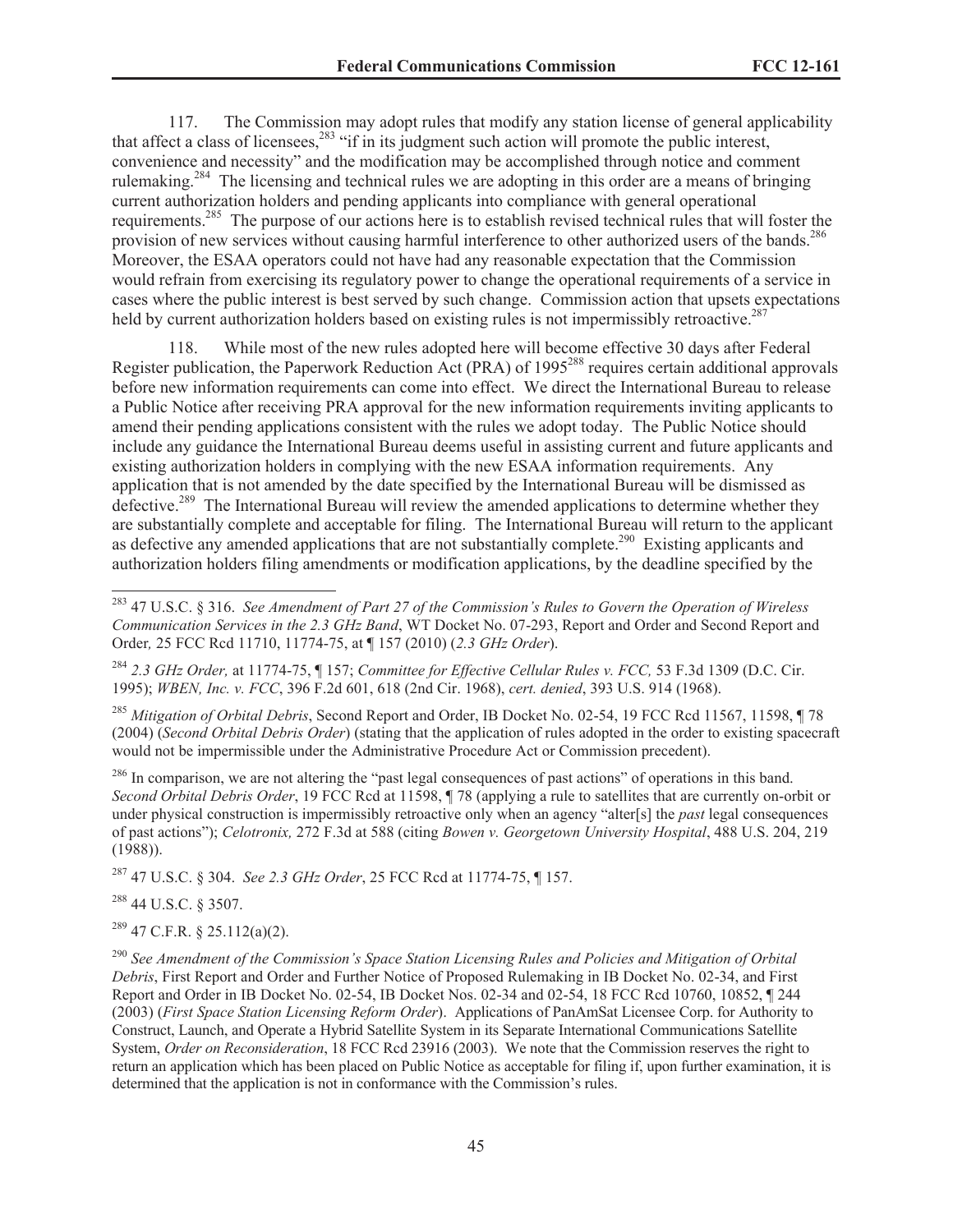117. The Commission may adopt rules that modify any station license of general applicability that affect a class of licensees,[283] "if in its judgment such action will promote the public interest, convenience and necessity" and the modification may be accomplished through notice and comment rulemaking.[284] The licensing and technical rules we are adopting in this order are a means of bringing current authorization holders and pending applicants into compliance with general operational requirements.[285] The purpose of our actions here is to establish revised technical rules that will foster the provision of new services without causing harmful interference to other authorized users of the bands.[286] Moreover, the ESAA operators could not have had any reasonable expectation that the Commission would refrain from exercising its regulatory power to change the operational requirements of a service in cases where the public interest is best served by such change. Commission action that upsets expectations held by current authorization holders based on existing rules is not impermissibly retroactive.[287]

118. While most of the new rules adopted here will become effective 30 days after Federal Register publication, the Paperwork Reduction Act (PRA) of 1995[288] requires certain additional approvals before new information requirements can come into effect. We direct the International Bureau to release a Public Notice after receiving PRA approval for the new information requirements inviting applicants to amend their pending applications consistent with the rules we adopt today. The Public Notice should include any guidance the International Bureau deems useful in assisting current and future applicants and existing authorization holders in complying with the new ESAA information requirements. Any application that is not amended by the date specified by the International Bureau will be dismissed as defective.[289] The International Bureau will review the amended applications to determine whether they are substantially complete and acceptable for filing. The International Bureau will return to the applicant as defective any amended applications that are not substantially complete.[290] Existing applicants and authorization holders filing amendments or modification applications, by the deadline specified by the

---

[283] 47 U.S.C. § 316. *See Amendment of Part 27 of the Commission's Rules to Govern the Operation of Wireless Communication Services in the 2.3 GHz Band*, WT Docket No. 07-293, Report and Order and Second Report and Order*,* 25 FCC Rcd 11710, 11774-75, at ¶ 157 (2010) (*2.3 GHz Order*).

[284] *2.3 GHz Order,* at 11774-75, ¶ 157; *Committee for Effective Cellular Rules v. FCC,* 53 F.3d 1309 (D.C. Cir. 1995); *WBEN, Inc. v. FCC*, 396 F.2d 601, 618 (2nd Cir. 1968), *cert. denied*, 393 U.S. 914 (1968).

[285] *Mitigation of Orbital Debris*, Second Report and Order, IB Docket No. 02-54, 19 FCC Rcd 11567, 11598, ¶ 78 (2004) (*Second Orbital Debris Order*) (stating that the application of rules adopted in the order to existing spacecraft would not be impermissible under the Administrative Procedure Act or Commission precedent).

[286] In comparison, we are not altering the "past legal consequences of past actions" of operations in this band. *Second Orbital Debris Order*, 19 FCC Rcd at 11598, ¶ 78 (applying a rule to satellites that are currently on-orbit or under physical construction is impermissibly retroactive only when an agency "alter[s] the *past* legal consequences of past actions"); *Celotronix,* 272 F.3d at 588 (citing *Bowen v. Georgetown University Hospital*, 488 U.S. 204, 219 (1988)).

[287] 47 U.S.C. § 304. *See 2.3 GHz Order*, 25 FCC Rcd at 11774-75, ¶ 157.

[288] 44 U.S.C. § 3507.

[289] 47 C.F.R. § 25.112(a)(2).

[290] *See Amendment of the Commission's Space Station Licensing Rules and Policies and Mitigation of Orbital Debris*, First Report and Order and Further Notice of Proposed Rulemaking in IB Docket No. 02-34, and First Report and Order in IB Docket No. 02-54, IB Docket Nos. 02-34 and 02-54, 18 FCC Rcd 10760, 10852, ¶ 244 (2003) (*First Space Station Licensing Reform Order*). Applications of PanAmSat Licensee Corp. for Authority to Construct, Launch, and Operate a Hybrid Satellite System in its Separate International Communications Satellite System, *Order on Reconsideration*, 18 FCC Rcd 23916 (2003). We note that the Commission reserves the right to return an application which has been placed on Public Notice as acceptable for filing if, upon further examination, it is determined that the application is not in conformance with the Commission's rules.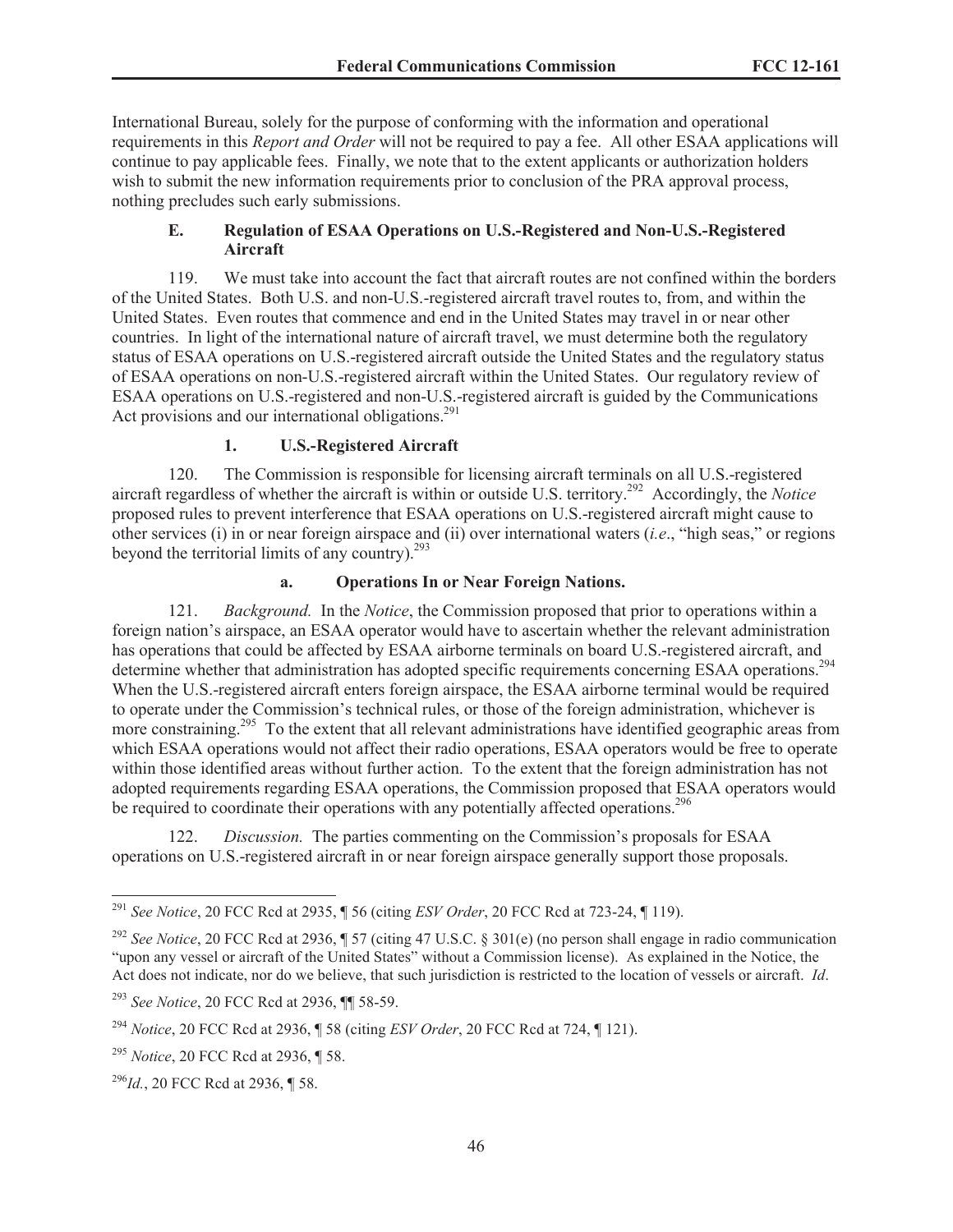International Bureau, solely for the purpose of conforming with the information and operational requirements in this *Report and Order* will not be required to pay a fee. All other ESAA applications will continue to pay applicable fees. Finally, we note that to the extent applicants or authorization holders wish to submit the new information requirements prior to conclusion of the PRA approval process, nothing precludes such early submissions.

### E. Regulation of ESAA Operations on U.S.-Registered and Non-U.S.-Registered Aircraft

119. We must take into account the fact that aircraft routes are not confined within the borders of the United States. Both U.S. and non-U.S.-registered aircraft travel routes to, from, and within the United States. Even routes that commence and end in the United States may travel in or near other countries. In light of the international nature of aircraft travel, we must determine both the regulatory status of ESAA operations on U.S.-registered aircraft outside the United States and the regulatory status of ESAA operations on non-U.S.-registered aircraft within the United States. Our regulatory review of ESAA operations on U.S.-registered and non-U.S.-registered aircraft is guided by the Communications Act provisions and our international obligations.[291]

#### 1. U.S.-Registered Aircraft

120. The Commission is responsible for licensing aircraft terminals on all U.S.-registered aircraft regardless of whether the aircraft is within or outside U.S. territory.[292] Accordingly, the *Notice* proposed rules to prevent interference that ESAA operations on U.S.-registered aircraft might cause to other services (i) in or near foreign airspace and (ii) over international waters (*i.e*., "high seas," or regions beyond the territorial limits of any country).[293]

##### a. Operations In or Near Foreign Nations.

121. *Background.* In the *Notice*, the Commission proposed that prior to operations within a foreign nation's airspace, an ESAA operator would have to ascertain whether the relevant administration has operations that could be affected by ESAA airborne terminals on board U.S.-registered aircraft, and determine whether that administration has adopted specific requirements concerning ESAA operations.[294] When the U.S.-registered aircraft enters foreign airspace, the ESAA airborne terminal would be required to operate under the Commission's technical rules, or those of the foreign administration, whichever is more constraining.[295] To the extent that all relevant administrations have identified geographic areas from which ESAA operations would not affect their radio operations, ESAA operators would be free to operate within those identified areas without further action. To the extent that the foreign administration has not adopted requirements regarding ESAA operations, the Commission proposed that ESAA operators would be required to coordinate their operations with any potentially affected operations.[296]

122. *Discussion.* The parties commenting on the Commission's proposals for ESAA operations on U.S.-registered aircraft in or near foreign airspace generally support those proposals.

---

[291] *See Notice*, 20 FCC Rcd at 2935, ¶ 56 (citing *ESV Order*, 20 FCC Rcd at 723-24, ¶ 119).

[292] *See Notice*, 20 FCC Rcd at 2936, ¶ 57 (citing 47 U.S.C. § 301(e) (no person shall engage in radio communication "upon any vessel or aircraft of the United States" without a Commission license). As explained in the Notice, the Act does not indicate, nor do we believe, that such jurisdiction is restricted to the location of vessels or aircraft. *Id*.

[293] *See Notice*, 20 FCC Rcd at 2936, ¶¶ 58-59.

[294] *Notice*, 20 FCC Rcd at 2936, ¶ 58 (citing *ESV Order*, 20 FCC Rcd at 724, ¶ 121).

[295] *Notice*, 20 FCC Rcd at 2936, ¶ 58.

[296] *Id.*, 20 FCC Rcd at 2936, ¶ 58.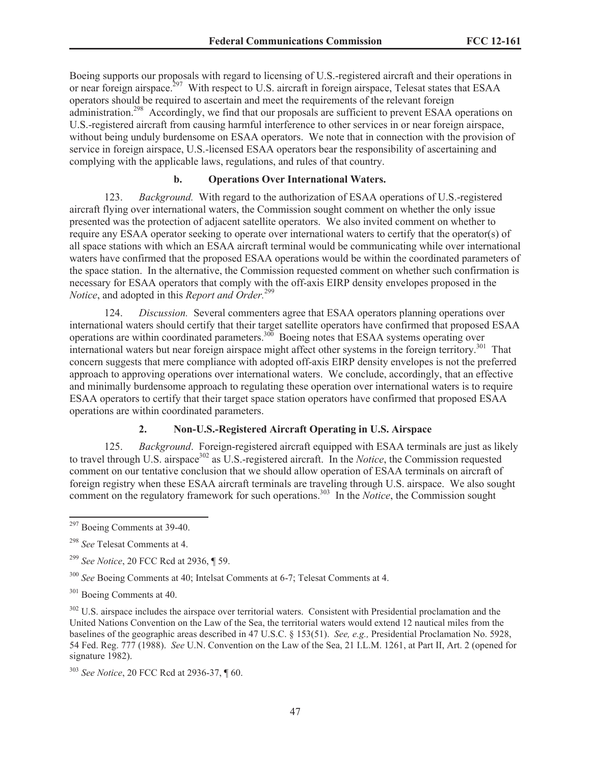Boeing supports our proposals with regard to licensing of U.S.-registered aircraft and their operations in or near foreign airspace.[297] With respect to U.S. aircraft in foreign airspace, Telesat states that ESAA operators should be required to ascertain and meet the requirements of the relevant foreign administration.[298] Accordingly, we find that our proposals are sufficient to prevent ESAA operations on U.S.-registered aircraft from causing harmful interference to other services in or near foreign airspace, without being unduly burdensome on ESAA operators. We note that in connection with the provision of service in foreign airspace, U.S.-licensed ESAA operators bear the responsibility of ascertaining and complying with the applicable laws, regulations, and rules of that country.

#### b. Operations Over International Waters.

123. *Background.* With regard to the authorization of ESAA operations of U.S.-registered aircraft flying over international waters, the Commission sought comment on whether the only issue presented was the protection of adjacent satellite operators. We also invited comment on whether to require any ESAA operator seeking to operate over international waters to certify that the operator(s) of all space stations with which an ESAA aircraft terminal would be communicating while over international waters have confirmed that the proposed ESAA operations would be within the coordinated parameters of the space station. In the alternative, the Commission requested comment on whether such confirmation is necessary for ESAA operators that comply with the off-axis EIRP density envelopes proposed in the *Notice*, and adopted in this *Report and Order.*[299]

124. *Discussion.* Several commenters agree that ESAA operators planning operations over international waters should certify that their target satellite operators have confirmed that proposed ESAA operations are within coordinated parameters.[300] Boeing notes that ESAA systems operating over international waters but near foreign airspace might affect other systems in the foreign territory.[301] That concern suggests that mere compliance with adopted off-axis EIRP density envelopes is not the preferred approach to approving operations over international waters. We conclude, accordingly, that an effective and minimally burdensome approach to regulating these operation over international waters is to require ESAA operators to certify that their target space station operators have confirmed that proposed ESAA operations are within coordinated parameters.

### 2. Non-U.S.-Registered Aircraft Operating in U.S. Airspace

125. *Background*. Foreign-registered aircraft equipped with ESAA terminals are just as likely to travel through U.S. airspace[302] as U.S.-registered aircraft. In the *Notice*, the Commission requested comment on our tentative conclusion that we should allow operation of ESAA terminals on aircraft of foreign registry when these ESAA aircraft terminals are traveling through U.S. airspace. We also sought comment on the regulatory framework for such operations.[303] In the *Notice*, the Commission sought

---

[297] Boeing Comments at 39-40.

[298] *See* Telesat Comments at 4.

[299] *See Notice*, 20 FCC Rcd at 2936, ¶ 59.

[300] *See* Boeing Comments at 40; Intelsat Comments at 6-7; Telesat Comments at 4.

[301] Boeing Comments at 40.

[302] U.S. airspace includes the airspace over territorial waters. Consistent with Presidential proclamation and the United Nations Convention on the Law of the Sea, the territorial waters would extend 12 nautical miles from the baselines of the geographic areas described in 47 U.S.C. § 153(51). *See, e.g.,* Presidential Proclamation No. 5928, 54 Fed. Reg. 777 (1988). *See* U.N. Convention on the Law of the Sea, 21 I.L.M. 1261, at Part II, Art. 2 (opened for signature 1982).

[303] *See Notice*, 20 FCC Rcd at 2936-37, ¶ 60.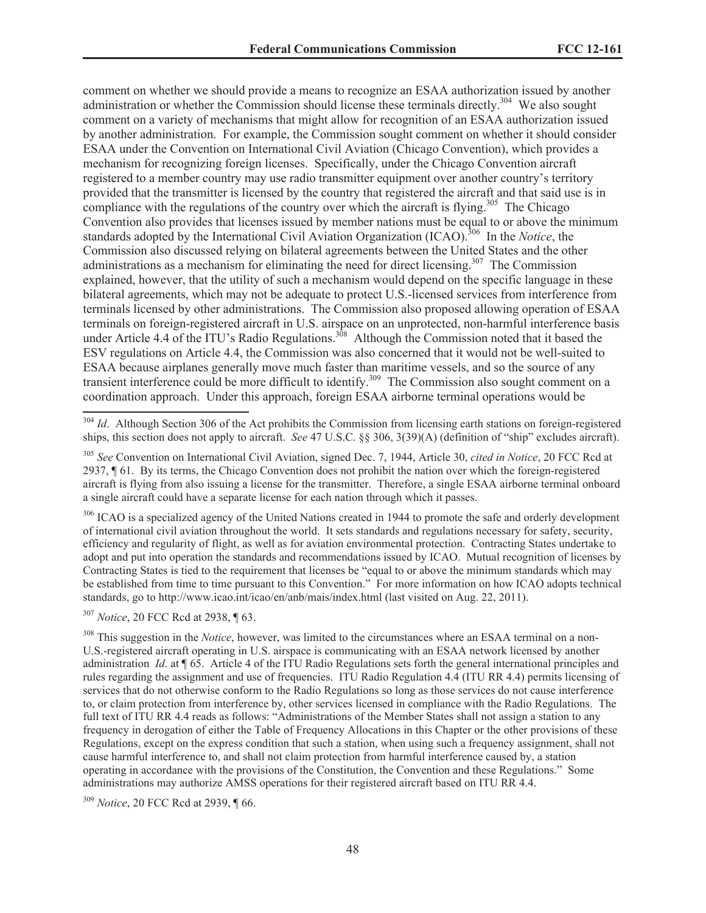comment on whether we should provide a means to recognize an ESAA authorization issued by another administration or whether the Commission should license these terminals directly.[304] We also sought comment on a variety of mechanisms that might allow for recognition of an ESAA authorization issued by another administration. For example, the Commission sought comment on whether it should consider ESAA under the Convention on International Civil Aviation (Chicago Convention), which provides a mechanism for recognizing foreign licenses. Specifically, under the Chicago Convention aircraft registered to a member country may use radio transmitter equipment over another country's territory provided that the transmitter is licensed by the country that registered the aircraft and that said use is in compliance with the regulations of the country over which the aircraft is flying.[305] The Chicago Convention also provides that licenses issued by member nations must be equal to or above the minimum standards adopted by the International Civil Aviation Organization (ICAO).[306] In the *Notice*, the Commission also discussed relying on bilateral agreements between the United States and the other administrations as a mechanism for eliminating the need for direct licensing.[307] The Commission explained, however, that the utility of such a mechanism would depend on the specific language in these bilateral agreements, which may not be adequate to protect U.S.-licensed services from interference from terminals licensed by other administrations. The Commission also proposed allowing operation of ESAA terminals on foreign-registered aircraft in U.S. airspace on an unprotected, non-harmful interference basis under Article 4.4 of the ITU's Radio Regulations.[308] Although the Commission noted that it based the ESV regulations on Article 4.4, the Commission was also concerned that it would not be well-suited to ESAA because airplanes generally move much faster than maritime vessels, and so the source of any transient interference could be more difficult to identify.[309] The Commission also sought comment on a coordination approach. Under this approach, foreign ESAA airborne terminal operations would be

---

[304] *Id*. Although Section 306 of the Act prohibits the Commission from licensing earth stations on foreign-registered ships, this section does not apply to aircraft. *See* 47 U.S.C. §§ 306, 3(39)(A) (definition of "ship" excludes aircraft).

[305] *See* Convention on International Civil Aviation, signed Dec. 7, 1944, Article 30, *cited in Notice*, 20 FCC Rcd at 2937, ¶ 61. By its terms, the Chicago Convention does not prohibit the nation over which the foreign-registered aircraft is flying from also issuing a license for the transmitter. Therefore, a single ESAA airborne terminal onboard a single aircraft could have a separate license for each nation through which it passes.

[306] ICAO is a specialized agency of the United Nations created in 1944 to promote the safe and orderly development of international civil aviation throughout the world. It sets standards and regulations necessary for safety, security, efficiency and regularity of flight, as well as for aviation environmental protection. Contracting States undertake to adopt and put into operation the standards and recommendations issued by ICAO. Mutual recognition of licenses by Contracting States is tied to the requirement that licenses be "equal to or above the minimum standards which may be established from time to time pursuant to this Convention." For more information on how ICAO adopts technical standards, go to http://www.icao.int/icao/en/anb/mais/index.html (last visited on Aug. 22, 2011).

[307] *Notice*, 20 FCC Rcd at 2938, ¶ 63.

[308] This suggestion in the *Notice*, however, was limited to the circumstances where an ESAA terminal on a non-U.S.-registered aircraft operating in U.S. airspace is communicating with an ESAA network licensed by another administration *Id*. at ¶ 65. Article 4 of the ITU Radio Regulations sets forth the general international principles and rules regarding the assignment and use of frequencies. ITU Radio Regulation 4.4 (ITU RR 4.4) permits licensing of services that do not otherwise conform to the Radio Regulations so long as those services do not cause interference to, or claim protection from interference by, other services licensed in compliance with the Radio Regulations. The full text of ITU RR 4.4 reads as follows: "Administrations of the Member States shall not assign a station to any frequency in derogation of either the Table of Frequency Allocations in this Chapter or the other provisions of these Regulations, except on the express condition that such a station, when using such a frequency assignment, shall not cause harmful interference to, and shall not claim protection from harmful interference caused by, a station operating in accordance with the provisions of the Constitution, the Convention and these Regulations." Some administrations may authorize AMSS operations for their registered aircraft based on ITU RR 4.4.

[309] *Notice*, 20 FCC Rcd at 2939, ¶ 66.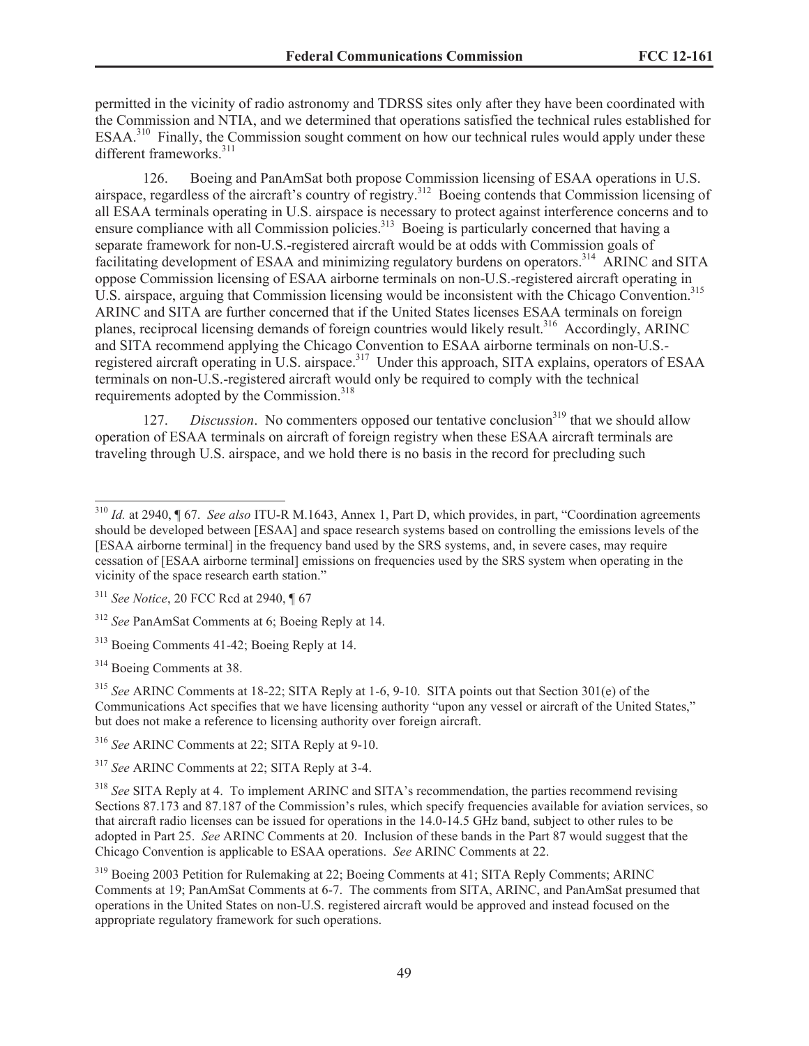permitted in the vicinity of radio astronomy and TDRSS sites only after they have been coordinated with the Commission and NTIA, and we determined that operations satisfied the technical rules established for ESAA.[310] Finally, the Commission sought comment on how our technical rules would apply under these different frameworks.[311]

126. Boeing and PanAmSat both propose Commission licensing of ESAA operations in U.S. airspace, regardless of the aircraft's country of registry.[312] Boeing contends that Commission licensing of all ESAA terminals operating in U.S. airspace is necessary to protect against interference concerns and to ensure compliance with all Commission policies.[313] Boeing is particularly concerned that having a separate framework for non-U.S.-registered aircraft would be at odds with Commission goals of facilitating development of ESAA and minimizing regulatory burdens on operators.[314] ARINC and SITA oppose Commission licensing of ESAA airborne terminals on non-U.S.-registered aircraft operating in U.S. airspace, arguing that Commission licensing would be inconsistent with the Chicago Convention.[315] ARINC and SITA are further concerned that if the United States licenses ESAA terminals on foreign planes, reciprocal licensing demands of foreign countries would likely result.[316] Accordingly, ARINC and SITA recommend applying the Chicago Convention to ESAA airborne terminals on non-U.S.-registered aircraft operating in U.S. airspace.[317] Under this approach, SITA explains, operators of ESAA terminals on non-U.S.-registered aircraft would only be required to comply with the technical requirements adopted by the Commission.[318]

127. *Discussion*. No commenters opposed our tentative conclusion[319] that we should allow operation of ESAA terminals on aircraft of foreign registry when these ESAA aircraft terminals are traveling through U.S. airspace, and we hold there is no basis in the record for precluding such

---

[310] *Id.* at 2940, ¶ 67. *See also* ITU-R M.1643, Annex 1, Part D, which provides, in part, "Coordination agreements should be developed between [ESAA] and space research systems based on controlling the emissions levels of the [ESAA airborne terminal] in the frequency band used by the SRS systems, and, in severe cases, may require cessation of [ESAA airborne terminal] emissions on frequencies used by the SRS system when operating in the vicinity of the space research earth station."

[311] *See Notice*, 20 FCC Rcd at 2940, ¶ 67

[312] *See* PanAmSat Comments at 6; Boeing Reply at 14.

[313] Boeing Comments 41-42; Boeing Reply at 14.

[314] Boeing Comments at 38.

[315] *See* ARINC Comments at 18-22; SITA Reply at 1-6, 9-10. SITA points out that Section 301(e) of the Communications Act specifies that we have licensing authority "upon any vessel or aircraft of the United States," but does not make a reference to licensing authority over foreign aircraft.

[316] *See* ARINC Comments at 22; SITA Reply at 9-10.

[317] *See* ARINC Comments at 22; SITA Reply at 3-4.

[318] *See* SITA Reply at 4. To implement ARINC and SITA's recommendation, the parties recommend revising Sections 87.173 and 87.187 of the Commission's rules, which specify frequencies available for aviation services, so that aircraft radio licenses can be issued for operations in the 14.0-14.5 GHz band, subject to other rules to be adopted in Part 25. *See* ARINC Comments at 20. Inclusion of these bands in the Part 87 would suggest that the Chicago Convention is applicable to ESAA operations. *See* ARINC Comments at 22.

[319] Boeing 2003 Petition for Rulemaking at 22; Boeing Comments at 41; SITA Reply Comments; ARINC Comments at 19; PanAmSat Comments at 6-7. The comments from SITA, ARINC, and PanAmSat presumed that operations in the United States on non-U.S. registered aircraft would be approved and instead focused on the appropriate regulatory framework for such operations.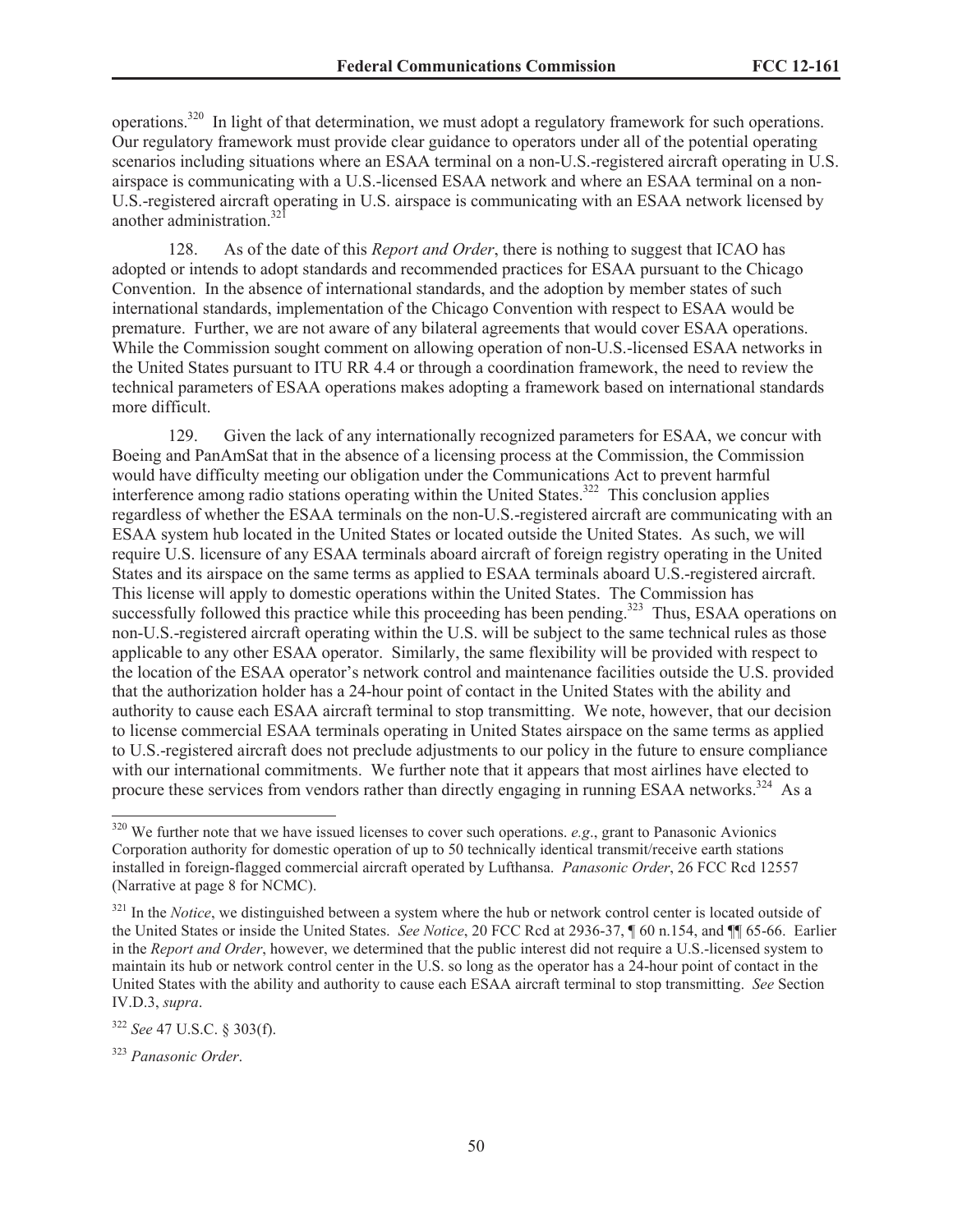operations.[320] In light of that determination, we must adopt a regulatory framework for such operations. Our regulatory framework must provide clear guidance to operators under all of the potential operating scenarios including situations where an ESAA terminal on a non-U.S.-registered aircraft operating in U.S. airspace is communicating with a U.S.-licensed ESAA network and where an ESAA terminal on a non-U.S.-registered aircraft operating in U.S. airspace is communicating with an ESAA network licensed by another administration.[321]

128. As of the date of this *Report and Order*, there is nothing to suggest that ICAO has adopted or intends to adopt standards and recommended practices for ESAA pursuant to the Chicago Convention. In the absence of international standards, and the adoption by member states of such international standards, implementation of the Chicago Convention with respect to ESAA would be premature. Further, we are not aware of any bilateral agreements that would cover ESAA operations. While the Commission sought comment on allowing operation of non-U.S.-licensed ESAA networks in the United States pursuant to ITU RR 4.4 or through a coordination framework, the need to review the technical parameters of ESAA operations makes adopting a framework based on international standards more difficult.

129. Given the lack of any internationally recognized parameters for ESAA, we concur with Boeing and PanAmSat that in the absence of a licensing process at the Commission, the Commission would have difficulty meeting our obligation under the Communications Act to prevent harmful interference among radio stations operating within the United States.[322] This conclusion applies regardless of whether the ESAA terminals on the non-U.S.-registered aircraft are communicating with an ESAA system hub located in the United States or located outside the United States. As such, we will require U.S. licensure of any ESAA terminals aboard aircraft of foreign registry operating in the United States and its airspace on the same terms as applied to ESAA terminals aboard U.S.-registered aircraft. This license will apply to domestic operations within the United States. The Commission has successfully followed this practice while this proceeding has been pending.[323] Thus, ESAA operations on non-U.S.-registered aircraft operating within the U.S. will be subject to the same technical rules as those applicable to any other ESAA operator. Similarly, the same flexibility will be provided with respect to the location of the ESAA operator's network control and maintenance facilities outside the U.S. provided that the authorization holder has a 24-hour point of contact in the United States with the ability and authority to cause each ESAA aircraft terminal to stop transmitting. We note, however, that our decision to license commercial ESAA terminals operating in United States airspace on the same terms as applied to U.S.-registered aircraft does not preclude adjustments to our policy in the future to ensure compliance with our international commitments. We further note that it appears that most airlines have elected to procure these services from vendors rather than directly engaging in running ESAA networks.[324] As a

---

[320] We further note that we have issued licenses to cover such operations. *e.g*., grant to Panasonic Avionics Corporation authority for domestic operation of up to 50 technically identical transmit/receive earth stations installed in foreign-flagged commercial aircraft operated by Lufthansa. *Panasonic Order*, 26 FCC Rcd 12557 (Narrative at page 8 for NCMC).

[321] In the *Notice*, we distinguished between a system where the hub or network control center is located outside of the United States or inside the United States. *See Notice*, 20 FCC Rcd at 2936-37, ¶ 60 n.154, and ¶¶ 65-66. Earlier in the *Report and Order*, however, we determined that the public interest did not require a U.S.-licensed system to maintain its hub or network control center in the U.S. so long as the operator has a 24-hour point of contact in the United States with the ability and authority to cause each ESAA aircraft terminal to stop transmitting. *See* Section IV.D.3, *supra*.

[322] *See* 47 U.S.C. § 303(f).

[323] *Panasonic Order*.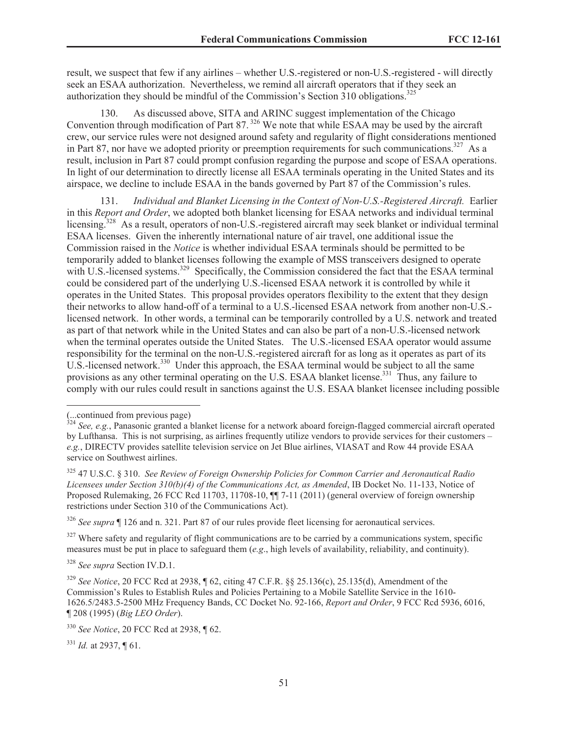result, we suspect that few if any airlines – whether U.S.-registered or non-U.S.-registered - will directly seek an ESAA authorization. Nevertheless, we remind all aircraft operators that if they seek an authorization they should be mindful of the Commission's Section 310 obligations.[325]

130. As discussed above, SITA and ARINC suggest implementation of the Chicago Convention through modification of Part 87.[326] We note that while ESAA may be used by the aircraft crew, our service rules were not designed around safety and regularity of flight considerations mentioned in Part 87, nor have we adopted priority or preemption requirements for such communications.[327] As a result, inclusion in Part 87 could prompt confusion regarding the purpose and scope of ESAA operations. In light of our determination to directly license all ESAA terminals operating in the United States and its airspace, we decline to include ESAA in the bands governed by Part 87 of the Commission's rules.

131. *Individual and Blanket Licensing in the Context of Non-U.S.-Registered Aircraft.* Earlier in this *Report and Order*, we adopted both blanket licensing for ESAA networks and individual terminal licensing.[328] As a result, operators of non-U.S.-registered aircraft may seek blanket or individual terminal ESAA licenses. Given the inherently international nature of air travel, one additional issue the Commission raised in the *Notice* is whether individual ESAA terminals should be permitted to be temporarily added to blanket licenses following the example of MSS transceivers designed to operate with U.S.-licensed systems.[329] Specifically, the Commission considered the fact that the ESAA terminal could be considered part of the underlying U.S.-licensed ESAA network it is controlled by while it operates in the United States. This proposal provides operators flexibility to the extent that they design their networks to allow hand-off of a terminal to a U.S.-licensed ESAA network from another non-U.S.-licensed network. In other words, a terminal can be temporarily controlled by a U.S. network and treated as part of that network while in the United States and can also be part of a non-U.S.-licensed network when the terminal operates outside the United States. The U.S.-licensed ESAA operator would assume responsibility for the terminal on the non-U.S.-registered aircraft for as long as it operates as part of its U.S.-licensed network.[330] Under this approach, the ESAA terminal would be subject to all the same provisions as any other terminal operating on the U.S. ESAA blanket license.[331] Thus, any failure to comply with our rules could result in sanctions against the U.S. ESAA blanket licensee including possible

---

(...continued from previous page)

[324] *See, e.g.*, Panasonic granted a blanket license for a network aboard foreign-flagged commercial aircraft operated by Lufthansa. This is not surprising, as airlines frequently utilize vendors to provide services for their customers – *e.g.*, DIRECTV provides satellite television service on Jet Blue airlines, VIASAT and Row 44 provide ESAA service on Southwest airlines.

[325] 47 U.S.C. § 310. *See Review of Foreign Ownership Policies for Common Carrier and Aeronautical Radio Licensees under Section 310(b)(4) of the Communications Act, as Amended*, IB Docket No. 11-133, Notice of Proposed Rulemaking, 26 FCC Rcd 11703, 11708-10, ¶¶ 7-11 (2011) (general overview of foreign ownership restrictions under Section 310 of the Communications Act).

[326] *See supra* ¶ 126 and n. 321. Part 87 of our rules provide fleet licensing for aeronautical services.

[327] Where safety and regularity of flight communications are to be carried by a communications system, specific measures must be put in place to safeguard them (*e.g*., high levels of availability, reliability, and continuity).

[328] *See supra* Section IV.D.1.

[329] *See Notice*, 20 FCC Rcd at 2938, ¶ 62, citing 47 C.F.R. §§ 25.136(c), 25.135(d), Amendment of the Commission's Rules to Establish Rules and Policies Pertaining to a Mobile Satellite Service in the 1610-1626.5/2483.5-2500 MHz Frequency Bands, CC Docket No. 92-166, *Report and Order*, 9 FCC Rcd 5936, 6016, ¶ 208 (1995) (*Big LEO Order*).

[330] *See Notice*, 20 FCC Rcd at 2938, ¶ 62.

[331] *Id.* at 2937, ¶ 61.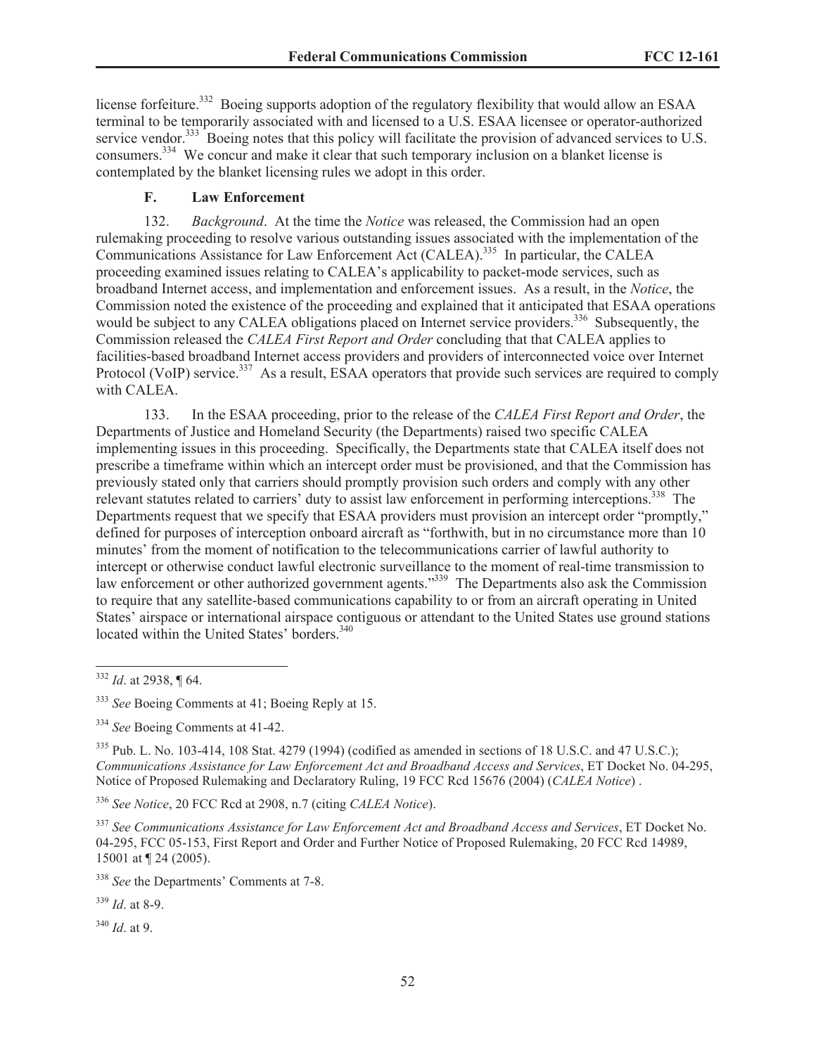license forfeiture.[332] Boeing supports adoption of the regulatory flexibility that would allow an ESAA terminal to be temporarily associated with and licensed to a U.S. ESAA licensee or operator-authorized service vendor.[333] Boeing notes that this policy will facilitate the provision of advanced services to U.S. consumers.[334] We concur and make it clear that such temporary inclusion on a blanket license is contemplated by the blanket licensing rules we adopt in this order.

### F. Law Enforcement

132. *Background*. At the time the *Notice* was released, the Commission had an open rulemaking proceeding to resolve various outstanding issues associated with the implementation of the Communications Assistance for Law Enforcement Act (CALEA).[335] In particular, the CALEA proceeding examined issues relating to CALEA's applicability to packet-mode services, such as broadband Internet access, and implementation and enforcement issues. As a result, in the *Notice*, the Commission noted the existence of the proceeding and explained that it anticipated that ESAA operations would be subject to any CALEA obligations placed on Internet service providers.[336] Subsequently, the Commission released the *CALEA First Report and Order* concluding that that CALEA applies to facilities-based broadband Internet access providers and providers of interconnected voice over Internet Protocol (VoIP) service.[337] As a result, ESAA operators that provide such services are required to comply with CALEA.

133. In the ESAA proceeding, prior to the release of the *CALEA First Report and Order*, the Departments of Justice and Homeland Security (the Departments) raised two specific CALEA implementing issues in this proceeding. Specifically, the Departments state that CALEA itself does not prescribe a timeframe within which an intercept order must be provisioned, and that the Commission has previously stated only that carriers should promptly provision such orders and comply with any other relevant statutes related to carriers' duty to assist law enforcement in performing interceptions.[338] The Departments request that we specify that ESAA providers must provision an intercept order "promptly," defined for purposes of interception onboard aircraft as "forthwith, but in no circumstance more than 10 minutes' from the moment of notification to the telecommunications carrier of lawful authority to intercept or otherwise conduct lawful electronic surveillance to the moment of real-time transmission to law enforcement or other authorized government agents."[339] The Departments also ask the Commission to require that any satellite-based communications capability to or from an aircraft operating in United States' airspace or international airspace contiguous or attendant to the United States use ground stations located within the United States' borders.[340]

---

[332] *Id*. at 2938, ¶ 64.

[333] *See* Boeing Comments at 41; Boeing Reply at 15.

[334] *See* Boeing Comments at 41-42.

[335] Pub. L. No. 103-414, 108 Stat. 4279 (1994) (codified as amended in sections of 18 U.S.C. and 47 U.S.C.); *Communications Assistance for Law Enforcement Act and Broadband Access and Services*, ET Docket No. 04-295, Notice of Proposed Rulemaking and Declaratory Ruling, 19 FCC Rcd 15676 (2004) (*CALEA Notice*) .

[336] *See Notice*, 20 FCC Rcd at 2908, n.7 (citing *CALEA Notice*).

[337] *See Communications Assistance for Law Enforcement Act and Broadband Access and Services*, ET Docket No. 04-295, FCC 05-153, First Report and Order and Further Notice of Proposed Rulemaking, 20 FCC Rcd 14989, 15001 at ¶ 24 (2005).

[338] *See* the Departments' Comments at 7-8.

[339] *Id*. at 8-9.

[340] *Id*. at 9.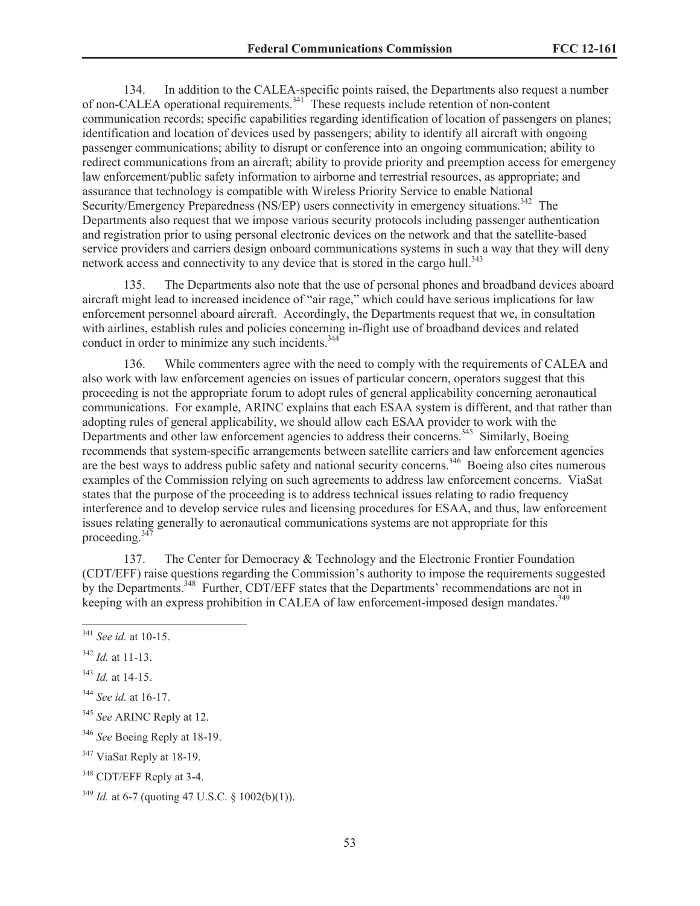134. In addition to the CALEA-specific points raised, the Departments also request a number of non-CALEA operational requirements.[341] These requests include retention of non-content communication records; specific capabilities regarding identification of location of passengers on planes; identification and location of devices used by passengers; ability to identify all aircraft with ongoing passenger communications; ability to disrupt or conference into an ongoing communication; ability to redirect communications from an aircraft; ability to provide priority and preemption access for emergency law enforcement/public safety information to airborne and terrestrial resources, as appropriate; and assurance that technology is compatible with Wireless Priority Service to enable National Security/Emergency Preparedness (NS/EP) users connectivity in emergency situations.[342] The Departments also request that we impose various security protocols including passenger authentication and registration prior to using personal electronic devices on the network and that the satellite-based service providers and carriers design onboard communications systems in such a way that they will deny network access and connectivity to any device that is stored in the cargo hull.[343]

135. The Departments also note that the use of personal phones and broadband devices aboard aircraft might lead to increased incidence of "air rage," which could have serious implications for law enforcement personnel aboard aircraft. Accordingly, the Departments request that we, in consultation with airlines, establish rules and policies concerning in-flight use of broadband devices and related conduct in order to minimize any such incidents.[344]

136. While commenters agree with the need to comply with the requirements of CALEA and also work with law enforcement agencies on issues of particular concern, operators suggest that this proceeding is not the appropriate forum to adopt rules of general applicability concerning aeronautical communications. For example, ARINC explains that each ESAA system is different, and that rather than adopting rules of general applicability, we should allow each ESAA provider to work with the Departments and other law enforcement agencies to address their concerns.[345] Similarly, Boeing recommends that system-specific arrangements between satellite carriers and law enforcement agencies are the best ways to address public safety and national security concerns.[346] Boeing also cites numerous examples of the Commission relying on such agreements to address law enforcement concerns. ViaSat states that the purpose of the proceeding is to address technical issues relating to radio frequency interference and to develop service rules and licensing procedures for ESAA, and thus, law enforcement issues relating generally to aeronautical communications systems are not appropriate for this proceeding.[347]

137. The Center for Democracy & Technology and the Electronic Frontier Foundation (CDT/EFF) raise questions regarding the Commission's authority to impose the requirements suggested by the Departments.[348] Further, CDT/EFF states that the Departments' recommendations are not in keeping with an express prohibition in CALEA of law enforcement-imposed design mandates.[349]

---

[341] *See id.* at 10-15.

[342] *Id.* at 11-13.

[343] *Id.* at 14-15.

[344] *See id.* at 16-17.

[345] *See* ARINC Reply at 12.

[346] *See* Boeing Reply at 18-19.

[347] ViaSat Reply at 18-19.

[348] CDT/EFF Reply at 3-4.

[349] *Id.* at 6-7 (quoting 47 U.S.C. § 1002(b)(1)).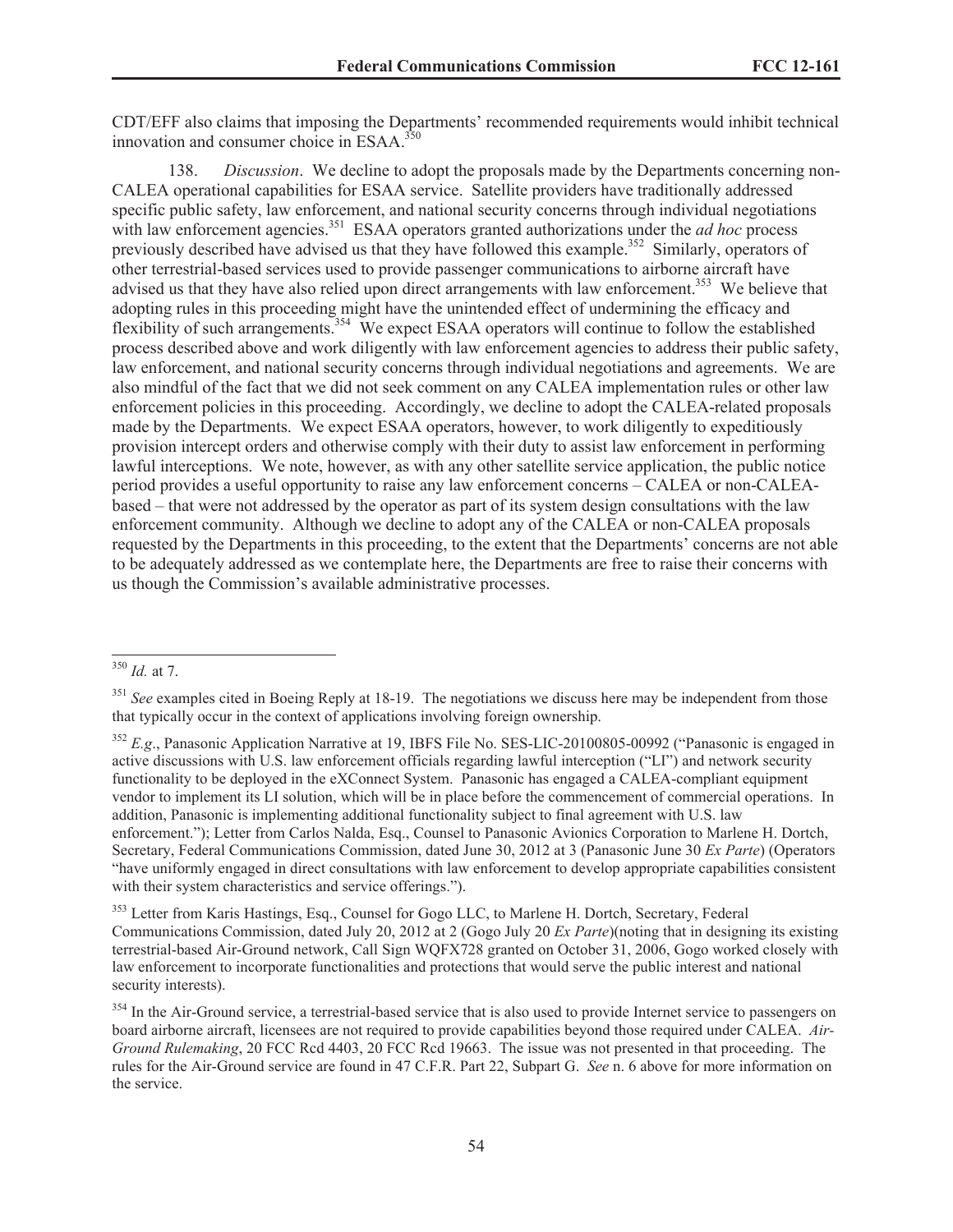CDT/EFF also claims that imposing the Departments' recommended requirements would inhibit technical innovation and consumer choice in ESAA.[350]

138. *Discussion*. We decline to adopt the proposals made by the Departments concerning non-CALEA operational capabilities for ESAA service. Satellite providers have traditionally addressed specific public safety, law enforcement, and national security concerns through individual negotiations with law enforcement agencies.[351] ESAA operators granted authorizations under the *ad hoc* process previously described have advised us that they have followed this example.[352] Similarly, operators of other terrestrial-based services used to provide passenger communications to airborne aircraft have advised us that they have also relied upon direct arrangements with law enforcement.[353] We believe that adopting rules in this proceeding might have the unintended effect of undermining the efficacy and flexibility of such arrangements.[354] We expect ESAA operators will continue to follow the established process described above and work diligently with law enforcement agencies to address their public safety, law enforcement, and national security concerns through individual negotiations and agreements. We are also mindful of the fact that we did not seek comment on any CALEA implementation rules or other law enforcement policies in this proceeding. Accordingly, we decline to adopt the CALEA-related proposals made by the Departments. We expect ESAA operators, however, to work diligently to expeditiously provision intercept orders and otherwise comply with their duty to assist law enforcement in performing lawful interceptions. We note, however, as with any other satellite service application, the public notice period provides a useful opportunity to raise any law enforcement concerns – CALEA or non-CALEA-based – that were not addressed by the operator as part of its system design consultations with the law enforcement community. Although we decline to adopt any of the CALEA or non-CALEA proposals requested by the Departments in this proceeding, to the extent that the Departments' concerns are not able to be adequately addressed as we contemplate here, the Departments are free to raise their concerns with us though the Commission's available administrative processes.

---

[350] *Id.* at 7.

[351] *See* examples cited in Boeing Reply at 18-19. The negotiations we discuss here may be independent from those that typically occur in the context of applications involving foreign ownership.

[352] *E.g*., Panasonic Application Narrative at 19, IBFS File No. SES-LIC-20100805-00992 ("Panasonic is engaged in active discussions with U.S. law enforcement officials regarding lawful interception ("LI") and network security functionality to be deployed in the eXConnect System. Panasonic has engaged a CALEA-compliant equipment vendor to implement its LI solution, which will be in place before the commencement of commercial operations. In addition, Panasonic is implementing additional functionality subject to final agreement with U.S. law enforcement."); Letter from Carlos Nalda, Esq., Counsel to Panasonic Avionics Corporation to Marlene H. Dortch, Secretary, Federal Communications Commission, dated June 30, 2012 at 3 (Panasonic June 30 *Ex Parte*) (Operators "have uniformly engaged in direct consultations with law enforcement to develop appropriate capabilities consistent with their system characteristics and service offerings.").

[353] Letter from Karis Hastings, Esq., Counsel for Gogo LLC, to Marlene H. Dortch, Secretary, Federal Communications Commission, dated July 20, 2012 at 2 (Gogo July 20 *Ex Parte*)(noting that in designing its existing terrestrial-based Air-Ground network, Call Sign WQFX728 granted on October 31, 2006, Gogo worked closely with law enforcement to incorporate functionalities and protections that would serve the public interest and national security interests).

[354] In the Air-Ground service, a terrestrial-based service that is also used to provide Internet service to passengers on board airborne aircraft, licensees are not required to provide capabilities beyond those required under CALEA. *Air-Ground Rulemaking*, 20 FCC Rcd 4403, 20 FCC Rcd 19663. The issue was not presented in that proceeding. The rules for the Air-Ground service are found in 47 C.F.R. Part 22, Subpart G. *See* n. 6 above for more information on the service.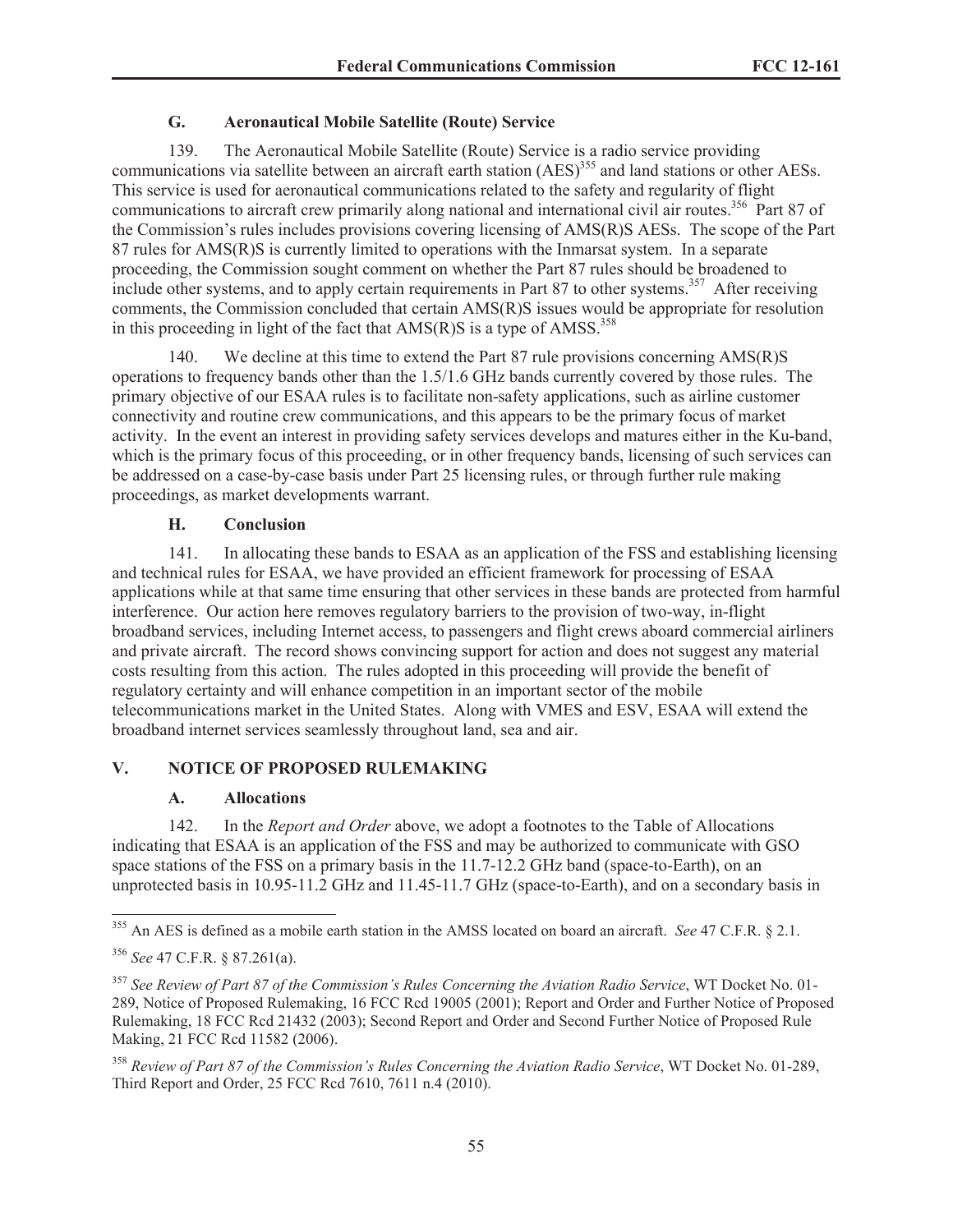### G. Aeronautical Mobile Satellite (Route) Service

139. The Aeronautical Mobile Satellite (Route) Service is a radio service providing communications via satellite between an aircraft earth station (AES)[355] and land stations or other AESs. This service is used for aeronautical communications related to the safety and regularity of flight communications to aircraft crew primarily along national and international civil air routes.[356] Part 87 of the Commission's rules includes provisions covering licensing of AMS(R)S AESs. The scope of the Part 87 rules for AMS(R)S is currently limited to operations with the Inmarsat system. In a separate proceeding, the Commission sought comment on whether the Part 87 rules should be broadened to include other systems, and to apply certain requirements in Part 87 to other systems.[357] After receiving comments, the Commission concluded that certain AMS(R)S issues would be appropriate for resolution in this proceeding in light of the fact that AMS(R)S is a type of AMSS.[358]

140. We decline at this time to extend the Part 87 rule provisions concerning AMS(R)S operations to frequency bands other than the 1.5/1.6 GHz bands currently covered by those rules. The primary objective of our ESAA rules is to facilitate non-safety applications, such as airline customer connectivity and routine crew communications, and this appears to be the primary focus of market activity. In the event an interest in providing safety services develops and matures either in the Ku-band, which is the primary focus of this proceeding, or in other frequency bands, licensing of such services can be addressed on a case-by-case basis under Part 25 licensing rules, or through further rule making proceedings, as market developments warrant.

### H. Conclusion

141. In allocating these bands to ESAA as an application of the FSS and establishing licensing and technical rules for ESAA, we have provided an efficient framework for processing of ESAA applications while at that same time ensuring that other services in these bands are protected from harmful interference. Our action here removes regulatory barriers to the provision of two-way, in-flight broadband services, including Internet access, to passengers and flight crews aboard commercial airliners and private aircraft. The record shows convincing support for action and does not suggest any material costs resulting from this action. The rules adopted in this proceeding will provide the benefit of regulatory certainty and will enhance competition in an important sector of the mobile telecommunications market in the United States. Along with VMES and ESV, ESAA will extend the broadband internet services seamlessly throughout land, sea and air.

## V. NOTICE OF PROPOSED RULEMAKING

### A. Allocations

142. In the *Report and Order* above, we adopt a footnotes to the Table of Allocations indicating that ESAA is an application of the FSS and may be authorized to communicate with GSO space stations of the FSS on a primary basis in the 11.7-12.2 GHz band (space-to-Earth), on an unprotected basis in 10.95-11.2 GHz and 11.45-11.7 GHz (space-to-Earth), and on a secondary basis in

---

[355] An AES is defined as a mobile earth station in the AMSS located on board an aircraft. *See* 47 C.F.R. § 2.1.

[356] *See* 47 C.F.R. § 87.261(a).

[357] *See Review of Part 87 of the Commission's Rules Concerning the Aviation Radio Service*, WT Docket No. 01-289, Notice of Proposed Rulemaking, 16 FCC Rcd 19005 (2001); Report and Order and Further Notice of Proposed Rulemaking, 18 FCC Rcd 21432 (2003); Second Report and Order and Second Further Notice of Proposed Rule Making, 21 FCC Rcd 11582 (2006).

[358] *Review of Part 87 of the Commission's Rules Concerning the Aviation Radio Service*, WT Docket No. 01-289, Third Report and Order, 25 FCC Rcd 7610, 7611 n.4 (2010).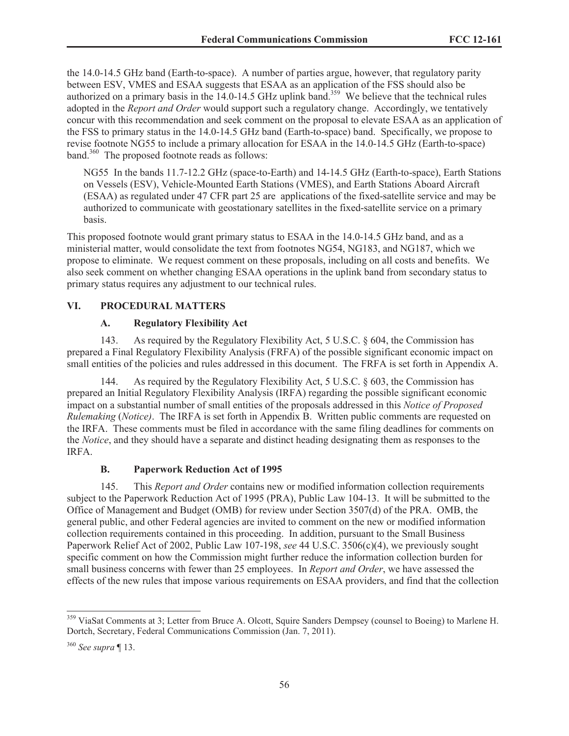the 14.0-14.5 GHz band (Earth-to-space). A number of parties argue, however, that regulatory parity between ESV, VMES and ESAA suggests that ESAA as an application of the FSS should also be authorized on a primary basis in the 14.0-14.5 GHz uplink band.[359] We believe that the technical rules adopted in the *Report and Order* would support such a regulatory change. Accordingly, we tentatively concur with this recommendation and seek comment on the proposal to elevate ESAA as an application of the FSS to primary status in the 14.0-14.5 GHz band (Earth-to-space) band. Specifically, we propose to revise footnote NG55 to include a primary allocation for ESAA in the 14.0-14.5 GHz (Earth-to-space) band.[360] The proposed footnote reads as follows:

> NG55 In the bands 11.7-12.2 GHz (space-to-Earth) and 14-14.5 GHz (Earth-to-space), Earth Stations on Vessels (ESV), Vehicle-Mounted Earth Stations (VMES), and Earth Stations Aboard Aircraft (ESAA) as regulated under 47 CFR part 25 are applications of the fixed-satellite service and may be authorized to communicate with geostationary satellites in the fixed-satellite service on a primary basis.

This proposed footnote would grant primary status to ESAA in the 14.0-14.5 GHz band, and as a ministerial matter, would consolidate the text from footnotes NG54, NG183, and NG187, which we propose to eliminate. We request comment on these proposals, including on all costs and benefits. We also seek comment on whether changing ESAA operations in the uplink band from secondary status to primary status requires any adjustment to our technical rules.

## VI. PROCEDURAL MATTERS

### A. Regulatory Flexibility Act

143. As required by the Regulatory Flexibility Act, 5 U.S.C. § 604, the Commission has prepared a Final Regulatory Flexibility Analysis (FRFA) of the possible significant economic impact on small entities of the policies and rules addressed in this document. The FRFA is set forth in Appendix A.

144. As required by the Regulatory Flexibility Act, 5 U.S.C. § 603, the Commission has prepared an Initial Regulatory Flexibility Analysis (IRFA) regarding the possible significant economic impact on a substantial number of small entities of the proposals addressed in this *Notice of Proposed Rulemaking* (*Notice)*. The IRFA is set forth in Appendix B. Written public comments are requested on the IRFA. These comments must be filed in accordance with the same filing deadlines for comments on the *Notice*, and they should have a separate and distinct heading designating them as responses to the IRFA.

### B. Paperwork Reduction Act of 1995

145. This *Report and Order* contains new or modified information collection requirements subject to the Paperwork Reduction Act of 1995 (PRA), Public Law 104-13. It will be submitted to the Office of Management and Budget (OMB) for review under Section 3507(d) of the PRA. OMB, the general public, and other Federal agencies are invited to comment on the new or modified information collection requirements contained in this proceeding. In addition, pursuant to the Small Business Paperwork Relief Act of 2002, Public Law 107-198, *see* 44 U.S.C. 3506(c)(4), we previously sought specific comment on how the Commission might further reduce the information collection burden for small business concerns with fewer than 25 employees. In *Report and Order*, we have assessed the effects of the new rules that impose various requirements on ESAA providers, and find that the collection

---

[359] ViaSat Comments at 3; Letter from Bruce A. Olcott, Squire Sanders Dempsey (counsel to Boeing) to Marlene H. Dortch, Secretary, Federal Communications Commission (Jan. 7, 2011).

[360] *See supra* ¶ 13.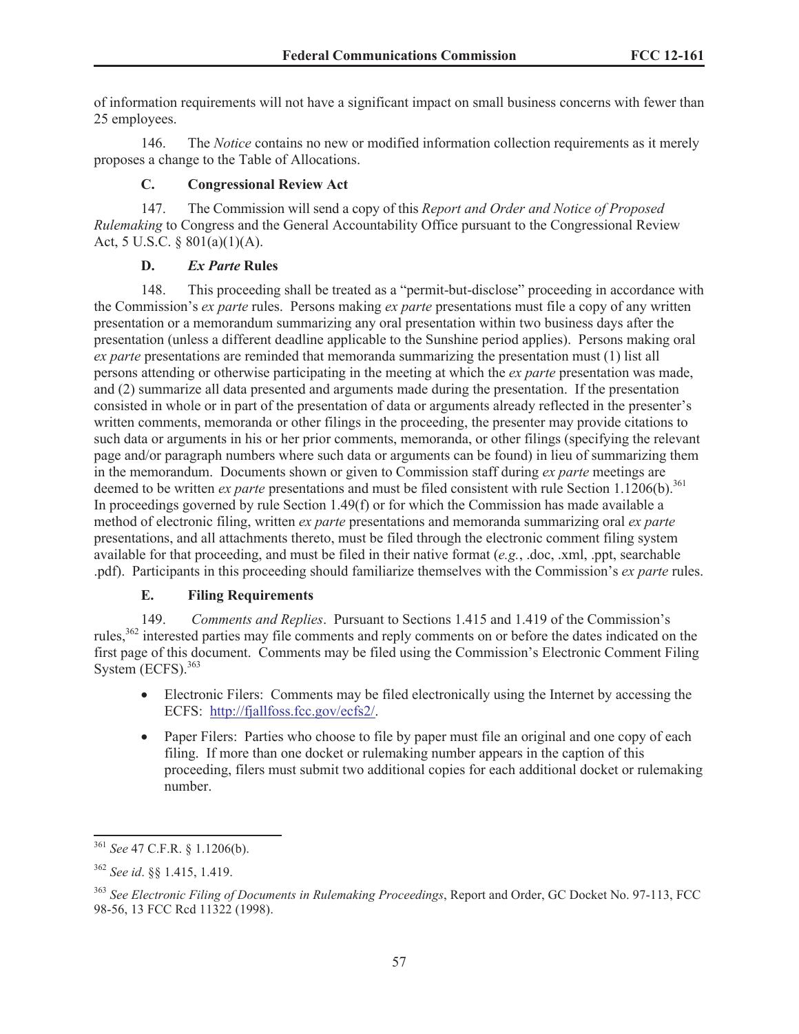of information requirements will not have a significant impact on small business concerns with fewer than 25 employees.

146. The *Notice* contains no new or modified information collection requirements as it merely proposes a change to the Table of Allocations.

### C. Congressional Review Act

147. The Commission will send a copy of this *Report and Order and Notice of Proposed Rulemaking* to Congress and the General Accountability Office pursuant to the Congressional Review Act, 5 U.S.C. § 801(a)(1)(A).

### D. *Ex Parte* Rules

148. This proceeding shall be treated as a "permit-but-disclose" proceeding in accordance with the Commission's *ex parte* rules. Persons making *ex parte* presentations must file a copy of any written presentation or a memorandum summarizing any oral presentation within two business days after the presentation (unless a different deadline applicable to the Sunshine period applies). Persons making oral *ex parte* presentations are reminded that memoranda summarizing the presentation must (1) list all persons attending or otherwise participating in the meeting at which the *ex parte* presentation was made, and (2) summarize all data presented and arguments made during the presentation. If the presentation consisted in whole or in part of the presentation of data or arguments already reflected in the presenter's written comments, memoranda or other filings in the proceeding, the presenter may provide citations to such data or arguments in his or her prior comments, memoranda, or other filings (specifying the relevant page and/or paragraph numbers where such data or arguments can be found) in lieu of summarizing them in the memorandum. Documents shown or given to Commission staff during *ex parte* meetings are deemed to be written *ex parte* presentations and must be filed consistent with rule Section 1.1206(b).[361] In proceedings governed by rule Section 1.49(f) or for which the Commission has made available a method of electronic filing, written *ex parte* presentations and memoranda summarizing oral *ex parte* presentations, and all attachments thereto, must be filed through the electronic comment filing system available for that proceeding, and must be filed in their native format (*e.g.*, .doc, .xml, .ppt, searchable .pdf). Participants in this proceeding should familiarize themselves with the Commission's *ex parte* rules.

### E. Filing Requirements

149. *Comments and Replies*. Pursuant to Sections 1.415 and 1.419 of the Commission's rules,[362] interested parties may file comments and reply comments on or before the dates indicated on the first page of this document. Comments may be filed using the Commission's Electronic Comment Filing System (ECFS).[363]

- Electronic Filers: Comments may be filed electronically using the Internet by accessing the ECFS: http://fjallfoss.fcc.gov/ecfs2/.
- Paper Filers: Parties who choose to file by paper must file an original and one copy of each filing. If more than one docket or rulemaking number appears in the caption of this proceeding, filers must submit two additional copies for each additional docket or rulemaking number.

---

[361] *See* 47 C.F.R. § 1.1206(b).

[362] *See id*. §§ 1.415, 1.419.

[363] *See Electronic Filing of Documents in Rulemaking Proceedings*, Report and Order, GC Docket No. 97-113, FCC 98-56, 13 FCC Rcd 11322 (1998).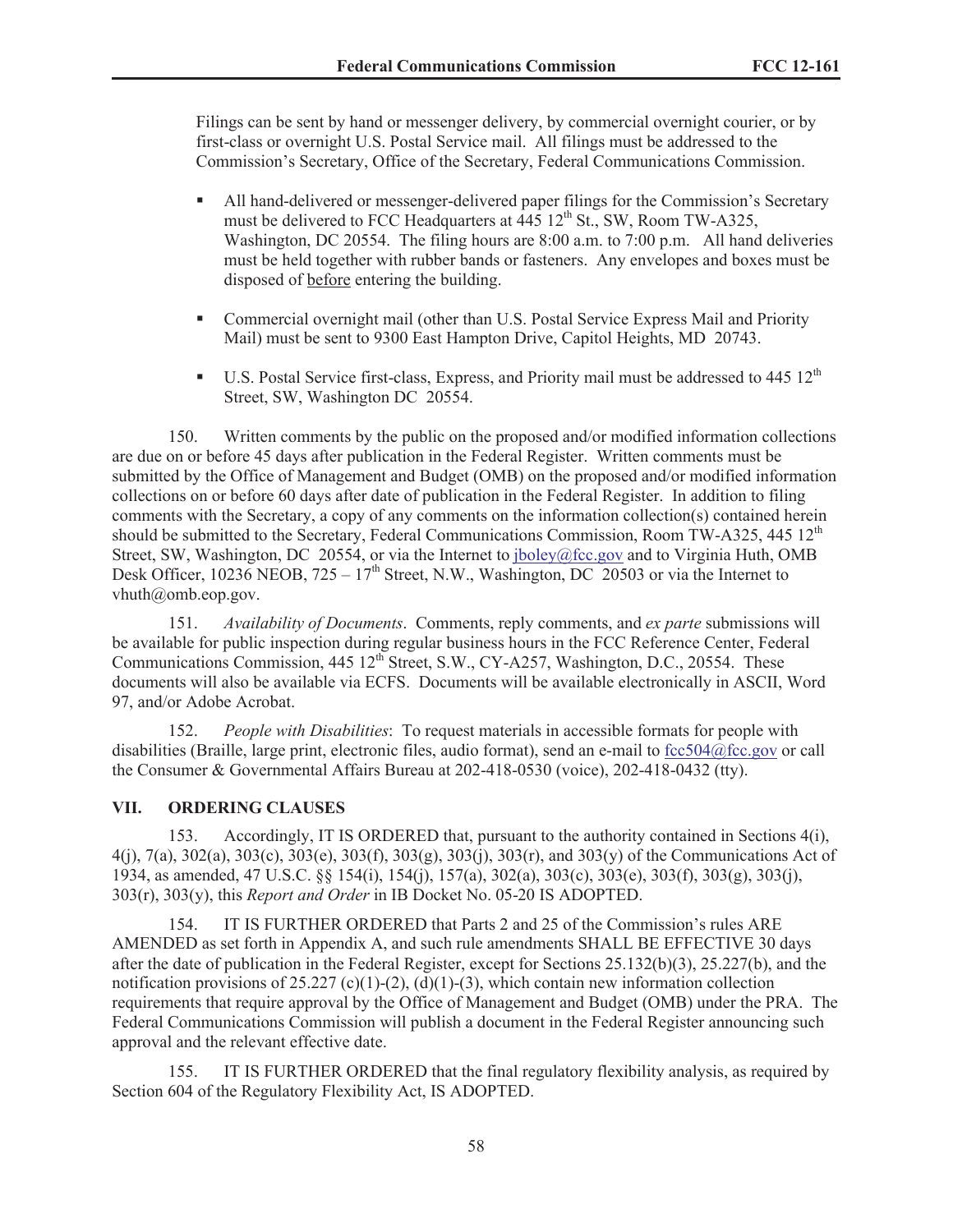Filings can be sent by hand or messenger delivery, by commercial overnight courier, or by first-class or overnight U.S. Postal Service mail. All filings must be addressed to the Commission's Secretary, Office of the Secretary, Federal Communications Commission.

- All hand-delivered or messenger-delivered paper filings for the Commission's Secretary must be delivered to FCC Headquarters at 445 12th St., SW, Room TW-A325, Washington, DC 20554. The filing hours are 8:00 a.m. to 7:00 p.m. All hand deliveries must be held together with rubber bands or fasteners. Any envelopes and boxes must be disposed of <u>before</u> entering the building.

- Commercial overnight mail (other than U.S. Postal Service Express Mail and Priority Mail) must be sent to 9300 East Hampton Drive, Capitol Heights, MD 20743.

- U.S. Postal Service first-class, Express, and Priority mail must be addressed to 445 12th Street, SW, Washington DC 20554.

150. Written comments by the public on the proposed and/or modified information collections are due on or before 45 days after publication in the Federal Register. Written comments must be submitted by the Office of Management and Budget (OMB) on the proposed and/or modified information collections on or before 60 days after date of publication in the Federal Register. In addition to filing comments with the Secretary, a copy of any comments on the information collection(s) contained herein should be submitted to the Secretary, Federal Communications Commission, Room TW-A325, 445 12th Street, SW, Washington, DC 20554, or via the Internet to jboley@fcc.gov and to Virginia Huth, OMB Desk Officer, 10236 NEOB, 725 – 17th Street, N.W., Washington, DC 20503 or via the Internet to vhuth@omb.eop.gov.

151. *Availability of Documents*. Comments, reply comments, and *ex parte* submissions will be available for public inspection during regular business hours in the FCC Reference Center, Federal Communications Commission, 445 12th Street, S.W., CY-A257, Washington, D.C., 20554. These documents will also be available via ECFS. Documents will be available electronically in ASCII, Word 97, and/or Adobe Acrobat.

152. *People with Disabilities*: To request materials in accessible formats for people with disabilities (Braille, large print, electronic files, audio format), send an e-mail to fcc504@fcc.gov or call the Consumer & Governmental Affairs Bureau at 202-418-0530 (voice), 202-418-0432 (tty).

## VII. ORDERING CLAUSES

153. Accordingly, IT IS ORDERED that, pursuant to the authority contained in Sections 4(i), 4(j), 7(a), 302(a), 303(c), 303(e), 303(f), 303(g), 303(j), 303(r), and 303(y) of the Communications Act of 1934, as amended, 47 U.S.C. §§ 154(i), 154(j), 157(a), 302(a), 303(c), 303(e), 303(f), 303(g), 303(j), 303(r), 303(y), this *Report and Order* in IB Docket No. 05-20 IS ADOPTED.

154. IT IS FURTHER ORDERED that Parts 2 and 25 of the Commission's rules ARE AMENDED as set forth in Appendix A, and such rule amendments SHALL BE EFFECTIVE 30 days after the date of publication in the Federal Register, except for Sections 25.132(b)(3), 25.227(b), and the notification provisions of 25.227 (c)(1)-(2), (d)(1)-(3), which contain new information collection requirements that require approval by the Office of Management and Budget (OMB) under the PRA. The Federal Communications Commission will publish a document in the Federal Register announcing such approval and the relevant effective date.

155. IT IS FURTHER ORDERED that the final regulatory flexibility analysis, as required by Section 604 of the Regulatory Flexibility Act, IS ADOPTED.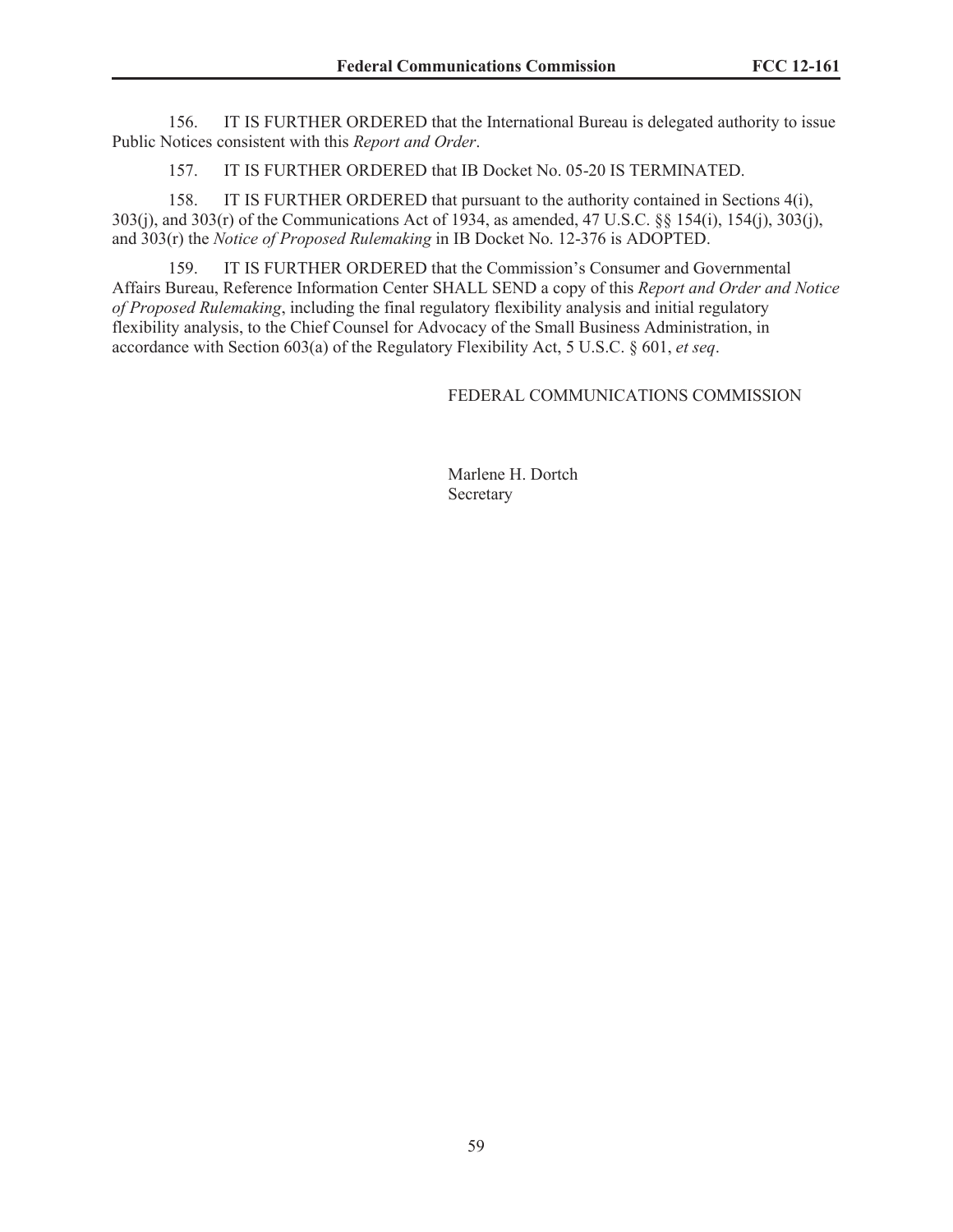156. IT IS FURTHER ORDERED that the International Bureau is delegated authority to issue Public Notices consistent with this *Report and Order*.

157. IT IS FURTHER ORDERED that IB Docket No. 05-20 IS TERMINATED.

158. IT IS FURTHER ORDERED that pursuant to the authority contained in Sections 4(i), 303(j), and 303(r) of the Communications Act of 1934, as amended, 47 U.S.C. §§ 154(i), 154(j), 303(j), and 303(r) the *Notice of Proposed Rulemaking* in IB Docket No. 12-376 is ADOPTED.

159. IT IS FURTHER ORDERED that the Commission's Consumer and Governmental Affairs Bureau, Reference Information Center SHALL SEND a copy of this *Report and Order and Notice of Proposed Rulemaking*, including the final regulatory flexibility analysis and initial regulatory flexibility analysis, to the Chief Counsel for Advocacy of the Small Business Administration, in accordance with Section 603(a) of the Regulatory Flexibility Act, 5 U.S.C. § 601, *et seq*.

FEDERAL COMMUNICATIONS COMMISSION

Marlene H. Dortch
Secretary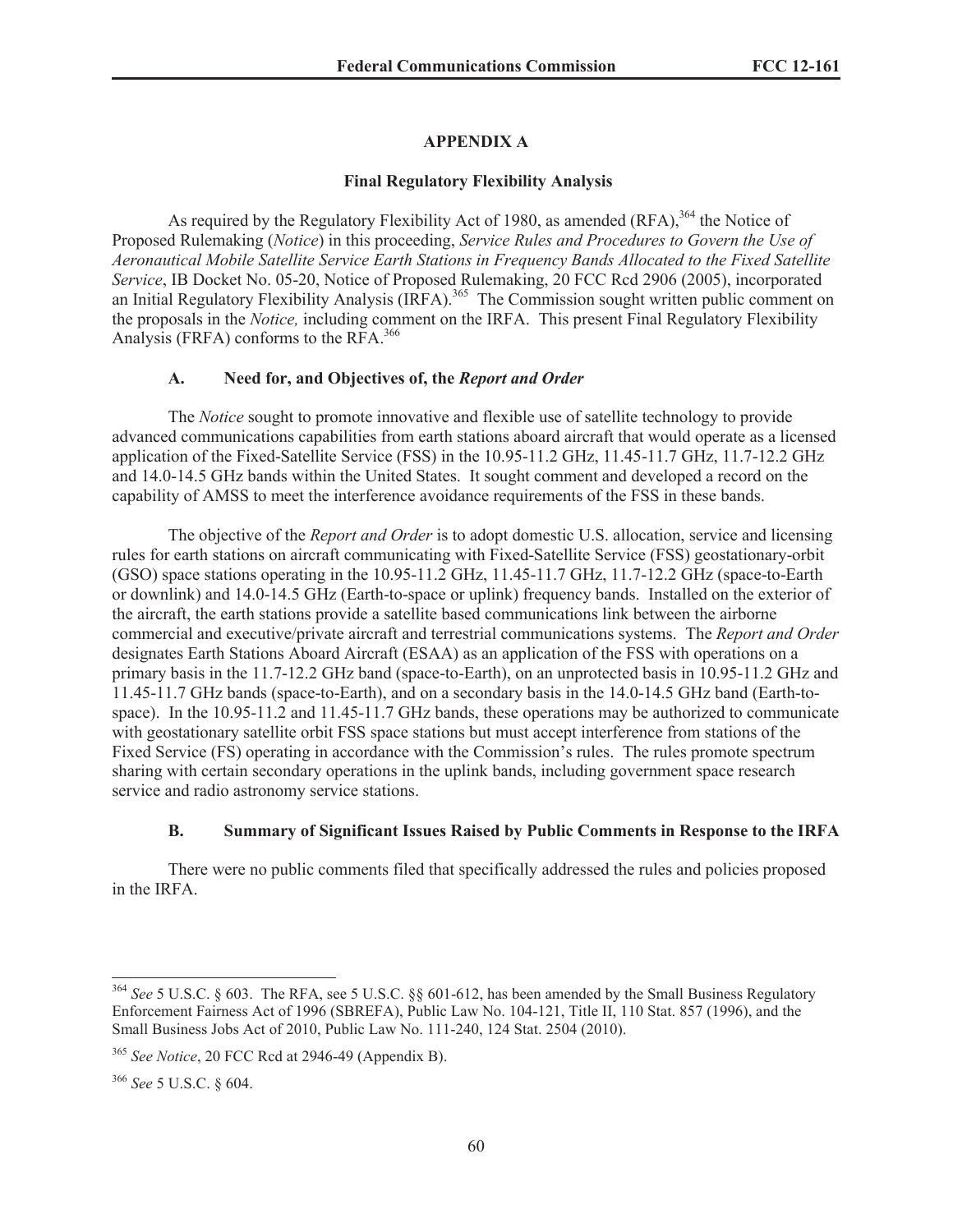## APPENDIX A

### Final Regulatory Flexibility Analysis

As required by the Regulatory Flexibility Act of 1980, as amended (RFA),[364] the Notice of Proposed Rulemaking (*Notice*) in this proceeding, *Service Rules and Procedures to Govern the Use of Aeronautical Mobile Satellite Service Earth Stations in Frequency Bands Allocated to the Fixed Satellite Service*, IB Docket No. 05-20, Notice of Proposed Rulemaking, 20 FCC Rcd 2906 (2005), incorporated an Initial Regulatory Flexibility Analysis (IRFA).[365] The Commission sought written public comment on the proposals in the *Notice,* including comment on the IRFA. This present Final Regulatory Flexibility Analysis (FRFA) conforms to the RFA.[366]

#### A. Need for, and Objectives of, the *Report and Order*

The *Notice* sought to promote innovative and flexible use of satellite technology to provide advanced communications capabilities from earth stations aboard aircraft that would operate as a licensed application of the Fixed-Satellite Service (FSS) in the 10.95-11.2 GHz, 11.45-11.7 GHz, 11.7-12.2 GHz and 14.0-14.5 GHz bands within the United States. It sought comment and developed a record on the capability of AMSS to meet the interference avoidance requirements of the FSS in these bands.

The objective of the *Report and Order* is to adopt domestic U.S. allocation, service and licensing rules for earth stations on aircraft communicating with Fixed-Satellite Service (FSS) geostationary-orbit (GSO) space stations operating in the 10.95-11.2 GHz, 11.45-11.7 GHz, 11.7-12.2 GHz (space-to-Earth or downlink) and 14.0-14.5 GHz (Earth-to-space or uplink) frequency bands. Installed on the exterior of the aircraft, the earth stations provide a satellite based communications link between the airborne commercial and executive/private aircraft and terrestrial communications systems. The *Report and Order* designates Earth Stations Aboard Aircraft (ESAA) as an application of the FSS with operations on a primary basis in the 11.7-12.2 GHz band (space-to-Earth), on an unprotected basis in 10.95-11.2 GHz and 11.45-11.7 GHz bands (space-to-Earth), and on a secondary basis in the 14.0-14.5 GHz band (Earth-to-space). In the 10.95-11.2 and 11.45-11.7 GHz bands, these operations may be authorized to communicate with geostationary satellite orbit FSS space stations but must accept interference from stations of the Fixed Service (FS) operating in accordance with the Commission's rules. The rules promote spectrum sharing with certain secondary operations in the uplink bands, including government space research service and radio astronomy service stations.

#### B. Summary of Significant Issues Raised by Public Comments in Response to the IRFA

There were no public comments filed that specifically addressed the rules and policies proposed in the IRFA.

---

[364] *See* 5 U.S.C. § 603. The RFA, see 5 U.S.C. §§ 601-612, has been amended by the Small Business Regulatory Enforcement Fairness Act of 1996 (SBREFA), Public Law No. 104-121, Title II, 110 Stat. 857 (1996), and the Small Business Jobs Act of 2010, Public Law No. 111-240, 124 Stat. 2504 (2010).

[365] *See Notice*, 20 FCC Rcd at 2946-49 (Appendix B).

[366] *See* 5 U.S.C. § 604.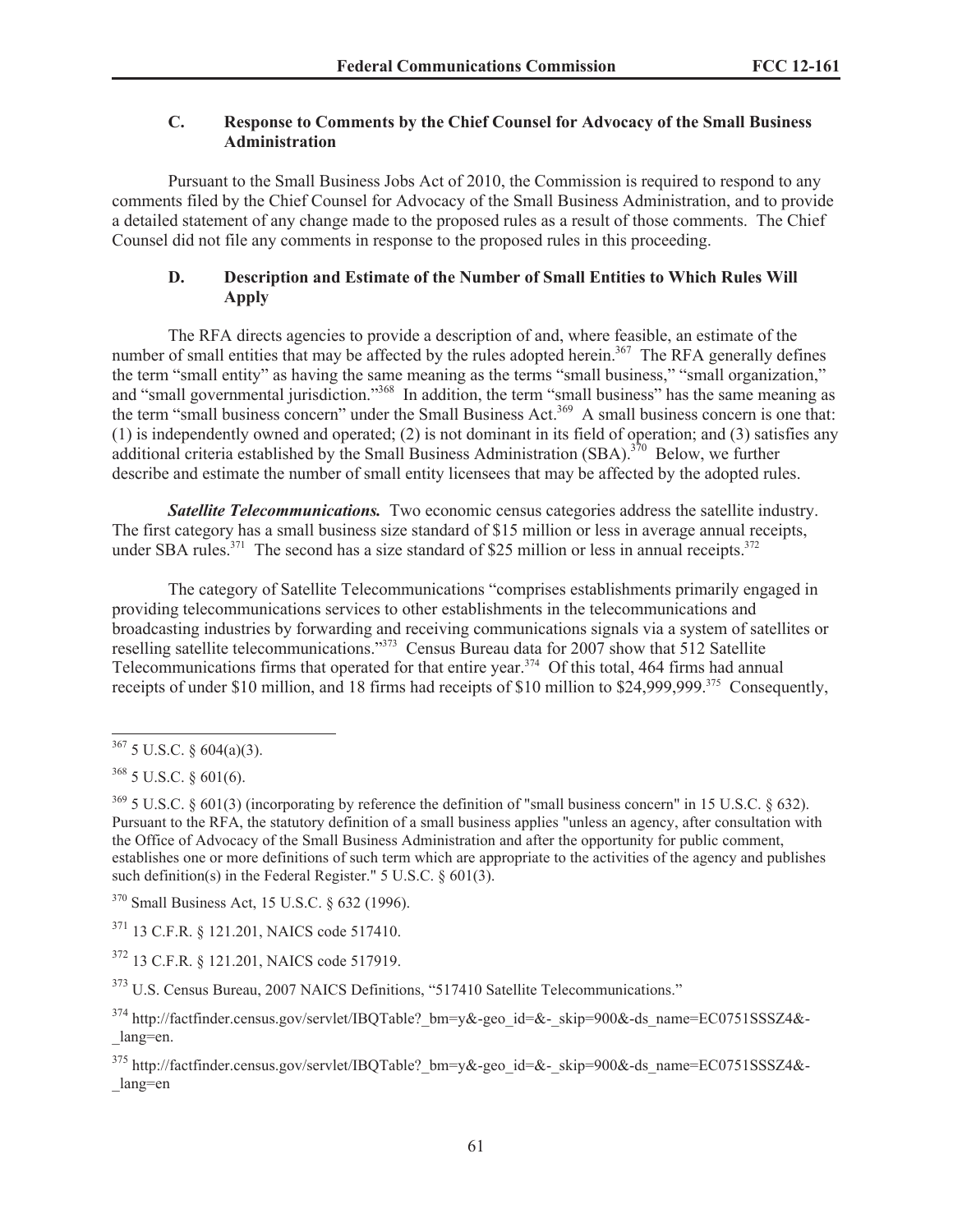### C. Response to Comments by the Chief Counsel for Advocacy of the Small Business Administration

Pursuant to the Small Business Jobs Act of 2010, the Commission is required to respond to any comments filed by the Chief Counsel for Advocacy of the Small Business Administration, and to provide a detailed statement of any change made to the proposed rules as a result of those comments. The Chief Counsel did not file any comments in response to the proposed rules in this proceeding.

### D. Description and Estimate of the Number of Small Entities to Which Rules Will Apply

The RFA directs agencies to provide a description of and, where feasible, an estimate of the number of small entities that may be affected by the rules adopted herein.[367] The RFA generally defines the term "small entity" as having the same meaning as the terms "small business," "small organization," and "small governmental jurisdiction."[368] In addition, the term "small business" has the same meaning as the term "small business concern" under the Small Business Act.[369] A small business concern is one that: (1) is independently owned and operated; (2) is not dominant in its field of operation; and (3) satisfies any additional criteria established by the Small Business Administration (SBA).[370] Below, we further describe and estimate the number of small entity licensees that may be affected by the adopted rules.

***Satellite Telecommunications.*** Two economic census categories address the satellite industry. The first category has a small business size standard of $15 million or less in average annual receipts, under SBA rules.[371] The second has a size standard of $25 million or less in annual receipts.[372]

The category of Satellite Telecommunications "comprises establishments primarily engaged in providing telecommunications services to other establishments in the telecommunications and broadcasting industries by forwarding and receiving communications signals via a system of satellites or reselling satellite telecommunications."[373] Census Bureau data for 2007 show that 512 Satellite Telecommunications firms that operated for that entire year.[374] Of this total, 464 firms had annual receipts of under $10 million, and 18 firms had receipts of $10 million to $24,999,999.[375] Consequently,

---

[367] 5 U.S.C. § 604(a)(3).

[368] 5 U.S.C. § 601(6).

[369] 5 U.S.C. § 601(3) (incorporating by reference the definition of "small business concern" in 15 U.S.C. § 632). Pursuant to the RFA, the statutory definition of a small business applies "unless an agency, after consultation with the Office of Advocacy of the Small Business Administration and after the opportunity for public comment, establishes one or more definitions of such term which are appropriate to the activities of the agency and publishes such definition(s) in the Federal Register." 5 U.S.C. § 601(3).

[370] Small Business Act, 15 U.S.C. § 632 (1996).

[371] 13 C.F.R. § 121.201, NAICS code 517410.

[372] 13 C.F.R. § 121.201, NAICS code 517919.

[373] U.S. Census Bureau, 2007 NAICS Definitions, "517410 Satellite Telecommunications."

[374] http://factfinder.census.gov/servlet/IBQTable?_bm=y&-geo_id=&-_skip=900&-ds_name=EC0751SSSZ4&-_lang=en.

[375] http://factfinder.census.gov/servlet/IBQTable?_bm=y&-geo_id=&-_skip=900&-ds_name=EC0751SSSZ4&-_lang=en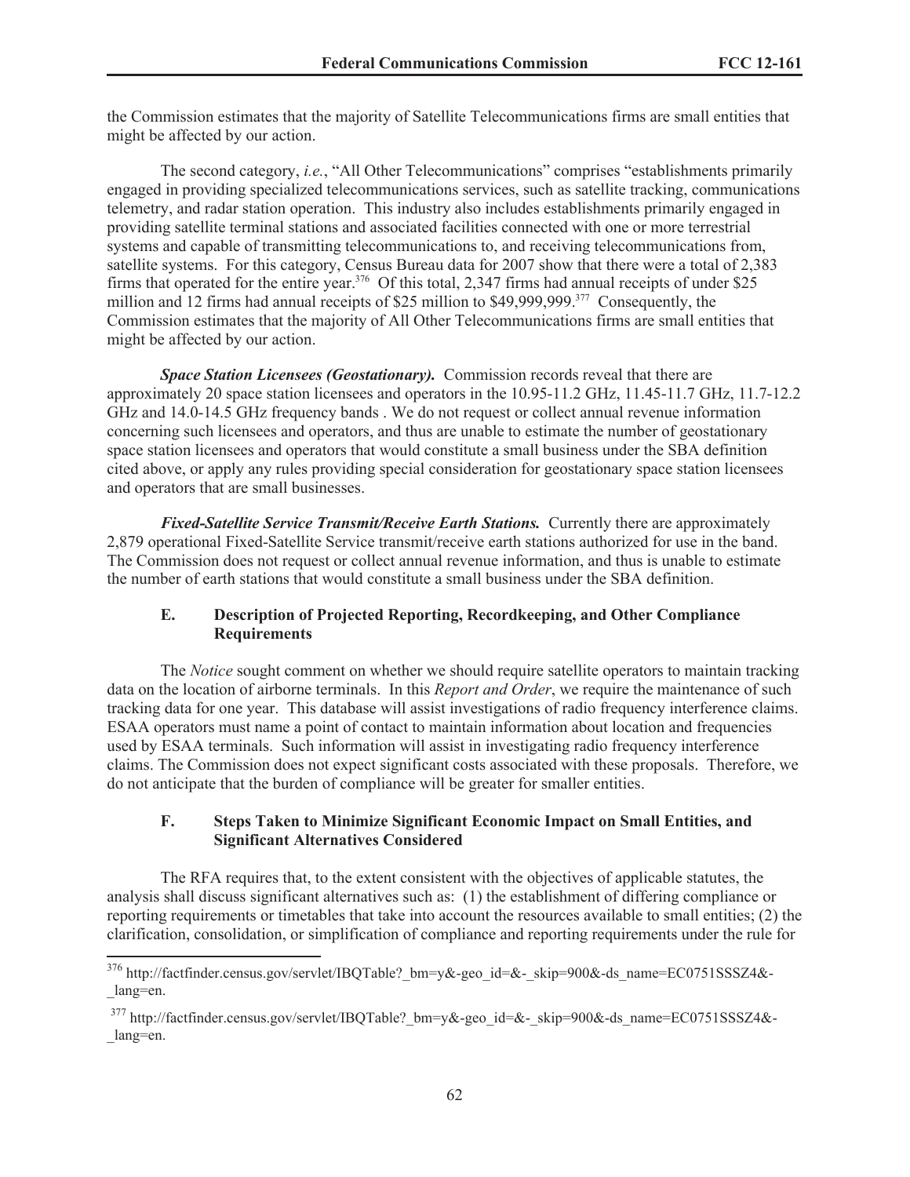the Commission estimates that the majority of Satellite Telecommunications firms are small entities that might be affected by our action.

The second category, *i.e.*, "All Other Telecommunications" comprises "establishments primarily engaged in providing specialized telecommunications services, such as satellite tracking, communications telemetry, and radar station operation. This industry also includes establishments primarily engaged in providing satellite terminal stations and associated facilities connected with one or more terrestrial systems and capable of transmitting telecommunications to, and receiving telecommunications from, satellite systems. For this category, Census Bureau data for 2007 show that there were a total of 2,383 firms that operated for the entire year.[376] Of this total, 2,347 firms had annual receipts of under $25 million and 12 firms had annual receipts of $25 million to $49,999,999.[377] Consequently, the Commission estimates that the majority of All Other Telecommunications firms are small entities that might be affected by our action.

***Space Station Licensees (Geostationary).*** Commission records reveal that there are approximately 20 space station licensees and operators in the 10.95-11.2 GHz, 11.45-11.7 GHz, 11.7-12.2 GHz and 14.0-14.5 GHz frequency bands . We do not request or collect annual revenue information concerning such licensees and operators, and thus are unable to estimate the number of geostationary space station licensees and operators that would constitute a small business under the SBA definition cited above, or apply any rules providing special consideration for geostationary space station licensees and operators that are small businesses.

***Fixed-Satellite Service Transmit/Receive Earth Stations.*** Currently there are approximately 2,879 operational Fixed-Satellite Service transmit/receive earth stations authorized for use in the band. The Commission does not request or collect annual revenue information, and thus is unable to estimate the number of earth stations that would constitute a small business under the SBA definition.

### E. Description of Projected Reporting, Recordkeeping, and Other Compliance Requirements

The *Notice* sought comment on whether we should require satellite operators to maintain tracking data on the location of airborne terminals. In this *Report and Order*, we require the maintenance of such tracking data for one year. This database will assist investigations of radio frequency interference claims. ESAA operators must name a point of contact to maintain information about location and frequencies used by ESAA terminals. Such information will assist in investigating radio frequency interference claims. The Commission does not expect significant costs associated with these proposals. Therefore, we do not anticipate that the burden of compliance will be greater for smaller entities.

### F. Steps Taken to Minimize Significant Economic Impact on Small Entities, and Significant Alternatives Considered

The RFA requires that, to the extent consistent with the objectives of applicable statutes, the analysis shall discuss significant alternatives such as: (1) the establishment of differing compliance or reporting requirements or timetables that take into account the resources available to small entities; (2) the clarification, consolidation, or simplification of compliance and reporting requirements under the rule for

[376] http://factfinder.census.gov/servlet/IBQTable?_bm=y&-geo_id=&-_skip=900&-ds_name=EC0751SSSZ4&-_lang=en.

[377] http://factfinder.census.gov/servlet/IBQTable?_bm=y&-geo_id=&-_skip=900&-ds_name=EC0751SSSZ4&-_lang=en.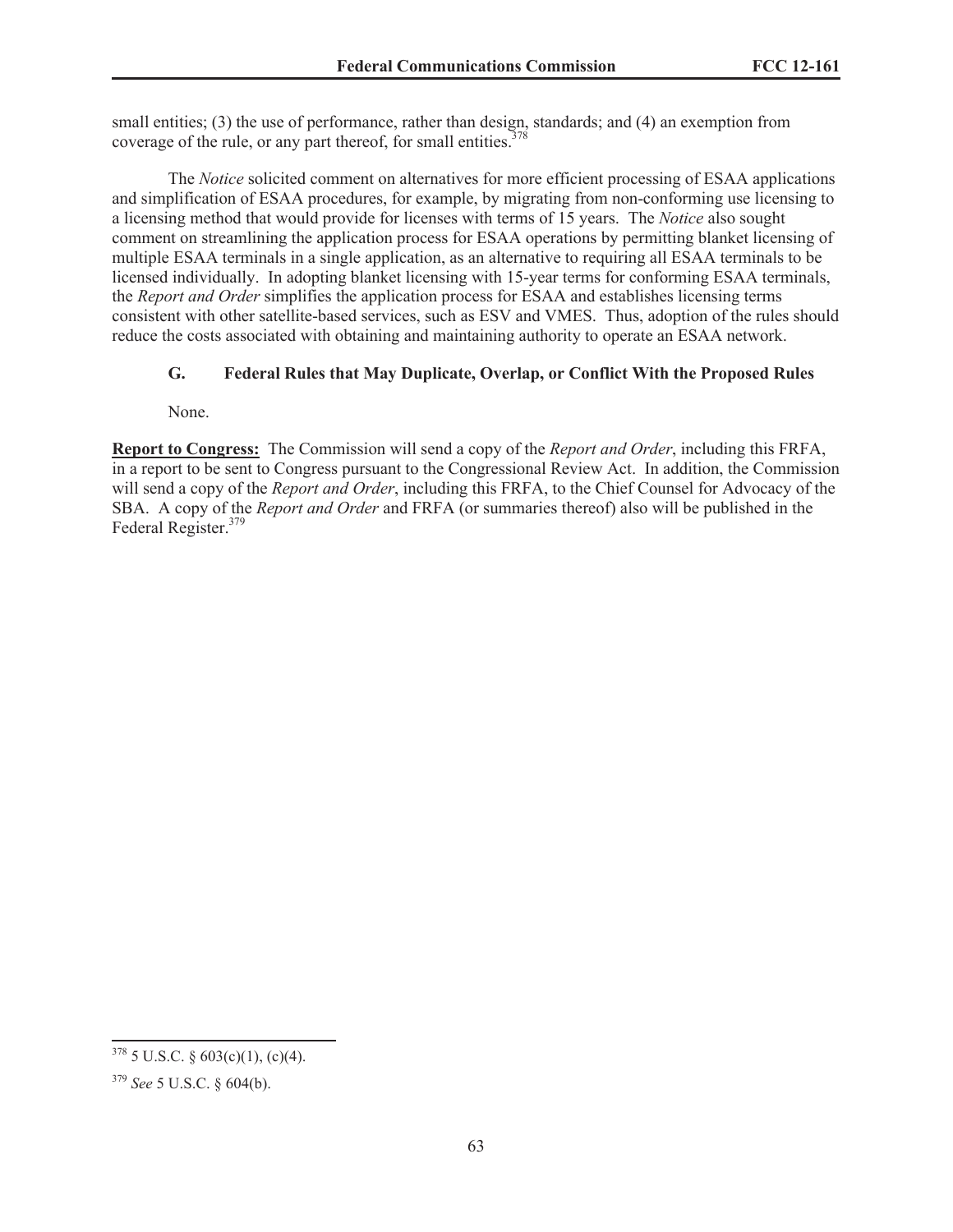small entities; (3) the use of performance, rather than design, standards; and (4) an exemption from coverage of the rule, or any part thereof, for small entities.[378]

The *Notice* solicited comment on alternatives for more efficient processing of ESAA applications and simplification of ESAA procedures, for example, by migrating from non-conforming use licensing to a licensing method that would provide for licenses with terms of 15 years. The *Notice* also sought comment on streamlining the application process for ESAA operations by permitting blanket licensing of multiple ESAA terminals in a single application, as an alternative to requiring all ESAA terminals to be licensed individually. In adopting blanket licensing with 15-year terms for conforming ESAA terminals, the *Report and Order* simplifies the application process for ESAA and establishes licensing terms consistent with other satellite-based services, such as ESV and VMES. Thus, adoption of the rules should reduce the costs associated with obtaining and maintaining authority to operate an ESAA network.

### G. Federal Rules that May Duplicate, Overlap, or Conflict With the Proposed Rules

None.

**Report to Congress:** The Commission will send a copy of the *Report and Order*, including this FRFA, in a report to be sent to Congress pursuant to the Congressional Review Act. In addition, the Commission will send a copy of the *Report and Order*, including this FRFA, to the Chief Counsel for Advocacy of the SBA. A copy of the *Report and Order* and FRFA (or summaries thereof) also will be published in the Federal Register.[379]

---

[378] 5 U.S.C. § 603(c)(1), (c)(4).

[379] *See* 5 U.S.C. § 604(b).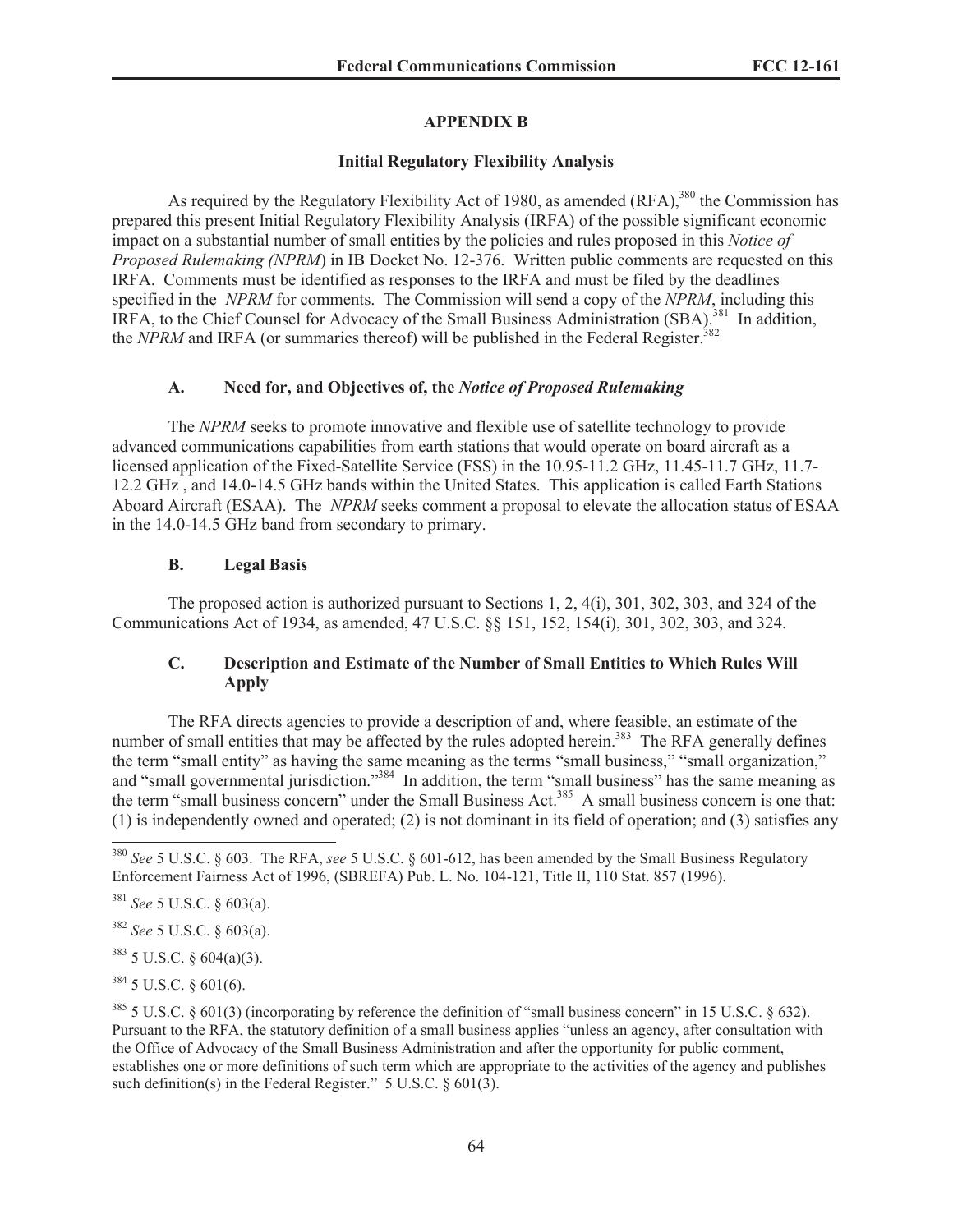## APPENDIX B

### Initial Regulatory Flexibility Analysis

As required by the Regulatory Flexibility Act of 1980, as amended (RFA),[380] the Commission has prepared this present Initial Regulatory Flexibility Analysis (IRFA) of the possible significant economic impact on a substantial number of small entities by the policies and rules proposed in this *Notice of Proposed Rulemaking (NPRM*) in IB Docket No. 12-376. Written public comments are requested on this IRFA. Comments must be identified as responses to the IRFA and must be filed by the deadlines specified in the *NPRM* for comments. The Commission will send a copy of the *NPRM*, including this IRFA, to the Chief Counsel for Advocacy of the Small Business Administration (SBA).[381] In addition, the *NPRM* and IRFA (or summaries thereof) will be published in the Federal Register.[382]

#### A. Need for, and Objectives of, the *Notice of Proposed Rulemaking*

The *NPRM* seeks to promote innovative and flexible use of satellite technology to provide advanced communications capabilities from earth stations that would operate on board aircraft as a licensed application of the Fixed-Satellite Service (FSS) in the 10.95-11.2 GHz, 11.45-11.7 GHz, 11.7-12.2 GHz , and 14.0-14.5 GHz bands within the United States. This application is called Earth Stations Aboard Aircraft (ESAA). The *NPRM* seeks comment a proposal to elevate the allocation status of ESAA in the 14.0-14.5 GHz band from secondary to primary.

#### B. Legal Basis

The proposed action is authorized pursuant to Sections 1, 2, 4(i), 301, 302, 303, and 324 of the Communications Act of 1934, as amended, 47 U.S.C. §§ 151, 152, 154(i), 301, 302, 303, and 324.

#### C. Description and Estimate of the Number of Small Entities to Which Rules Will Apply

The RFA directs agencies to provide a description of and, where feasible, an estimate of the number of small entities that may be affected by the rules adopted herein.[383] The RFA generally defines the term "small entity" as having the same meaning as the terms "small business," "small organization," and "small governmental jurisdiction."[384] In addition, the term "small business" has the same meaning as the term "small business concern" under the Small Business Act.[385] A small business concern is one that: (1) is independently owned and operated; (2) is not dominant in its field of operation; and (3) satisfies any

---

[380] *See* 5 U.S.C. § 603. The RFA, *see* 5 U.S.C. § 601-612, has been amended by the Small Business Regulatory Enforcement Fairness Act of 1996, (SBREFA) Pub. L. No. 104-121, Title II, 110 Stat. 857 (1996).

[381] *See* 5 U.S.C. § 603(a).

[382] *See* 5 U.S.C. § 603(a).

[383] 5 U.S.C. § 604(a)(3).

[384] 5 U.S.C. § 601(6).

[385] 5 U.S.C. § 601(3) (incorporating by reference the definition of "small business concern" in 15 U.S.C. § 632). Pursuant to the RFA, the statutory definition of a small business applies "unless an agency, after consultation with the Office of Advocacy of the Small Business Administration and after the opportunity for public comment, establishes one or more definitions of such term which are appropriate to the activities of the agency and publishes such definition(s) in the Federal Register." 5 U.S.C. § 601(3).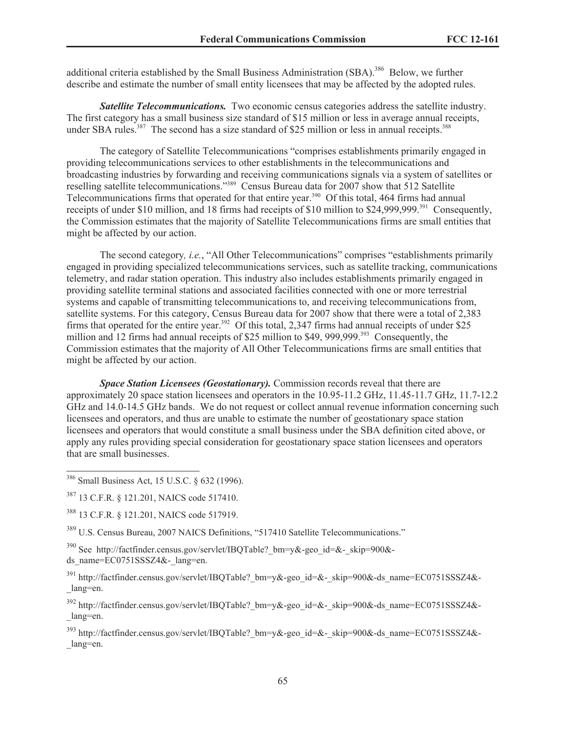additional criteria established by the Small Business Administration (SBA).[386] Below, we further describe and estimate the number of small entity licensees that may be affected by the adopted rules.

***Satellite Telecommunications.*** Two economic census categories address the satellite industry. The first category has a small business size standard of $15 million or less in average annual receipts, under SBA rules.[387] The second has a size standard of $25 million or less in annual receipts.[388]

The category of Satellite Telecommunications "comprises establishments primarily engaged in providing telecommunications services to other establishments in the telecommunications and broadcasting industries by forwarding and receiving communications signals via a system of satellites or reselling satellite telecommunications."[389] Census Bureau data for 2007 show that 512 Satellite Telecommunications firms that operated for that entire year.[390] Of this total, 464 firms had annual receipts of under $10 million, and 18 firms had receipts of $10 million to $24,999,999.[391] Consequently, the Commission estimates that the majority of Satellite Telecommunications firms are small entities that might be affected by our action.

The second category*, i.e.*, "All Other Telecommunications" comprises "establishments primarily engaged in providing specialized telecommunications services, such as satellite tracking, communications telemetry, and radar station operation. This industry also includes establishments primarily engaged in providing satellite terminal stations and associated facilities connected with one or more terrestrial systems and capable of transmitting telecommunications to, and receiving telecommunications from, satellite systems. For this category, Census Bureau data for 2007 show that there were a total of 2,383 firms that operated for the entire year.[392] Of this total, 2,347 firms had annual receipts of under $25 million and 12 firms had annual receipts of $25 million to $49, 999,999.[393] Consequently, the Commission estimates that the majority of All Other Telecommunications firms are small entities that might be affected by our action.

***Space Station Licensees (Geostationary).*** Commission records reveal that there are approximately 20 space station licensees and operators in the 10.95-11.2 GHz, 11.45-11.7 GHz, 11.7-12.2 GHz and 14.0-14.5 GHz bands. We do not request or collect annual revenue information concerning such licensees and operators, and thus are unable to estimate the number of geostationary space station licensees and operators that would constitute a small business under the SBA definition cited above, or apply any rules providing special consideration for geostationary space station licensees and operators that are small businesses.

---

[386] Small Business Act, 15 U.S.C. § 632 (1996).

[387] 13 C.F.R. § 121.201, NAICS code 517410.

[388] 13 C.F.R. § 121.201, NAICS code 517919.

[389] U.S. Census Bureau, 2007 NAICS Definitions, "517410 Satellite Telecommunications."

[390] See http://factfinder.census.gov/servlet/IBQTable?_bm=y&-geo_id=&-_skip=900&-ds_name=EC0751SSSZ4&-_lang=en.

[391] http://factfinder.census.gov/servlet/IBQTable?_bm=y&-geo_id=&-_skip=900&-ds_name=EC0751SSSZ4&-_lang=en.

[392] http://factfinder.census.gov/servlet/IBQTable?_bm=y&-geo_id=&-_skip=900&-ds_name=EC0751SSSZ4&-_lang=en.

[393] http://factfinder.census.gov/servlet/IBQTable?_bm=y&-geo_id=&-_skip=900&-ds_name=EC0751SSSZ4&-_lang=en.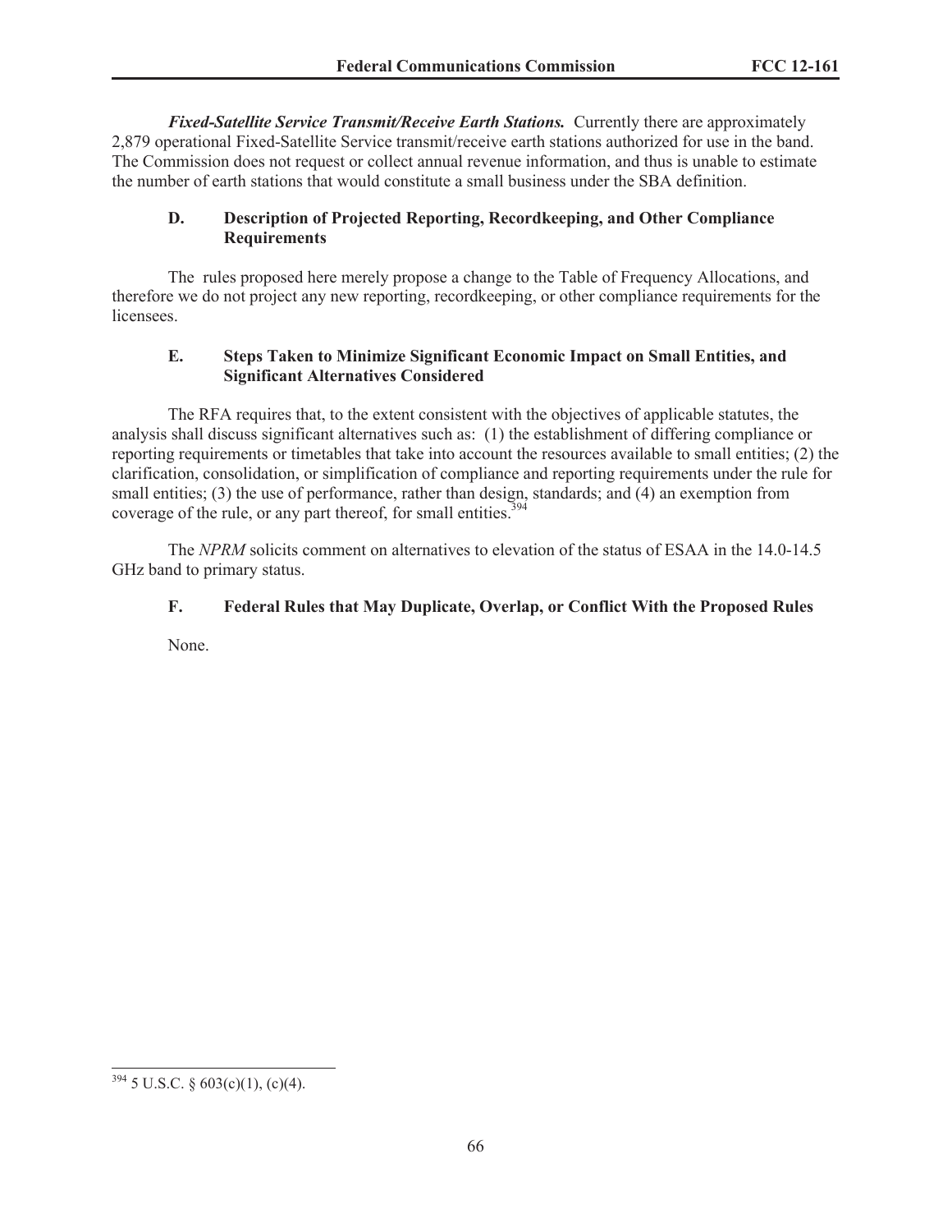***Fixed-Satellite Service Transmit/Receive Earth Stations.*** Currently there are approximately 2,879 operational Fixed-Satellite Service transmit/receive earth stations authorized for use in the band. The Commission does not request or collect annual revenue information, and thus is unable to estimate the number of earth stations that would constitute a small business under the SBA definition.

### D. Description of Projected Reporting, Recordkeeping, and Other Compliance Requirements

The rules proposed here merely propose a change to the Table of Frequency Allocations, and therefore we do not project any new reporting, recordkeeping, or other compliance requirements for the licensees.

### E. Steps Taken to Minimize Significant Economic Impact on Small Entities, and Significant Alternatives Considered

The RFA requires that, to the extent consistent with the objectives of applicable statutes, the analysis shall discuss significant alternatives such as: (1) the establishment of differing compliance or reporting requirements or timetables that take into account the resources available to small entities; (2) the clarification, consolidation, or simplification of compliance and reporting requirements under the rule for small entities; (3) the use of performance, rather than design, standards; and (4) an exemption from coverage of the rule, or any part thereof, for small entities.[394]

The *NPRM* solicits comment on alternatives to elevation of the status of ESAA in the 14.0-14.5 GHz band to primary status.

### F. Federal Rules that May Duplicate, Overlap, or Conflict With the Proposed Rules

None.

---

[394] 5 U.S.C. § 603(c)(1), (c)(4).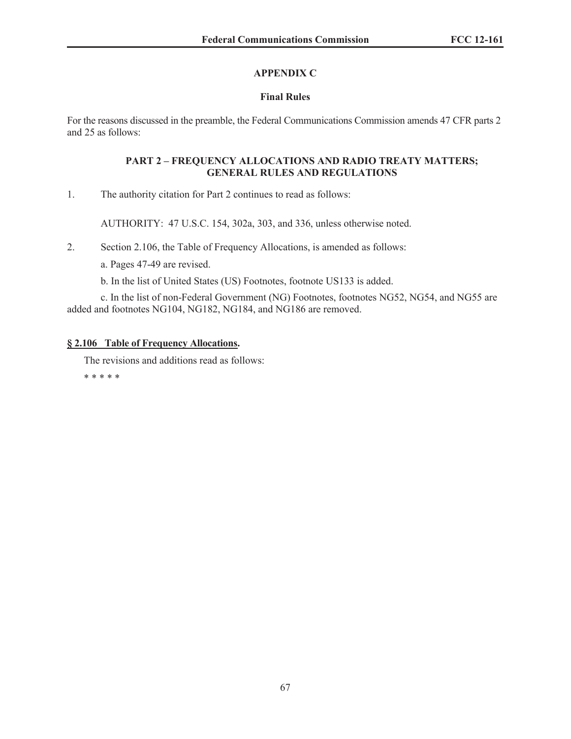## APPENDIX C

### Final Rules

For the reasons discussed in the preamble, the Federal Communications Commission amends 47 CFR parts 2 and 25 as follows:

### PART 2 – FREQUENCY ALLOCATIONS AND RADIO TREATY MATTERS; GENERAL RULES AND REGULATIONS

1. The authority citation for Part 2 continues to read as follows:

   AUTHORITY: 47 U.S.C. 154, 302a, 303, and 336, unless otherwise noted.

2. Section 2.106, the Table of Frequency Allocations, is amended as follows:

   a. Pages 47-49 are revised.

   b. In the list of United States (US) Footnotes, footnote US133 is added.

   c. In the list of non-Federal Government (NG) Footnotes, footnotes NG52, NG54, and NG55 are added and footnotes NG104, NG182, NG184, and NG186 are removed.

**§ 2.106 Table of Frequency Allocations.**

The revisions and additions read as follows:

\* \* \* \* \*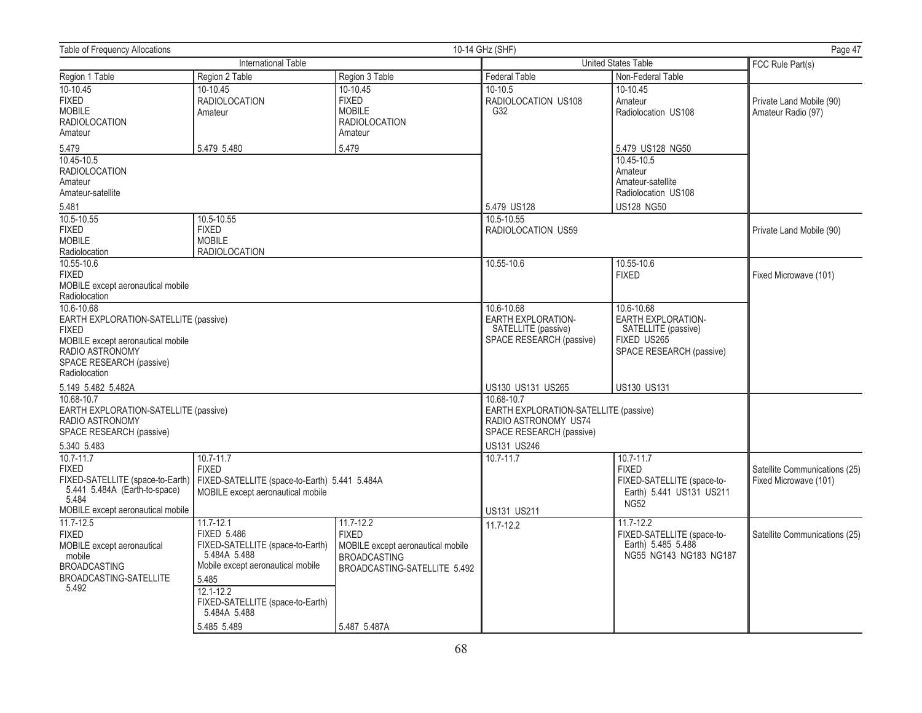| International Table | | | United States Table | | FCC Rule Part(s) |
|---|---|---|---|---|---|
| Region 1 Table | Region 2 Table | Region 3 Table | Federal Table | Non-Federal Table | |
| 10-10.45 FIXED MOBILE RADIOLOCATION Amateur 5.479 | 10-10.45 RADIOLOCATION Amateur 5.479 5.480 | 10-10.45 FIXED MOBILE RADIOLOCATION Amateur 5.479 | 10-10.5 RADIOLOCATION US108 G32 5.479 US128 | 10-10.45 Amateur Radiolocation US108 5.479 US128 NG50 | Private Land Mobile (90) Amateur Radio (97) |
| 10.45-10.5 RADIOLOCATION Amateur Amateur-satellite 5.481 | | | | 10.45-10.5 Amateur Amateur-satellite Radiolocation US108 US128 NG50 | |
| 10.5-10.55 FIXED MOBILE Radiolocation | 10.5-10.55 FIXED MOBILE RADIOLOCATION | | 10.5-10.55 RADIOLOCATION US59 | | Private Land Mobile (90) |
| 10.55-10.6 FIXED MOBILE except aeronautical mobile Radiolocation | | | 10.55-10.6 | 10.55-10.6 FIXED | Fixed Microwave (101) |
| 10.6-10.68 EARTH EXPLORATION-SATELLITE (passive) FIXED MOBILE except aeronautical mobile RADIO ASTRONOMY SPACE RESEARCH (passive) Radiolocation 5.149 5.482 5.482A | | | 10.6-10.68 EARTH EXPLORATION-SATELLITE (passive) SPACE RESEARCH (passive) US130 US131 US265 | 10.6-10.68 EARTH EXPLORATION-SATELLITE (passive) FIXED US265 SPACE RESEARCH (passive) US130 US131 | |
| 10.68-10.7 EARTH EXPLORATION-SATELLITE (passive) RADIO ASTRONOMY SPACE RESEARCH (passive) 5.340 5.483 | | | 10.68-10.7 EARTH EXPLORATION-SATELLITE (passive) RADIO ASTRONOMY US74 SPACE RESEARCH (passive) US131 US246 | | |
| 10.7-11.7 FIXED FIXED-SATELLITE (space-to-Earth) 5.441 5.484A (Earth-to-space) 5.484 MOBILE except aeronautical mobile | 10.7-11.7 FIXED FIXED-SATELLITE (space-to-Earth) 5.441 5.484A MOBILE except aeronautical mobile | | 10.7-11.7 US131 US211 | 10.7-11.7 FIXED FIXED-SATELLITE (space-to-Earth) 5.441 US131 US211 NG52 | Satellite Communications (25) Fixed Microwave (101) |
| 11.7-12.5 FIXED MOBILE except aeronautical mobile BROADCASTING BROADCASTING-SATELLITE 5.492 | 11.7-12.1 FIXED 5.486 FIXED-SATELLITE (space-to-Earth) 5.484A 5.488 Mobile except aeronautical mobile 5.485 | 11.7-12.2 FIXED MOBILE except aeronautical mobile BROADCASTING BROADCASTING-SATELLITE 5.492 5.487 5.487A | 11.7-12.2 | 11.7-12.2 FIXED-SATELLITE (space-to-Earth) 5.485 5.488 NG55 NG143 NG183 NG187 | Satellite Communications (25) |
| | 12.1-12.2 FIXED-SATELLITE (space-to-Earth) 5.484A 5.488 5.485 5.489 | | | | |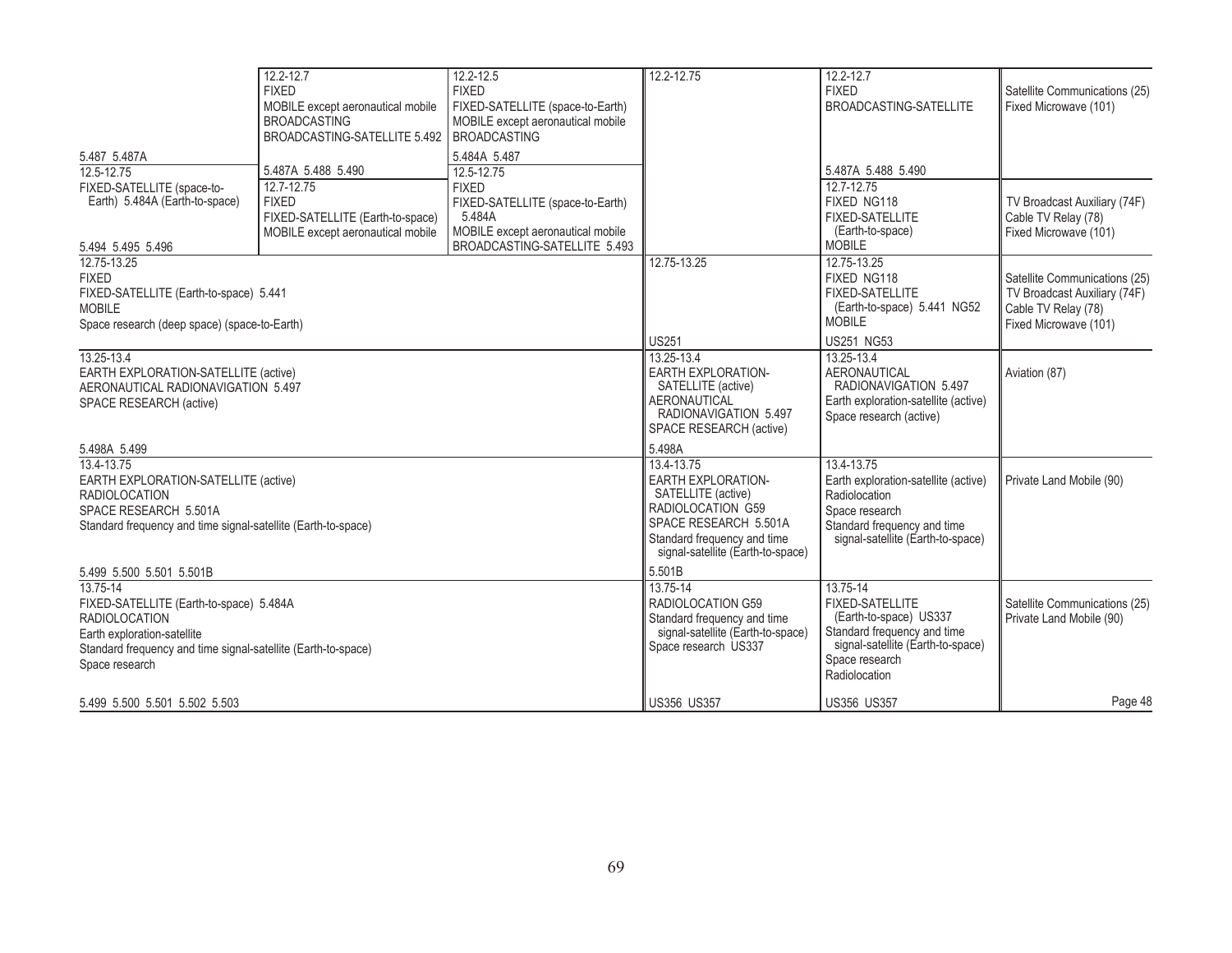| Region 1 Table | Region 2 Table | Region 3 Table | Federal Table | Non-Federal Table | FCC Rule Part(s) |
|---|---|---|---|---|---|
| 5.487 5.487A | 12.2-12.7<br>FIXED<br>MOBILE except aeronautical mobile<br>BROADCASTING<br>BROADCASTING-SATELLITE 5.492<br><br>5.487A 5.488 5.490 | 12.2-12.5<br>FIXED<br>FIXED-SATELLITE (space-to-Earth)<br>MOBILE except aeronautical mobile<br>BROADCASTING<br><br>5.484A 5.487 | 12.2-12.75 | 12.2-12.7<br>FIXED<br>BROADCASTING-SATELLITE<br><br>5.487A 5.488 5.490 | Satellite Communications (25)<br>Fixed Microwave (101) |
| 12.5-12.75<br>FIXED-SATELLITE (space-to-Earth) 5.484A (Earth-to-space)<br><br>5.494 5.495 5.496 | 12.7-12.75<br>FIXED<br>FIXED-SATELLITE (Earth-to-space)<br>MOBILE except aeronautical mobile | 12.5-12.75<br>FIXED<br>FIXED-SATELLITE (space-to-Earth) 5.484A<br>MOBILE except aeronautical mobile<br>BROADCASTING-SATELLITE 5.493 | | 12.7-12.75<br>FIXED NG118<br>FIXED-SATELLITE (Earth-to-space)<br>MOBILE | TV Broadcast Auxiliary (74F)<br>Cable TV Relay (78)<br>Fixed Microwave (101) |
| 12.75-13.25<br>FIXED<br>FIXED-SATELLITE (Earth-to-space) 5.441<br>MOBILE<br>Space research (deep space) (space-to-Earth) | | | 12.75-13.25<br><br>US251 | 12.75-13.25<br>FIXED NG118<br>FIXED-SATELLITE (Earth-to-space) 5.441 NG52<br>MOBILE<br><br>US251 NG53 | Satellite Communications (25)<br>TV Broadcast Auxiliary (74F)<br>Cable TV Relay (78)<br>Fixed Microwave (101) |
| 13.25-13.4<br>EARTH EXPLORATION-SATELLITE (active)<br>AERONAUTICAL RADIONAVIGATION 5.497<br>SPACE RESEARCH (active)<br><br>5.498A 5.499 | | | 13.25-13.4<br>EARTH EXPLORATION-SATELLITE (active)<br>AERONAUTICAL RADIONAVIGATION 5.497<br>SPACE RESEARCH (active)<br><br>5.498A | 13.25-13.4<br>AERONAUTICAL RADIONAVIGATION 5.497<br>Earth exploration-satellite (active)<br>Space research (active) | Aviation (87) |
| 13.4-13.75<br>EARTH EXPLORATION-SATELLITE (active)<br>RADIOLOCATION<br>SPACE RESEARCH 5.501A<br>Standard frequency and time signal-satellite (Earth-to-space)<br><br>5.499 5.500 5.501 5.501B | | | 13.4-13.75<br>EARTH EXPLORATION-SATELLITE (active)<br>RADIOLOCATION G59<br>SPACE RESEARCH 5.501A<br>Standard frequency and time signal-satellite (Earth-to-space)<br><br>5.501B | 13.4-13.75<br>Earth exploration-satellite (active)<br>Radiolocation<br>Space research<br>Standard frequency and time signal-satellite (Earth-to-space) | Private Land Mobile (90) |
| 13.75-14<br>FIXED-SATELLITE (Earth-to-space) 5.484A<br>RADIOLOCATION<br>Earth exploration-satellite<br>Standard frequency and time signal-satellite (Earth-to-space)<br>Space research<br><br>5.499 5.500 5.501 5.502 5.503 | | | 13.75-14<br>RADIOLOCATION G59<br>Standard frequency and time signal-satellite (Earth-to-space)<br>Space research US337<br><br>US356 US357 | 13.75-14<br>FIXED-SATELLITE (Earth-to-space) US337<br>Standard frequency and time signal-satellite (Earth-to-space)<br>Space research<br>Radiolocation<br><br>US356 US357 | Satellite Communications (25)<br>Private Land Mobile (90) |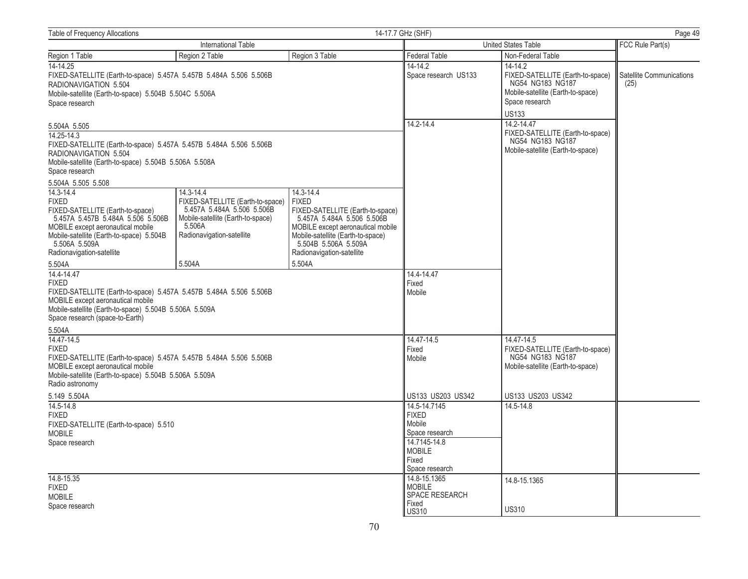Table of Frequency Allocations — 14-17.7 GHz (SHF)

| International Table | | | United States Table | | FCC Rule Part(s) |
|---|---|---|---|---|---|
| Region 1 Table | Region 2 Table | Region 3 Table | Federal Table | Non-Federal Table | |
| 14-14.25<br>FIXED-SATELLITE (Earth-to-space) 5.457A 5.457B 5.484A 5.506 5.506B<br>RADIONAVIGATION 5.504<br>Mobile-satellite (Earth-to-space) 5.504B 5.504C 5.506A<br>Space research<br><br>5.504A 5.505 | | | 14-14.2<br>Space research US133 | 14-14.2<br>FIXED-SATELLITE (Earth-to-space) NG54 NG183 NG187<br>Mobile-satellite (Earth-to-space)<br>Space research<br><br>US133 | Satellite Communications (25) |
| | | | 14.2-14.4 | 14.2-14.47<br>FIXED-SATELLITE (Earth-to-space) NG54 NG183 NG187<br>Mobile-satellite (Earth-to-space) | |
| 14.25-14.3<br>FIXED-SATELLITE (Earth-to-space) 5.457A 5.457B 5.484A 5.506 5.506B<br>RADIONAVIGATION 5.504<br>Mobile-satellite (Earth-to-space) 5.504B 5.506A 5.508A<br>Space research<br><br>5.504A 5.505 5.508 | | | | | |
| 14.3-14.4<br>FIXED<br>FIXED-SATELLITE (Earth-to-space) 5.457A 5.457B 5.484A 5.506 5.506B<br>MOBILE except aeronautical mobile<br>Mobile-satellite (Earth-to-space) 5.504B 5.506A 5.509A<br>Radionavigation-satellite<br><br>5.504A | 14.3-14.4<br>FIXED-SATELLITE (Earth-to-space) 5.457A 5.484A 5.506 5.506B<br>Mobile-satellite (Earth-to-space) 5.506A<br>Radionavigation-satellite<br><br>5.504A | 14.3-14.4<br>FIXED<br>FIXED-SATELLITE (Earth-to-space) 5.457A 5.484A 5.506 5.506B<br>MOBILE except aeronautical mobile<br>Mobile-satellite (Earth-to-space) 5.504B 5.506A 5.509A<br>Radionavigation-satellite<br><br>5.504A | | | |
| 14.4-14.47<br>FIXED<br>FIXED-SATELLITE (Earth-to-space) 5.457A 5.457B 5.484A 5.506 5.506B<br>MOBILE except aeronautical mobile<br>Mobile-satellite (Earth-to-space) 5.504B 5.506A 5.509A<br>Space research (space-to-Earth)<br><br>5.504A | | | 14.4-14.47<br>Fixed<br>Mobile | | |
| 14.47-14.5<br>FIXED<br>FIXED-SATELLITE (Earth-to-space) 5.457A 5.457B 5.484A 5.506 5.506B<br>MOBILE except aeronautical mobile<br>Mobile-satellite (Earth-to-space) 5.504B 5.506A 5.509A<br>Radio astronomy<br><br>5.149 5.504A | | | 14.47-14.5<br>Fixed<br>Mobile<br><br>US133 US203 US342 | 14.47-14.5<br>FIXED-SATELLITE (Earth-to-space) NG54 NG183 NG187<br>Mobile-satellite (Earth-to-space)<br><br>US133 US203 US342 | |
| 14.5-14.8<br>FIXED<br>FIXED-SATELLITE (Earth-to-space) 5.510<br>MOBILE<br>Space research | | | 14.5-14.7145<br>FIXED<br>Mobile<br>Space research<br>14.7145-14.8<br>MOBILE<br>Fixed<br>Space research | 14.5-14.8 | |
| 14.8-15.35<br>FIXED<br>MOBILE<br>Space research | | | 14.8-15.1365<br>MOBILE<br>SPACE RESEARCH<br>Fixed<br>US310 | 14.8-15.1365<br><br>US310 | |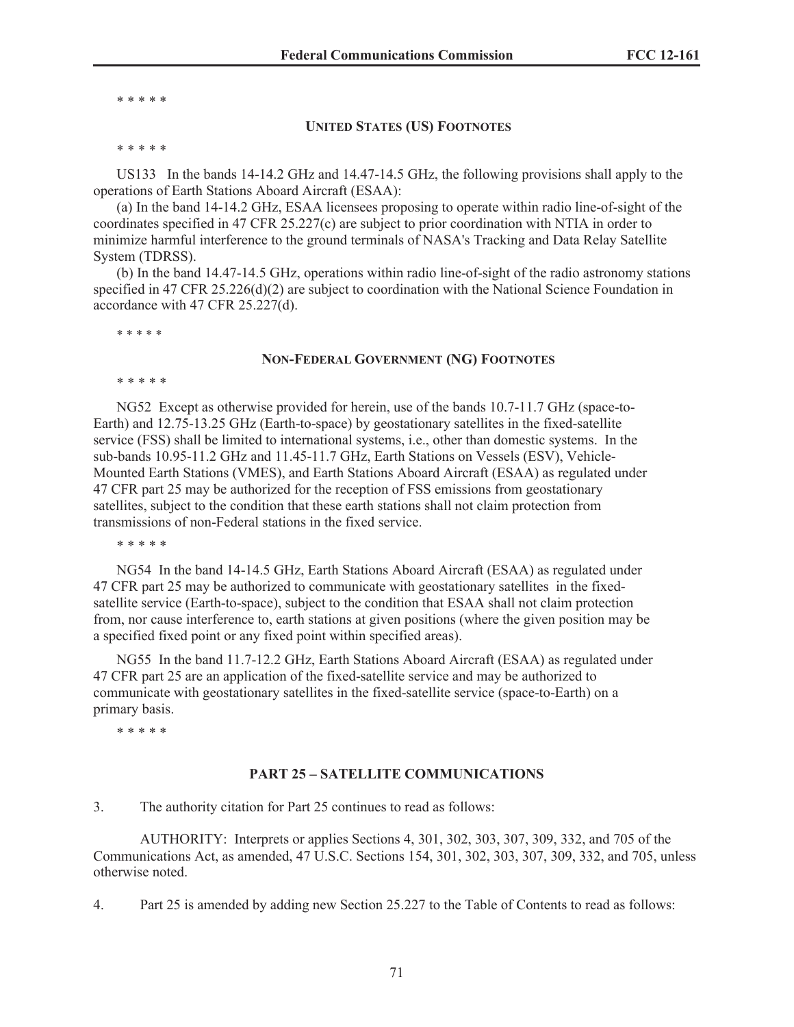\* \* \* \* \*

**UNITED STATES (US) FOOTNOTES**

\* \* \* \* \*

US133 In the bands 14-14.2 GHz and 14.47-14.5 GHz, the following provisions shall apply to the operations of Earth Stations Aboard Aircraft (ESAA):

(a) In the band 14-14.2 GHz, ESAA licensees proposing to operate within radio line-of-sight of the coordinates specified in 47 CFR 25.227(c) are subject to prior coordination with NTIA in order to minimize harmful interference to the ground terminals of NASA's Tracking and Data Relay Satellite System (TDRSS).

(b) In the band 14.47-14.5 GHz, operations within radio line-of-sight of the radio astronomy stations specified in 47 CFR 25.226(d)(2) are subject to coordination with the National Science Foundation in accordance with 47 CFR 25.227(d).

\* \* \* \* \*

**NON-FEDERAL GOVERNMENT (NG) FOOTNOTES**

\* \* \* \* \*

NG52 Except as otherwise provided for herein, use of the bands 10.7-11.7 GHz (space-to-Earth) and 12.75-13.25 GHz (Earth-to-space) by geostationary satellites in the fixed-satellite service (FSS) shall be limited to international systems, i.e., other than domestic systems. In the sub-bands 10.95-11.2 GHz and 11.45-11.7 GHz, Earth Stations on Vessels (ESV), Vehicle-Mounted Earth Stations (VMES), and Earth Stations Aboard Aircraft (ESAA) as regulated under 47 CFR part 25 may be authorized for the reception of FSS emissions from geostationary satellites, subject to the condition that these earth stations shall not claim protection from transmissions of non-Federal stations in the fixed service.

\* \* \* \* \*

NG54 In the band 14-14.5 GHz, Earth Stations Aboard Aircraft (ESAA) as regulated under 47 CFR part 25 may be authorized to communicate with geostationary satellites in the fixed-satellite service (Earth-to-space), subject to the condition that ESAA shall not claim protection from, nor cause interference to, earth stations at given positions (where the given position may be a specified fixed point or any fixed point within specified areas).

NG55 In the band 11.7-12.2 GHz, Earth Stations Aboard Aircraft (ESAA) as regulated under 47 CFR part 25 are an application of the fixed-satellite service and may be authorized to communicate with geostationary satellites in the fixed-satellite service (space-to-Earth) on a primary basis.

\* \* \* \* \*

**PART 25 – SATELLITE COMMUNICATIONS**

3. The authority citation for Part 25 continues to read as follows:

AUTHORITY: Interprets or applies Sections 4, 301, 302, 303, 307, 309, 332, and 705 of the Communications Act, as amended, 47 U.S.C. Sections 154, 301, 302, 303, 307, 309, 332, and 705, unless otherwise noted.

4. Part 25 is amended by adding new Section 25.227 to the Table of Contents to read as follows: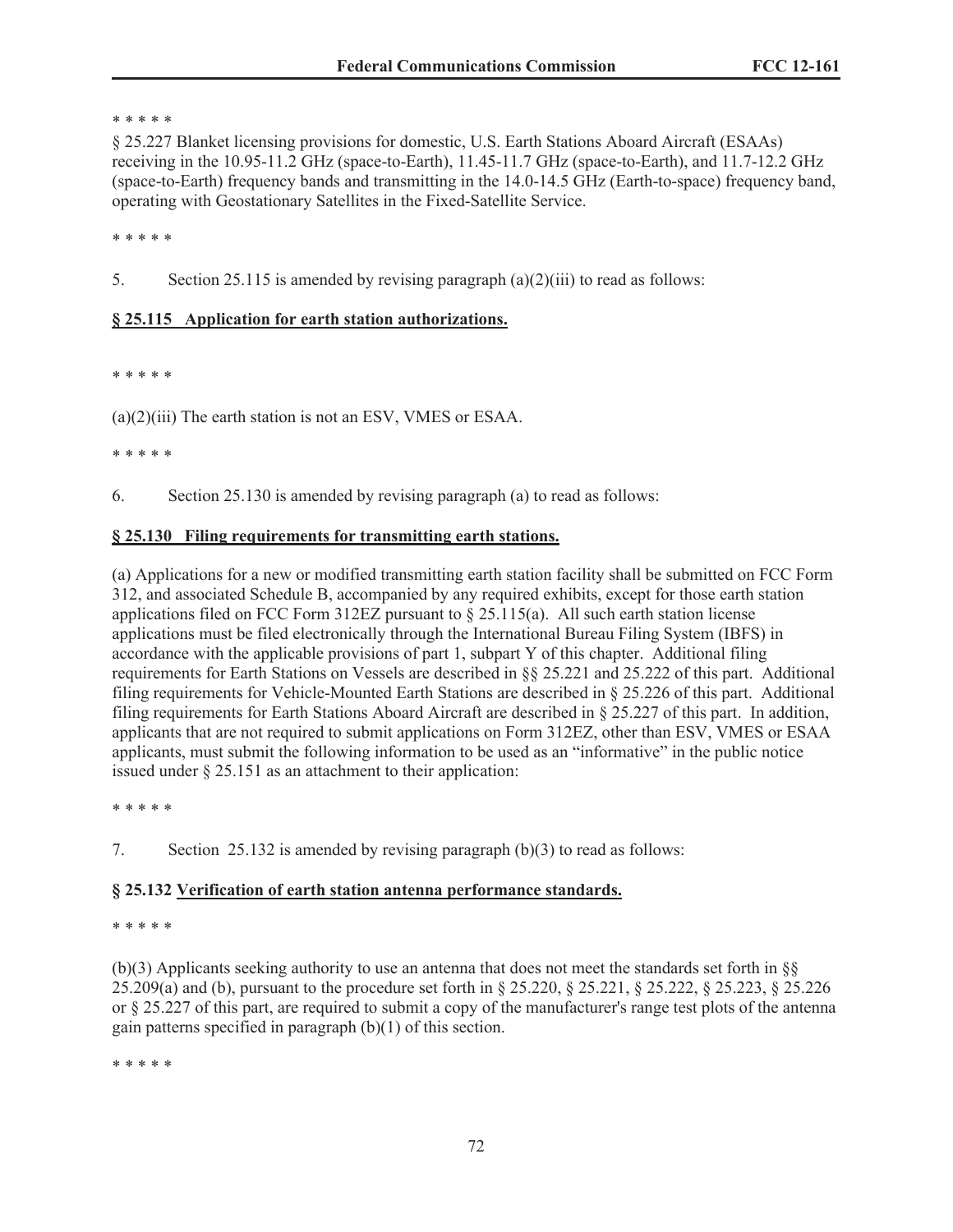\* \* \* \* \*

§ 25.227 Blanket licensing provisions for domestic, U.S. Earth Stations Aboard Aircraft (ESAAs) receiving in the 10.95-11.2 GHz (space-to-Earth), 11.45-11.7 GHz (space-to-Earth), and 11.7-12.2 GHz (space-to-Earth) frequency bands and transmitting in the 14.0-14.5 GHz (Earth-to-space) frequency band, operating with Geostationary Satellites in the Fixed-Satellite Service.

\* \* \* \* \*

5. Section 25.115 is amended by revising paragraph (a)(2)(iii) to read as follows:

**§ 25.115 Application for earth station authorizations.**

\* \* \* \* \*

(a)(2)(iii) The earth station is not an ESV, VMES or ESAA.

\* \* \* \* \*

6. Section 25.130 is amended by revising paragraph (a) to read as follows:

**§ 25.130 Filing requirements for transmitting earth stations.**

(a) Applications for a new or modified transmitting earth station facility shall be submitted on FCC Form 312, and associated Schedule B, accompanied by any required exhibits, except for those earth station applications filed on FCC Form 312EZ pursuant to § 25.115(a). All such earth station license applications must be filed electronically through the International Bureau Filing System (IBFS) in accordance with the applicable provisions of part 1, subpart Y of this chapter. Additional filing requirements for Earth Stations on Vessels are described in §§ 25.221 and 25.222 of this part. Additional filing requirements for Vehicle-Mounted Earth Stations are described in § 25.226 of this part. Additional filing requirements for Earth Stations Aboard Aircraft are described in § 25.227 of this part. In addition, applicants that are not required to submit applications on Form 312EZ, other than ESV, VMES or ESAA applicants, must submit the following information to be used as an "informative" in the public notice issued under § 25.151 as an attachment to their application:

\* \* \* \* \*

7. Section 25.132 is amended by revising paragraph (b)(3) to read as follows:

**§ 25.132 Verification of earth station antenna performance standards.**

\* \* \* \* \*

(b)(3) Applicants seeking authority to use an antenna that does not meet the standards set forth in §§ 25.209(a) and (b), pursuant to the procedure set forth in § 25.220, § 25.221, § 25.222, § 25.223, § 25.226 or § 25.227 of this part, are required to submit a copy of the manufacturer's range test plots of the antenna gain patterns specified in paragraph (b)(1) of this section.

\* \* \* \* \*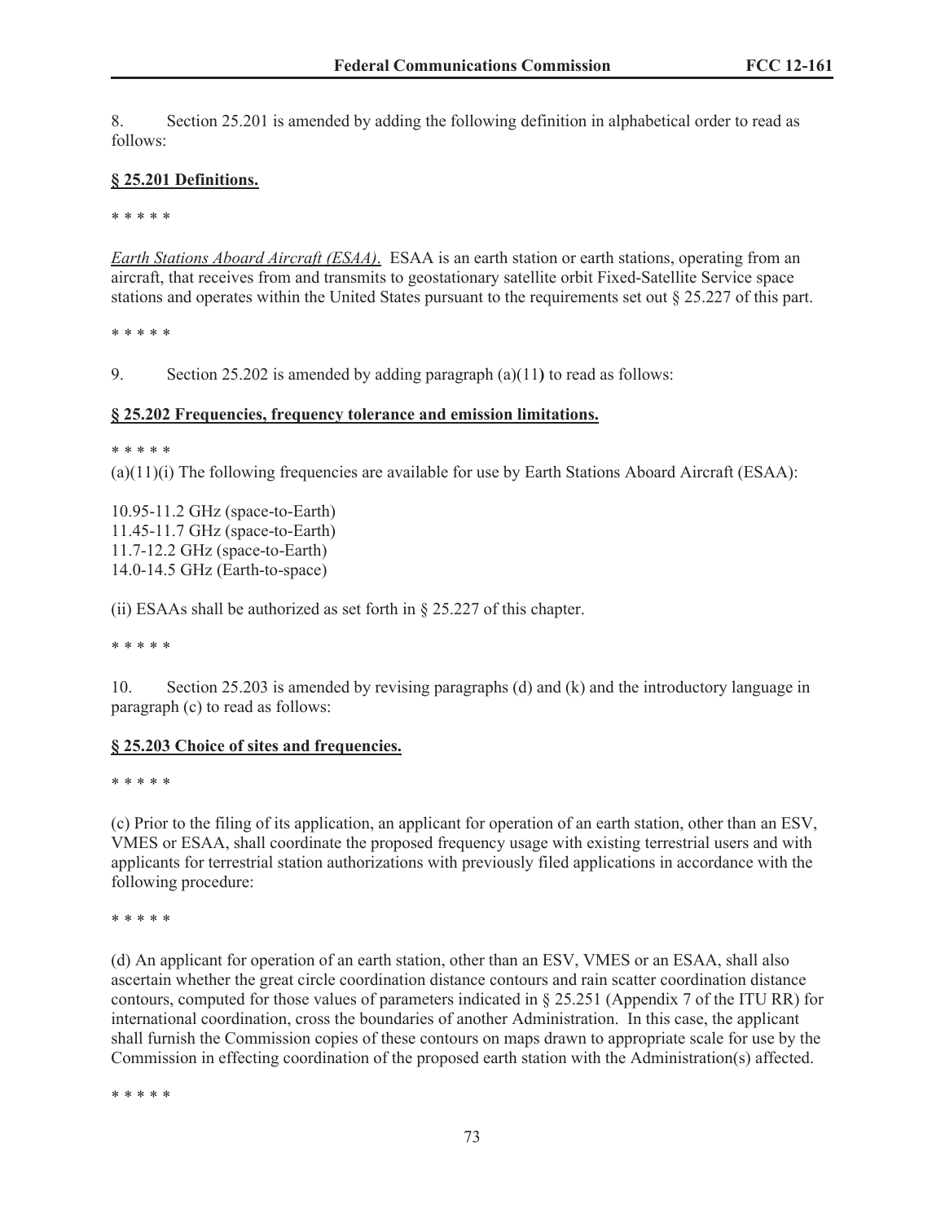8. Section 25.201 is amended by adding the following definition in alphabetical order to read as follows:

**§ 25.201 Definitions.**

\* \* \* \* \*

*Earth Stations Aboard Aircraft (ESAA).* ESAA is an earth station or earth stations, operating from an aircraft, that receives from and transmits to geostationary satellite orbit Fixed-Satellite Service space stations and operates within the United States pursuant to the requirements set out § 25.227 of this part.

\* \* \* \* \*

9. Section 25.202 is amended by adding paragraph (a)(11**)** to read as follows:

**§ 25.202 Frequencies, frequency tolerance and emission limitations.**

\* \* \* \* \*

(a)(11)(i) The following frequencies are available for use by Earth Stations Aboard Aircraft (ESAA):

10.95-11.2 GHz (space-to-Earth)
11.45-11.7 GHz (space-to-Earth)
11.7-12.2 GHz (space-to-Earth)
14.0-14.5 GHz (Earth-to-space)

(ii) ESAAs shall be authorized as set forth in § 25.227 of this chapter.

\* \* \* \* \*

10. Section 25.203 is amended by revising paragraphs (d) and (k) and the introductory language in paragraph (c) to read as follows:

**§ 25.203 Choice of sites and frequencies.**

\* \* \* \* \*

(c) Prior to the filing of its application, an applicant for operation of an earth station, other than an ESV, VMES or ESAA, shall coordinate the proposed frequency usage with existing terrestrial users and with applicants for terrestrial station authorizations with previously filed applications in accordance with the following procedure:

\* \* \* \* \*

(d) An applicant for operation of an earth station, other than an ESV, VMES or an ESAA, shall also ascertain whether the great circle coordination distance contours and rain scatter coordination distance contours, computed for those values of parameters indicated in § 25.251 (Appendix 7 of the ITU RR) for international coordination, cross the boundaries of another Administration. In this case, the applicant shall furnish the Commission copies of these contours on maps drawn to appropriate scale for use by the Commission in effecting coordination of the proposed earth station with the Administration(s) affected.

\* \* \* \* \*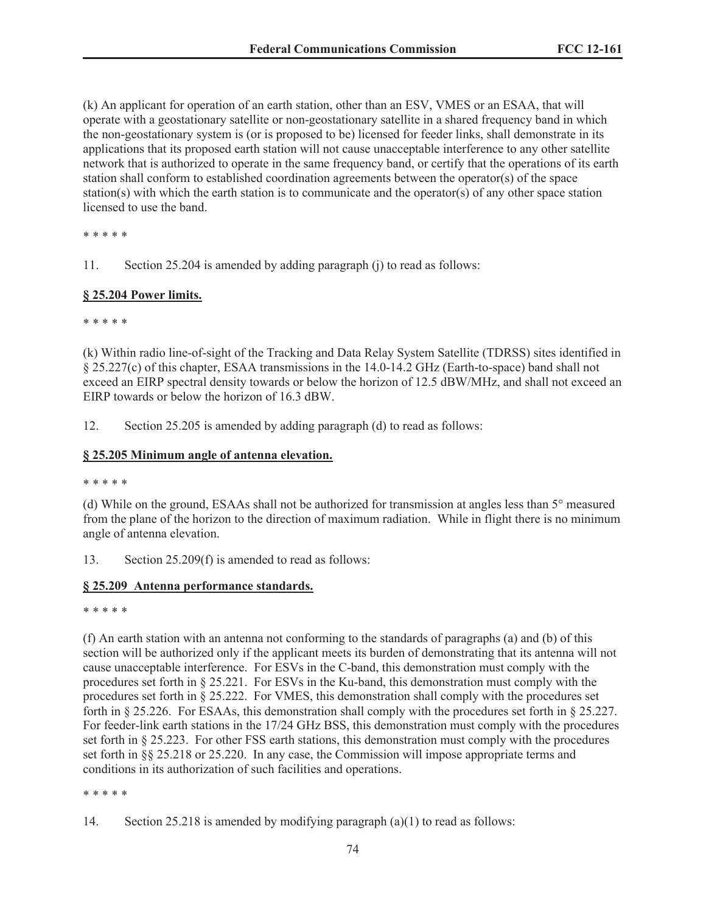(k) An applicant for operation of an earth station, other than an ESV, VMES or an ESAA, that will operate with a geostationary satellite or non-geostationary satellite in a shared frequency band in which the non-geostationary system is (or is proposed to be) licensed for feeder links, shall demonstrate in its applications that its proposed earth station will not cause unacceptable interference to any other satellite network that is authorized to operate in the same frequency band, or certify that the operations of its earth station shall conform to established coordination agreements between the operator(s) of the space station(s) with which the earth station is to communicate and the operator(s) of any other space station licensed to use the band.

* * * * *

11. Section 25.204 is amended by adding paragraph (j) to read as follows:

**§ 25.204 Power limits.**

* * * * *

(k) Within radio line-of-sight of the Tracking and Data Relay System Satellite (TDRSS) sites identified in § 25.227(c) of this chapter, ESAA transmissions in the 14.0-14.2 GHz (Earth-to-space) band shall not exceed an EIRP spectral density towards or below the horizon of 12.5 dBW/MHz, and shall not exceed an EIRP towards or below the horizon of 16.3 dBW.

12. Section 25.205 is amended by adding paragraph (d) to read as follows:

**§ 25.205 Minimum angle of antenna elevation.**

* * * * *

(d) While on the ground, ESAAs shall not be authorized for transmission at angles less than 5° measured from the plane of the horizon to the direction of maximum radiation. While in flight there is no minimum angle of antenna elevation.

13. Section 25.209(f) is amended to read as follows:

**§ 25.209 Antenna performance standards.**

* * * * *

(f) An earth station with an antenna not conforming to the standards of paragraphs (a) and (b) of this section will be authorized only if the applicant meets its burden of demonstrating that its antenna will not cause unacceptable interference. For ESVs in the C-band, this demonstration must comply with the procedures set forth in § 25.221. For ESVs in the Ku-band, this demonstration must comply with the procedures set forth in § 25.222. For VMES, this demonstration shall comply with the procedures set forth in § 25.226. For ESAAs, this demonstration shall comply with the procedures set forth in § 25.227. For feeder-link earth stations in the 17/24 GHz BSS, this demonstration must comply with the procedures set forth in § 25.223. For other FSS earth stations, this demonstration must comply with the procedures set forth in §§ 25.218 or 25.220. In any case, the Commission will impose appropriate terms and conditions in its authorization of such facilities and operations.

* * * * *

14. Section 25.218 is amended by modifying paragraph (a)(1) to read as follows: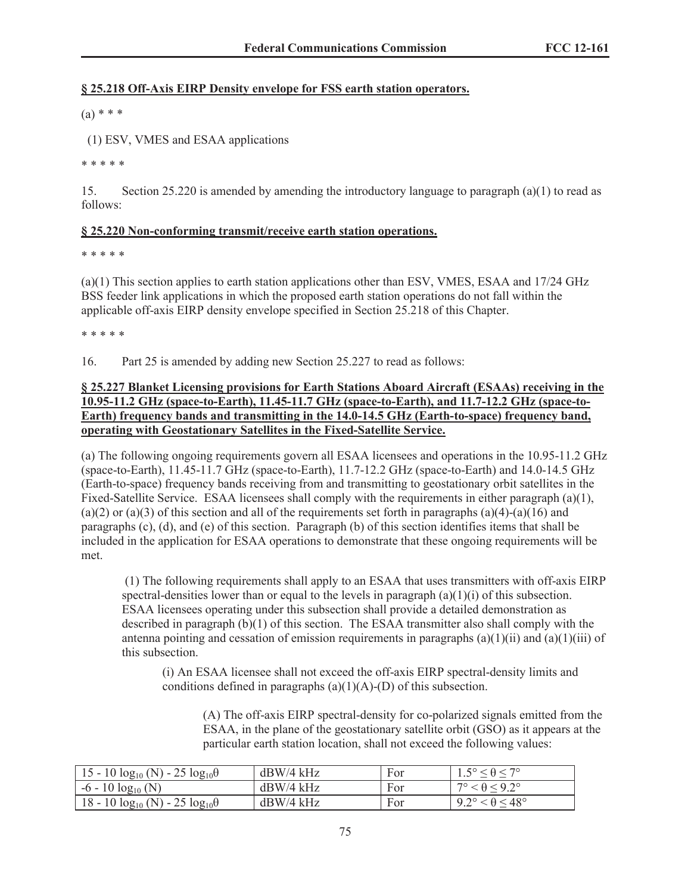**§ 25.218 Off-Axis EIRP Density envelope for FSS earth station operators.**

(a) * * *

(1) ESV, VMES and ESAA applications

* * * * *

15. Section 25.220 is amended by amending the introductory language to paragraph (a)(1) to read as follows:

**§ 25.220 Non-conforming transmit/receive earth station operations.**

* * * * *

(a)(1) This section applies to earth station applications other than ESV, VMES, ESAA and 17/24 GHz BSS feeder link applications in which the proposed earth station operations do not fall within the applicable off-axis EIRP density envelope specified in Section 25.218 of this Chapter.

* * * * *

16. Part 25 is amended by adding new Section 25.227 to read as follows:

**§ 25.227 Blanket Licensing provisions for Earth Stations Aboard Aircraft (ESAAs) receiving in the 10.95-11.2 GHz (space-to-Earth), 11.45-11.7 GHz (space-to-Earth), and 11.7-12.2 GHz (space-to-Earth) frequency bands and transmitting in the 14.0-14.5 GHz (Earth-to-space) frequency band, operating with Geostationary Satellites in the Fixed-Satellite Service.**

(a) The following ongoing requirements govern all ESAA licensees and operations in the 10.95-11.2 GHz (space-to-Earth), 11.45-11.7 GHz (space-to-Earth), 11.7-12.2 GHz (space-to-Earth) and 14.0-14.5 GHz (Earth-to-space) frequency bands receiving from and transmitting to geostationary orbit satellites in the Fixed-Satellite Service. ESAA licensees shall comply with the requirements in either paragraph (a)(1), (a)(2) or (a)(3) of this section and all of the requirements set forth in paragraphs (a)(4)-(a)(16) and paragraphs (c), (d), and (e) of this section. Paragraph (b) of this section identifies items that shall be included in the application for ESAA operations to demonstrate that these ongoing requirements will be met.

(1) The following requirements shall apply to an ESAA that uses transmitters with off-axis EIRP spectral-densities lower than or equal to the levels in paragraph (a)(1)(i) of this subsection. ESAA licensees operating under this subsection shall provide a detailed demonstration as described in paragraph (b)(1) of this section. The ESAA transmitter also shall comply with the antenna pointing and cessation of emission requirements in paragraphs (a)(1)(ii) and (a)(1)(iii) of this subsection.

(i) An ESAA licensee shall not exceed the off-axis EIRP spectral-density limits and conditions defined in paragraphs (a)(1)(A)-(D) of this subsection.

(A) The off-axis EIRP spectral-density for co-polarized signals emitted from the ESAA, in the plane of the geostationary satellite orbit (GSO) as it appears at the particular earth station location, shall not exceed the following values:

| | | | |
|---|---|---|---|
| $15 - 10\log_{10}(N) - 25\log_{10}\theta$ | dBW/4 kHz | For | $1.5° \leq \theta \leq 7°$ |
| $-6 - 10\log_{10}(N)$ | dBW/4 kHz | For | $7° < \theta \leq 9.2°$ |
| $18 - 10\log_{10}(N) - 25\log_{10}\theta$ | dBW/4 kHz | For | $9.2° < \theta \leq 48°$ |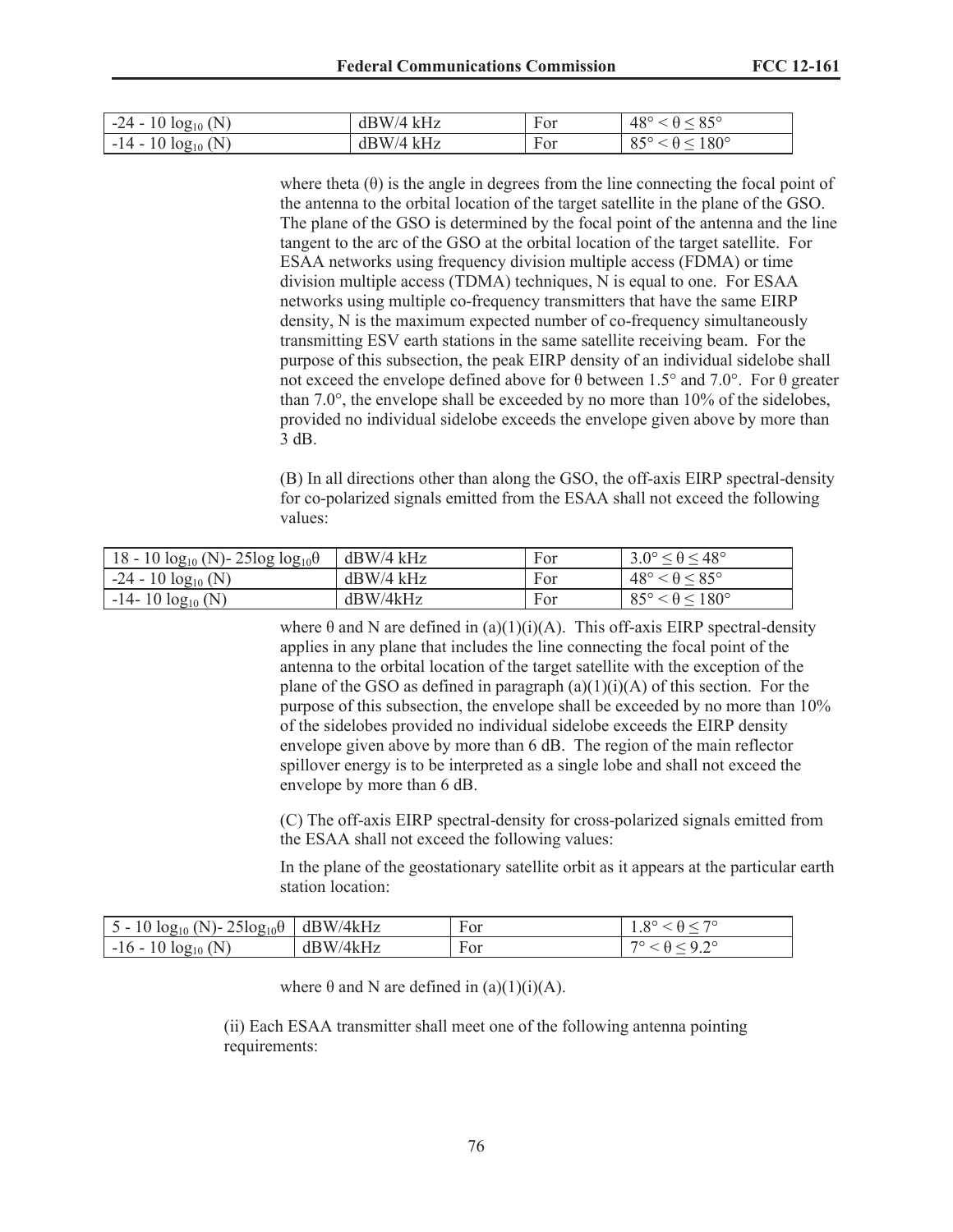| | | | |
|---|---|---|---|
| $-24 - 10 \log_{10}(N)$ | dBW/4 kHz | For | $48° < \theta \leq 85°$ |
| $-14 - 10 \log_{10}(N)$ | dBW/4 kHz | For | $85° < \theta \leq 180°$ |

where theta ($\theta$) is the angle in degrees from the line connecting the focal point of the antenna to the orbital location of the target satellite in the plane of the GSO. The plane of the GSO is determined by the focal point of the antenna and the line tangent to the arc of the GSO at the orbital location of the target satellite. For ESAA networks using frequency division multiple access (FDMA) or time division multiple access (TDMA) techniques, N is equal to one. For ESAA networks using multiple co-frequency transmitters that have the same EIRP density, N is the maximum expected number of co-frequency simultaneously transmitting ESV earth stations in the same satellite receiving beam. For the purpose of this subsection, the peak EIRP density of an individual sidelobe shall not exceed the envelope defined above for $\theta$ between 1.5° and 7.0°. For $\theta$ greater than 7.0°, the envelope shall be exceeded by no more than 10% of the sidelobes, provided no individual sidelobe exceeds the envelope given above by more than 3 dB.

(B) In all directions other than along the GSO, the off-axis EIRP spectral-density for co-polarized signals emitted from the ESAA shall not exceed the following values:

| | | | |
|---|---|---|---|
| $18 - 10 \log_{10}(N) - 25\log \log_{10}\theta$ | dBW/4 kHz | For | $3.0° \leq \theta \leq 48°$ |
| $-24 - 10 \log_{10}(N)$ | dBW/4 kHz | For | $48° < \theta \leq 85°$ |
| $-14 - 10 \log_{10}(N)$ | dBW/4kHz | For | $85° < \theta \leq 180°$ |

where $\theta$ and N are defined in (a)(1)(i)(A). This off-axis EIRP spectral-density applies in any plane that includes the line connecting the focal point of the antenna to the orbital location of the target satellite with the exception of the plane of the GSO as defined in paragraph (a)(1)(i)(A) of this section. For the purpose of this subsection, the envelope shall be exceeded by no more than 10% of the sidelobes provided no individual sidelobe exceeds the EIRP density envelope given above by more than 6 dB. The region of the main reflector spillover energy is to be interpreted as a single lobe and shall not exceed the envelope by more than 6 dB.

(C) The off-axis EIRP spectral-density for cross-polarized signals emitted from the ESAA shall not exceed the following values:

In the plane of the geostationary satellite orbit as it appears at the particular earth station location:

| | | | |
|---|---|---|---|
| $5 - 10 \log_{10}(N) - 25\log_{10}\theta$ | dBW/4kHz | For | $1.8° < \theta \leq 7°$ |
| $-16 - 10 \log_{10}(N)$ | dBW/4kHz | For | $7° < \theta \leq 9.2°$ |

where $\theta$ and N are defined in (a)(1)(i)(A).

(ii) Each ESAA transmitter shall meet one of the following antenna pointing requirements: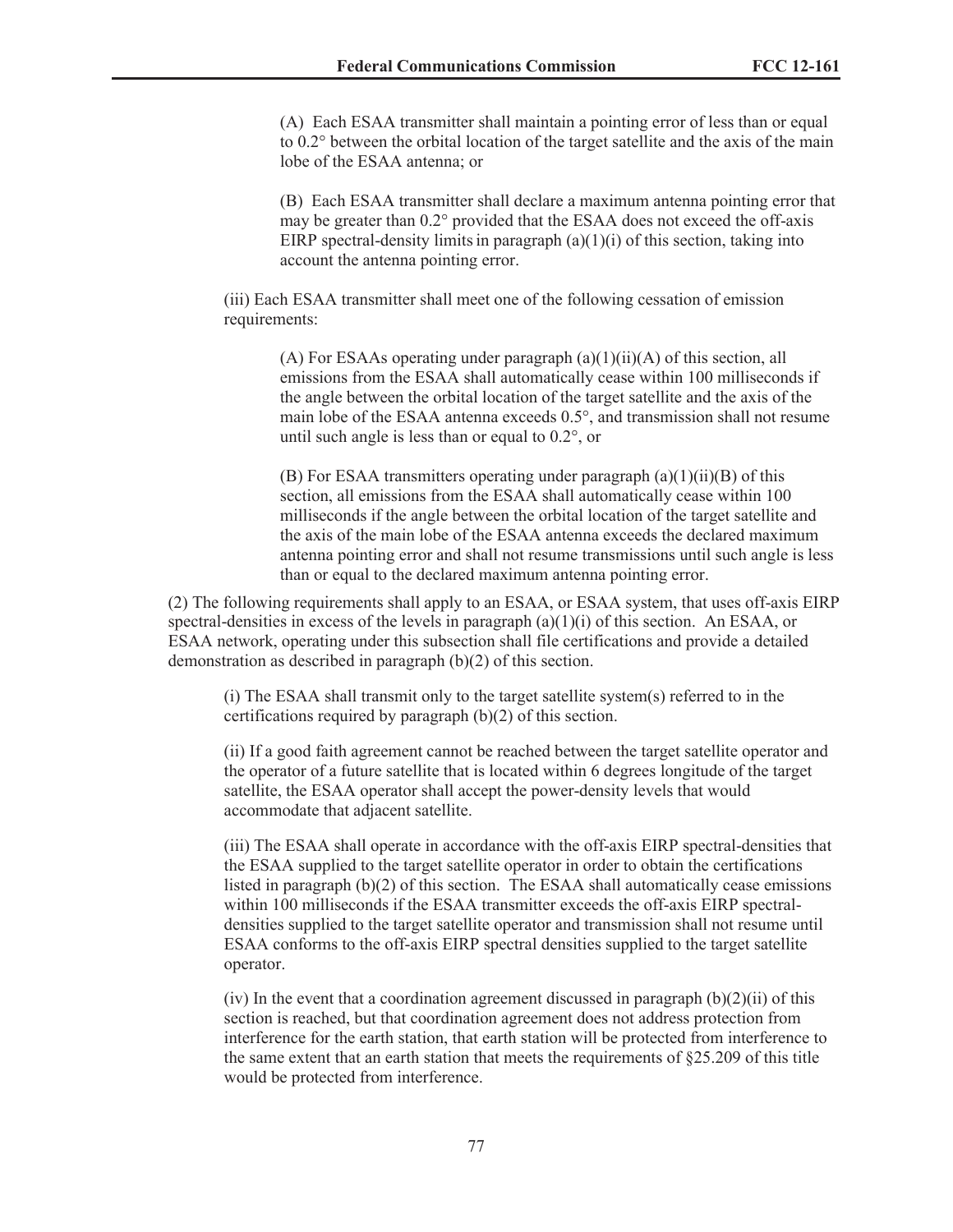(A) Each ESAA transmitter shall maintain a pointing error of less than or equal to 0.2° between the orbital location of the target satellite and the axis of the main lobe of the ESAA antenna; or

(B) Each ESAA transmitter shall declare a maximum antenna pointing error that may be greater than 0.2° provided that the ESAA does not exceed the off-axis EIRP spectral-density limits in paragraph (a)(1)(i) of this section, taking into account the antenna pointing error.

(iii) Each ESAA transmitter shall meet one of the following cessation of emission requirements:

(A) For ESAAs operating under paragraph (a)(1)(ii)(A) of this section, all emissions from the ESAA shall automatically cease within 100 milliseconds if the angle between the orbital location of the target satellite and the axis of the main lobe of the ESAA antenna exceeds 0.5°, and transmission shall not resume until such angle is less than or equal to 0.2°, or

(B) For ESAA transmitters operating under paragraph (a)(1)(ii)(B) of this section, all emissions from the ESAA shall automatically cease within 100 milliseconds if the angle between the orbital location of the target satellite and the axis of the main lobe of the ESAA antenna exceeds the declared maximum antenna pointing error and shall not resume transmissions until such angle is less than or equal to the declared maximum antenna pointing error.

(2) The following requirements shall apply to an ESAA, or ESAA system, that uses off-axis EIRP spectral-densities in excess of the levels in paragraph (a)(1)(i) of this section. An ESAA, or ESAA network, operating under this subsection shall file certifications and provide a detailed demonstration as described in paragraph (b)(2) of this section.

(i) The ESAA shall transmit only to the target satellite system(s) referred to in the certifications required by paragraph (b)(2) of this section.

(ii) If a good faith agreement cannot be reached between the target satellite operator and the operator of a future satellite that is located within 6 degrees longitude of the target satellite, the ESAA operator shall accept the power-density levels that would accommodate that adjacent satellite.

(iii) The ESAA shall operate in accordance with the off-axis EIRP spectral-densities that the ESAA supplied to the target satellite operator in order to obtain the certifications listed in paragraph (b)(2) of this section. The ESAA shall automatically cease emissions within 100 milliseconds if the ESAA transmitter exceeds the off-axis EIRP spectral-densities supplied to the target satellite operator and transmission shall not resume until ESAA conforms to the off-axis EIRP spectral densities supplied to the target satellite operator.

(iv) In the event that a coordination agreement discussed in paragraph (b)(2)(ii) of this section is reached, but that coordination agreement does not address protection from interference for the earth station, that earth station will be protected from interference to the same extent that an earth station that meets the requirements of §25.209 of this title would be protected from interference.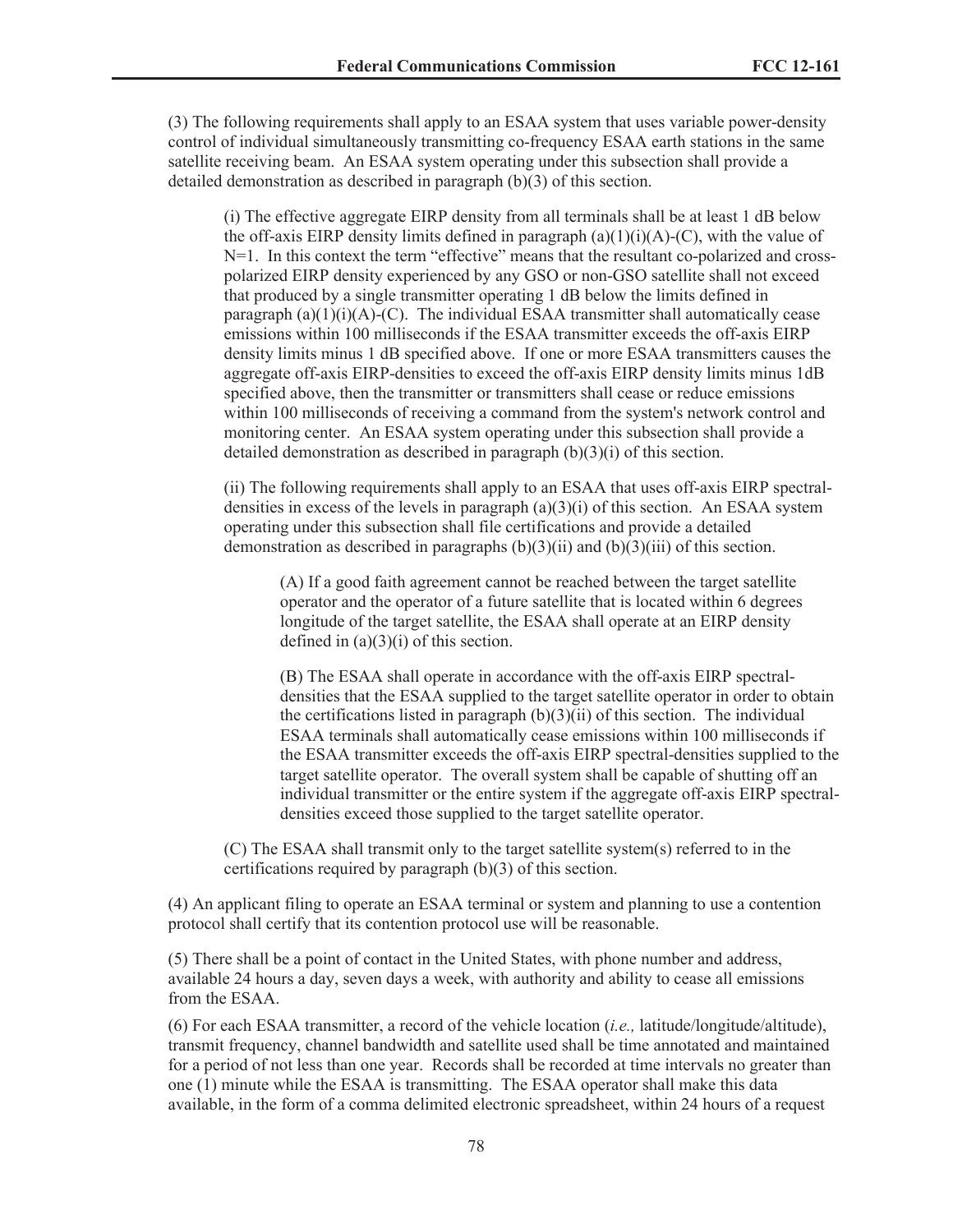(3) The following requirements shall apply to an ESAA system that uses variable power-density control of individual simultaneously transmitting co-frequency ESAA earth stations in the same satellite receiving beam. An ESAA system operating under this subsection shall provide a detailed demonstration as described in paragraph (b)(3) of this section.

(i) The effective aggregate EIRP density from all terminals shall be at least 1 dB below the off-axis EIRP density limits defined in paragraph (a)(1)(i)(A)-(C), with the value of N=1. In this context the term "effective" means that the resultant co-polarized and cross-polarized EIRP density experienced by any GSO or non-GSO satellite shall not exceed that produced by a single transmitter operating 1 dB below the limits defined in paragraph (a)(1)(i)(A)-(C). The individual ESAA transmitter shall automatically cease emissions within 100 milliseconds if the ESAA transmitter exceeds the off-axis EIRP density limits minus 1 dB specified above. If one or more ESAA transmitters causes the aggregate off-axis EIRP-densities to exceed the off-axis EIRP density limits minus 1dB specified above, then the transmitter or transmitters shall cease or reduce emissions within 100 milliseconds of receiving a command from the system's network control and monitoring center. An ESAA system operating under this subsection shall provide a detailed demonstration as described in paragraph (b)(3)(i) of this section.

(ii) The following requirements shall apply to an ESAA that uses off-axis EIRP spectral-densities in excess of the levels in paragraph (a)(3)(i) of this section. An ESAA system operating under this subsection shall file certifications and provide a detailed demonstration as described in paragraphs (b)(3)(ii) and (b)(3)(iii) of this section.

(A) If a good faith agreement cannot be reached between the target satellite operator and the operator of a future satellite that is located within 6 degrees longitude of the target satellite, the ESAA shall operate at an EIRP density defined in (a)(3)(i) of this section.

(B) The ESAA shall operate in accordance with the off-axis EIRP spectral-densities that the ESAA supplied to the target satellite operator in order to obtain the certifications listed in paragraph (b)(3)(ii) of this section. The individual ESAA terminals shall automatically cease emissions within 100 milliseconds if the ESAA transmitter exceeds the off-axis EIRP spectral-densities supplied to the target satellite operator. The overall system shall be capable of shutting off an individual transmitter or the entire system if the aggregate off-axis EIRP spectral-densities exceed those supplied to the target satellite operator.

(C) The ESAA shall transmit only to the target satellite system(s) referred to in the certifications required by paragraph (b)(3) of this section.

(4) An applicant filing to operate an ESAA terminal or system and planning to use a contention protocol shall certify that its contention protocol use will be reasonable.

(5) There shall be a point of contact in the United States, with phone number and address, available 24 hours a day, seven days a week, with authority and ability to cease all emissions from the ESAA.

(6) For each ESAA transmitter, a record of the vehicle location (*i.e.,* latitude/longitude/altitude), transmit frequency, channel bandwidth and satellite used shall be time annotated and maintained for a period of not less than one year. Records shall be recorded at time intervals no greater than one (1) minute while the ESAA is transmitting. The ESAA operator shall make this data available, in the form of a comma delimited electronic spreadsheet, within 24 hours of a request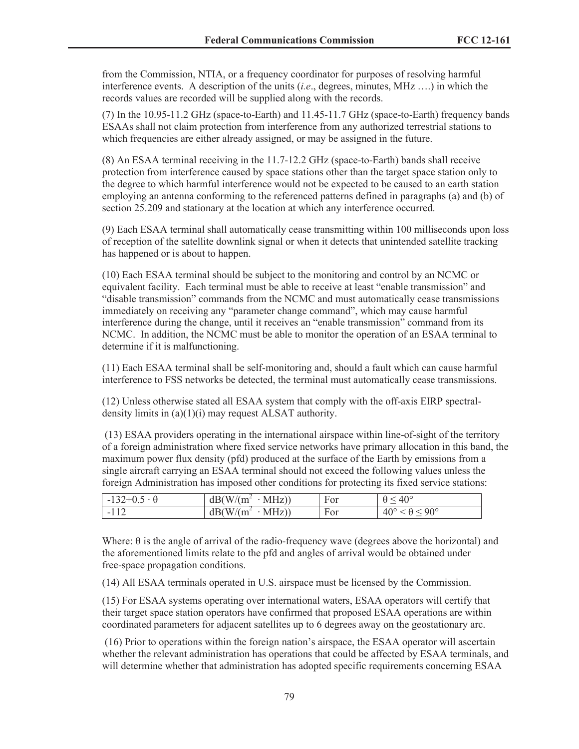from the Commission, NTIA, or a frequency coordinator for purposes of resolving harmful interference events. A description of the units (*i.e*., degrees, minutes, MHz ….) in which the records values are recorded will be supplied along with the records.

(7) In the 10.95-11.2 GHz (space-to-Earth) and 11.45-11.7 GHz (space-to-Earth) frequency bands ESAAs shall not claim protection from interference from any authorized terrestrial stations to which frequencies are either already assigned, or may be assigned in the future.

(8) An ESAA terminal receiving in the 11.7-12.2 GHz (space-to-Earth) bands shall receive protection from interference caused by space stations other than the target space station only to the degree to which harmful interference would not be expected to be caused to an earth station employing an antenna conforming to the referenced patterns defined in paragraphs (a) and (b) of section 25.209 and stationary at the location at which any interference occurred.

(9) Each ESAA terminal shall automatically cease transmitting within 100 milliseconds upon loss of reception of the satellite downlink signal or when it detects that unintended satellite tracking has happened or is about to happen.

(10) Each ESAA terminal should be subject to the monitoring and control by an NCMC or equivalent facility. Each terminal must be able to receive at least "enable transmission" and "disable transmission" commands from the NCMC and must automatically cease transmissions immediately on receiving any "parameter change command", which may cause harmful interference during the change, until it receives an "enable transmission" command from its NCMC. In addition, the NCMC must be able to monitor the operation of an ESAA terminal to determine if it is malfunctioning.

(11) Each ESAA terminal shall be self-monitoring and, should a fault which can cause harmful interference to FSS networks be detected, the terminal must automatically cease transmissions.

(12) Unless otherwise stated all ESAA system that comply with the off-axis EIRP spectral-density limits in (a)(1)(i) may request ALSAT authority.

(13) ESAA providers operating in the international airspace within line-of-sight of the territory of a foreign administration where fixed service networks have primary allocation in this band, the maximum power flux density (pfd) produced at the surface of the Earth by emissions from a single aircraft carrying an ESAA terminal should not exceed the following values unless the foreign Administration has imposed other conditions for protecting its fixed service stations:

| | | | |
|---|---|---|---|
| $-132+0.5 \cdot \theta$ | $dB(W/(m^2 \cdot MHz))$ | For | $\theta \leq 40°$ |
| $-112$ | $dB(W/(m^2 \cdot MHz))$ | For | $40° < \theta \leq 90°$ |

Where: θ is the angle of arrival of the radio-frequency wave (degrees above the horizontal) and the aforementioned limits relate to the pfd and angles of arrival would be obtained under free-space propagation conditions.

(14) All ESAA terminals operated in U.S. airspace must be licensed by the Commission.

(15) For ESAA systems operating over international waters, ESAA operators will certify that their target space station operators have confirmed that proposed ESAA operations are within coordinated parameters for adjacent satellites up to 6 degrees away on the geostationary arc.

(16) Prior to operations within the foreign nation's airspace, the ESAA operator will ascertain whether the relevant administration has operations that could be affected by ESAA terminals, and will determine whether that administration has adopted specific requirements concerning ESAA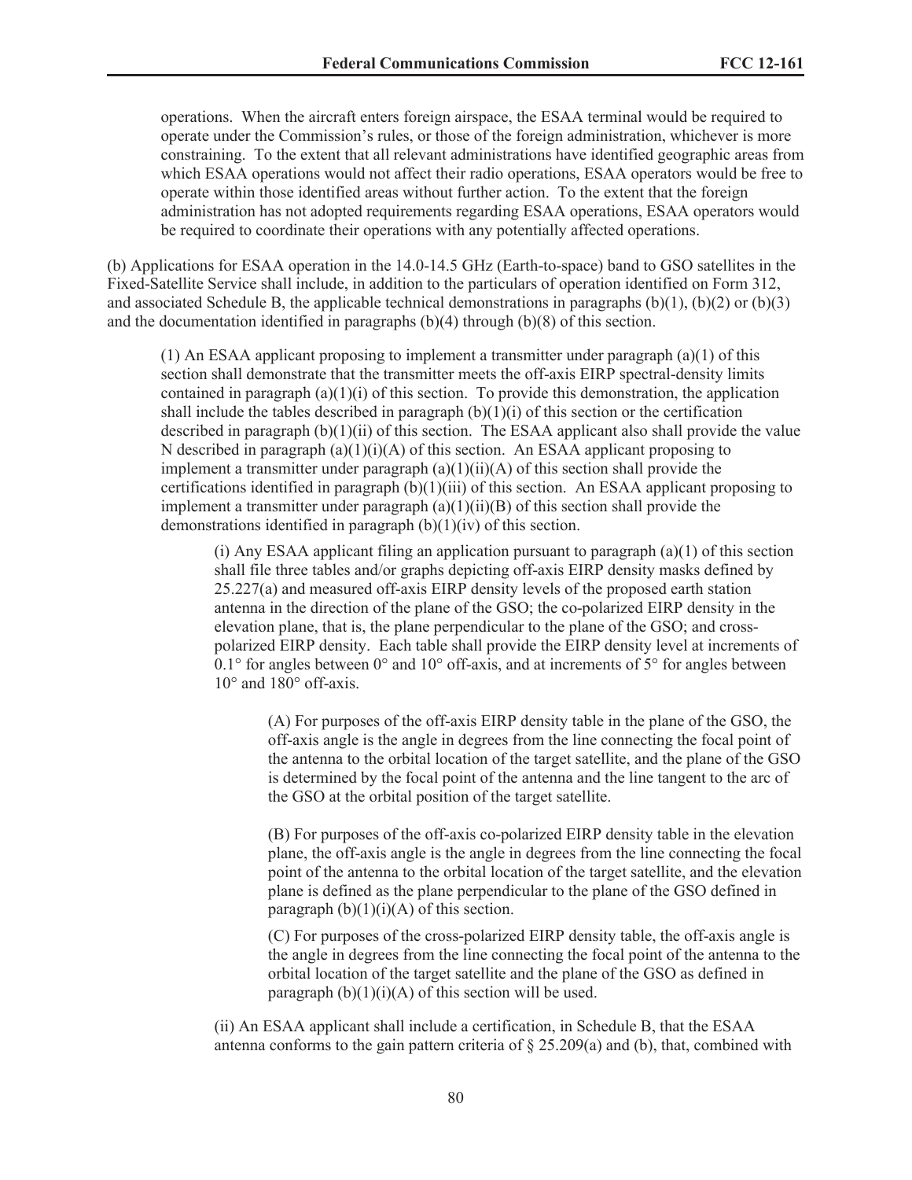operations. When the aircraft enters foreign airspace, the ESAA terminal would be required to operate under the Commission's rules, or those of the foreign administration, whichever is more constraining. To the extent that all relevant administrations have identified geographic areas from which ESAA operations would not affect their radio operations, ESAA operators would be free to operate within those identified areas without further action. To the extent that the foreign administration has not adopted requirements regarding ESAA operations, ESAA operators would be required to coordinate their operations with any potentially affected operations.

(b) Applications for ESAA operation in the 14.0-14.5 GHz (Earth-to-space) band to GSO satellites in the Fixed-Satellite Service shall include, in addition to the particulars of operation identified on Form 312, and associated Schedule B, the applicable technical demonstrations in paragraphs (b)(1), (b)(2) or (b)(3) and the documentation identified in paragraphs (b)(4) through (b)(8) of this section.

(1) An ESAA applicant proposing to implement a transmitter under paragraph (a)(1) of this section shall demonstrate that the transmitter meets the off-axis EIRP spectral-density limits contained in paragraph (a)(1)(i) of this section. To provide this demonstration, the application shall include the tables described in paragraph (b)(1)(i) of this section or the certification described in paragraph (b)(1)(ii) of this section. The ESAA applicant also shall provide the value N described in paragraph (a)(1)(i)(A) of this section. An ESAA applicant proposing to implement a transmitter under paragraph (a)(1)(ii)(A) of this section shall provide the certifications identified in paragraph (b)(1)(iii) of this section. An ESAA applicant proposing to implement a transmitter under paragraph (a)(1)(ii)(B) of this section shall provide the demonstrations identified in paragraph (b)(1)(iv) of this section.

(i) Any ESAA applicant filing an application pursuant to paragraph (a)(1) of this section shall file three tables and/or graphs depicting off-axis EIRP density masks defined by 25.227(a) and measured off-axis EIRP density levels of the proposed earth station antenna in the direction of the plane of the GSO; the co-polarized EIRP density in the elevation plane, that is, the plane perpendicular to the plane of the GSO; and cross-polarized EIRP density. Each table shall provide the EIRP density level at increments of 0.1° for angles between 0° and 10° off-axis, and at increments of 5° for angles between 10° and 180° off-axis.

(A) For purposes of the off-axis EIRP density table in the plane of the GSO, the off-axis angle is the angle in degrees from the line connecting the focal point of the antenna to the orbital location of the target satellite, and the plane of the GSO is determined by the focal point of the antenna and the line tangent to the arc of the GSO at the orbital position of the target satellite.

(B) For purposes of the off-axis co-polarized EIRP density table in the elevation plane, the off-axis angle is the angle in degrees from the line connecting the focal point of the antenna to the orbital location of the target satellite, and the elevation plane is defined as the plane perpendicular to the plane of the GSO defined in paragraph (b)(1)(i)(A) of this section.

(C) For purposes of the cross-polarized EIRP density table, the off-axis angle is the angle in degrees from the line connecting the focal point of the antenna to the orbital location of the target satellite and the plane of the GSO as defined in paragraph (b)(1)(i)(A) of this section will be used.

(ii) An ESAA applicant shall include a certification, in Schedule B, that the ESAA antenna conforms to the gain pattern criteria of § 25.209(a) and (b), that, combined with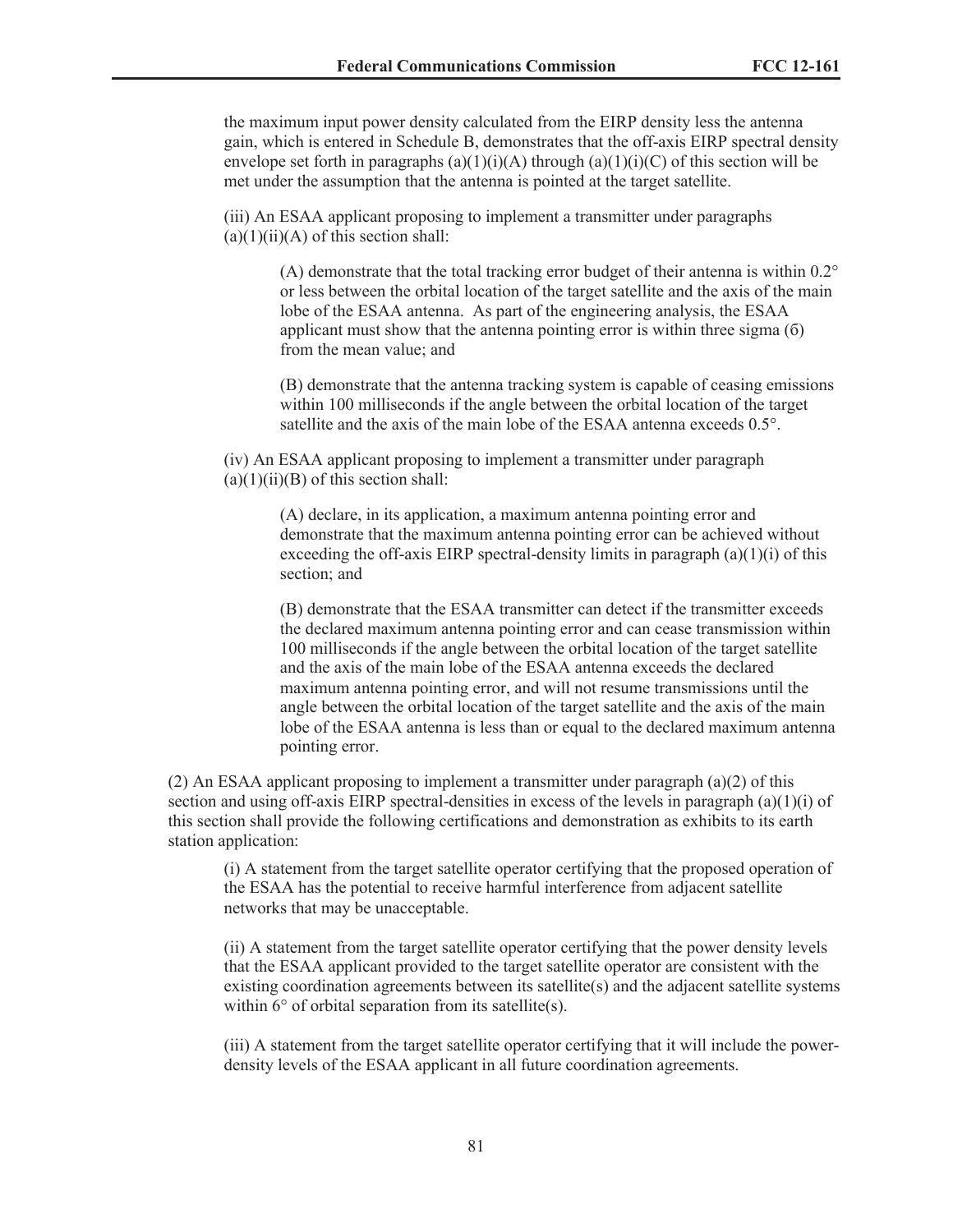the maximum input power density calculated from the EIRP density less the antenna gain, which is entered in Schedule B, demonstrates that the off-axis EIRP spectral density envelope set forth in paragraphs (a)(1)(i)(A) through (a)(1)(i)(C) of this section will be met under the assumption that the antenna is pointed at the target satellite.

(iii) An ESAA applicant proposing to implement a transmitter under paragraphs (a)(1)(ii)(A) of this section shall:

(A) demonstrate that the total tracking error budget of their antenna is within 0.2° or less between the orbital location of the target satellite and the axis of the main lobe of the ESAA antenna. As part of the engineering analysis, the ESAA applicant must show that the antenna pointing error is within three sigma (б) from the mean value; and

(B) demonstrate that the antenna tracking system is capable of ceasing emissions within 100 milliseconds if the angle between the orbital location of the target satellite and the axis of the main lobe of the ESAA antenna exceeds 0.5°.

(iv) An ESAA applicant proposing to implement a transmitter under paragraph (a)(1)(ii)(B) of this section shall:

(A) declare, in its application, a maximum antenna pointing error and demonstrate that the maximum antenna pointing error can be achieved without exceeding the off-axis EIRP spectral-density limits in paragraph (a)(1)(i) of this section; and

(B) demonstrate that the ESAA transmitter can detect if the transmitter exceeds the declared maximum antenna pointing error and can cease transmission within 100 milliseconds if the angle between the orbital location of the target satellite and the axis of the main lobe of the ESAA antenna exceeds the declared maximum antenna pointing error, and will not resume transmissions until the angle between the orbital location of the target satellite and the axis of the main lobe of the ESAA antenna is less than or equal to the declared maximum antenna pointing error.

(2) An ESAA applicant proposing to implement a transmitter under paragraph (a)(2) of this section and using off-axis EIRP spectral-densities in excess of the levels in paragraph (a)(1)(i) of this section shall provide the following certifications and demonstration as exhibits to its earth station application:

(i) A statement from the target satellite operator certifying that the proposed operation of the ESAA has the potential to receive harmful interference from adjacent satellite networks that may be unacceptable.

(ii) A statement from the target satellite operator certifying that the power density levels that the ESAA applicant provided to the target satellite operator are consistent with the existing coordination agreements between its satellite(s) and the adjacent satellite systems within 6° of orbital separation from its satellite(s).

(iii) A statement from the target satellite operator certifying that it will include the power-density levels of the ESAA applicant in all future coordination agreements.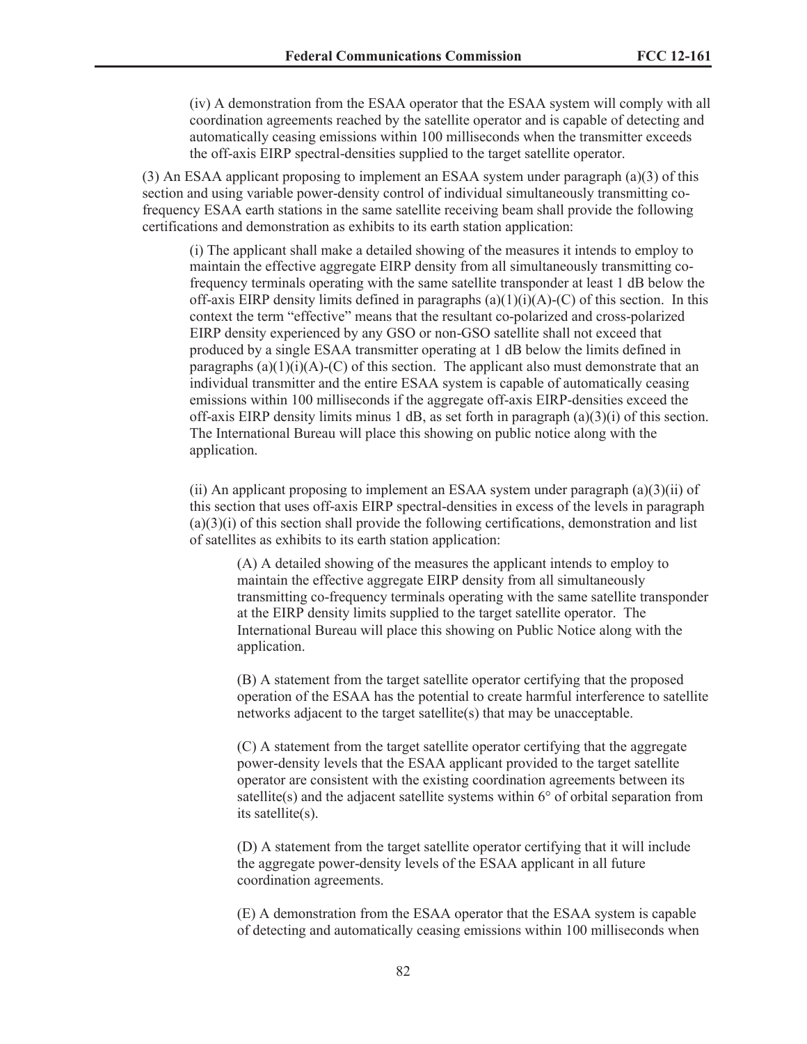(iv) A demonstration from the ESAA operator that the ESAA system will comply with all coordination agreements reached by the satellite operator and is capable of detecting and automatically ceasing emissions within 100 milliseconds when the transmitter exceeds the off-axis EIRP spectral-densities supplied to the target satellite operator.

(3) An ESAA applicant proposing to implement an ESAA system under paragraph (a)(3) of this section and using variable power-density control of individual simultaneously transmitting co-frequency ESAA earth stations in the same satellite receiving beam shall provide the following certifications and demonstration as exhibits to its earth station application:

(i) The applicant shall make a detailed showing of the measures it intends to employ to maintain the effective aggregate EIRP density from all simultaneously transmitting co-frequency terminals operating with the same satellite transponder at least 1 dB below the off-axis EIRP density limits defined in paragraphs (a)(1)(i)(A)-(C) of this section. In this context the term "effective" means that the resultant co-polarized and cross-polarized EIRP density experienced by any GSO or non-GSO satellite shall not exceed that produced by a single ESAA transmitter operating at 1 dB below the limits defined in paragraphs (a)(1)(i)(A)-(C) of this section. The applicant also must demonstrate that an individual transmitter and the entire ESAA system is capable of automatically ceasing emissions within 100 milliseconds if the aggregate off-axis EIRP-densities exceed the off-axis EIRP density limits minus 1 dB, as set forth in paragraph (a)(3)(i) of this section. The International Bureau will place this showing on public notice along with the application.

(ii) An applicant proposing to implement an ESAA system under paragraph (a)(3)(ii) of this section that uses off-axis EIRP spectral-densities in excess of the levels in paragraph (a)(3)(i) of this section shall provide the following certifications, demonstration and list of satellites as exhibits to its earth station application:

(A) A detailed showing of the measures the applicant intends to employ to maintain the effective aggregate EIRP density from all simultaneously transmitting co-frequency terminals operating with the same satellite transponder at the EIRP density limits supplied to the target satellite operator. The International Bureau will place this showing on Public Notice along with the application.

(B) A statement from the target satellite operator certifying that the proposed operation of the ESAA has the potential to create harmful interference to satellite networks adjacent to the target satellite(s) that may be unacceptable.

(C) A statement from the target satellite operator certifying that the aggregate power-density levels that the ESAA applicant provided to the target satellite operator are consistent with the existing coordination agreements between its satellite(s) and the adjacent satellite systems within 6° of orbital separation from its satellite(s).

(D) A statement from the target satellite operator certifying that it will include the aggregate power-density levels of the ESAA applicant in all future coordination agreements.

(E) A demonstration from the ESAA operator that the ESAA system is capable of detecting and automatically ceasing emissions within 100 milliseconds when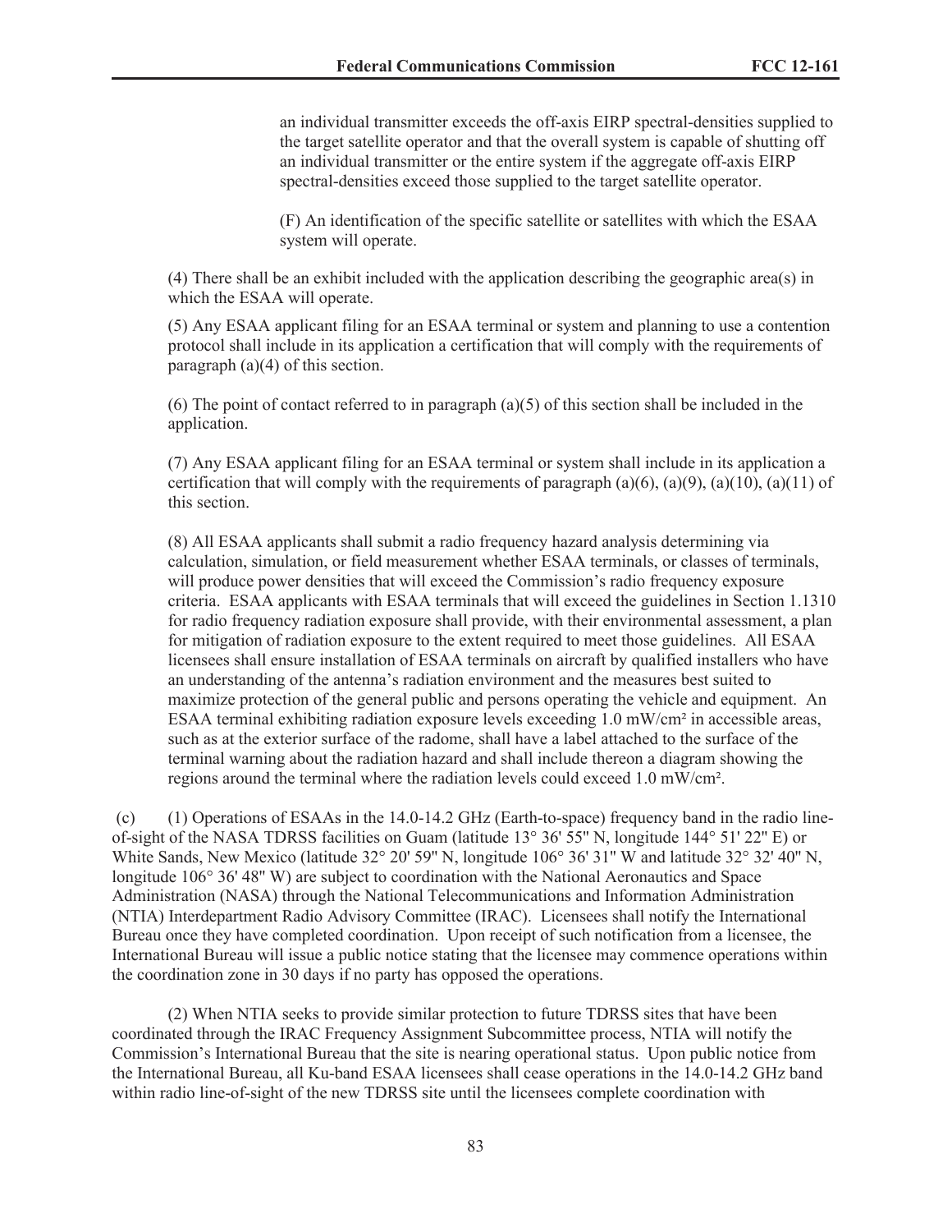an individual transmitter exceeds the off-axis EIRP spectral-densities supplied to the target satellite operator and that the overall system is capable of shutting off an individual transmitter or the entire system if the aggregate off-axis EIRP spectral-densities exceed those supplied to the target satellite operator.

(F) An identification of the specific satellite or satellites with which the ESAA system will operate.

(4) There shall be an exhibit included with the application describing the geographic area(s) in which the ESAA will operate.

(5) Any ESAA applicant filing for an ESAA terminal or system and planning to use a contention protocol shall include in its application a certification that will comply with the requirements of paragraph (a)(4) of this section.

(6) The point of contact referred to in paragraph (a)(5) of this section shall be included in the application.

(7) Any ESAA applicant filing for an ESAA terminal or system shall include in its application a certification that will comply with the requirements of paragraph (a)(6), (a)(9), (a)(10), (a)(11) of this section.

(8) All ESAA applicants shall submit a radio frequency hazard analysis determining via calculation, simulation, or field measurement whether ESAA terminals, or classes of terminals, will produce power densities that will exceed the Commission's radio frequency exposure criteria. ESAA applicants with ESAA terminals that will exceed the guidelines in Section 1.1310 for radio frequency radiation exposure shall provide, with their environmental assessment, a plan for mitigation of radiation exposure to the extent required to meet those guidelines. All ESAA licensees shall ensure installation of ESAA terminals on aircraft by qualified installers who have an understanding of the antenna's radiation environment and the measures best suited to maximize protection of the general public and persons operating the vehicle and equipment. An ESAA terminal exhibiting radiation exposure levels exceeding 1.0 mW/cm² in accessible areas, such as at the exterior surface of the radome, shall have a label attached to the surface of the terminal warning about the radiation hazard and shall include thereon a diagram showing the regions around the terminal where the radiation levels could exceed 1.0 mW/cm².

(c) (1) Operations of ESAAs in the 14.0-14.2 GHz (Earth-to-space) frequency band in the radio line-of-sight of the NASA TDRSS facilities on Guam (latitude 13° 36' 55" N, longitude 144° 51' 22" E) or White Sands, New Mexico (latitude 32° 20' 59" N, longitude 106° 36' 31" W and latitude 32° 32' 40" N, longitude 106° 36' 48" W) are subject to coordination with the National Aeronautics and Space Administration (NASA) through the National Telecommunications and Information Administration (NTIA) Interdepartment Radio Advisory Committee (IRAC). Licensees shall notify the International Bureau once they have completed coordination. Upon receipt of such notification from a licensee, the International Bureau will issue a public notice stating that the licensee may commence operations within the coordination zone in 30 days if no party has opposed the operations.

(2) When NTIA seeks to provide similar protection to future TDRSS sites that have been coordinated through the IRAC Frequency Assignment Subcommittee process, NTIA will notify the Commission's International Bureau that the site is nearing operational status. Upon public notice from the International Bureau, all Ku-band ESAA licensees shall cease operations in the 14.0-14.2 GHz band within radio line-of-sight of the new TDRSS site until the licensees complete coordination with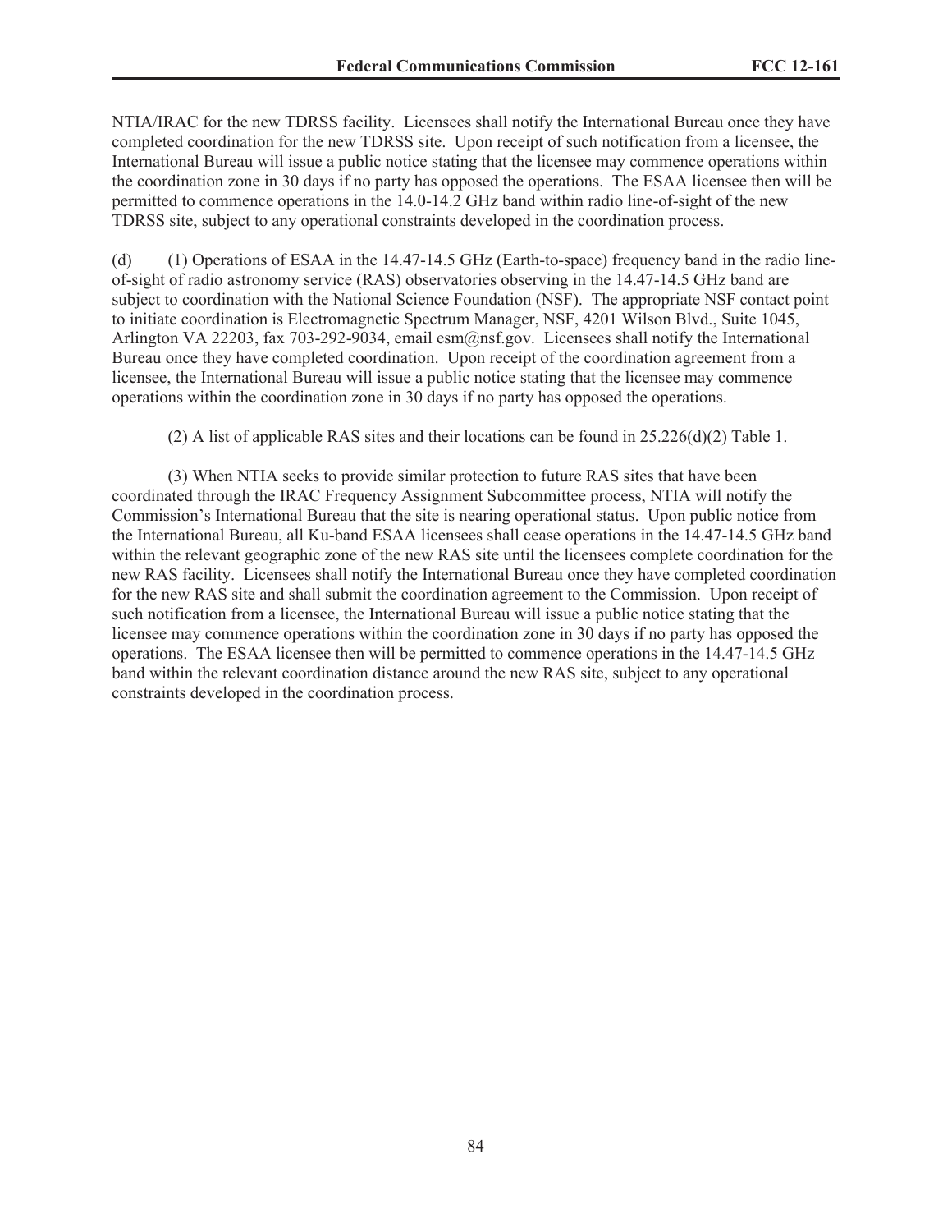NTIA/IRAC for the new TDRSS facility. Licensees shall notify the International Bureau once they have completed coordination for the new TDRSS site. Upon receipt of such notification from a licensee, the International Bureau will issue a public notice stating that the licensee may commence operations within the coordination zone in 30 days if no party has opposed the operations. The ESAA licensee then will be permitted to commence operations in the 14.0-14.2 GHz band within radio line-of-sight of the new TDRSS site, subject to any operational constraints developed in the coordination process.

(d) (1) Operations of ESAA in the 14.47-14.5 GHz (Earth-to-space) frequency band in the radio line-of-sight of radio astronomy service (RAS) observatories observing in the 14.47-14.5 GHz band are subject to coordination with the National Science Foundation (NSF). The appropriate NSF contact point to initiate coordination is Electromagnetic Spectrum Manager, NSF, 4201 Wilson Blvd., Suite 1045, Arlington VA 22203, fax 703-292-9034, email esm@nsf.gov. Licensees shall notify the International Bureau once they have completed coordination. Upon receipt of the coordination agreement from a licensee, the International Bureau will issue a public notice stating that the licensee may commence operations within the coordination zone in 30 days if no party has opposed the operations.

(2) A list of applicable RAS sites and their locations can be found in 25.226(d)(2) Table 1.

(3) When NTIA seeks to provide similar protection to future RAS sites that have been coordinated through the IRAC Frequency Assignment Subcommittee process, NTIA will notify the Commission's International Bureau that the site is nearing operational status. Upon public notice from the International Bureau, all Ku-band ESAA licensees shall cease operations in the 14.47-14.5 GHz band within the relevant geographic zone of the new RAS site until the licensees complete coordination for the new RAS facility. Licensees shall notify the International Bureau once they have completed coordination for the new RAS site and shall submit the coordination agreement to the Commission. Upon receipt of such notification from a licensee, the International Bureau will issue a public notice stating that the licensee may commence operations within the coordination zone in 30 days if no party has opposed the operations. The ESAA licensee then will be permitted to commence operations in the 14.47-14.5 GHz band within the relevant coordination distance around the new RAS site, subject to any operational constraints developed in the coordination process.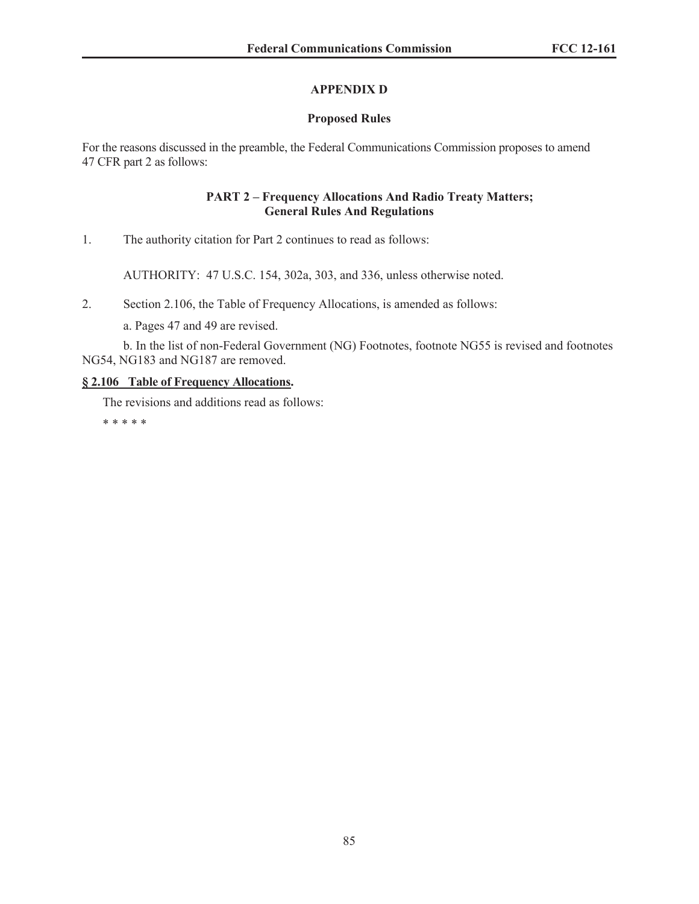## APPENDIX D

### Proposed Rules

For the reasons discussed in the preamble, the Federal Communications Commission proposes to amend 47 CFR part 2 as follows:

### PART 2 – Frequency Allocations And Radio Treaty Matters; General Rules And Regulations

1. The authority citation for Part 2 continues to read as follows:

   AUTHORITY: 47 U.S.C. 154, 302a, 303, and 336, unless otherwise noted.

2. Section 2.106, the Table of Frequency Allocations, is amended as follows:

   a. Pages 47 and 49 are revised.

   b. In the list of non-Federal Government (NG) Footnotes, footnote NG55 is revised and footnotes NG54, NG183 and NG187 are removed.

**§ 2.106 Table of Frequency Allocations.**

The revisions and additions read as follows:

* * * * *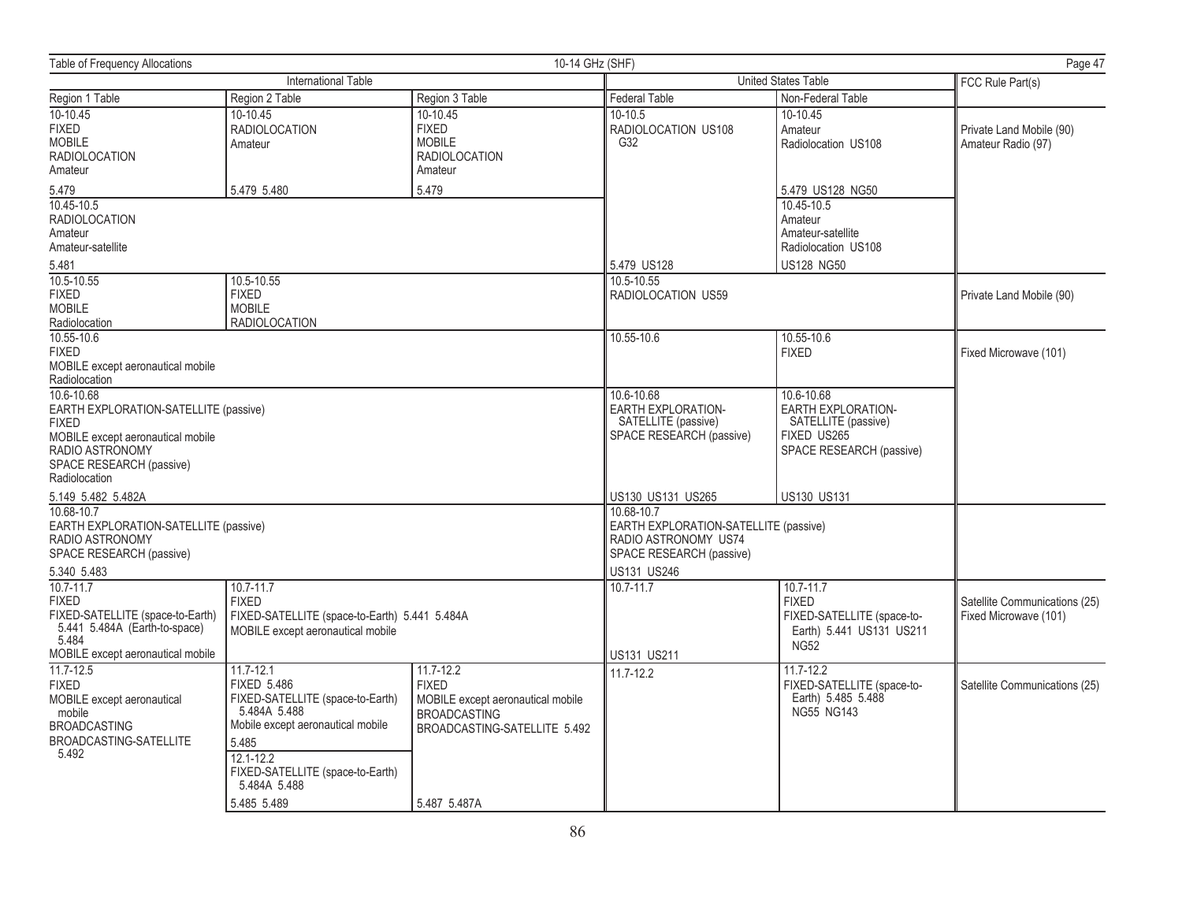| Table of Frequency Allocations | | | 10-14 GHz (SHF) | | |
|---|---|---|---|---|---|
| International Table | | | United States Table | | FCC Rule Part(s) |
| Region 1 Table | Region 2 Table | Region 3 Table | Federal Table | Non-Federal Table | |
| 10-10.45<br>FIXED<br>MOBILE<br>RADIOLOCATION<br>Amateur<br><br>5.479 | 10-10.45<br>RADIOLOCATION<br>Amateur<br><br>5.479 5.480 | 10-10.45<br>FIXED<br>MOBILE<br>RADIOLOCATION<br>Amateur<br><br>5.479 | 10-10.5<br>RADIOLOCATION US108 G32<br><br>5.479 US128 | 10-10.45<br>Amateur<br>Radiolocation US108<br><br>5.479 US128 NG50 | Private Land Mobile (90)<br>Amateur Radio (97) |
| 10.45-10.5<br>RADIOLOCATION<br>Amateur<br>Amateur-satellite<br><br>5.481 | | | | 10.45-10.5<br>Amateur<br>Amateur-satellite<br>Radiolocation US108<br><br>US128 NG50 | |
| 10.5-10.55<br>FIXED<br>MOBILE<br>Radiolocation | 10.5-10.55<br>FIXED<br>MOBILE<br>RADIOLOCATION | | 10.5-10.55<br>RADIOLOCATION US59 | | Private Land Mobile (90) |
| 10.55-10.6<br>FIXED<br>MOBILE except aeronautical mobile<br>Radiolocation | | | 10.55-10.6 | 10.55-10.6<br>FIXED | Fixed Microwave (101) |
| 10.6-10.68<br>EARTH EXPLORATION-SATELLITE (passive)<br>FIXED<br>MOBILE except aeronautical mobile<br>RADIO ASTRONOMY<br>SPACE RESEARCH (passive)<br>Radiolocation<br><br>5.149 5.482 5.482A | | | 10.6-10.68<br>EARTH EXPLORATION-SATELLITE (passive)<br>SPACE RESEARCH (passive)<br><br>US130 US131 US265 | 10.6-10.68<br>EARTH EXPLORATION-SATELLITE (passive)<br>FIXED US265<br>SPACE RESEARCH (passive)<br><br>US130 US131 | |
| 10.68-10.7<br>EARTH EXPLORATION-SATELLITE (passive)<br>RADIO ASTRONOMY<br>SPACE RESEARCH (passive)<br><br>5.340 5.483 | | | 10.68-10.7<br>EARTH EXPLORATION-SATELLITE (passive)<br>RADIO ASTRONOMY US74<br>SPACE RESEARCH (passive)<br><br>US131 US246 | | |
| 10.7-11.7<br>FIXED<br>FIXED-SATELLITE (space-to-Earth) 5.441 5.484A (Earth-to-space) 5.484<br>MOBILE except aeronautical mobile | 10.7-11.7<br>FIXED<br>FIXED-SATELLITE (space-to-Earth) 5.441 5.484A<br>MOBILE except aeronautical mobile | | 10.7-11.7<br><br>US131 US211 | 10.7-11.7<br>FIXED<br>FIXED-SATELLITE (space-to-Earth) 5.441 US131 US211<br>NG52 | Satellite Communications (25)<br>Fixed Microwave (101) |
| 11.7-12.5<br>FIXED<br>MOBILE except aeronautical mobile<br>BROADCASTING<br>BROADCASTING-SATELLITE 5.492 | 11.7-12.1<br>FIXED 5.486<br>FIXED-SATELLITE (space-to-Earth) 5.484A 5.488<br>Mobile except aeronautical mobile<br><br>5.485<br><br>12.1-12.2<br>FIXED-SATELLITE (space-to-Earth) 5.484A 5.488<br><br>5.485 5.489 | 11.7-12.2<br>FIXED<br>MOBILE except aeronautical mobile<br>BROADCASTING<br>BROADCASTING-SATELLITE 5.492<br><br>5.487 5.487A | 11.7-12.2 | 11.7-12.2<br>FIXED-SATELLITE (space-to-Earth) 5.485 5.488<br>NG55 NG143 | Satellite Communications (25) |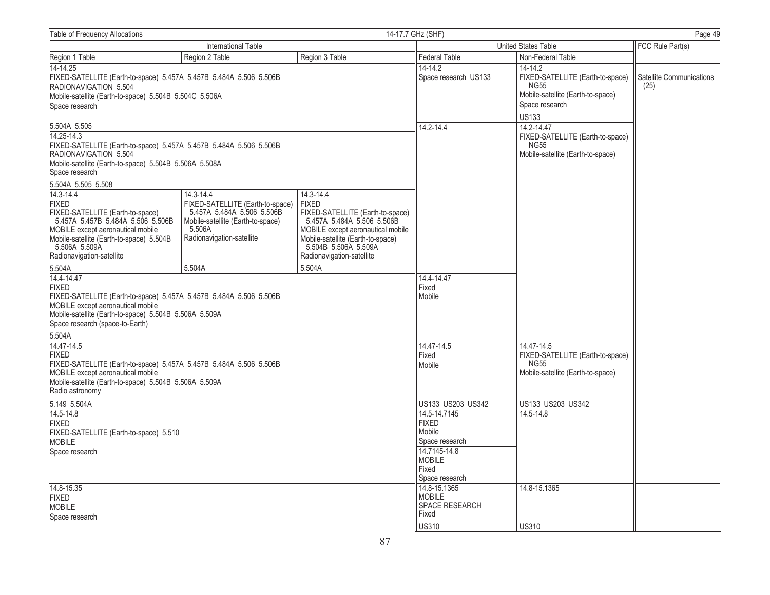Table of Frequency Allocations — 14-17.7 GHz (SHF)

| International Table | | | United States Table | | FCC Rule Part(s) |
|---|---|---|---|---|---|
| Region 1 Table | Region 2 Table | Region 3 Table | Federal Table | Non-Federal Table | |
| 14-14.25<br>FIXED-SATELLITE (Earth-to-space) 5.457A 5.457B 5.484A 5.506 5.506B<br>RADIONAVIGATION 5.504<br>Mobile-satellite (Earth-to-space) 5.504B 5.504C 5.506A<br>Space research<br><br>5.504A 5.505 | | | 14-14.2<br>Space research US133 | 14-14.2<br>FIXED-SATELLITE (Earth-to-space) NG55<br>Mobile-satellite (Earth-to-space)<br>Space research<br><br>US133 | Satellite Communications (25) |
| 14.25-14.3<br>FIXED-SATELLITE (Earth-to-space) 5.457A 5.457B 5.484A 5.506 5.506B<br>RADIONAVIGATION 5.504<br>Mobile-satellite (Earth-to-space) 5.504B 5.506A 5.508A<br>Space research<br><br>5.504A 5.505 5.508 | | | 14.2-14.4 | 14.2-14.47<br>FIXED-SATELLITE (Earth-to-space) NG55<br>Mobile-satellite (Earth-to-space) | |
| 14.3-14.4<br>FIXED<br>FIXED-SATELLITE (Earth-to-space) 5.457A 5.457B 5.484A 5.506 5.506B<br>MOBILE except aeronautical mobile<br>Mobile-satellite (Earth-to-space) 5.504B 5.506A 5.509A<br>Radionavigation-satellite<br><br>5.504A | 14.3-14.4<br>FIXED-SATELLITE (Earth-to-space) 5.457A 5.484A 5.506 5.506B<br>Mobile-satellite (Earth-to-space) 5.506A<br>Radionavigation-satellite<br><br>5.504A | 14.3-14.4<br>FIXED<br>FIXED-SATELLITE (Earth-to-space) 5.457A 5.484A 5.506 5.506B<br>MOBILE except aeronautical mobile<br>Mobile-satellite (Earth-to-space) 5.504B 5.506A 5.509A<br>Radionavigation-satellite<br><br>5.504A | | | |
| 14.4-14.47<br>FIXED<br>FIXED-SATELLITE (Earth-to-space) 5.457A 5.457B 5.484A 5.506 5.506B<br>MOBILE except aeronautical mobile<br>Mobile-satellite (Earth-to-space) 5.504B 5.506A 5.509A<br>Space research (space-to-Earth)<br><br>5.504A | | | 14.4-14.47<br>Fixed<br>Mobile | | |
| 14.47-14.5<br>FIXED<br>FIXED-SATELLITE (Earth-to-space) 5.457A 5.457B 5.484A 5.506 5.506B<br>MOBILE except aeronautical mobile<br>Mobile-satellite (Earth-to-space) 5.504B 5.506A 5.509A<br>Radio astronomy<br><br>5.149 5.504A | | | 14.47-14.5<br>Fixed<br>Mobile<br><br>US133 US203 US342 | 14.47-14.5<br>FIXED-SATELLITE (Earth-to-space) NG55<br>Mobile-satellite (Earth-to-space)<br><br>US133 US203 US342 | |
| 14.5-14.8<br>FIXED<br>FIXED-SATELLITE (Earth-to-space) 5.510<br>MOBILE<br>Space research | | | 14.5-14.7145<br>FIXED<br>Mobile<br>Space research<br><br>14.7145-14.8<br>MOBILE<br>Fixed<br>Space research | 14.5-14.8 | |
| 14.8-15.35<br>FIXED<br>MOBILE<br>Space research | | | 14.8-15.1365<br>MOBILE<br>SPACE RESEARCH<br>Fixed<br><br>US310 | 14.8-15.1365<br><br>US310 | |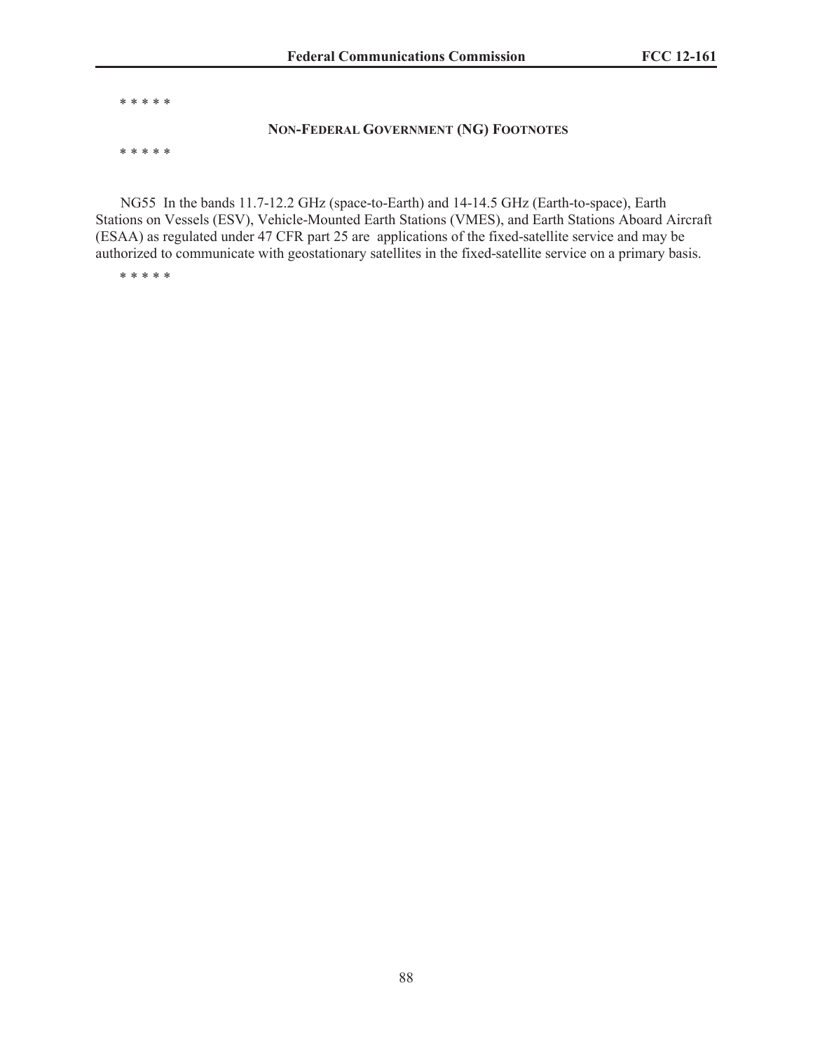\* \* \* \* \*

## NON-FEDERAL GOVERNMENT (NG) FOOTNOTES

\* \* \* \* \*

NG55 In the bands 11.7-12.2 GHz (space-to-Earth) and 14-14.5 GHz (Earth-to-space), Earth Stations on Vessels (ESV), Vehicle-Mounted Earth Stations (VMES), and Earth Stations Aboard Aircraft (ESAA) as regulated under 47 CFR part 25 are applications of the fixed-satellite service and may be authorized to communicate with geostationary satellites in the fixed-satellite service on a primary basis.

\* \* \* \* \*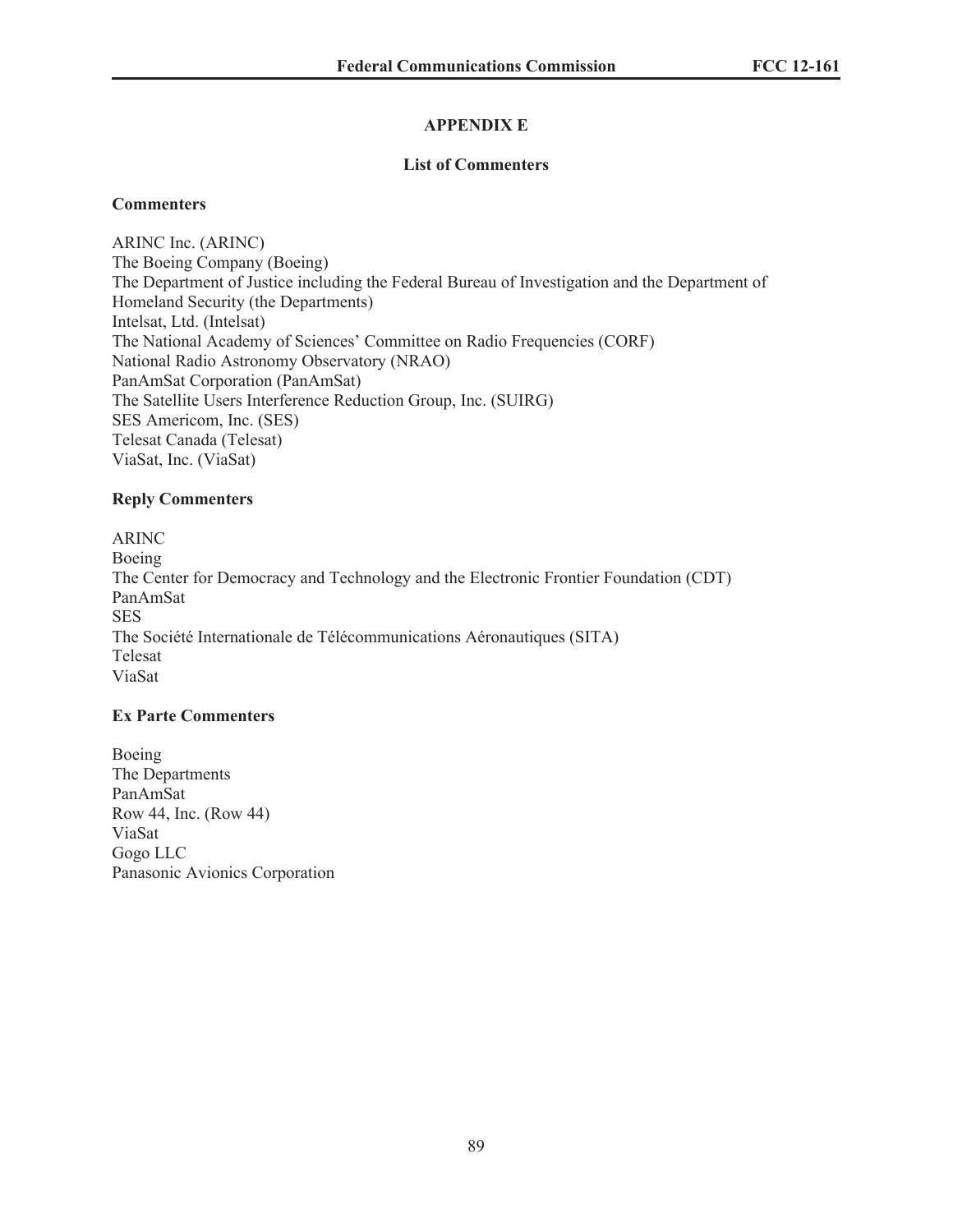# APPENDIX E

## List of Commenters

### Commenters

ARINC Inc. (ARINC)
The Boeing Company (Boeing)
The Department of Justice including the Federal Bureau of Investigation and the Department of Homeland Security (the Departments)
Intelsat, Ltd. (Intelsat)
The National Academy of Sciences' Committee on Radio Frequencies (CORF)
National Radio Astronomy Observatory (NRAO)
PanAmSat Corporation (PanAmSat)
The Satellite Users Interference Reduction Group, Inc. (SUIRG)
SES Americom, Inc. (SES)
Telesat Canada (Telesat)
ViaSat, Inc. (ViaSat)

### Reply Commenters

ARINC
Boeing
The Center for Democracy and Technology and the Electronic Frontier Foundation (CDT)
PanAmSat
SES
The Société Internationale de Télécommunications Aéronautiques (SITA)
Telesat
ViaSat

### Ex Parte Commenters

Boeing
The Departments
PanAmSat
Row 44, Inc. (Row 44)
ViaSat
Gogo LLC
Panasonic Avionics Corporation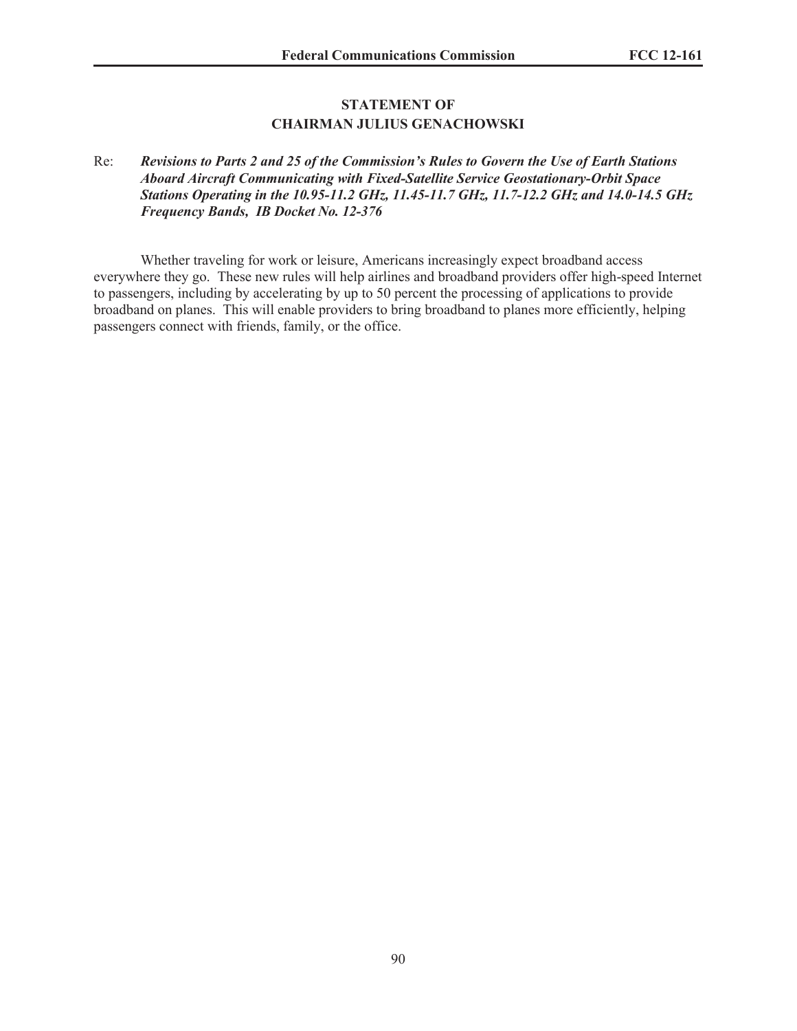**STATEMENT OF**
**CHAIRMAN JULIUS GENACHOWSKI**

Re: ***Revisions to Parts 2 and 25 of the Commission's Rules to Govern the Use of Earth Stations Aboard Aircraft Communicating with Fixed-Satellite Service Geostationary-Orbit Space Stations Operating in the 10.95-11.2 GHz, 11.45-11.7 GHz, 11.7-12.2 GHz and 14.0-14.5 GHz Frequency Bands, IB Docket No. 12-376***

Whether traveling for work or leisure, Americans increasingly expect broadband access everywhere they go. These new rules will help airlines and broadband providers offer high-speed Internet to passengers, including by accelerating by up to 50 percent the processing of applications to provide broadband on planes. This will enable providers to bring broadband to planes more efficiently, helping passengers connect with friends, family, or the office.